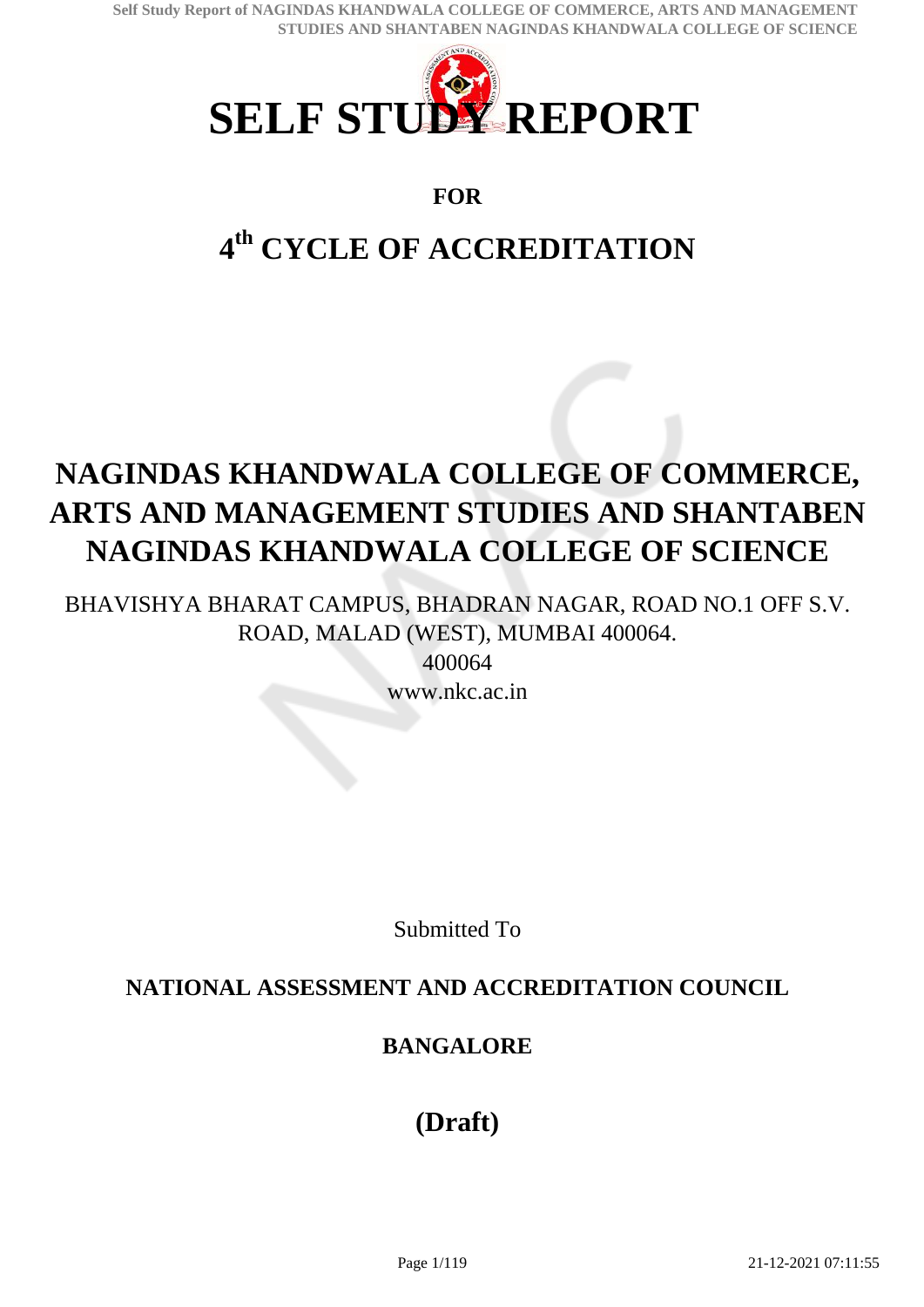# SELF STUDY REPORT

**FOR**

## 4th CYCLE OF ACCREDITATION

## NAGINDAS KHANDWALA COLLEGE OF COMMERCE, ARTS AND MANAGEMENT STUDIES AND SHANTABEN NAGINDAS KHANDWALA COLLEGE OF SCIENCE

BHAVISHYA BHARAT CAMPUS, BHADRAN NAGAR, ROAD NO.1 OFF S.V. ROAD, MALAD (WEST), MUMBAI 400064.

400064

www.nkc.ac.in

Submitted To

**NATIONAL ASSESSMENT AND ACCREDITATION COUNCIL**

**BANGALORE**

**(Draft)**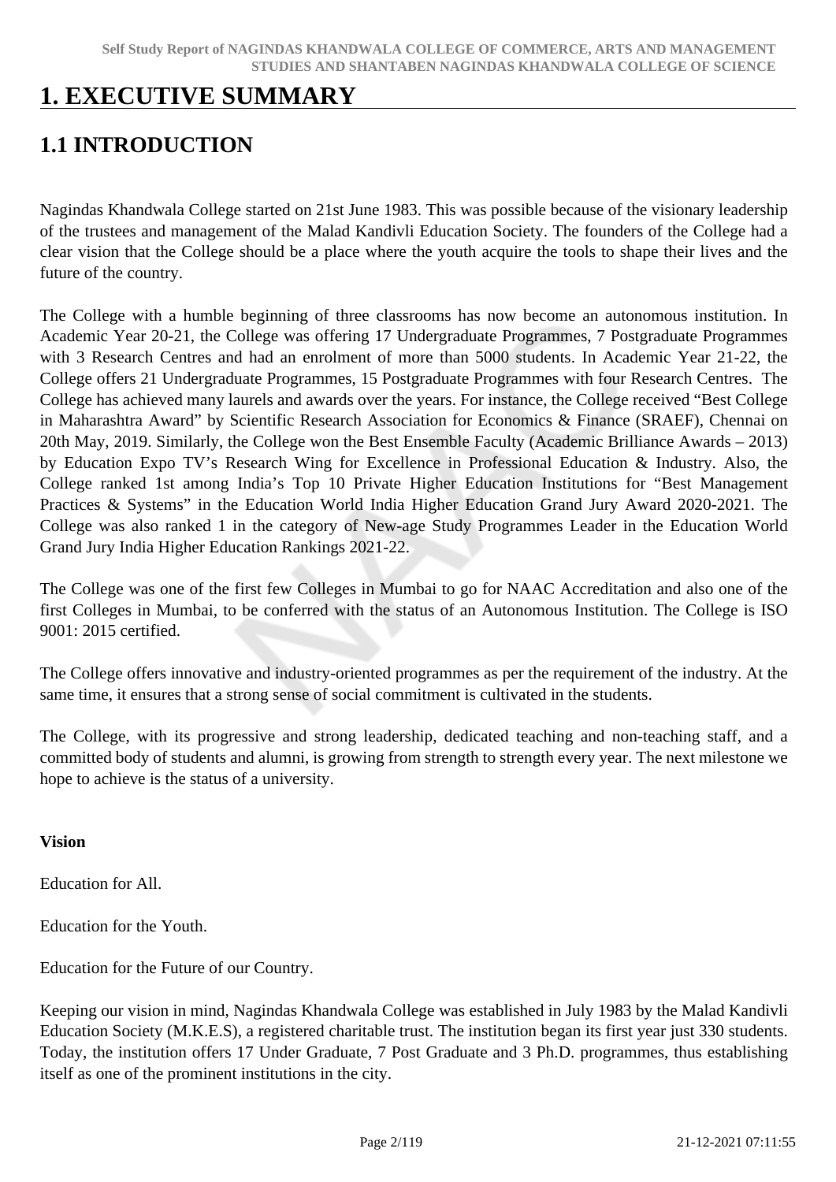# 1. EXECUTIVE SUMMARY

## 1.1 INTRODUCTION

Nagindas Khandwala College started on 21st June 1983. This was possible because of the visionary leadership of the trustees and management of the Malad Kandivli Education Society. The founders of the College had a clear vision that the College should be a place where the youth acquire the tools to shape their lives and the future of the country.

The College with a humble beginning of three classrooms has now become an autonomous institution. In Academic Year 20-21, the College was offering 17 Undergraduate Programmes, 7 Postgraduate Programmes with 3 Research Centres and had an enrolment of more than 5000 students. In Academic Year 21-22, the College offers 21 Undergraduate Programmes, 15 Postgraduate Programmes with four Research Centres. The College has achieved many laurels and awards over the years. For instance, the College received "Best College in Maharashtra Award" by Scientific Research Association for Economics & Finance (SRAEF), Chennai on 20th May, 2019. Similarly, the College won the Best Ensemble Faculty (Academic Brilliance Awards – 2013) by Education Expo TV's Research Wing for Excellence in Professional Education & Industry. Also, the College ranked 1st among India's Top 10 Private Higher Education Institutions for "Best Management Practices & Systems" in the Education World India Higher Education Grand Jury Award 2020-2021. The College was also ranked 1 in the category of New-age Study Programmes Leader in the Education World Grand Jury India Higher Education Rankings 2021-22.

The College was one of the first few Colleges in Mumbai to go for NAAC Accreditation and also one of the first Colleges in Mumbai, to be conferred with the status of an Autonomous Institution. The College is ISO 9001: 2015 certified.

The College offers innovative and industry-oriented programmes as per the requirement of the industry. At the same time, it ensures that a strong sense of social commitment is cultivated in the students.

The College, with its progressive and strong leadership, dedicated teaching and non-teaching staff, and a committed body of students and alumni, is growing from strength to strength every year. The next milestone we hope to achieve is the status of a university.

**Vision**

Education for All.

Education for the Youth.

Education for the Future of our Country.

Keeping our vision in mind, Nagindas Khandwala College was established in July 1983 by the Malad Kandivli Education Society (M.K.E.S), a registered charitable trust. The institution began its first year just 330 students. Today, the institution offers 17 Under Graduate, 7 Post Graduate and 3 Ph.D. programmes, thus establishing itself as one of the prominent institutions in the city.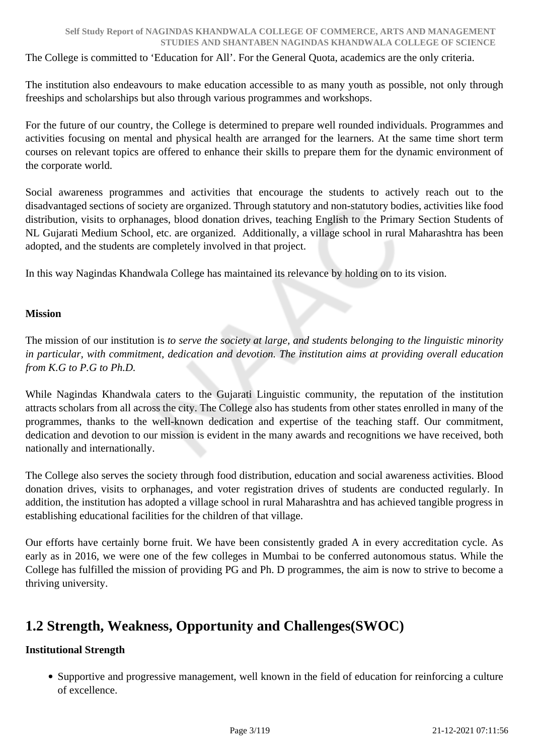The College is committed to 'Education for All'. For the General Quota, academics are the only criteria.

The institution also endeavours to make education accessible to as many youth as possible, not only through freeships and scholarships but also through various programmes and workshops.

For the future of our country, the College is determined to prepare well rounded individuals. Programmes and activities focusing on mental and physical health are arranged for the learners. At the same time short term courses on relevant topics are offered to enhance their skills to prepare them for the dynamic environment of the corporate world.

Social awareness programmes and activities that encourage the students to actively reach out to the disadvantaged sections of society are organized. Through statutory and non-statutory bodies, activities like food distribution, visits to orphanages, blood donation drives, teaching English to the Primary Section Students of NL Gujarati Medium School, etc. are organized. Additionally, a village school in rural Maharashtra has been adopted, and the students are completely involved in that project.

In this way Nagindas Khandwala College has maintained its relevance by holding on to its vision.

**Mission**

The mission of our institution is *to serve the society at large, and students belonging to the linguistic minority in particular, with commitment, dedication and devotion. The institution aims at providing overall education from K.G to P.G to Ph.D.*

While Nagindas Khandwala caters to the Gujarati Linguistic community, the reputation of the institution attracts scholars from all across the city. The College also has students from other states enrolled in many of the programmes, thanks to the well-known dedication and expertise of the teaching staff. Our commitment, dedication and devotion to our mission is evident in the many awards and recognitions we have received, both nationally and internationally.

The College also serves the society through food distribution, education and social awareness activities. Blood donation drives, visits to orphanages, and voter registration drives of students are conducted regularly. In addition, the institution has adopted a village school in rural Maharashtra and has achieved tangible progress in establishing educational facilities for the children of that village.

Our efforts have certainly borne fruit. We have been consistently graded A in every accreditation cycle. As early as in 2016, we were one of the few colleges in Mumbai to be conferred autonomous status. While the College has fulfilled the mission of providing PG and Ph. D programmes, the aim is now to strive to become a thriving university.

## 1.2 Strength, Weakness, Opportunity and Challenges(SWOC)

**Institutional Strength**

- Supportive and progressive management, well known in the field of education for reinforcing a culture of excellence.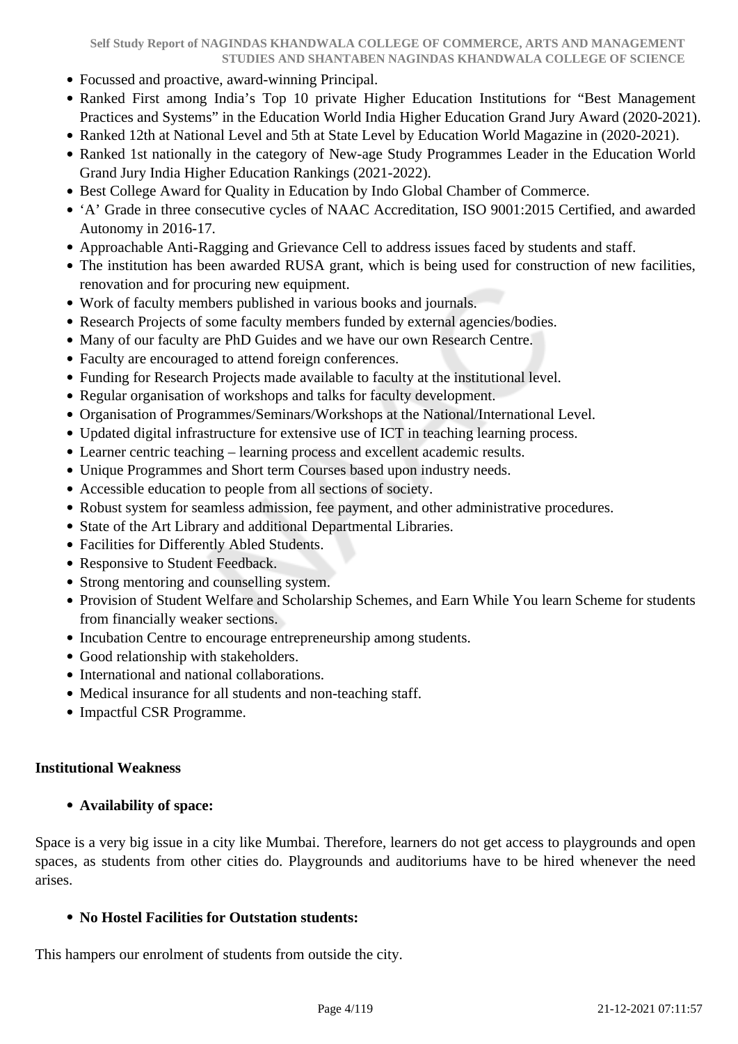- Focussed and proactive, award-winning Principal.
- Ranked First among India's Top 10 private Higher Education Institutions for "Best Management Practices and Systems" in the Education World India Higher Education Grand Jury Award (2020-2021).
- Ranked 12th at National Level and 5th at State Level by Education World Magazine in (2020-2021).
- Ranked 1st nationally in the category of New-age Study Programmes Leader in the Education World Grand Jury India Higher Education Rankings (2021-2022).
- Best College Award for Quality in Education by Indo Global Chamber of Commerce.
- 'A' Grade in three consecutive cycles of NAAC Accreditation, ISO 9001:2015 Certified, and awarded Autonomy in 2016-17.
- Approachable Anti-Ragging and Grievance Cell to address issues faced by students and staff.
- The institution has been awarded RUSA grant, which is being used for construction of new facilities, renovation and for procuring new equipment.
- Work of faculty members published in various books and journals.
- Research Projects of some faculty members funded by external agencies/bodies.
- Many of our faculty are PhD Guides and we have our own Research Centre.
- Faculty are encouraged to attend foreign conferences.
- Funding for Research Projects made available to faculty at the institutional level.
- Regular organisation of workshops and talks for faculty development.
- Organisation of Programmes/Seminars/Workshops at the National/International Level.
- Updated digital infrastructure for extensive use of ICT in teaching learning process.
- Learner centric teaching – learning process and excellent academic results.
- Unique Programmes and Short term Courses based upon industry needs.
- Accessible education to people from all sections of society.
- Robust system for seamless admission, fee payment, and other administrative procedures.
- State of the Art Library and additional Departmental Libraries.
- Facilities for Differently Abled Students.
- Responsive to Student Feedback.
- Strong mentoring and counselling system.
- Provision of Student Welfare and Scholarship Schemes, and Earn While You learn Scheme for students from financially weaker sections.
- Incubation Centre to encourage entrepreneurship among students.
- Good relationship with stakeholders.
- International and national collaborations.
- Medical insurance for all students and non-teaching staff.
- Impactful CSR Programme.

**Institutional Weakness**

- **Availability of space:**

Space is a very big issue in a city like Mumbai. Therefore, learners do not get access to playgrounds and open spaces, as students from other cities do. Playgrounds and auditoriums have to be hired whenever the need arises.

- **No Hostel Facilities for Outstation students:**

This hampers our enrolment of students from outside the city.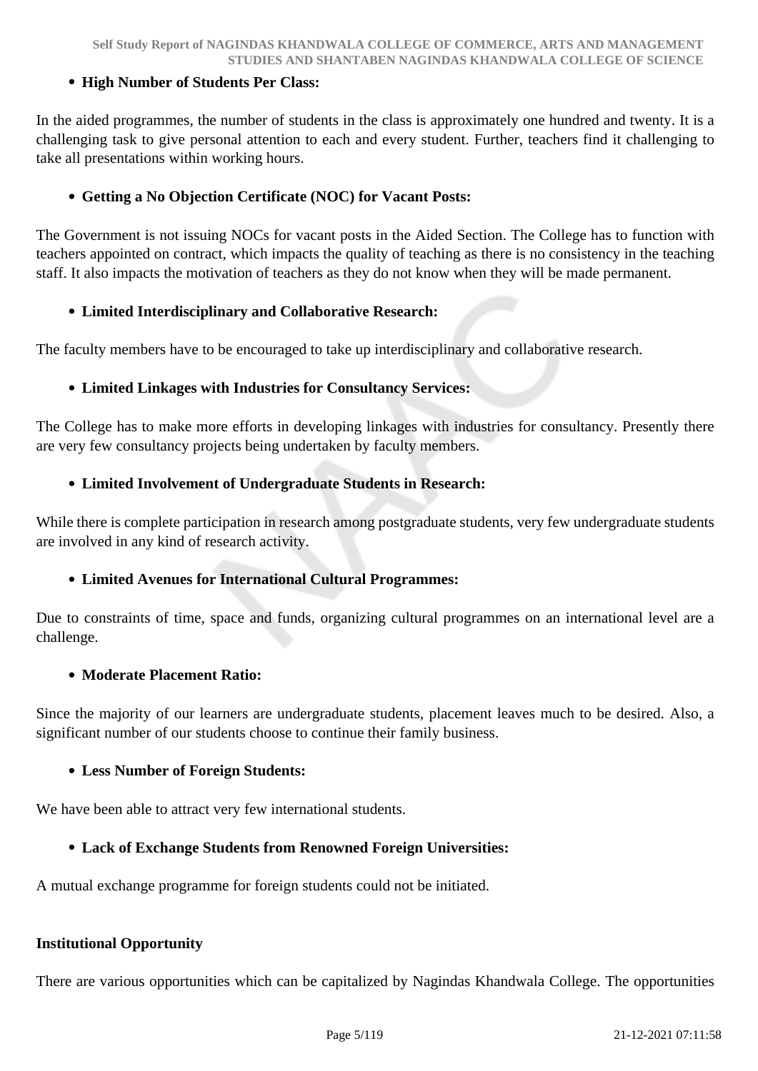- **High Number of Students Per Class:**

In the aided programmes, the number of students in the class is approximately one hundred and twenty. It is a challenging task to give personal attention to each and every student. Further, teachers find it challenging to take all presentations within working hours.

- **Getting a No Objection Certificate (NOC) for Vacant Posts:**

The Government is not issuing NOCs for vacant posts in the Aided Section. The College has to function with teachers appointed on contract, which impacts the quality of teaching as there is no consistency in the teaching staff. It also impacts the motivation of teachers as they do not know when they will be made permanent.

- **Limited Interdisciplinary and Collaborative Research:**

The faculty members have to be encouraged to take up interdisciplinary and collaborative research.

- **Limited Linkages with Industries for Consultancy Services:**

The College has to make more efforts in developing linkages with industries for consultancy. Presently there are very few consultancy projects being undertaken by faculty members.

- **Limited Involvement of Undergraduate Students in Research:**

While there is complete participation in research among postgraduate students, very few undergraduate students are involved in any kind of research activity.

- **Limited Avenues for International Cultural Programmes:**

Due to constraints of time, space and funds, organizing cultural programmes on an international level are a challenge.

- **Moderate Placement Ratio:**

Since the majority of our learners are undergraduate students, placement leaves much to be desired. Also, a significant number of our students choose to continue their family business.

- **Less Number of Foreign Students:**

We have been able to attract very few international students.

- **Lack of Exchange Students from Renowned Foreign Universities:**

A mutual exchange programme for foreign students could not be initiated.

**Institutional Opportunity**

There are various opportunities which can be capitalized by Nagindas Khandwala College. The opportunities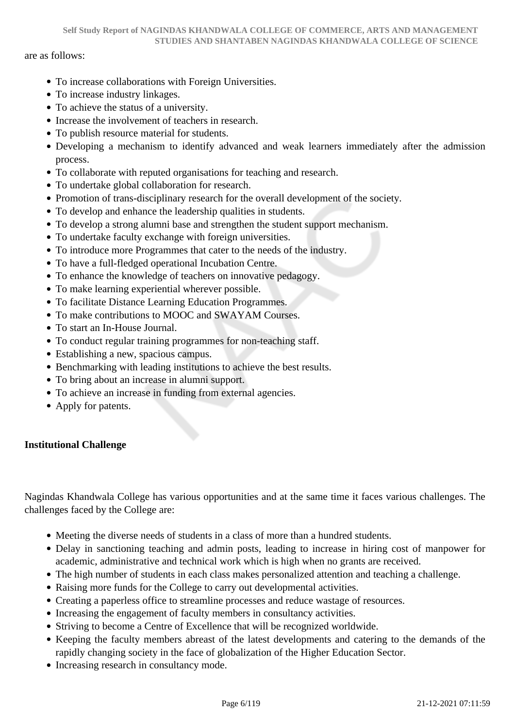are as follows:

- To increase collaborations with Foreign Universities.
- To increase industry linkages.
- To achieve the status of a university.
- Increase the involvement of teachers in research.
- To publish resource material for students.
- Developing a mechanism to identify advanced and weak learners immediately after the admission process.
- To collaborate with reputed organisations for teaching and research.
- To undertake global collaboration for research.
- Promotion of trans-disciplinary research for the overall development of the society.
- To develop and enhance the leadership qualities in students.
- To develop a strong alumni base and strengthen the student support mechanism.
- To undertake faculty exchange with foreign universities.
- To introduce more Programmes that cater to the needs of the industry.
- To have a full-fledged operational Incubation Centre.
- To enhance the knowledge of teachers on innovative pedagogy.
- To make learning experiential wherever possible.
- To facilitate Distance Learning Education Programmes.
- To make contributions to MOOC and SWAYAM Courses.
- To start an In-House Journal.
- To conduct regular training programmes for non-teaching staff.
- Establishing a new, spacious campus.
- Benchmarking with leading institutions to achieve the best results.
- To bring about an increase in alumni support.
- To achieve an increase in funding from external agencies.
- Apply for patents.

**Institutional Challenge**

Nagindas Khandwala College has various opportunities and at the same time it faces various challenges. The challenges faced by the College are:

- Meeting the diverse needs of students in a class of more than a hundred students.
- Delay in sanctioning teaching and admin posts, leading to increase in hiring cost of manpower for academic, administrative and technical work which is high when no grants are received.
- The high number of students in each class makes personalized attention and teaching a challenge.
- Raising more funds for the College to carry out developmental activities.
- Creating a paperless office to streamline processes and reduce wastage of resources.
- Increasing the engagement of faculty members in consultancy activities.
- Striving to become a Centre of Excellence that will be recognized worldwide.
- Keeping the faculty members abreast of the latest developments and catering to the demands of the rapidly changing society in the face of globalization of the Higher Education Sector.
- Increasing research in consultancy mode.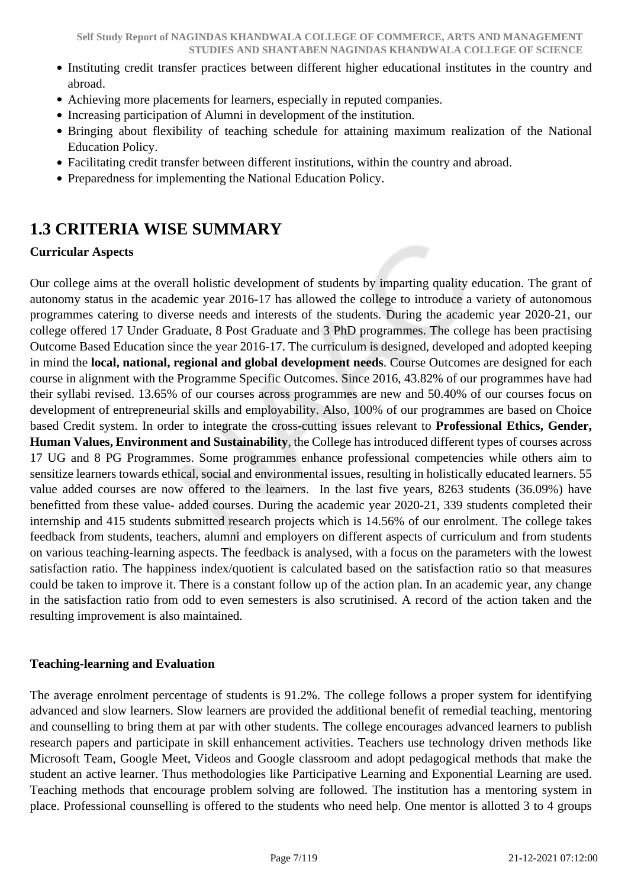- Instituting credit transfer practices between different higher educational institutes in the country and abroad.
- Achieving more placements for learners, especially in reputed companies.
- Increasing participation of Alumni in development of the institution.
- Bringing about flexibility of teaching schedule for attaining maximum realization of the National Education Policy.
- Facilitating credit transfer between different institutions, within the country and abroad.
- Preparedness for implementing the National Education Policy.

## 1.3 CRITERIA WISE SUMMARY

**Curricular Aspects**

Our college aims at the overall holistic development of students by imparting quality education. The grant of autonomy status in the academic year 2016-17 has allowed the college to introduce a variety of autonomous programmes catering to diverse needs and interests of the students. During the academic year 2020-21, our college offered 17 Under Graduate, 8 Post Graduate and 3 PhD programmes. The college has been practising Outcome Based Education since the year 2016-17. The curriculum is designed, developed and adopted keeping in mind the **local, national, regional and global development needs**. Course Outcomes are designed for each course in alignment with the Programme Specific Outcomes. Since 2016, 43.82% of our programmes have had their syllabi revised. 13.65% of our courses across programmes are new and 50.40% of our courses focus on development of entrepreneurial skills and employability. Also, 100% of our programmes are based on Choice based Credit system. In order to integrate the cross-cutting issues relevant to **Professional Ethics, Gender, Human Values, Environment and Sustainability**, the College has introduced different types of courses across 17 UG and 8 PG Programmes. Some programmes enhance professional competencies while others aim to sensitize learners towards ethical, social and environmental issues, resulting in holistically educated learners. 55 value added courses are now offered to the learners. In the last five years, 8263 students (36.09%) have benefitted from these value- added courses. During the academic year 2020-21, 339 students completed their internship and 415 students submitted research projects which is 14.56% of our enrolment. The college takes feedback from students, teachers, alumni and employers on different aspects of curriculum and from students on various teaching-learning aspects. The feedback is analysed, with a focus on the parameters with the lowest satisfaction ratio. The happiness index/quotient is calculated based on the satisfaction ratio so that measures could be taken to improve it. There is a constant follow up of the action plan. In an academic year, any change in the satisfaction ratio from odd to even semesters is also scrutinised. A record of the action taken and the resulting improvement is also maintained.

**Teaching-learning and Evaluation**

The average enrolment percentage of students is 91.2%. The college follows a proper system for identifying advanced and slow learners. Slow learners are provided the additional benefit of remedial teaching, mentoring and counselling to bring them at par with other students. The college encourages advanced learners to publish research papers and participate in skill enhancement activities. Teachers use technology driven methods like Microsoft Team, Google Meet, Videos and Google classroom and adopt pedagogical methods that make the student an active learner. Thus methodologies like Participative Learning and Exponential Learning are used. Teaching methods that encourage problem solving are followed. The institution has a mentoring system in place. Professional counselling is offered to the students who need help. One mentor is allotted 3 to 4 groups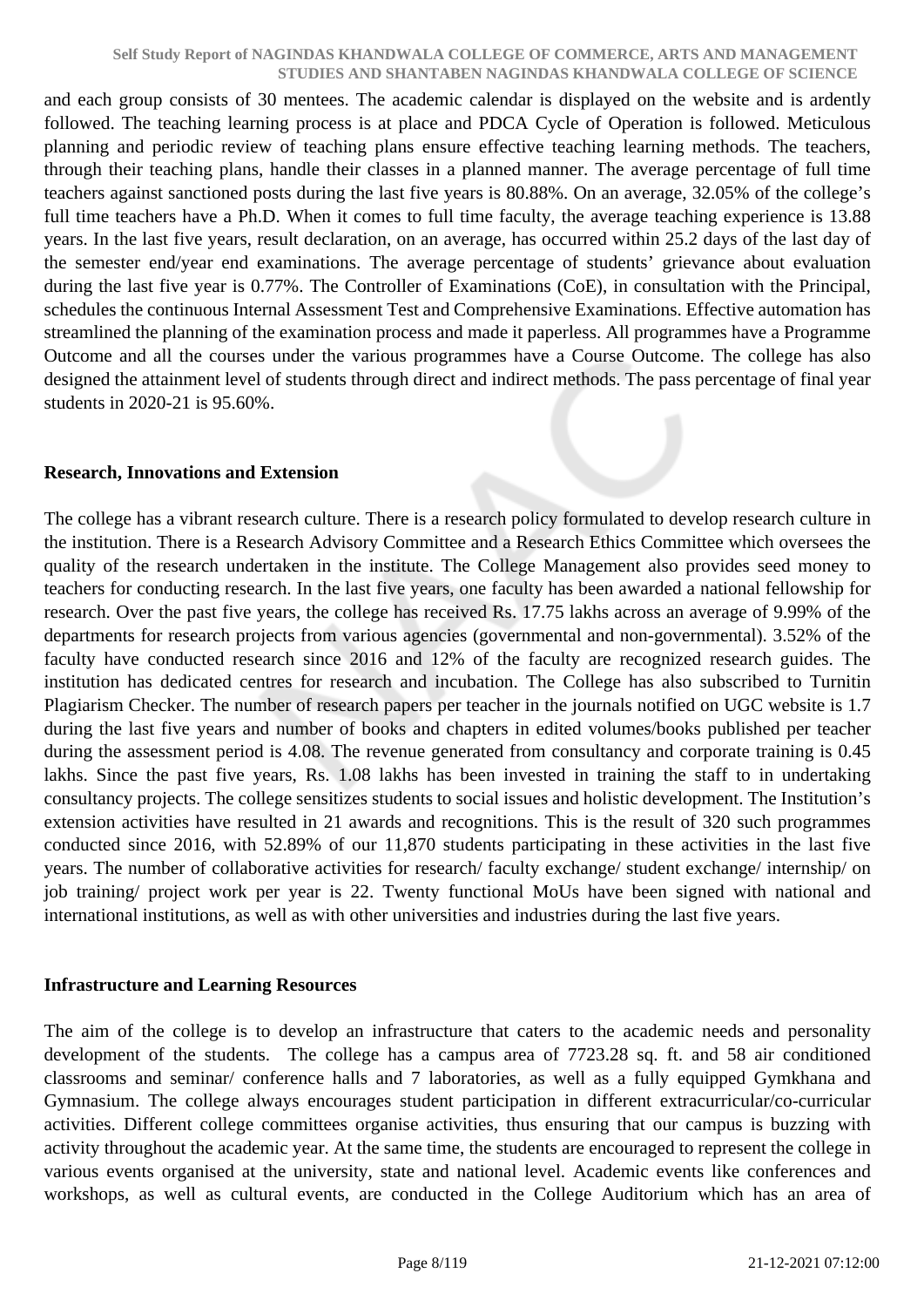and each group consists of 30 mentees. The academic calendar is displayed on the website and is ardently followed. The teaching learning process is at place and PDCA Cycle of Operation is followed. Meticulous planning and periodic review of teaching plans ensure effective teaching learning methods. The teachers, through their teaching plans, handle their classes in a planned manner. The average percentage of full time teachers against sanctioned posts during the last five years is 80.88%. On an average, 32.05% of the college's full time teachers have a Ph.D. When it comes to full time faculty, the average teaching experience is 13.88 years. In the last five years, result declaration, on an average, has occurred within 25.2 days of the last day of the semester end/year end examinations. The average percentage of students' grievance about evaluation during the last five year is 0.77%. The Controller of Examinations (CoE), in consultation with the Principal, schedules the continuous Internal Assessment Test and Comprehensive Examinations. Effective automation has streamlined the planning of the examination process and made it paperless. All programmes have a Programme Outcome and all the courses under the various programmes have a Course Outcome. The college has also designed the attainment level of students through direct and indirect methods. The pass percentage of final year students in 2020-21 is 95.60%.

**Research, Innovations and Extension**

The college has a vibrant research culture. There is a research policy formulated to develop research culture in the institution. There is a Research Advisory Committee and a Research Ethics Committee which oversees the quality of the research undertaken in the institute. The College Management also provides seed money to teachers for conducting research. In the last five years, one faculty has been awarded a national fellowship for research. Over the past five years, the college has received Rs. 17.75 lakhs across an average of 9.99% of the departments for research projects from various agencies (governmental and non-governmental). 3.52% of the faculty have conducted research since 2016 and 12% of the faculty are recognized research guides. The institution has dedicated centres for research and incubation. The College has also subscribed to Turnitin Plagiarism Checker. The number of research papers per teacher in the journals notified on UGC website is 1.7 during the last five years and number of books and chapters in edited volumes/books published per teacher during the assessment period is 4.08. The revenue generated from consultancy and corporate training is 0.45 lakhs. Since the past five years, Rs. 1.08 lakhs has been invested in training the staff to in undertaking consultancy projects. The college sensitizes students to social issues and holistic development. The Institution's extension activities have resulted in 21 awards and recognitions. This is the result of 320 such programmes conducted since 2016, with 52.89% of our 11,870 students participating in these activities in the last five years. The number of collaborative activities for research/ faculty exchange/ student exchange/ internship/ on job training/ project work per year is 22. Twenty functional MoUs have been signed with national and international institutions, as well as with other universities and industries during the last five years.

**Infrastructure and Learning Resources**

The aim of the college is to develop an infrastructure that caters to the academic needs and personality development of the students. The college has a campus area of 7723.28 sq. ft. and 58 air conditioned classrooms and seminar/ conference halls and 7 laboratories, as well as a fully equipped Gymkhana and Gymnasium. The college always encourages student participation in different extracurricular/co-curricular activities. Different college committees organise activities, thus ensuring that our campus is buzzing with activity throughout the academic year. At the same time, the students are encouraged to represent the college in various events organised at the university, state and national level. Academic events like conferences and workshops, as well as cultural events, are conducted in the College Auditorium which has an area of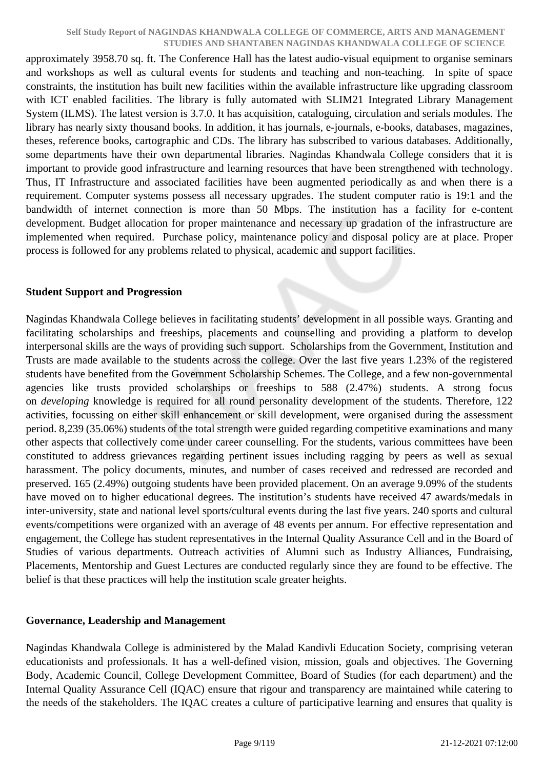approximately 3958.70 sq. ft. The Conference Hall has the latest audio-visual equipment to organise seminars and workshops as well as cultural events for students and teaching and non-teaching. In spite of space constraints, the institution has built new facilities within the available infrastructure like upgrading classroom with ICT enabled facilities. The library is fully automated with SLIM21 Integrated Library Management System (ILMS). The latest version is 3.7.0. It has acquisition, cataloguing, circulation and serials modules. The library has nearly sixty thousand books. In addition, it has journals, e-journals, e-books, databases, magazines, theses, reference books, cartographic and CDs. The library has subscribed to various databases. Additionally, some departments have their own departmental libraries. Nagindas Khandwala College considers that it is important to provide good infrastructure and learning resources that have been strengthened with technology. Thus, IT Infrastructure and associated facilities have been augmented periodically as and when there is a requirement. Computer systems possess all necessary upgrades. The student computer ratio is 19:1 and the bandwidth of internet connection is more than 50 Mbps. The institution has a facility for e-content development. Budget allocation for proper maintenance and necessary up gradation of the infrastructure are implemented when required. Purchase policy, maintenance policy and disposal policy are at place. Proper process is followed for any problems related to physical, academic and support facilities.

**Student Support and Progression**

Nagindas Khandwala College believes in facilitating students' development in all possible ways. Granting and facilitating scholarships and freeships, placements and counselling and providing a platform to develop interpersonal skills are the ways of providing such support. Scholarships from the Government, Institution and Trusts are made available to the students across the college. Over the last five years 1.23% of the registered students have benefited from the Government Scholarship Schemes. The College, and a few non-governmental agencies like trusts provided scholarships or freeships to 588 (2.47%) students. A strong focus on *developing* knowledge is required for all round personality development of the students. Therefore, 122 activities, focussing on either skill enhancement or skill development, were organised during the assessment period. 8,239 (35.06%) students of the total strength were guided regarding competitive examinations and many other aspects that collectively come under career counselling. For the students, various committees have been constituted to address grievances regarding pertinent issues including ragging by peers as well as sexual harassment. The policy documents, minutes, and number of cases received and redressed are recorded and preserved. 165 (2.49%) outgoing students have been provided placement. On an average 9.09% of the students have moved on to higher educational degrees. The institution's students have received 47 awards/medals in inter-university, state and national level sports/cultural events during the last five years. 240 sports and cultural events/competitions were organized with an average of 48 events per annum. For effective representation and engagement, the College has student representatives in the Internal Quality Assurance Cell and in the Board of Studies of various departments. Outreach activities of Alumni such as Industry Alliances, Fundraising, Placements, Mentorship and Guest Lectures are conducted regularly since they are found to be effective. The belief is that these practices will help the institution scale greater heights.

**Governance, Leadership and Management**

Nagindas Khandwala College is administered by the Malad Kandivli Education Society, comprising veteran educationists and professionals. It has a well-defined vision, mission, goals and objectives. The Governing Body, Academic Council, College Development Committee, Board of Studies (for each department) and the Internal Quality Assurance Cell (IQAC) ensure that rigour and transparency are maintained while catering to the needs of the stakeholders. The IQAC creates a culture of participative learning and ensures that quality is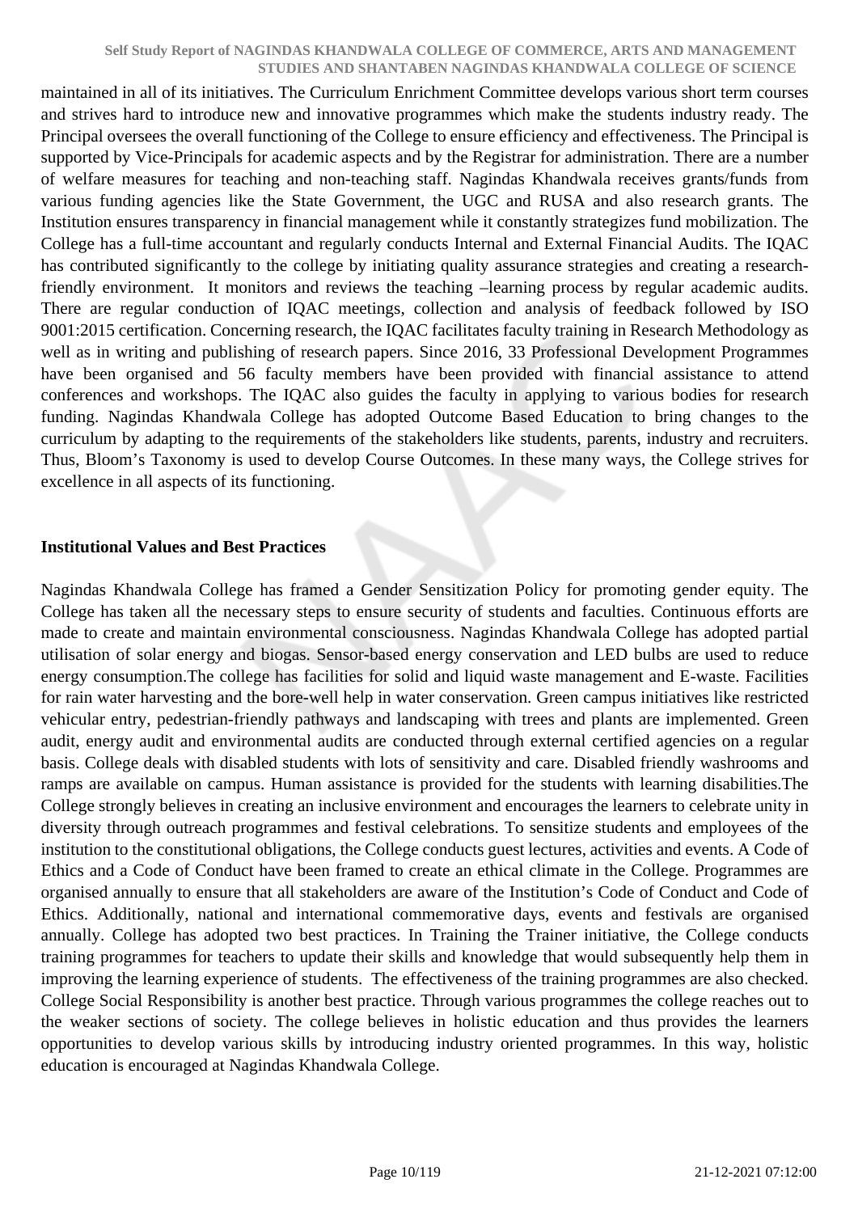maintained in all of its initiatives. The Curriculum Enrichment Committee develops various short term courses and strives hard to introduce new and innovative programmes which make the students industry ready. The Principal oversees the overall functioning of the College to ensure efficiency and effectiveness. The Principal is supported by Vice-Principals for academic aspects and by the Registrar for administration. There are a number of welfare measures for teaching and non-teaching staff. Nagindas Khandwala receives grants/funds from various funding agencies like the State Government, the UGC and RUSA and also research grants. The Institution ensures transparency in financial management while it constantly strategizes fund mobilization. The College has a full-time accountant and regularly conducts Internal and External Financial Audits. The IQAC has contributed significantly to the college by initiating quality assurance strategies and creating a research-friendly environment. It monitors and reviews the teaching –learning process by regular academic audits. There are regular conduction of IQAC meetings, collection and analysis of feedback followed by ISO 9001:2015 certification. Concerning research, the IQAC facilitates faculty training in Research Methodology as well as in writing and publishing of research papers. Since 2016, 33 Professional Development Programmes have been organised and 56 faculty members have been provided with financial assistance to attend conferences and workshops. The IQAC also guides the faculty in applying to various bodies for research funding. Nagindas Khandwala College has adopted Outcome Based Education to bring changes to the curriculum by adapting to the requirements of the stakeholders like students, parents, industry and recruiters. Thus, Bloom's Taxonomy is used to develop Course Outcomes. In these many ways, the College strives for excellence in all aspects of its functioning.

**Institutional Values and Best Practices**

Nagindas Khandwala College has framed a Gender Sensitization Policy for promoting gender equity. The College has taken all the necessary steps to ensure security of students and faculties. Continuous efforts are made to create and maintain environmental consciousness. Nagindas Khandwala College has adopted partial utilisation of solar energy and biogas. Sensor-based energy conservation and LED bulbs are used to reduce energy consumption.The college has facilities for solid and liquid waste management and E-waste. Facilities for rain water harvesting and the bore-well help in water conservation. Green campus initiatives like restricted vehicular entry, pedestrian-friendly pathways and landscaping with trees and plants are implemented. Green audit, energy audit and environmental audits are conducted through external certified agencies on a regular basis. College deals with disabled students with lots of sensitivity and care. Disabled friendly washrooms and ramps are available on campus. Human assistance is provided for the students with learning disabilities.The College strongly believes in creating an inclusive environment and encourages the learners to celebrate unity in diversity through outreach programmes and festival celebrations. To sensitize students and employees of the institution to the constitutional obligations, the College conducts guest lectures, activities and events. A Code of Ethics and a Code of Conduct have been framed to create an ethical climate in the College. Programmes are organised annually to ensure that all stakeholders are aware of the Institution's Code of Conduct and Code of Ethics. Additionally, national and international commemorative days, events and festivals are organised annually. College has adopted two best practices. In Training the Trainer initiative, the College conducts training programmes for teachers to update their skills and knowledge that would subsequently help them in improving the learning experience of students. The effectiveness of the training programmes are also checked. College Social Responsibility is another best practice. Through various programmes the college reaches out to the weaker sections of society. The college believes in holistic education and thus provides the learners opportunities to develop various skills by introducing industry oriented programmes. In this way, holistic education is encouraged at Nagindas Khandwala College.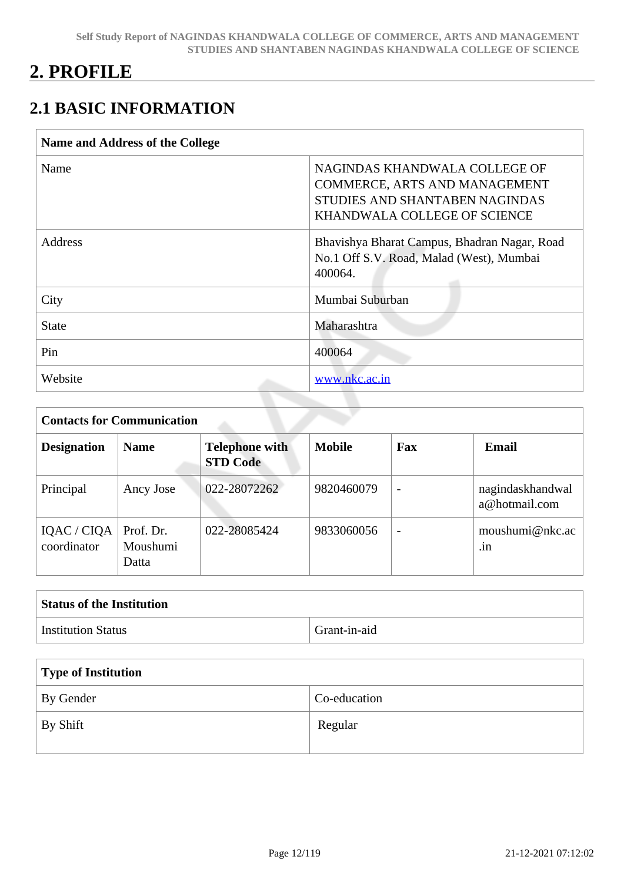# 2. PROFILE

## 2.1 BASIC INFORMATION

| Name and Address of the College | |
|---|---|
| Name | NAGINDAS KHANDWALA COLLEGE OF COMMERCE, ARTS AND MANAGEMENT STUDIES AND SHANTABEN NAGINDAS KHANDWALA COLLEGE OF SCIENCE |
| Address | Bhavishya Bharat Campus, Bhadran Nagar, Road No.1 Off S.V. Road, Malad (West), Mumbai 400064. |
| City | Mumbai Suburban |
| State | Maharashtra |
| Pin | 400064 |
| Website | www.nkc.ac.in |

| Contacts for Communication | | | | | |
|---|---|---|---|---|---|
| **Designation** | **Name** | **Telephone with STD Code** | **Mobile** | **Fax** | **Email** |
| Principal | Ancy Jose | 022-28072262 | 9820460079 | - | nagindaskhandwala@hotmail.com |
| IQAC / CIQA coordinator | Prof. Dr. Moushumi Datta | 022-28085424 | 9833060056 | - | moushumi@nkc.ac.in |

| Status of the Institution | |
|---|---|
| Institution Status | Grant-in-aid |

| Type of Institution | |
|---|---|
| By Gender | Co-education |
| By Shift | Regular |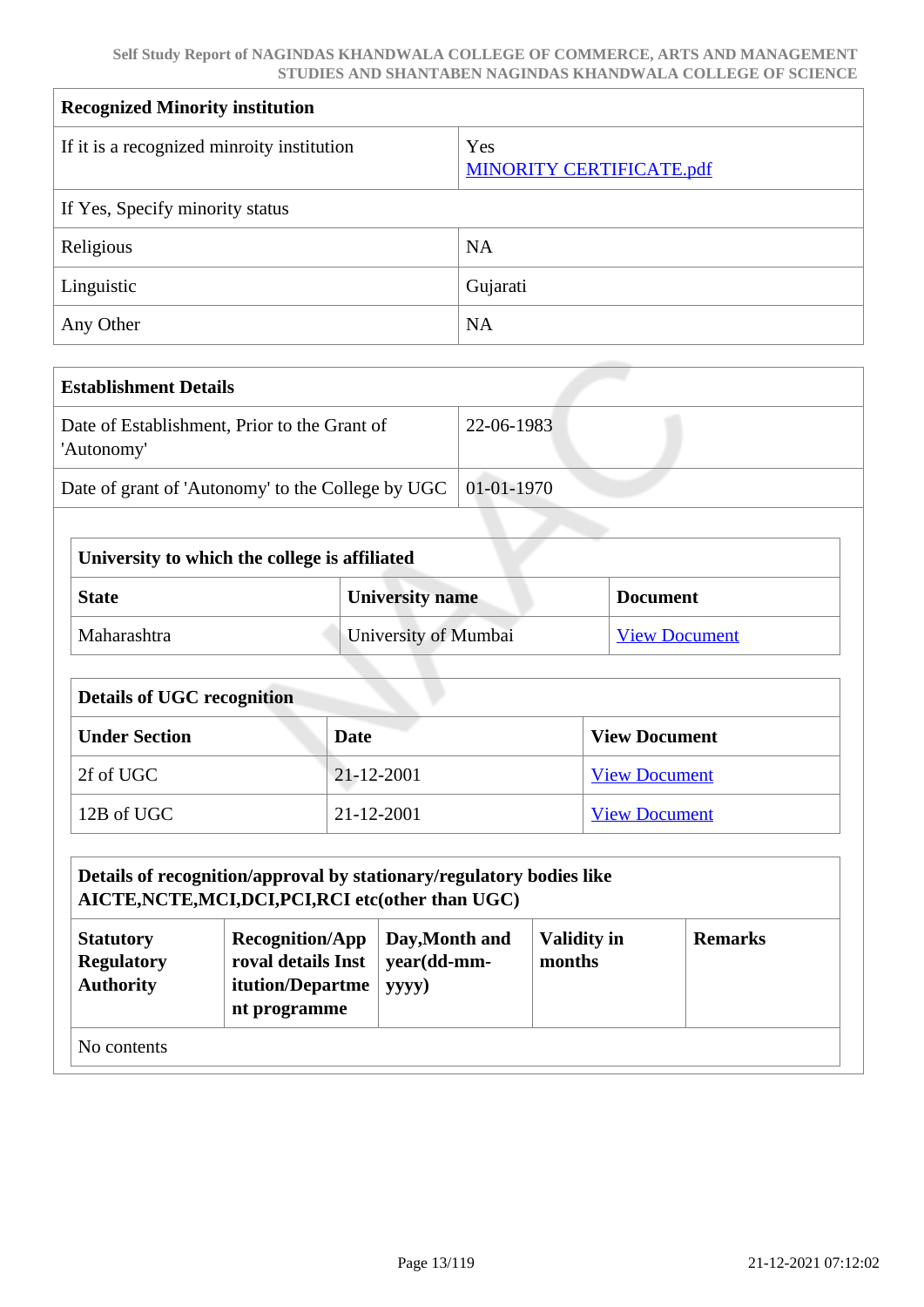| Recognized Minority institution | |
|---|---|
| If it is a recognized minroity institution | Yes<br>MINORITY CERTIFICATE.pdf |
| If Yes, Specify minority status | |
| Religious | NA |
| Linguistic | Gujarati |
| Any Other | NA |

| Establishment Details | |
|---|---|
| Date of Establishment, Prior to the Grant of 'Autonomy' | 22-06-1983 |
| Date of grant of 'Autonomy' to the College by UGC | 01-01-1970 |

| University to which the college is affiliated | | |
|---|---|---|
| **State** | **University name** | **Document** |
| Maharashtra | University of Mumbai | View Document |

| Details of UGC recognition | | |
|---|---|---|
| **Under Section** | **Date** | **View Document** |
| 2f of UGC | 21-12-2001 | View Document |
| 12B of UGC | 21-12-2001 | View Document |

| Details of recognition/approval by stationary/regulatory bodies like AICTE,NCTE,MCI,DCI,PCI,RCI etc(other than UGC) | | | | |
|---|---|---|---|---|
| **Statutory Regulatory Authority** | **Recognition/Approval details Institution/Department programme** | **Day,Month and year(dd-mm-yyyy)** | **Validity in months** | **Remarks** |
| No contents | | | | |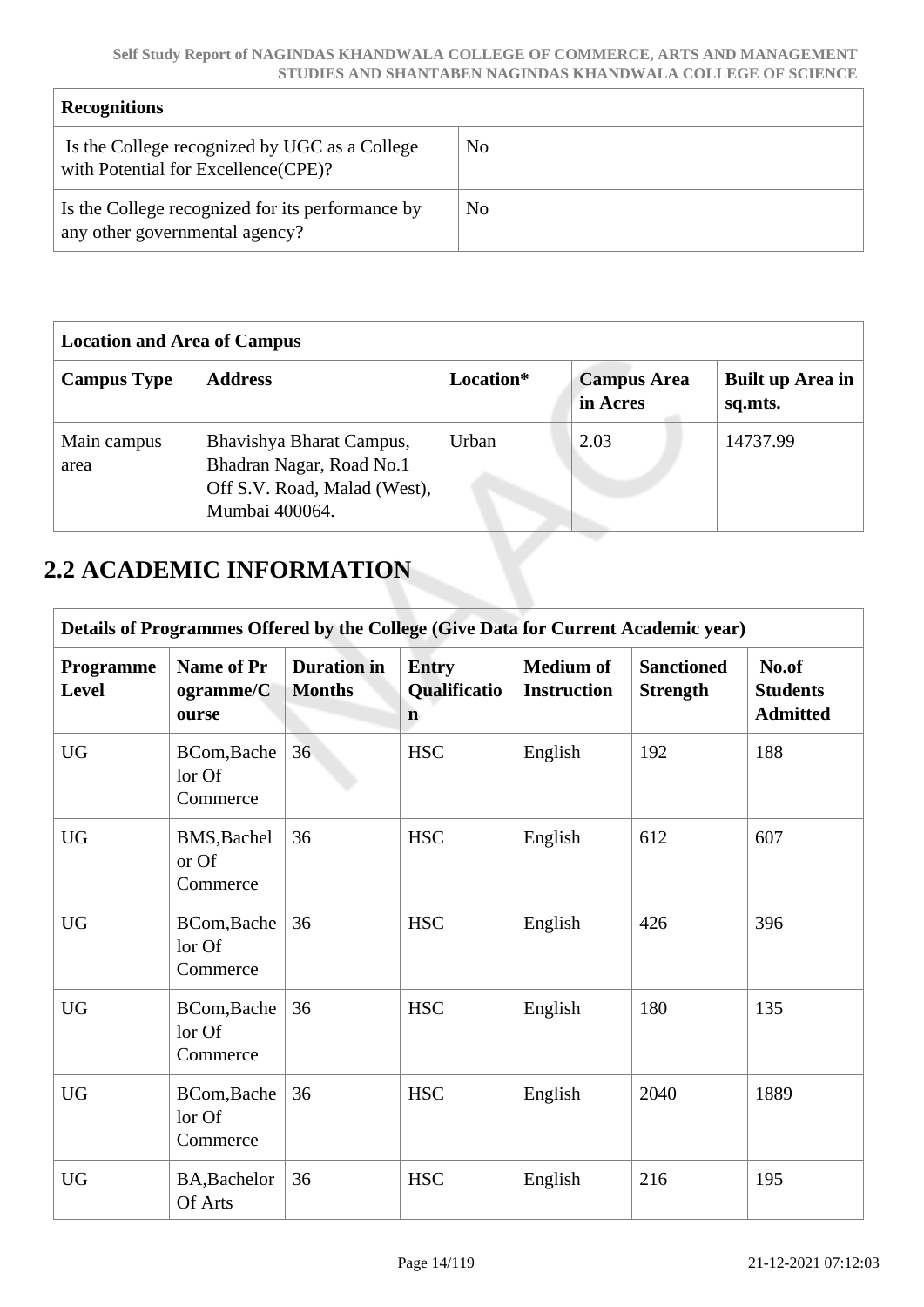| Recognitions | |
|---|---|
| Is the College recognized by UGC as a College with Potential for Excellence(CPE)? | No |
| Is the College recognized for its performance by any other governmental agency? | No |

| Location and Area of Campus | | | | |
|---|---|---|---|---|
| **Campus Type** | **Address** | **Location*** | **Campus Area in Acres** | **Built up Area in sq.mts.** |
| Main campus area | Bhavishya Bharat Campus, Bhadran Nagar, Road No.1 Off S.V. Road, Malad (West), Mumbai 400064. | Urban | 2.03 | 14737.99 |

## 2.2 ACADEMIC INFORMATION

| Details of Programmes Offered by the College (Give Data for Current Academic year) | | | | | | |
|---|---|---|---|---|---|---|
| **Programme Level** | **Name of Programme/Course** | **Duration in Months** | **Entry Qualification** | **Medium of Instruction** | **Sanctioned Strength** | **No.of Students Admitted** |
| UG | BCom,Bachelor Of Commerce | 36 | HSC | English | 192 | 188 |
| UG | BMS,Bachelor Of Commerce | 36 | HSC | English | 612 | 607 |
| UG | BCom,Bachelor Of Commerce | 36 | HSC | English | 426 | 396 |
| UG | BCom,Bachelor Of Commerce | 36 | HSC | English | 180 | 135 |
| UG | BCom,Bachelor Of Commerce | 36 | HSC | English | 2040 | 1889 |
| UG | BA,Bachelor Of Arts | 36 | HSC | English | 216 | 195 |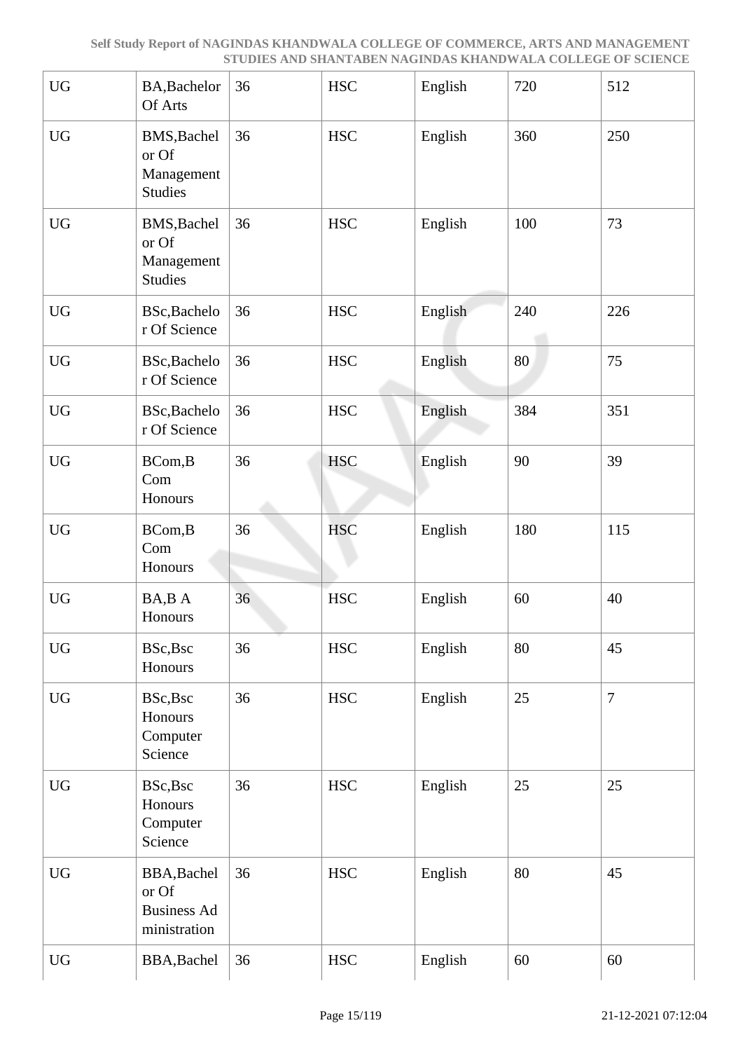| UG | BA,Bachelor Of Arts | 36 | HSC | English | 720 | 512 |
|---|---|---|---|---|---|---|
| UG | BMS,Bachelor Of Management Studies | 36 | HSC | English | 360 | 250 |
| UG | BMS,Bachelor Of Management Studies | 36 | HSC | English | 100 | 73 |
| UG | BSc,Bachelor Of Science | 36 | HSC | English | 240 | 226 |
| UG | BSc,Bachelor Of Science | 36 | HSC | English | 80 | 75 |
| UG | BSc,Bachelor Of Science | 36 | HSC | English | 384 | 351 |
| UG | BCom,B Com Honours | 36 | HSC | English | 90 | 39 |
| UG | BCom,B Com Honours | 36 | HSC | English | 180 | 115 |
| UG | BA,B A Honours | 36 | HSC | English | 60 | 40 |
| UG | BSc,Bsc Honours | 36 | HSC | English | 80 | 45 |
| UG | BSc,Bsc Honours Computer Science | 36 | HSC | English | 25 | 7 |
| UG | BSc,Bsc Honours Computer Science | 36 | HSC | English | 25 | 25 |
| UG | BBA,Bachelor Of Business Administration | 36 | HSC | English | 80 | 45 |
| UG | BBA,Bachel | 36 | HSC | English | 60 | 60 |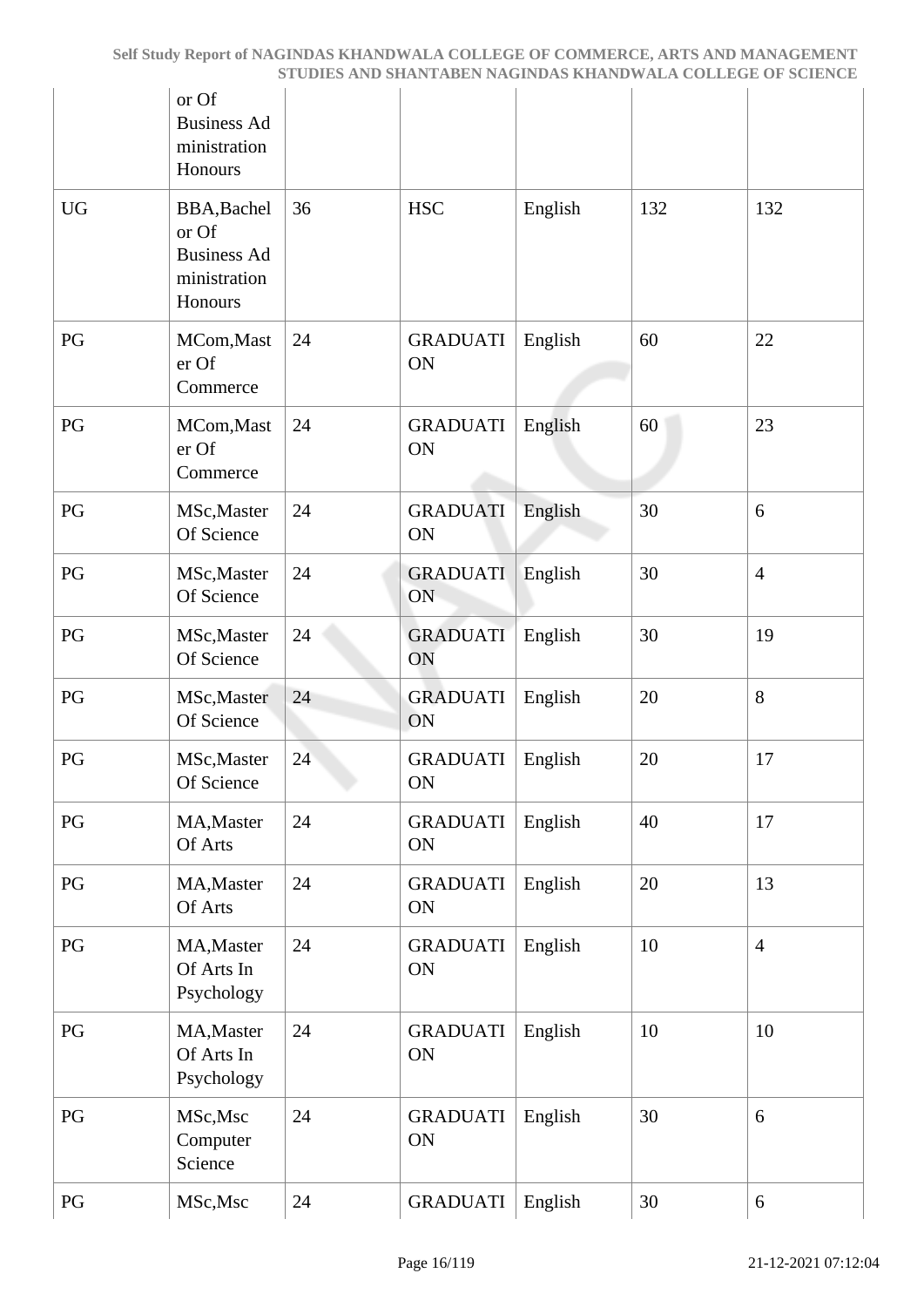|  | or Of Business Administration Honours |  |  |  |  |  |
|---|---|---|---|---|---|---|
| UG | BBA,Bachelor Of Business Administration Honours | 36 | HSC | English | 132 | 132 |
| PG | MCom,Master Of Commerce | 24 | GRADUATION | English | 60 | 22 |
| PG | MCom,Master Of Commerce | 24 | GRADUATION | English | 60 | 23 |
| PG | MSc,Master Of Science | 24 | GRADUATION | English | 30 | 6 |
| PG | MSc,Master Of Science | 24 | GRADUATION | English | 30 | 4 |
| PG | MSc,Master Of Science | 24 | GRADUATION | English | 30 | 19 |
| PG | MSc,Master Of Science | 24 | GRADUATION | English | 20 | 8 |
| PG | MSc,Master Of Science | 24 | GRADUATION | English | 20 | 17 |
| PG | MA,Master Of Arts | 24 | GRADUATION | English | 40 | 17 |
| PG | MA,Master Of Arts | 24 | GRADUATION | English | 20 | 13 |
| PG | MA,Master Of Arts In Psychology | 24 | GRADUATION | English | 10 | 4 |
| PG | MA,Master Of Arts In Psychology | 24 | GRADUATION | English | 10 | 10 |
| PG | MSc,Msc Computer Science | 24 | GRADUATION | English | 30 | 6 |
| PG | MSc,Msc | 24 | GRADUATI | English | 30 | 6 |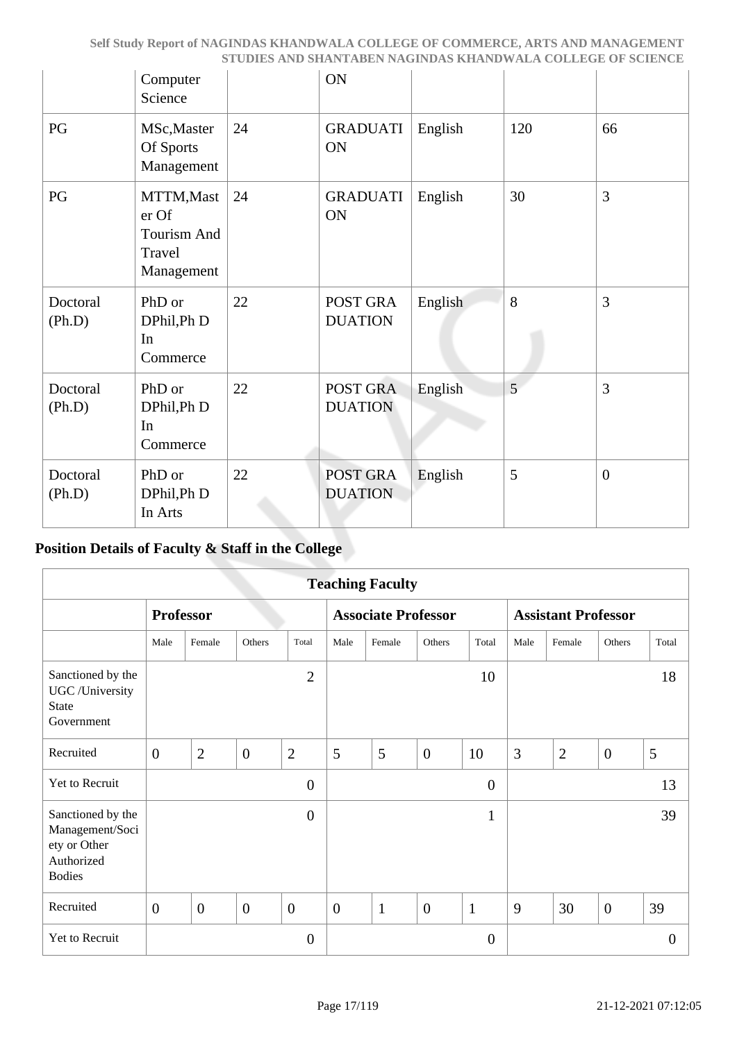| | Computer Science | | ON | | | |
|---|---|---|---|---|---|---|
| PG | MSc,Master Of Sports Management | 24 | GRADUATION | English | 120 | 66 |
| PG | MTTM,Master Of Tourism And Travel Management | 24 | GRADUATION | English | 30 | 3 |
| Doctoral (Ph.D) | PhD or DPhil,Ph D In Commerce | 22 | POST GRADUATION | English | 8 | 3 |
| Doctoral (Ph.D) | PhD or DPhil,Ph D In Commerce | 22 | POST GRADUATION | English | 5 | 3 |
| Doctoral (Ph.D) | PhD or DPhil,Ph D In Arts | 22 | POST GRADUATION | English | 5 | 0 |

## Position Details of Faculty & Staff in the College

| Teaching Faculty | | | | | | | | | | | | |
|---|---|---|---|---|---|---|---|---|---|---|---|---|
| | **Professor** | | | | **Associate Professor** | | | | **Assistant Professor** | | | |
| | Male | Female | Others | Total | Male | Female | Others | Total | Male | Female | Others | Total |
| Sanctioned by the UGC /University State Government | | | | 2 | | | | 10 | | | | 18 |
| Recruited | 0 | 2 | 0 | 2 | 5 | 5 | 0 | 10 | 3 | 2 | 0 | 5 |
| Yet to Recruit | | | | 0 | | | | 0 | | | | 13 |
| Sanctioned by the Management/Society or Other Authorized Bodies | | | | 0 | | | | 1 | | | | 39 |
| Recruited | 0 | 0 | 0 | 0 | 0 | 1 | 0 | 1 | 9 | 30 | 0 | 39 |
| Yet to Recruit | | | | 0 | | | | 0 | | | | 0 |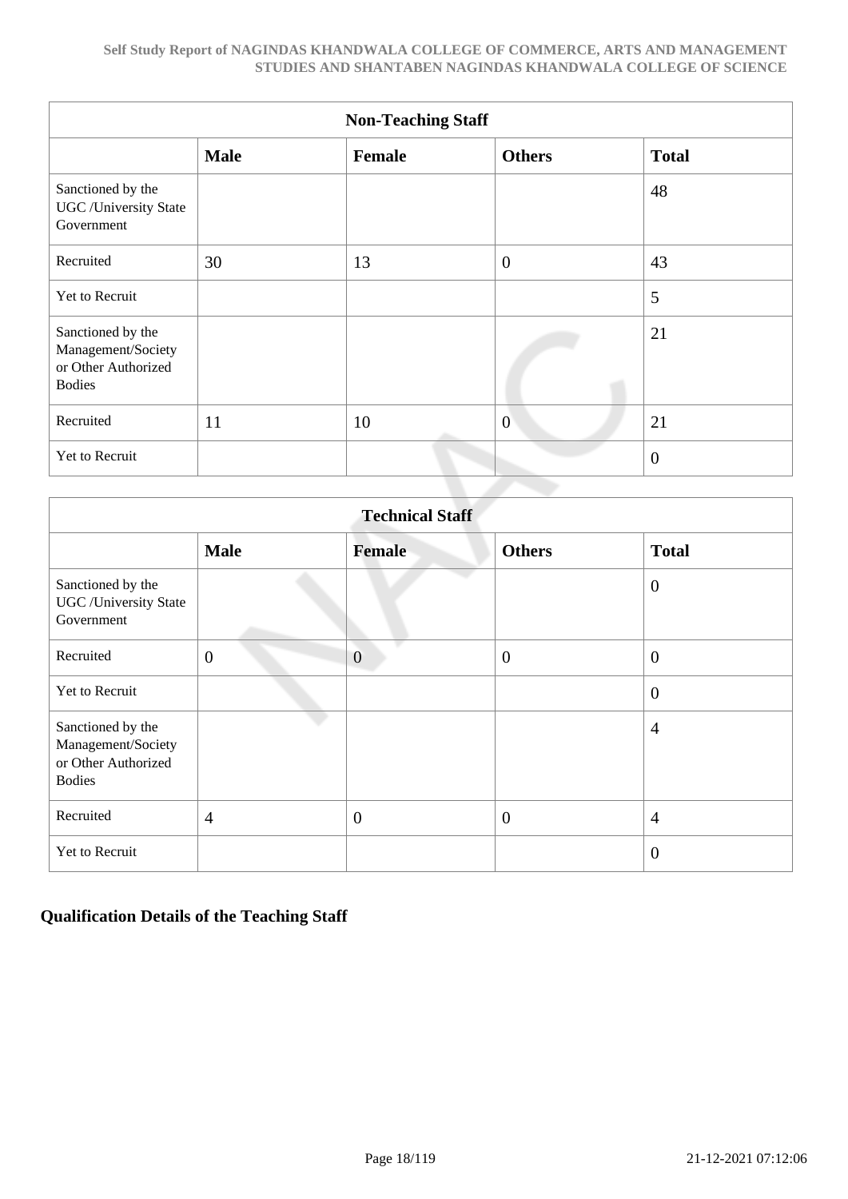| Non-Teaching Staff | | | | |
|---|---|---|---|---|
| | **Male** | **Female** | **Others** | **Total** |
| Sanctioned by the UGC /University State Government | | | | 48 |
| Recruited | 30 | 13 | 0 | 43 |
| Yet to Recruit | | | | 5 |
| Sanctioned by the Management/Society or Other Authorized Bodies | | | | 21 |
| Recruited | 11 | 10 | 0 | 21 |
| Yet to Recruit | | | | 0 |

| Technical Staff | | | | |
|---|---|---|---|---|
| | **Male** | **Female** | **Others** | **Total** |
| Sanctioned by the UGC /University State Government | | | | 0 |
| Recruited | 0 | 0 | 0 | 0 |
| Yet to Recruit | | | | 0 |
| Sanctioned by the Management/Society or Other Authorized Bodies | | | | 4 |
| Recruited | 4 | 0 | 0 | 4 |
| Yet to Recruit | | | | 0 |

## Qualification Details of the Teaching Staff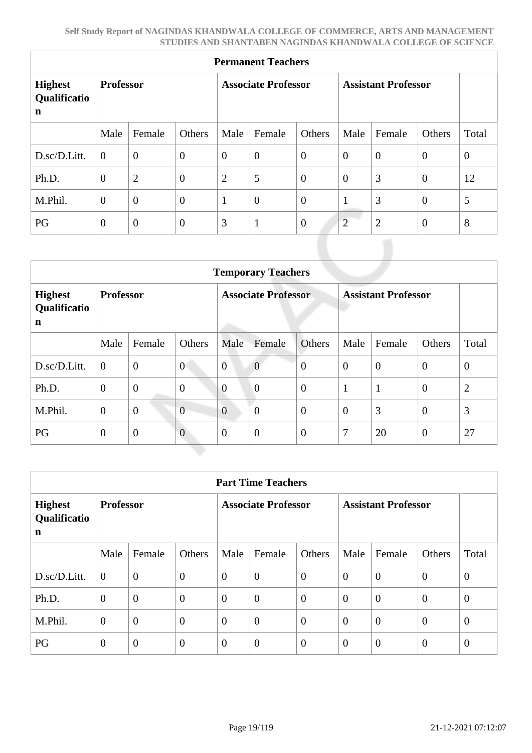| Permanent Teachers | | | | | | | | | | |
|---|---|---|---|---|---|---|---|---|---|---|
| **Highest Qualification** | **Professor** | | | **Associate Professor** | | | **Assistant Professor** | | | |
| | Male | Female | Others | Male | Female | Others | Male | Female | Others | Total |
| D.sc/D.Litt. | 0 | 0 | 0 | 0 | 0 | 0 | 0 | 0 | 0 | 0 |
| Ph.D. | 0 | 2 | 0 | 2 | 5 | 0 | 0 | 3 | 0 | 12 |
| M.Phil. | 0 | 0 | 0 | 1 | 0 | 0 | 1 | 3 | 0 | 5 |
| PG | 0 | 0 | 0 | 3 | 1 | 0 | 2 | 2 | 0 | 8 |

| Temporary Teachers | | | | | | | | | | |
|---|---|---|---|---|---|---|---|---|---|---|
| **Highest Qualification** | **Professor** | | | **Associate Professor** | | | **Assistant Professor** | | | |
| | Male | Female | Others | Male | Female | Others | Male | Female | Others | Total |
| D.sc/D.Litt. | 0 | 0 | 0 | 0 | 0 | 0 | 0 | 0 | 0 | 0 |
| Ph.D. | 0 | 0 | 0 | 0 | 0 | 0 | 1 | 1 | 0 | 2 |
| M.Phil. | 0 | 0 | 0 | 0 | 0 | 0 | 0 | 3 | 0 | 3 |
| PG | 0 | 0 | 0 | 0 | 0 | 0 | 7 | 20 | 0 | 27 |

| Part Time Teachers | | | | | | | | | | |
|---|---|---|---|---|---|---|---|---|---|---|
| **Highest Qualification** | **Professor** | | | **Associate Professor** | | | **Assistant Professor** | | | |
| | Male | Female | Others | Male | Female | Others | Male | Female | Others | Total |
| D.sc/D.Litt. | 0 | 0 | 0 | 0 | 0 | 0 | 0 | 0 | 0 | 0 |
| Ph.D. | 0 | 0 | 0 | 0 | 0 | 0 | 0 | 0 | 0 | 0 |
| M.Phil. | 0 | 0 | 0 | 0 | 0 | 0 | 0 | 0 | 0 | 0 |
| PG | 0 | 0 | 0 | 0 | 0 | 0 | 0 | 0 | 0 | 0 |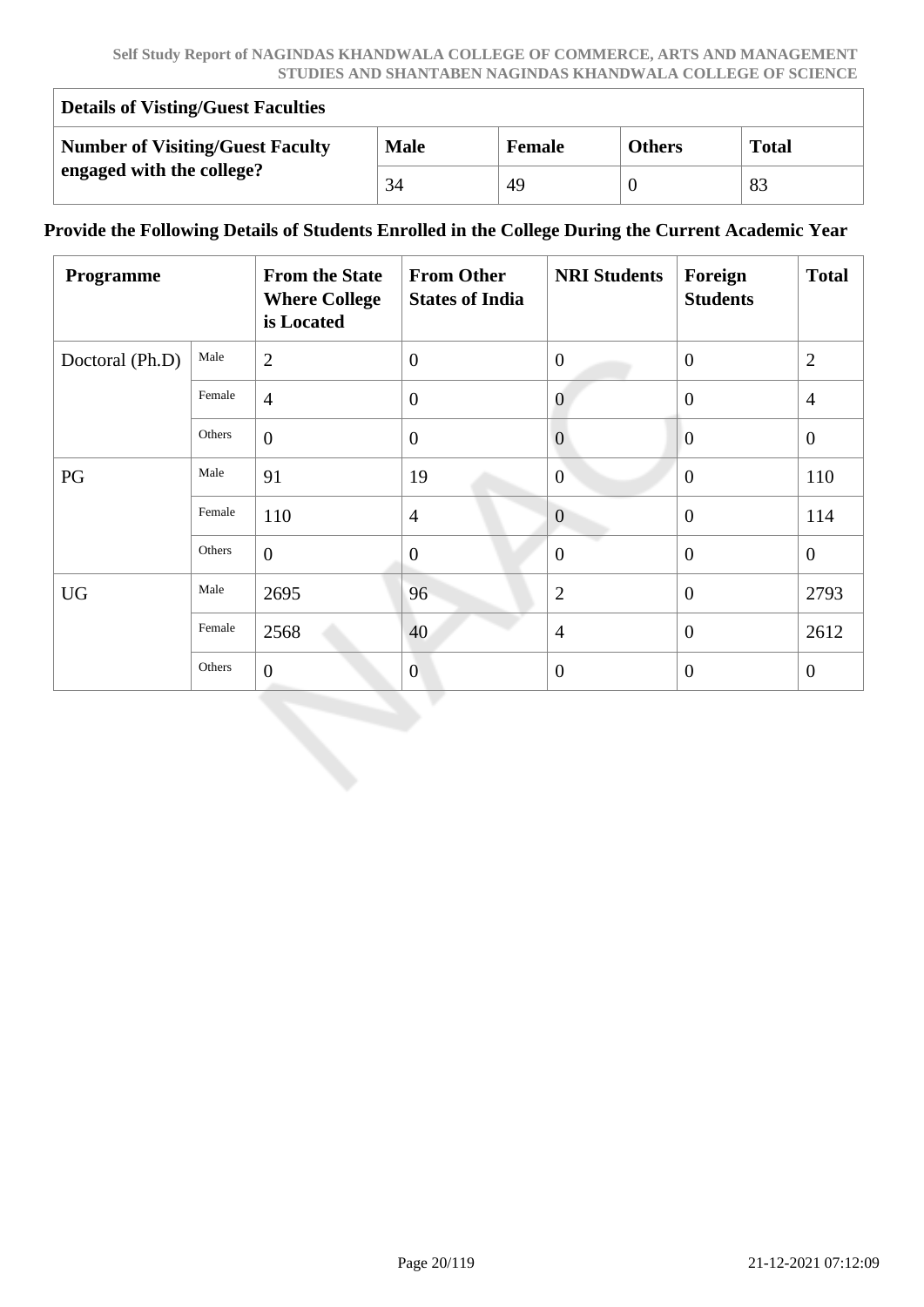| Details of Visting/Guest Faculties | | | | |
|---|---|---|---|---|
| **Number of Visiting/Guest Faculty engaged with the college?** | **Male** | **Female** | **Others** | **Total** |
| | 34 | 49 | 0 | 83 |

### Provide the Following Details of Students Enrolled in the College During the Current Academic Year

| Programme | | From the State Where College is Located | From Other States of India | NRI Students | Foreign Students | Total |
|---|---|---|---|---|---|---|
| Doctoral (Ph.D) | Male | 2 | 0 | 0 | 0 | 2 |
| | Female | 4 | 0 | 0 | 0 | 4 |
| | Others | 0 | 0 | 0 | 0 | 0 |
| PG | Male | 91 | 19 | 0 | 0 | 110 |
| | Female | 110 | 4 | 0 | 0 | 114 |
| | Others | 0 | 0 | 0 | 0 | 0 |
| UG | Male | 2695 | 96 | 2 | 0 | 2793 |
| | Female | 2568 | 40 | 4 | 0 | 2612 |
| | Others | 0 | 0 | 0 | 0 | 0 |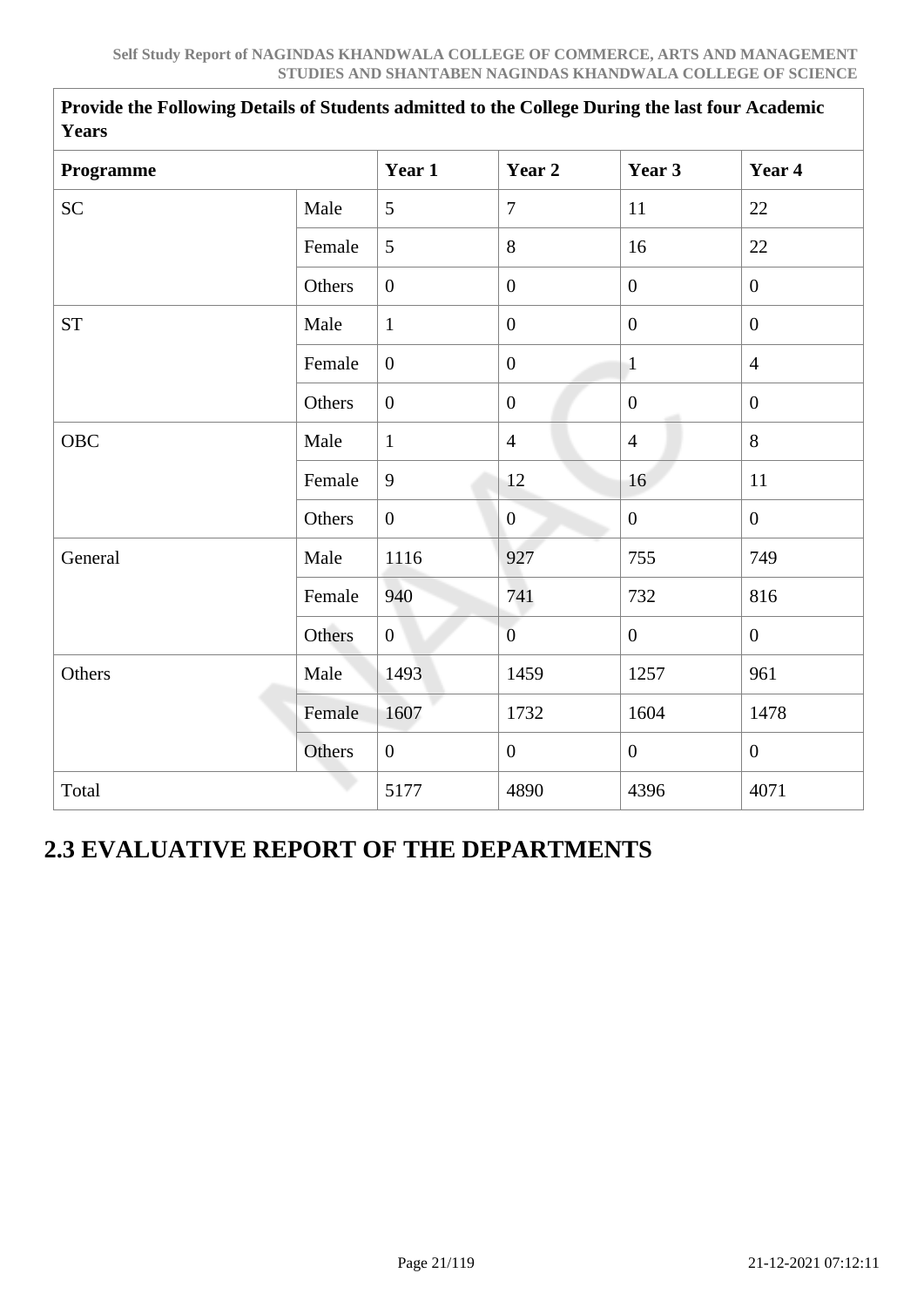| Provide the Following Details of Students admitted to the College During the last four Academic Years | | | | | |
|---|---|---|---|---|---|
| **Programme** | | **Year 1** | **Year 2** | **Year 3** | **Year 4** |
| SC | Male | 5 | 7 | 11 | 22 |
| | Female | 5 | 8 | 16 | 22 |
| | Others | 0 | 0 | 0 | 0 |
| ST | Male | 1 | 0 | 0 | 0 |
| | Female | 0 | 0 | 1 | 4 |
| | Others | 0 | 0 | 0 | 0 |
| OBC | Male | 1 | 4 | 4 | 8 |
| | Female | 9 | 12 | 16 | 11 |
| | Others | 0 | 0 | 0 | 0 |
| General | Male | 1116 | 927 | 755 | 749 |
| | Female | 940 | 741 | 732 | 816 |
| | Others | 0 | 0 | 0 | 0 |
| Others | Male | 1493 | 1459 | 1257 | 961 |
| | Female | 1607 | 1732 | 1604 | 1478 |
| | Others | 0 | 0 | 0 | 0 |
| Total | | 5177 | 4890 | 4396 | 4071 |

## 2.3 EVALUATIVE REPORT OF THE DEPARTMENTS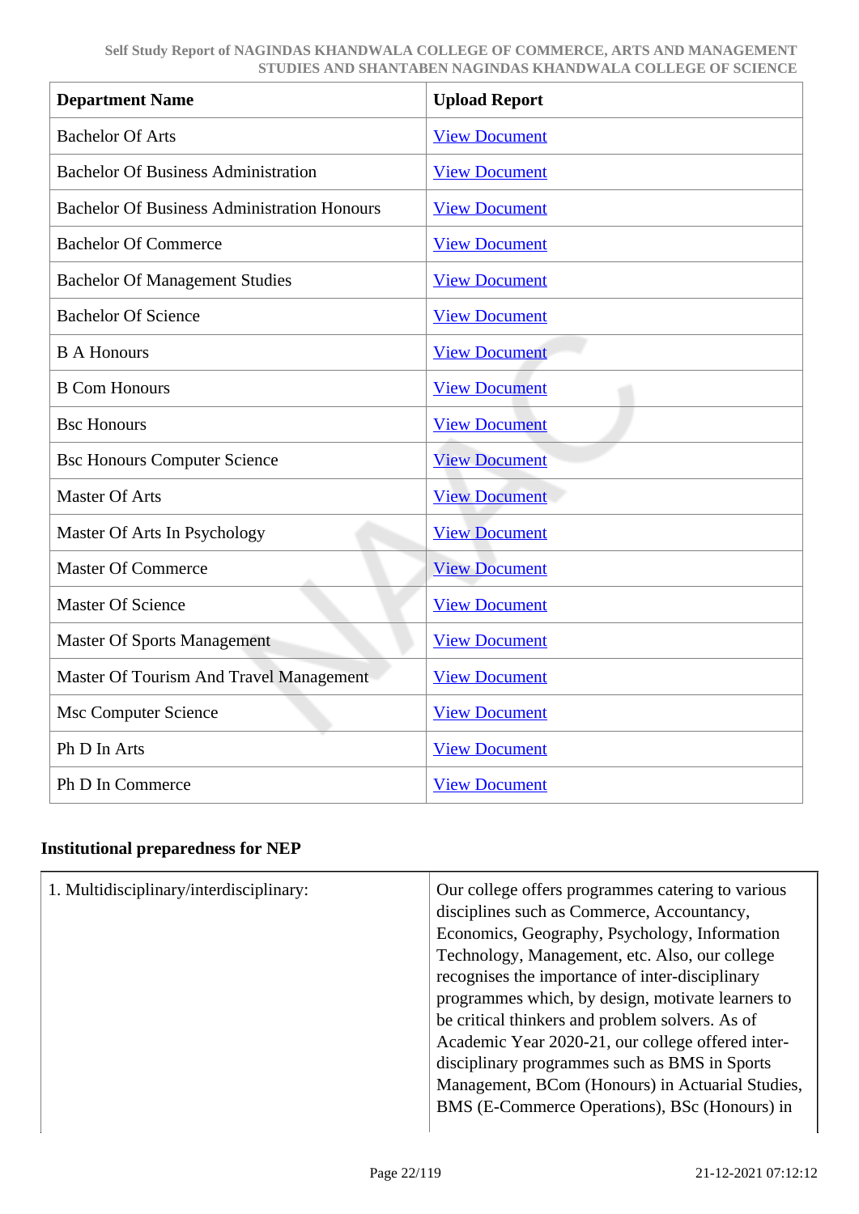| Department Name | Upload Report |
|---|---|
| Bachelor Of Arts | View Document |
| Bachelor Of Business Administration | View Document |
| Bachelor Of Business Administration Honours | View Document |
| Bachelor Of Commerce | View Document |
| Bachelor Of Management Studies | View Document |
| Bachelor Of Science | View Document |
| B A Honours | View Document |
| B Com Honours | View Document |
| Bsc Honours | View Document |
| Bsc Honours Computer Science | View Document |
| Master Of Arts | View Document |
| Master Of Arts In Psychology | View Document |
| Master Of Commerce | View Document |
| Master Of Science | View Document |
| Master Of Sports Management | View Document |
| Master Of Tourism And Travel Management | View Document |
| Msc Computer Science | View Document |
| Ph D In Arts | View Document |
| Ph D In Commerce | View Document |

**Institutional preparedness for NEP**

| | |
|---|---|
| 1. Multidisciplinary/interdisciplinary: | Our college offers programmes catering to various disciplines such as Commerce, Accountancy, Economics, Geography, Psychology, Information Technology, Management, etc. Also, our college recognises the importance of inter-disciplinary programmes which, by design, motivate learners to be critical thinkers and problem solvers. As of Academic Year 2020-21, our college offered inter-disciplinary programmes such as BMS in Sports Management, BCom (Honours) in Actuarial Studies, BMS (E-Commerce Operations), BSc (Honours) in |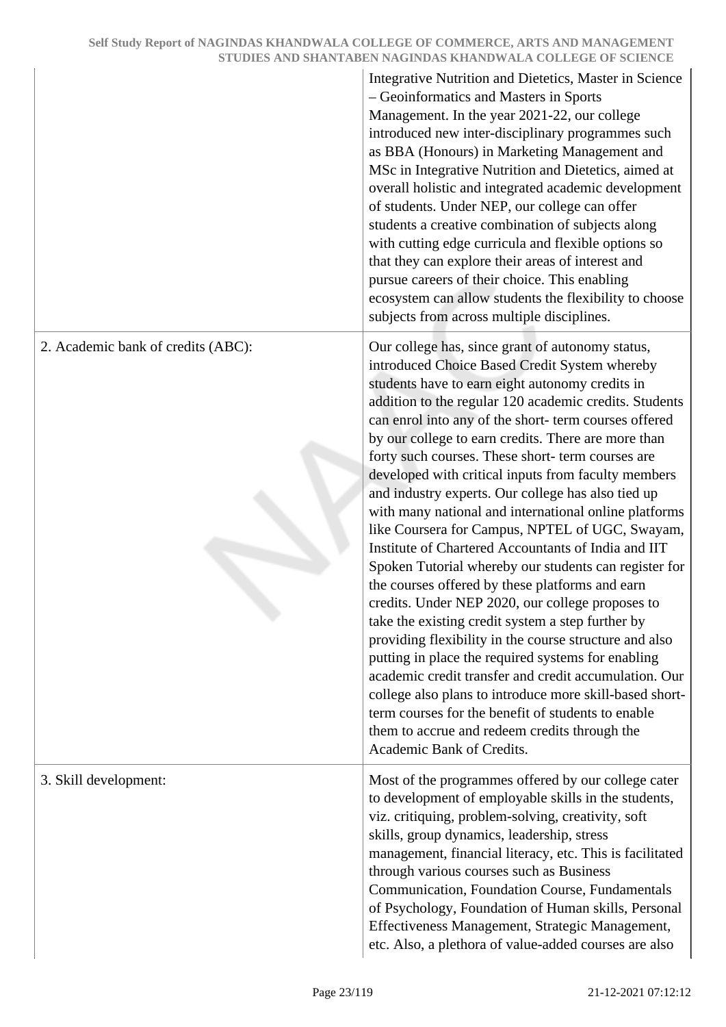| | |
|---|---|
| | Integrative Nutrition and Dietetics, Master in Science – Geoinformatics and Masters in Sports Management. In the year 2021-22, our college introduced new inter-disciplinary programmes such as BBA (Honours) in Marketing Management and MSc in Integrative Nutrition and Dietetics, aimed at overall holistic and integrated academic development of students. Under NEP, our college can offer students a creative combination of subjects along with cutting edge curricula and flexible options so that they can explore their areas of interest and pursue careers of their choice. This enabling ecosystem can allow students the flexibility to choose subjects from across multiple disciplines. |
| 2. Academic bank of credits (ABC): | Our college has, since grant of autonomy status, introduced Choice Based Credit System whereby students have to earn eight autonomy credits in addition to the regular 120 academic credits. Students can enrol into any of the short- term courses offered by our college to earn credits. There are more than forty such courses. These short- term courses are developed with critical inputs from faculty members and industry experts. Our college has also tied up with many national and international online platforms like Coursera for Campus, NPTEL of UGC, Swayam, Institute of Chartered Accountants of India and IIT Spoken Tutorial whereby our students can register for the courses offered by these platforms and earn credits. Under NEP 2020, our college proposes to take the existing credit system a step further by providing flexibility in the course structure and also putting in place the required systems for enabling academic credit transfer and credit accumulation. Our college also plans to introduce more skill-based short-term courses for the benefit of students to enable them to accrue and redeem credits through the Academic Bank of Credits. |
| 3. Skill development: | Most of the programmes offered by our college cater to development of employable skills in the students, viz. critiquing, problem-solving, creativity, soft skills, group dynamics, leadership, stress management, financial literacy, etc. This is facilitated through various courses such as Business Communication, Foundation Course, Fundamentals of Psychology, Foundation of Human skills, Personal Effectiveness Management, Strategic Management, etc. Also, a plethora of value-added courses are also |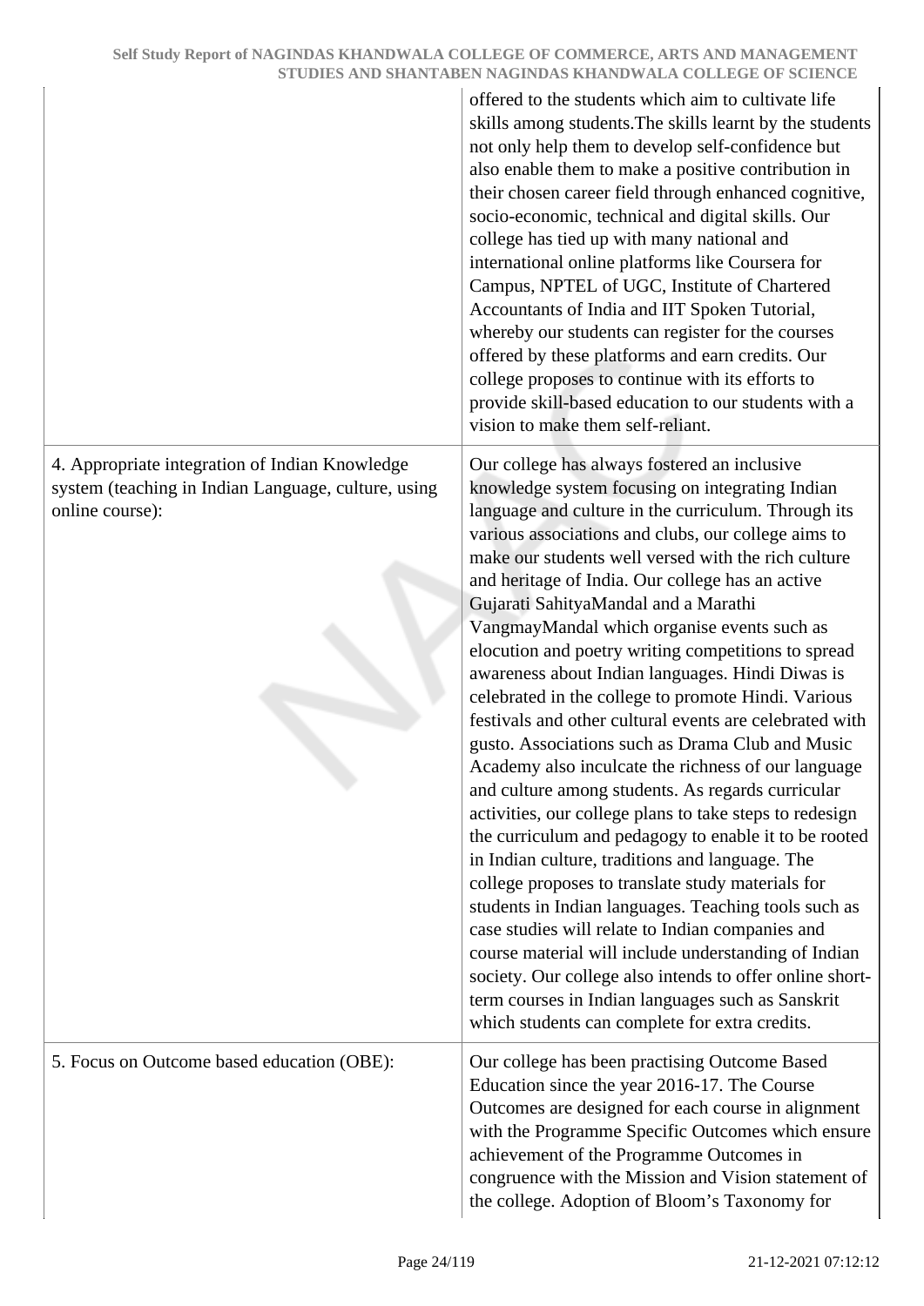| | |
|---|---|
| | offered to the students which aim to cultivate life skills among students.The skills learnt by the students not only help them to develop self-confidence but also enable them to make a positive contribution in their chosen career field through enhanced cognitive, socio-economic, technical and digital skills. Our college has tied up with many national and international online platforms like Coursera for Campus, NPTEL of UGC, Institute of Chartered Accountants of India and IIT Spoken Tutorial, whereby our students can register for the courses offered by these platforms and earn credits. Our college proposes to continue with its efforts to provide skill-based education to our students with a vision to make them self-reliant. |
| 4. Appropriate integration of Indian Knowledge system (teaching in Indian Language, culture, using online course): | Our college has always fostered an inclusive knowledge system focusing on integrating Indian language and culture in the curriculum. Through its various associations and clubs, our college aims to make our students well versed with the rich culture and heritage of India. Our college has an active Gujarati SahityaMandal and a Marathi VangmayMandal which organise events such as elocution and poetry writing competitions to spread awareness about Indian languages. Hindi Diwas is celebrated in the college to promote Hindi. Various festivals and other cultural events are celebrated with gusto. Associations such as Drama Club and Music Academy also inculcate the richness of our language and culture among students. As regards curricular activities, our college plans to take steps to redesign the curriculum and pedagogy to enable it to be rooted in Indian culture, traditions and language. The college proposes to translate study materials for students in Indian languages. Teaching tools such as case studies will relate to Indian companies and course material will include understanding of Indian society. Our college also intends to offer online short-term courses in Indian languages such as Sanskrit which students can complete for extra credits. |
| 5. Focus on Outcome based education (OBE): | Our college has been practising Outcome Based Education since the year 2016-17. The Course Outcomes are designed for each course in alignment with the Programme Specific Outcomes which ensure achievement of the Programme Outcomes in congruence with the Mission and Vision statement of the college. Adoption of Bloom's Taxonomy for |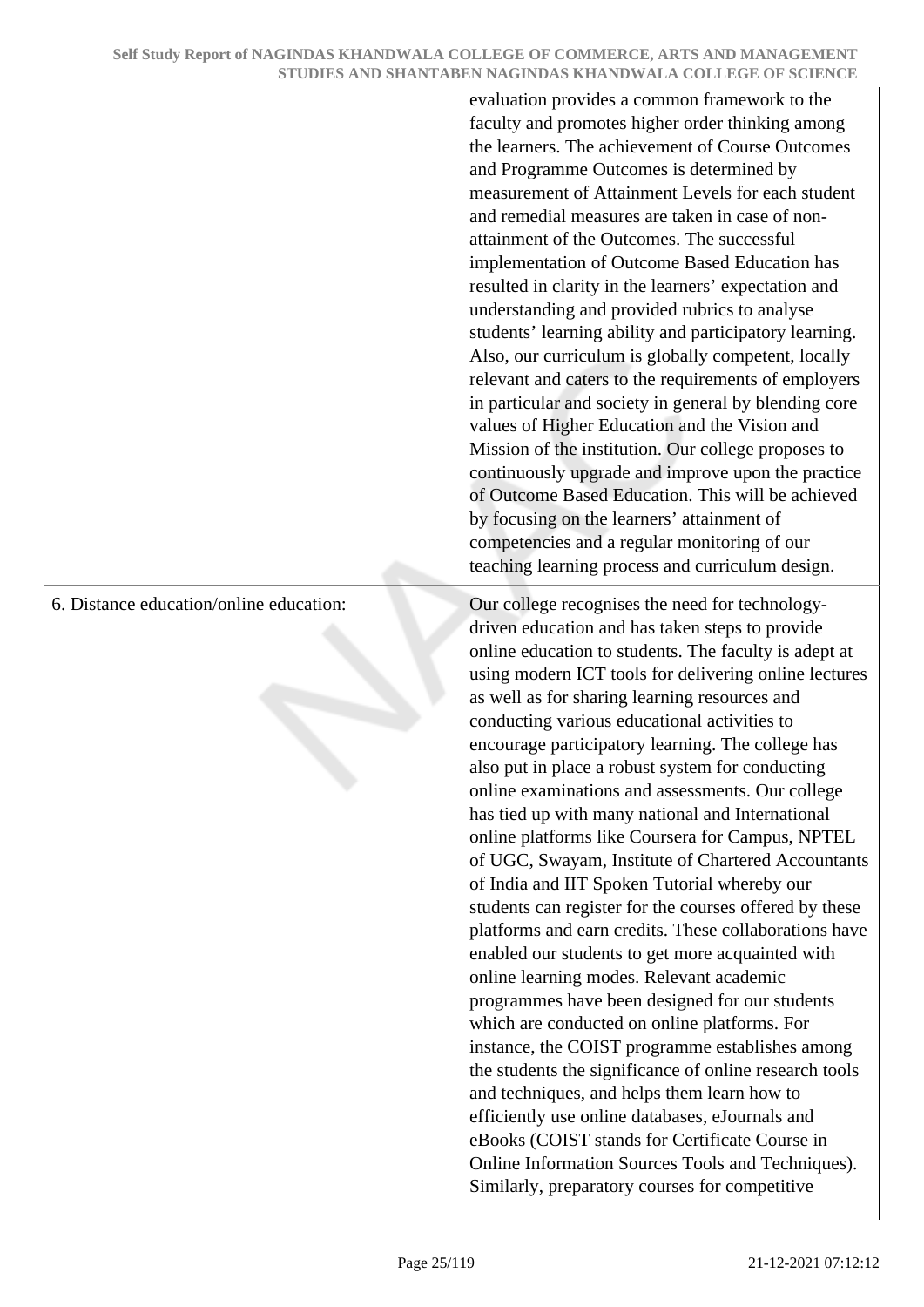| | |
|---|---|
| | evaluation provides a common framework to the faculty and promotes higher order thinking among the learners. The achievement of Course Outcomes and Programme Outcomes is determined by measurement of Attainment Levels for each student and remedial measures are taken in case of non-attainment of the Outcomes. The successful implementation of Outcome Based Education has resulted in clarity in the learners' expectation and understanding and provided rubrics to analyse students' learning ability and participatory learning. Also, our curriculum is globally competent, locally relevant and caters to the requirements of employers in particular and society in general by blending core values of Higher Education and the Vision and Mission of the institution. Our college proposes to continuously upgrade and improve upon the practice of Outcome Based Education. This will be achieved by focusing on the learners' attainment of competencies and a regular monitoring of our teaching learning process and curriculum design. |
| 6. Distance education/online education: | Our college recognises the need for technology-driven education and has taken steps to provide online education to students. The faculty is adept at using modern ICT tools for delivering online lectures as well as for sharing learning resources and conducting various educational activities to encourage participatory learning. The college has also put in place a robust system for conducting online examinations and assessments. Our college has tied up with many national and International online platforms like Coursera for Campus, NPTEL of UGC, Swayam, Institute of Chartered Accountants of India and IIT Spoken Tutorial whereby our students can register for the courses offered by these platforms and earn credits. These collaborations have enabled our students to get more acquainted with online learning modes. Relevant academic programmes have been designed for our students which are conducted on online platforms. For instance, the COIST programme establishes among the students the significance of online research tools and techniques, and helps them learn how to efficiently use online databases, eJournals and eBooks (COIST stands for Certificate Course in Online Information Sources Tools and Techniques). Similarly, preparatory courses for competitive |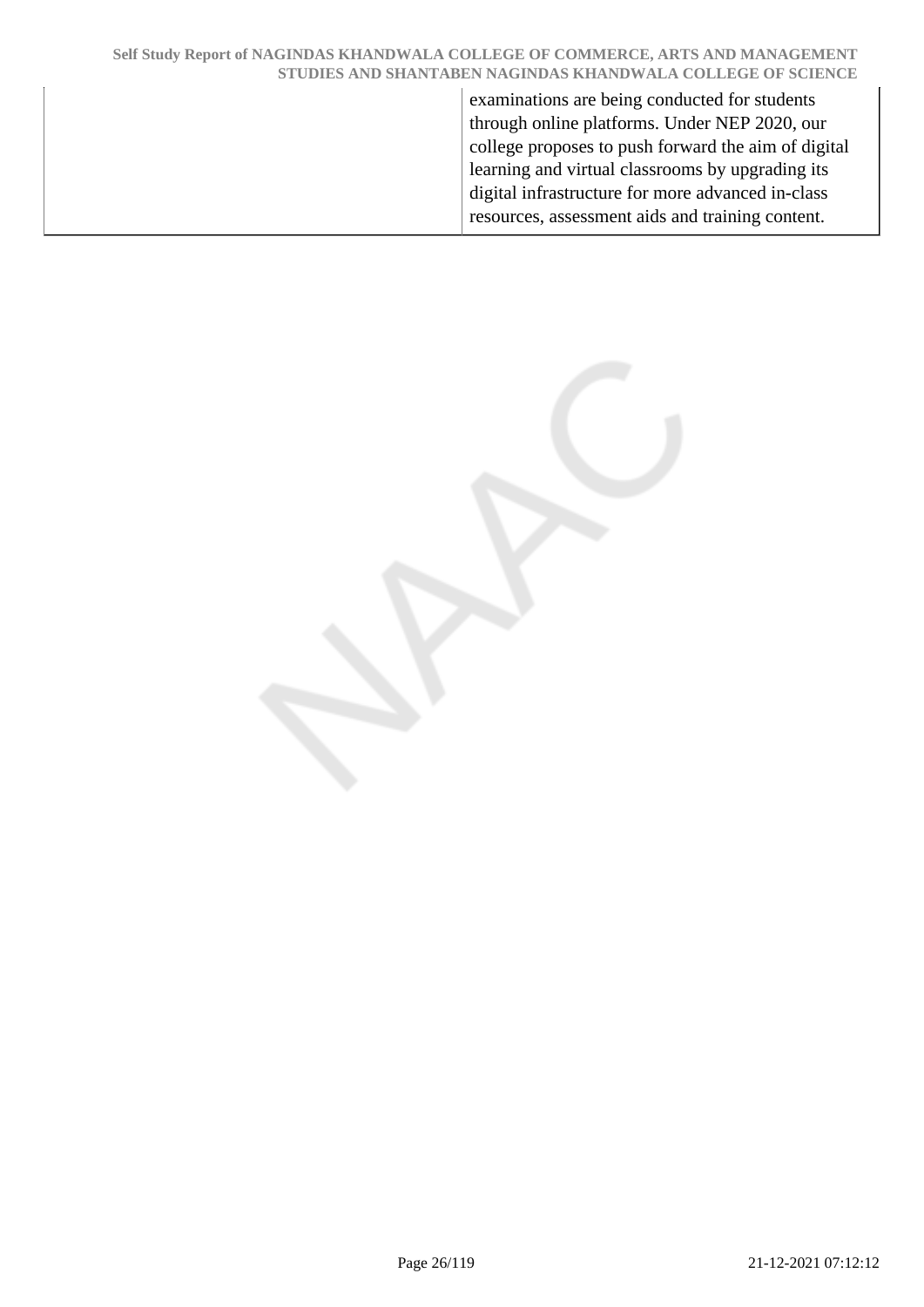| | |
|---|---|
| | examinations are being conducted for students through online platforms. Under NEP 2020, our college proposes to push forward the aim of digital learning and virtual classrooms by upgrading its digital infrastructure for more advanced in-class resources, assessment aids and training content. |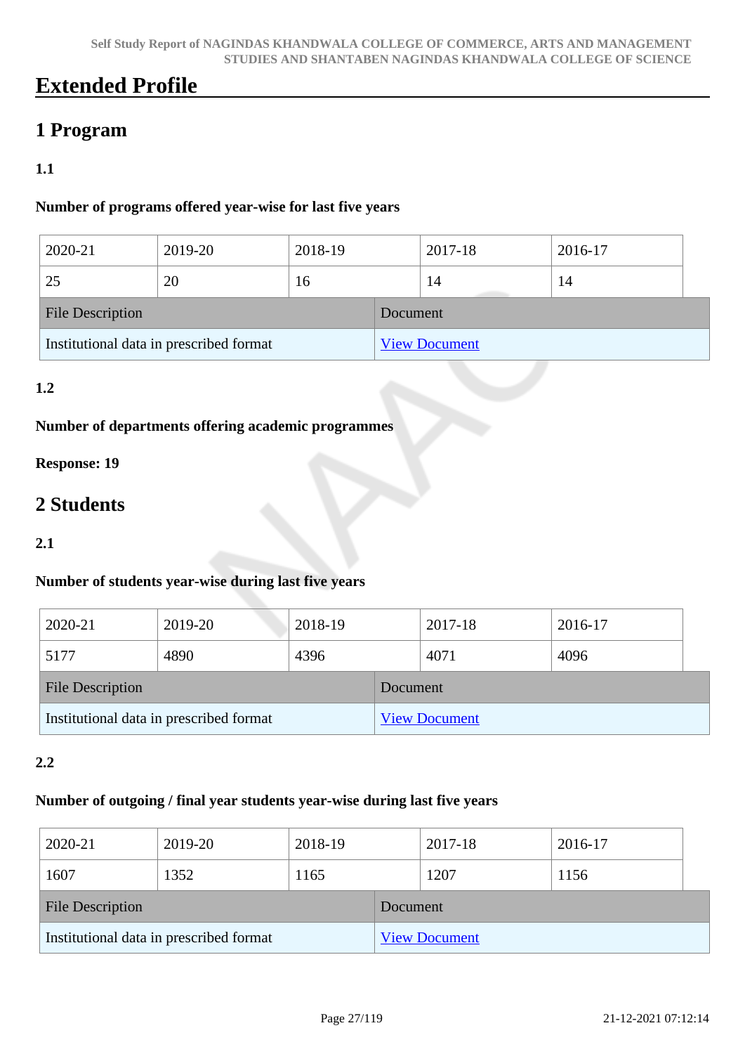# Extended Profile

## 1 Program

### 1.1

**Number of programs offered year-wise for last five years**

| 2020-21 | 2019-20 | 2018-19 | 2017-18 | 2016-17 |
|---|---|---|---|---|
| 25 | 20 | 16 | 14 | 14 |

| File Description | Document |
|---|---|
| Institutional data in prescribed format | View Document |

### 1.2

**Number of departments offering academic programmes**

**Response: 19**

## 2 Students

### 2.1

**Number of students year-wise during last five years**

| 2020-21 | 2019-20 | 2018-19 | 2017-18 | 2016-17 |
|---|---|---|---|---|
| 5177 | 4890 | 4396 | 4071 | 4096 |

| File Description | Document |
|---|---|
| Institutional data in prescribed format | View Document |

### 2.2

**Number of outgoing / final year students year-wise during last five years**

| 2020-21 | 2019-20 | 2018-19 | 2017-18 | 2016-17 |
|---|---|---|---|---|
| 1607 | 1352 | 1165 | 1207 | 1156 |

| File Description | Document |
|---|---|
| Institutional data in prescribed format | View Document |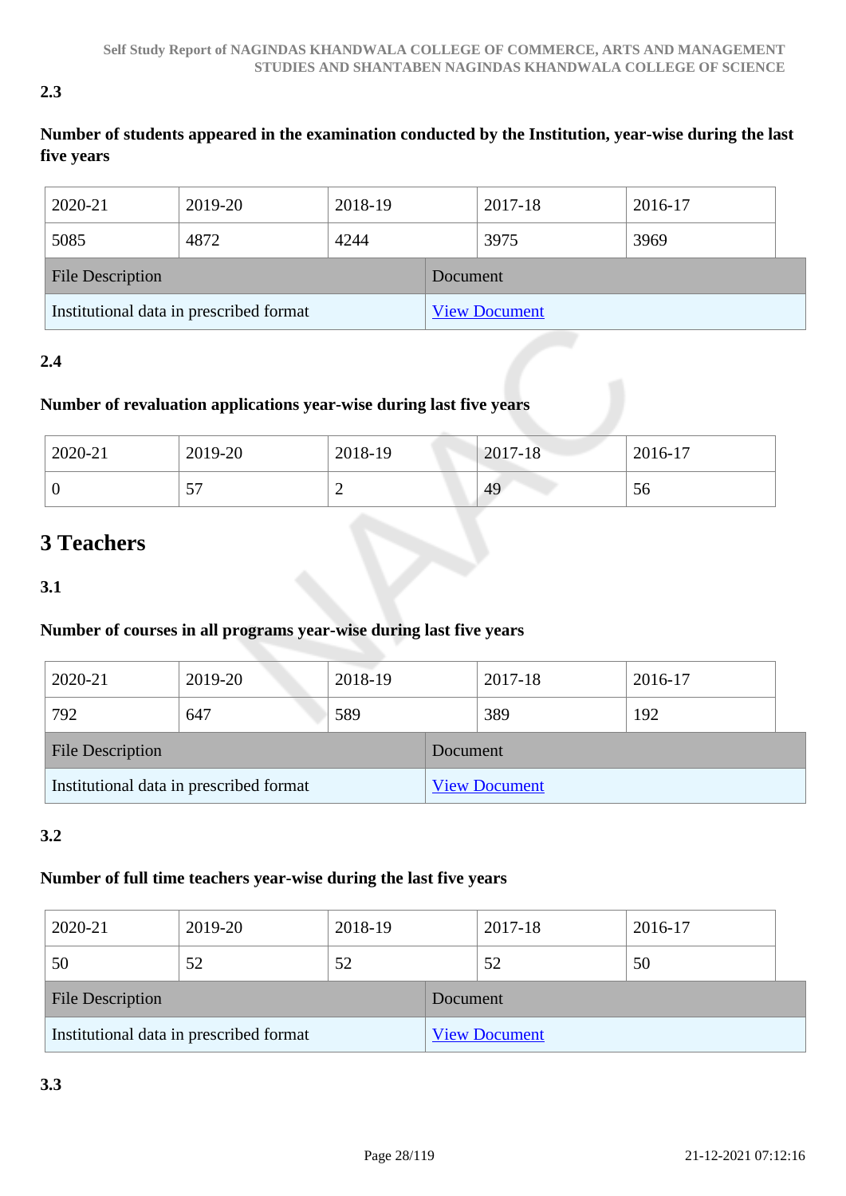**2.3**

**Number of students appeared in the examination conducted by the Institution, year-wise during the last five years**

| 2020-21 | 2019-20 | 2018-19 | 2017-18 | 2016-17 |
|---|---|---|---|---|
| 5085 | 4872 | 4244 | 3975 | 3969 |

| File Description | Document |
|---|---|
| Institutional data in prescribed format | View Document |

**2.4**

**Number of revaluation applications year-wise during last five years**

| 2020-21 | 2019-20 | 2018-19 | 2017-18 | 2016-17 |
|---|---|---|---|---|
| 0 | 57 | 2 | 49 | 56 |

## 3 Teachers

**3.1**

**Number of courses in all programs year-wise during last five years**

| 2020-21 | 2019-20 | 2018-19 | 2017-18 | 2016-17 |
|---|---|---|---|---|
| 792 | 647 | 589 | 389 | 192 |

| File Description | Document |
|---|---|
| Institutional data in prescribed format | View Document |

**3.2**

**Number of full time teachers year-wise during the last five years**

| 2020-21 | 2019-20 | 2018-19 | 2017-18 | 2016-17 |
|---|---|---|---|---|
| 50 | 52 | 52 | 52 | 50 |

| File Description | Document |
|---|---|
| Institutional data in prescribed format | View Document |

**3.3**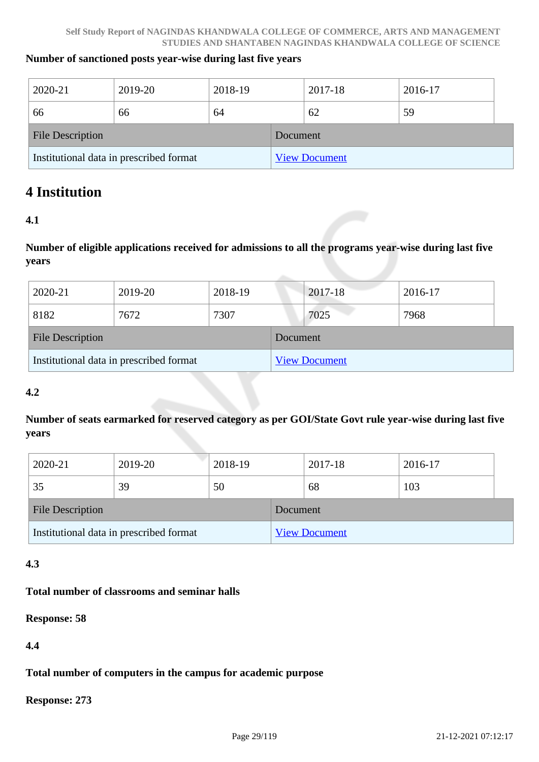**Number of sanctioned posts year-wise during last five years**

| 2020-21 | 2019-20 | 2018-19 | 2017-18 | 2016-17 |
|---|---|---|---|---|
| 66 | 66 | 64 | 62 | 59 |

| File Description | Document |
|---|---|
| Institutional data in prescribed format | View Document |

# 4 Institution

**4.1**

**Number of eligible applications received for admissions to all the programs year-wise during last five years**

| 2020-21 | 2019-20 | 2018-19 | 2017-18 | 2016-17 |
|---|---|---|---|---|
| 8182 | 7672 | 7307 | 7025 | 7968 |

| File Description | Document |
|---|---|
| Institutional data in prescribed format | View Document |

**4.2**

**Number of seats earmarked for reserved category as per GOI/State Govt rule year-wise during last five years**

| 2020-21 | 2019-20 | 2018-19 | 2017-18 | 2016-17 |
|---|---|---|---|---|
| 35 | 39 | 50 | 68 | 103 |

| File Description | Document |
|---|---|
| Institutional data in prescribed format | View Document |

**4.3**

**Total number of classrooms and seminar halls**

**Response: 58**

**4.4**

**Total number of computers in the campus for academic purpose**

**Response: 273**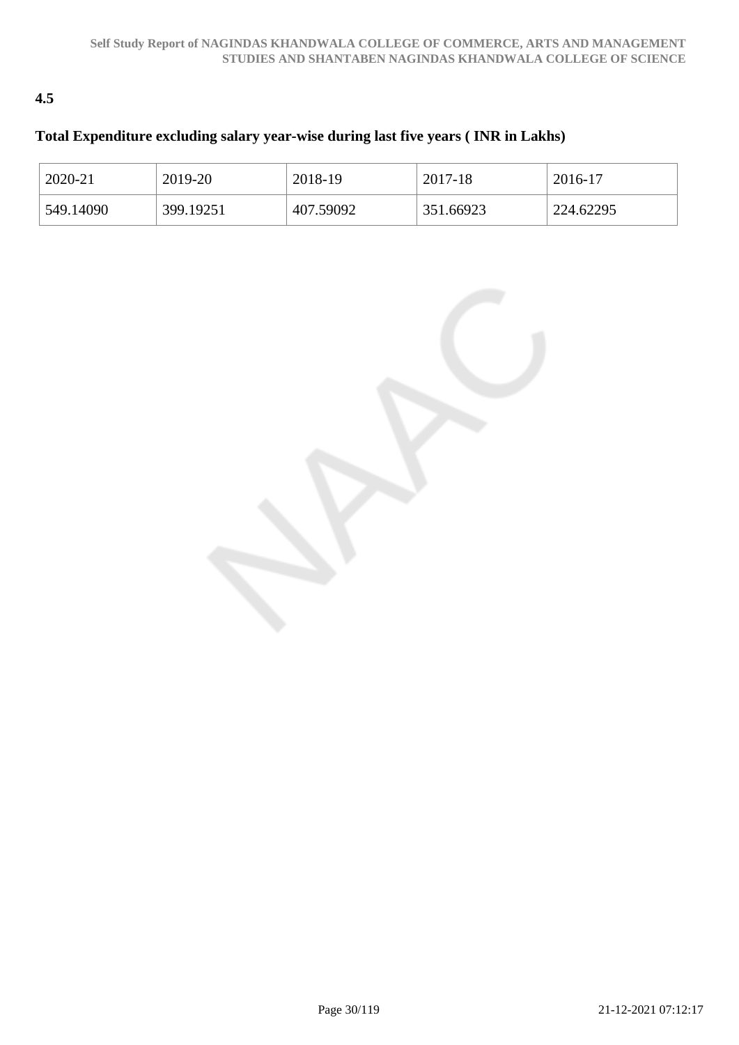**4.5**

**Total Expenditure excluding salary year-wise during last five years ( INR in Lakhs)**

| 2020-21 | 2019-20 | 2018-19 | 2017-18 | 2016-17 |
|---|---|---|---|---|
| 549.14090 | 399.19251 | 407.59092 | 351.66923 | 224.62295 |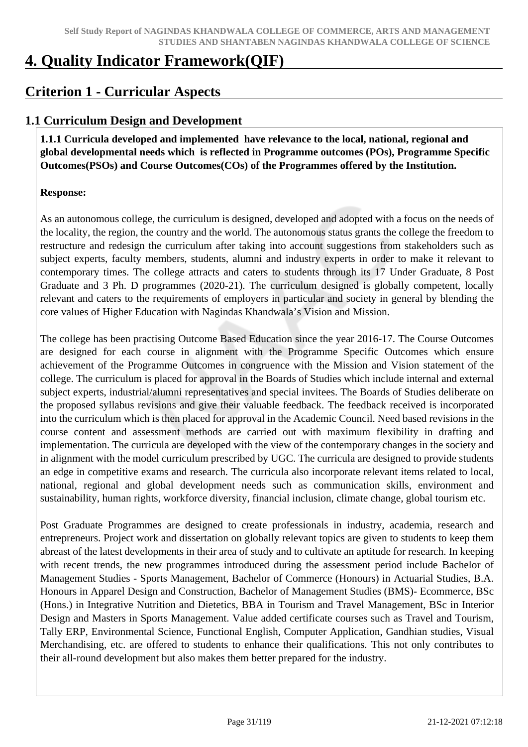# 4. Quality Indicator Framework(QIF)

## Criterion 1 - Curricular Aspects

### 1.1 Curriculum Design and Development

**1.1.1 Curricula developed and implemented have relevance to the local, national, regional and global developmental needs which is reflected in Programme outcomes (POs), Programme Specific Outcomes(PSOs) and Course Outcomes(COs) of the Programmes offered by the Institution.**

**Response:**

As an autonomous college, the curriculum is designed, developed and adopted with a focus on the needs of the locality, the region, the country and the world. The autonomous status grants the college the freedom to restructure and redesign the curriculum after taking into account suggestions from stakeholders such as subject experts, faculty members, students, alumni and industry experts in order to make it relevant to contemporary times. The college attracts and caters to students through its 17 Under Graduate, 8 Post Graduate and 3 Ph. D programmes (2020-21). The curriculum designed is globally competent, locally relevant and caters to the requirements of employers in particular and society in general by blending the core values of Higher Education with Nagindas Khandwala's Vision and Mission.

The college has been practising Outcome Based Education since the year 2016-17. The Course Outcomes are designed for each course in alignment with the Programme Specific Outcomes which ensure achievement of the Programme Outcomes in congruence with the Mission and Vision statement of the college. The curriculum is placed for approval in the Boards of Studies which include internal and external subject experts, industrial/alumni representatives and special invitees. The Boards of Studies deliberate on the proposed syllabus revisions and give their valuable feedback. The feedback received is incorporated into the curriculum which is then placed for approval in the Academic Council. Need based revisions in the course content and assessment methods are carried out with maximum flexibility in drafting and implementation. The curricula are developed with the view of the contemporary changes in the society and in alignment with the model curriculum prescribed by UGC. The curricula are designed to provide students an edge in competitive exams and research. The curricula also incorporate relevant items related to local, national, regional and global development needs such as communication skills, environment and sustainability, human rights, workforce diversity, financial inclusion, climate change, global tourism etc.

Post Graduate Programmes are designed to create professionals in industry, academia, research and entrepreneurs. Project work and dissertation on globally relevant topics are given to students to keep them abreast of the latest developments in their area of study and to cultivate an aptitude for research. In keeping with recent trends, the new programmes introduced during the assessment period include Bachelor of Management Studies - Sports Management, Bachelor of Commerce (Honours) in Actuarial Studies, B.A. Honours in Apparel Design and Construction, Bachelor of Management Studies (BMS)- Ecommerce, BSc (Hons.) in Integrative Nutrition and Dietetics, BBA in Tourism and Travel Management, BSc in Interior Design and Masters in Sports Management. Value added certificate courses such as Travel and Tourism, Tally ERP, Environmental Science, Functional English, Computer Application, Gandhian studies, Visual Merchandising, etc. are offered to students to enhance their qualifications. This not only contributes to their all-round development but also makes them better prepared for the industry.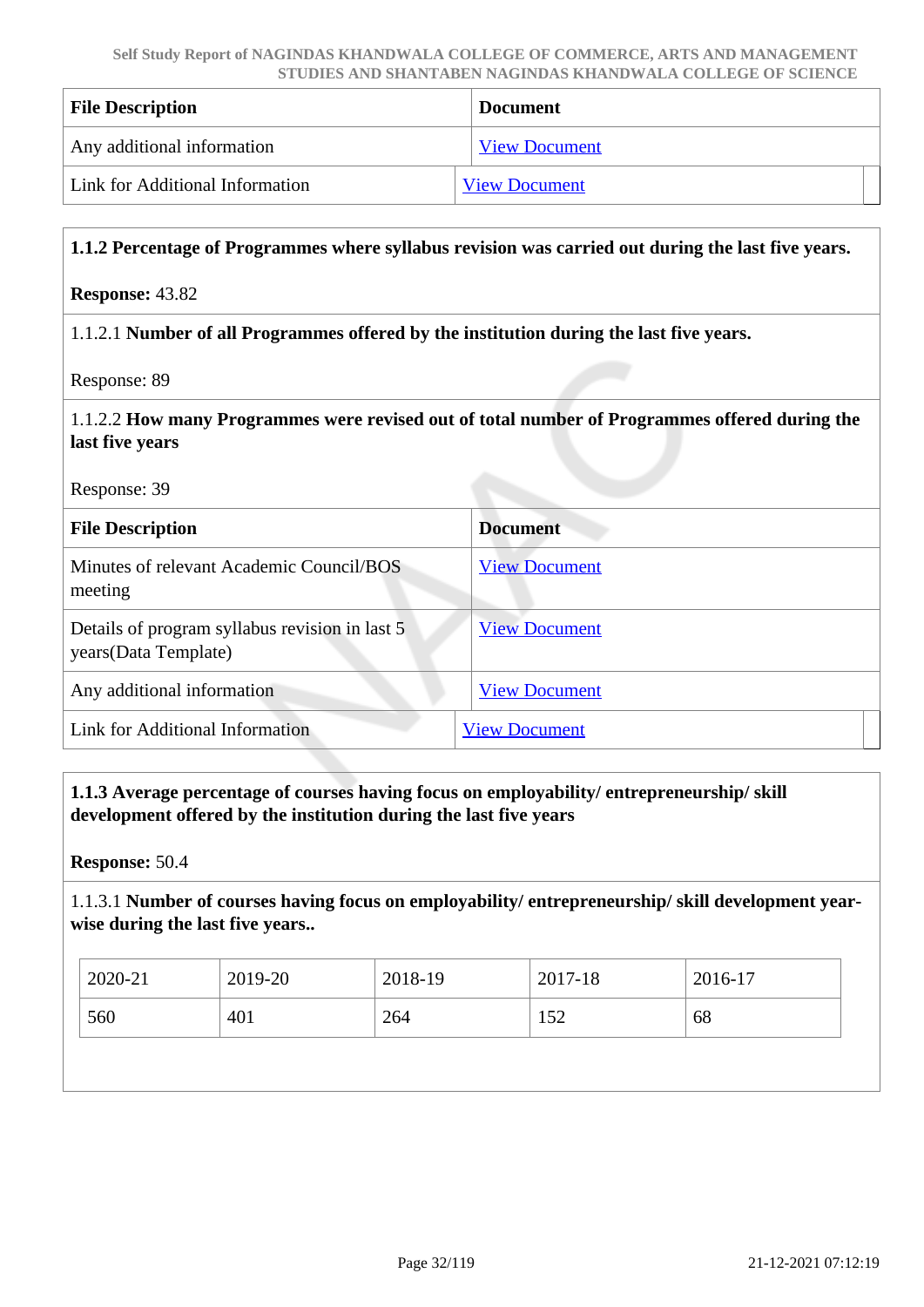| File Description | Document |
|---|---|
| Any additional information | View Document |
| Link for Additional Information | View Document |

**1.1.2 Percentage of Programmes where syllabus revision was carried out during the last five years.**

**Response:** 43.82

1.1.2.1 **Number of all Programmes offered by the institution during the last five years.**

Response: 89

1.1.2.2 **How many Programmes were revised out of total number of Programmes offered during the last five years**

Response: 39

| File Description | Document |
|---|---|
| Minutes of relevant Academic Council/BOS meeting | View Document |
| Details of program syllabus revision in last 5 years(Data Template) | View Document |
| Any additional information | View Document |
| Link for Additional Information | View Document |

**1.1.3 Average percentage of courses having focus on employability/ entrepreneurship/ skill development offered by the institution during the last five years**

**Response:** 50.4

1.1.3.1 **Number of courses having focus on employability/ entrepreneurship/ skill development year-wise during the last five years..**

| 2020-21 | 2019-20 | 2018-19 | 2017-18 | 2016-17 |
|---|---|---|---|---|
| 560 | 401 | 264 | 152 | 68 |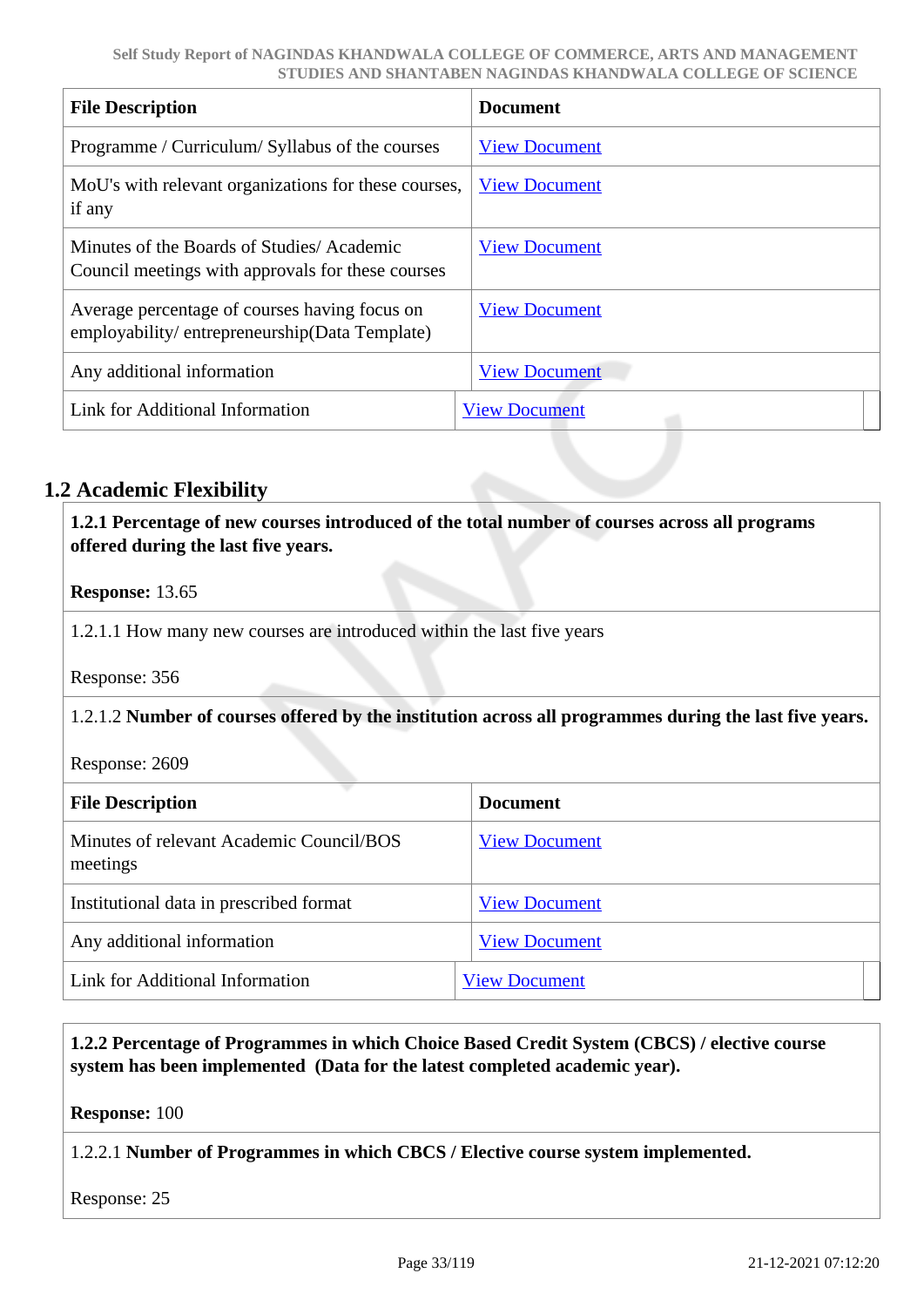| File Description | Document |
| --- | --- |
| Programme / Curriculum/ Syllabus of the courses | View Document |
| MoU's with relevant organizations for these courses, if any | View Document |
| Minutes of the Boards of Studies/ Academic Council meetings with approvals for these courses | View Document |
| Average percentage of courses having focus on employability/ entrepreneurship(Data Template) | View Document |
| Any additional information | View Document |
| Link for Additional Information | View Document |

## 1.2 Academic Flexibility

**1.2.1 Percentage of new courses introduced of the total number of courses across all programs offered during the last five years.**

**Response:** 13.65

1.2.1.1 How many new courses are introduced within the last five years

Response: 356

1.2.1.2 **Number of courses offered by the institution across all programmes during the last five years.**

Response: 2609

| File Description | Document |
| --- | --- |
| Minutes of relevant Academic Council/BOS meetings | View Document |
| Institutional data in prescribed format | View Document |
| Any additional information | View Document |
| Link for Additional Information | View Document |

**1.2.2 Percentage of Programmes in which Choice Based Credit System (CBCS) / elective course system has been implemented (Data for the latest completed academic year).**

**Response:** 100

1.2.2.1 **Number of Programmes in which CBCS / Elective course system implemented.**

Response: 25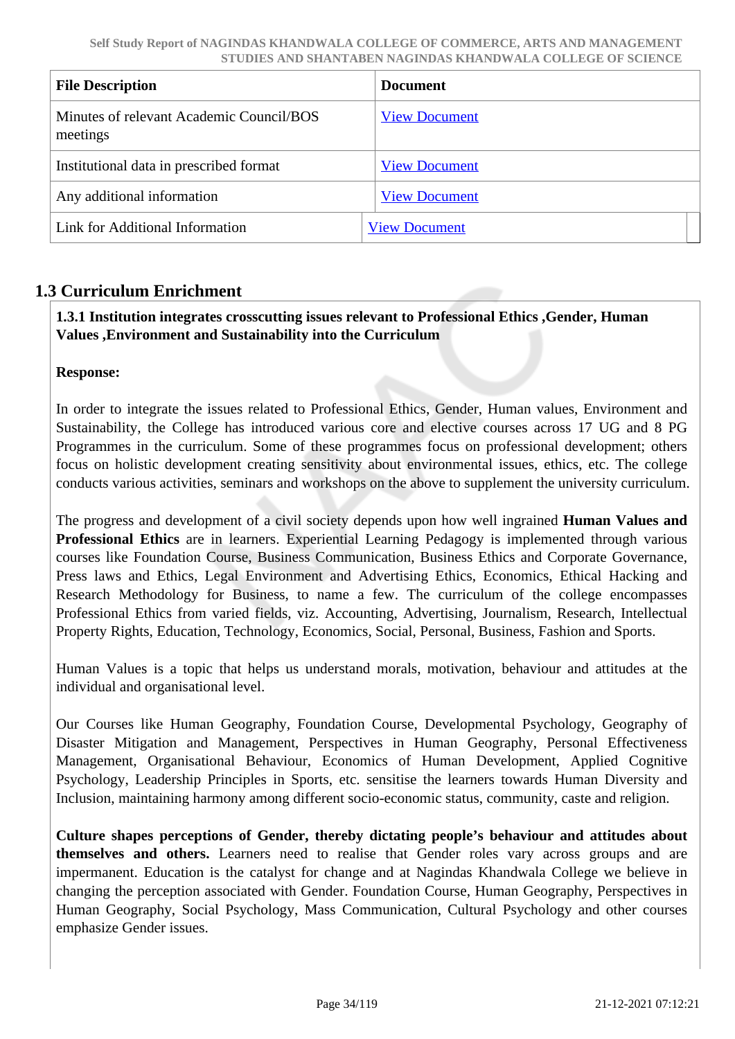| File Description | Document |
| --- | --- |
| Minutes of relevant Academic Council/BOS meetings | View Document |
| Institutional data in prescribed format | View Document |
| Any additional information | View Document |
| Link for Additional Information | View Document |

## 1.3 Curriculum Enrichment

**1.3.1 Institution integrates crosscutting issues relevant to Professional Ethics ,Gender, Human Values ,Environment and Sustainability into the Curriculum**

**Response:**

In order to integrate the issues related to Professional Ethics, Gender, Human values, Environment and Sustainability, the College has introduced various core and elective courses across 17 UG and 8 PG Programmes in the curriculum. Some of these programmes focus on professional development; others focus on holistic development creating sensitivity about environmental issues, ethics, etc. The college conducts various activities, seminars and workshops on the above to supplement the university curriculum.

The progress and development of a civil society depends upon how well ingrained **Human Values and Professional Ethics** are in learners. Experiential Learning Pedagogy is implemented through various courses like Foundation Course, Business Communication, Business Ethics and Corporate Governance, Press laws and Ethics, Legal Environment and Advertising Ethics, Economics, Ethical Hacking and Research Methodology for Business, to name a few. The curriculum of the college encompasses Professional Ethics from varied fields, viz. Accounting, Advertising, Journalism, Research, Intellectual Property Rights, Education, Technology, Economics, Social, Personal, Business, Fashion and Sports.

Human Values is a topic that helps us understand morals, motivation, behaviour and attitudes at the individual and organisational level.

Our Courses like Human Geography, Foundation Course, Developmental Psychology, Geography of Disaster Mitigation and Management, Perspectives in Human Geography, Personal Effectiveness Management, Organisational Behaviour, Economics of Human Development, Applied Cognitive Psychology, Leadership Principles in Sports, etc. sensitise the learners towards Human Diversity and Inclusion, maintaining harmony among different socio-economic status, community, caste and religion.

**Culture shapes perceptions of Gender, thereby dictating people's behaviour and attitudes about themselves and others.** Learners need to realise that Gender roles vary across groups and are impermanent. Education is the catalyst for change and at Nagindas Khandwala College we believe in changing the perception associated with Gender. Foundation Course, Human Geography, Perspectives in Human Geography, Social Psychology, Mass Communication, Cultural Psychology and other courses emphasize Gender issues.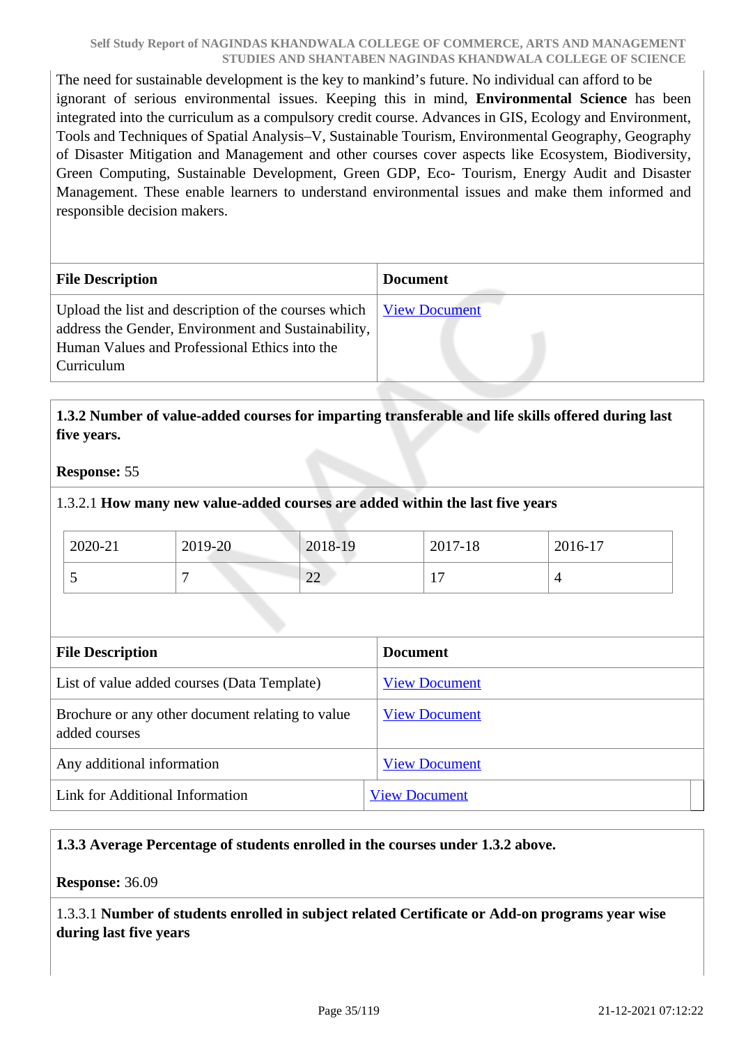The need for sustainable development is the key to mankind's future. No individual can afford to be ignorant of serious environmental issues. Keeping this in mind, **Environmental Science** has been integrated into the curriculum as a compulsory credit course. Advances in GIS, Ecology and Environment, Tools and Techniques of Spatial Analysis–V, Sustainable Tourism, Environmental Geography, Geography of Disaster Mitigation and Management and other courses cover aspects like Ecosystem, Biodiversity, Green Computing, Sustainable Development, Green GDP, Eco- Tourism, Energy Audit and Disaster Management. These enable learners to understand environmental issues and make them informed and responsible decision makers.

| File Description | Document |
|---|---|
| Upload the list and description of the courses which address the Gender, Environment and Sustainability, Human Values and Professional Ethics into the Curriculum | View Document |

**1.3.2 Number of value-added courses for imparting transferable and life skills offered during last five years.**

**Response:** 55

1.3.2.1 **How many new value-added courses are added within the last five years**

| 2020-21 | 2019-20 | 2018-19 | 2017-18 | 2016-17 |
|---|---|---|---|---|
| 5 | 7 | 22 | 17 | 4 |

| File Description | Document |
|---|---|
| List of value added courses (Data Template) | View Document |
| Brochure or any other document relating to value added courses | View Document |
| Any additional information | View Document |
| Link for Additional Information | View Document |

**1.3.3 Average Percentage of students enrolled in the courses under 1.3.2 above.**

**Response:** 36.09

1.3.3.1 **Number of students enrolled in subject related Certificate or Add-on programs year wise during last five years**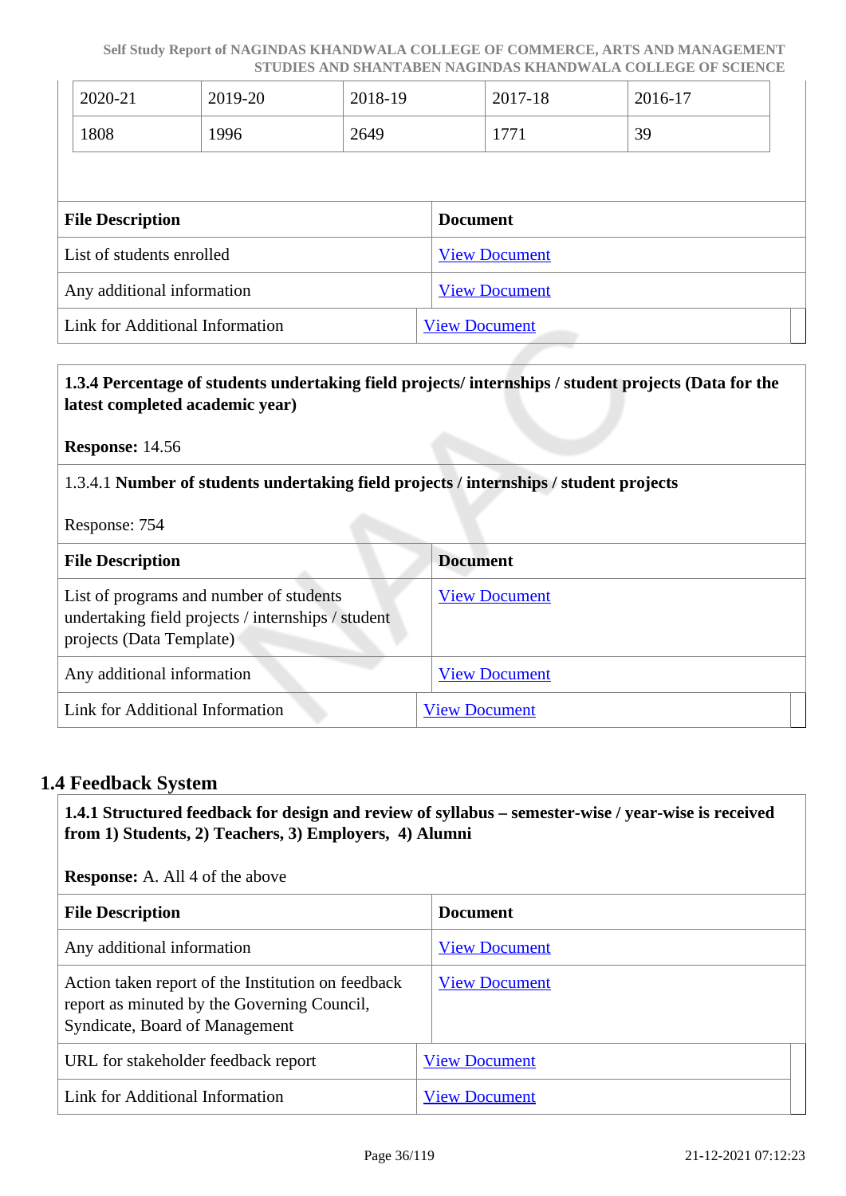| 2020-21 | 2019-20 | 2018-19 | 2017-18 | 2016-17 |
|---|---|---|---|---|
| 1808 | 1996 | 2649 | 1771 | 39 |

| File Description | Document |
|---|---|
| List of students enrolled | View Document |
| Any additional information | View Document |
| Link for Additional Information | View Document |

**1.3.4 Percentage of students undertaking field projects/ internships / student projects (Data for the latest completed academic year)**

**Response:** 14.56

1.3.4.1 **Number of students undertaking field projects / internships / student projects**

Response: 754

| File Description | Document |
|---|---|
| List of programs and number of students undertaking field projects / internships / student projects (Data Template) | View Document |
| Any additional information | View Document |
| Link for Additional Information | View Document |

## 1.4 Feedback System

**1.4.1 Structured feedback for design and review of syllabus – semester-wise / year-wise is received from 1) Students, 2) Teachers, 3) Employers, 4) Alumni**

**Response:** A. All 4 of the above

| File Description | Document |
|---|---|
| Any additional information | View Document |
| Action taken report of the Institution on feedback report as minuted by the Governing Council, Syndicate, Board of Management | View Document |
| URL for stakeholder feedback report | View Document |
| Link for Additional Information | View Document |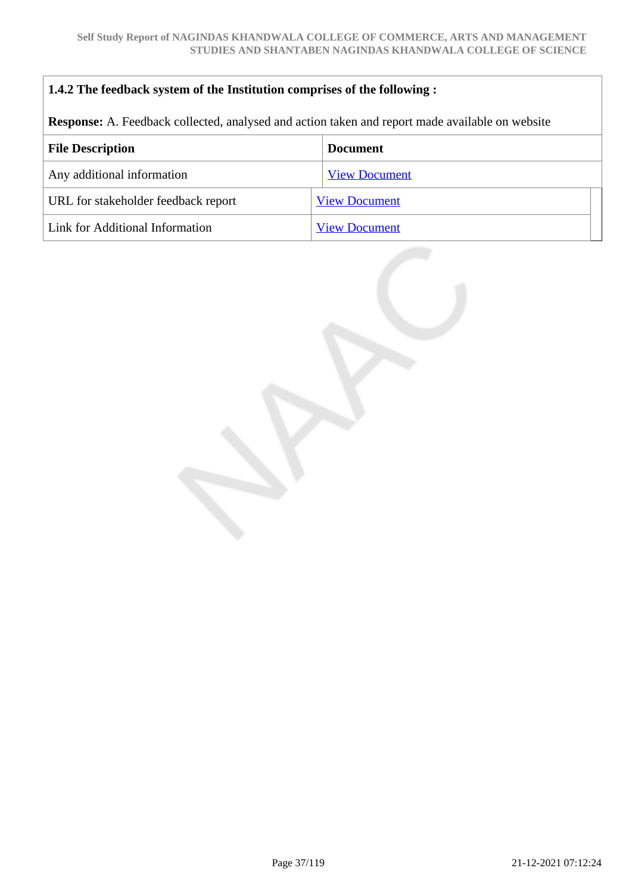**1.4.2 The feedback system of the Institution comprises of the following :**

**Response:** A. Feedback collected, analysed and action taken and report made available on website

| File Description | Document |
| --- | --- |
| Any additional information | View Document |
| URL for stakeholder feedback report | View Document |
| Link for Additional Information | View Document |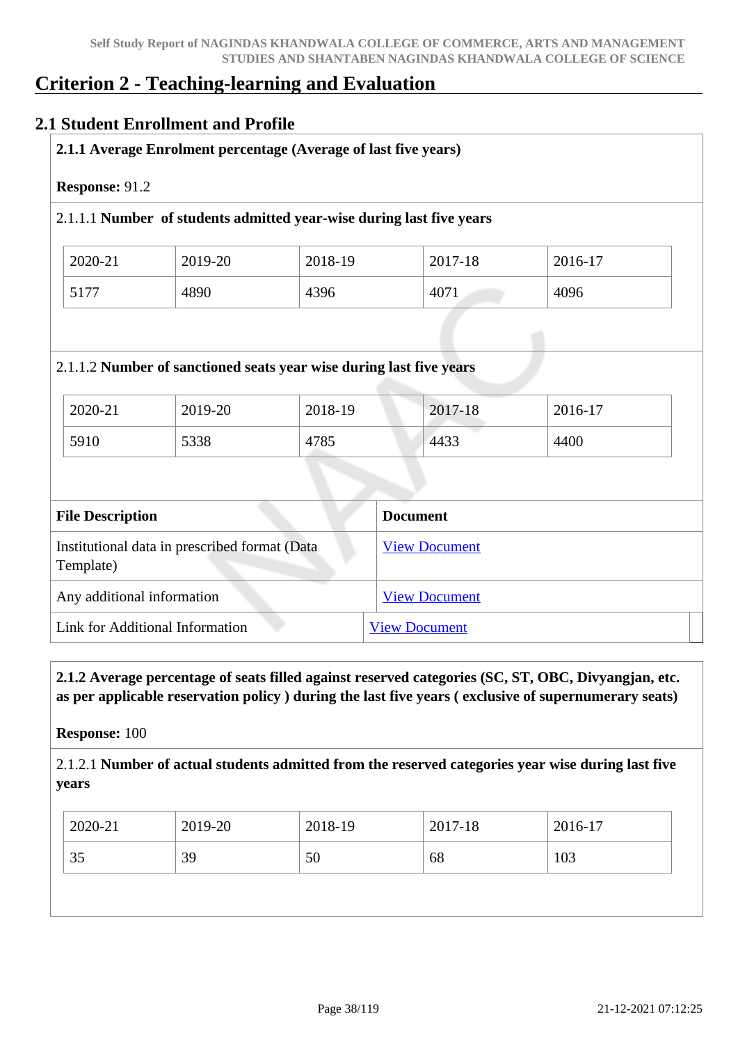# Criterion 2 - Teaching-learning and Evaluation

## 2.1 Student Enrollment and Profile

**2.1.1 Average Enrolment percentage (Average of last five years)**

**Response:** 91.2

2.1.1.1 **Number of students admitted year-wise during last five years**

| 2020-21 | 2019-20 | 2018-19 | 2017-18 | 2016-17 |
|---|---|---|---|---|
| 5177 | 4890 | 4396 | 4071 | 4096 |

2.1.1.2 **Number of sanctioned seats year wise during last five years**

| 2020-21 | 2019-20 | 2018-19 | 2017-18 | 2016-17 |
|---|---|---|---|---|
| 5910 | 5338 | 4785 | 4433 | 4400 |

| File Description | Document |
|---|---|
| Institutional data in prescribed format (Data Template) | View Document |
| Any additional information | View Document |
| Link for Additional Information | View Document |

**2.1.2 Average percentage of seats filled against reserved categories (SC, ST, OBC, Divyangjan, etc. as per applicable reservation policy ) during the last five years ( exclusive of supernumerary seats)**

**Response:** 100

2.1.2.1 **Number of actual students admitted from the reserved categories year wise during last five years**

| 2020-21 | 2019-20 | 2018-19 | 2017-18 | 2016-17 |
|---|---|---|---|---|
| 35 | 39 | 50 | 68 | 103 |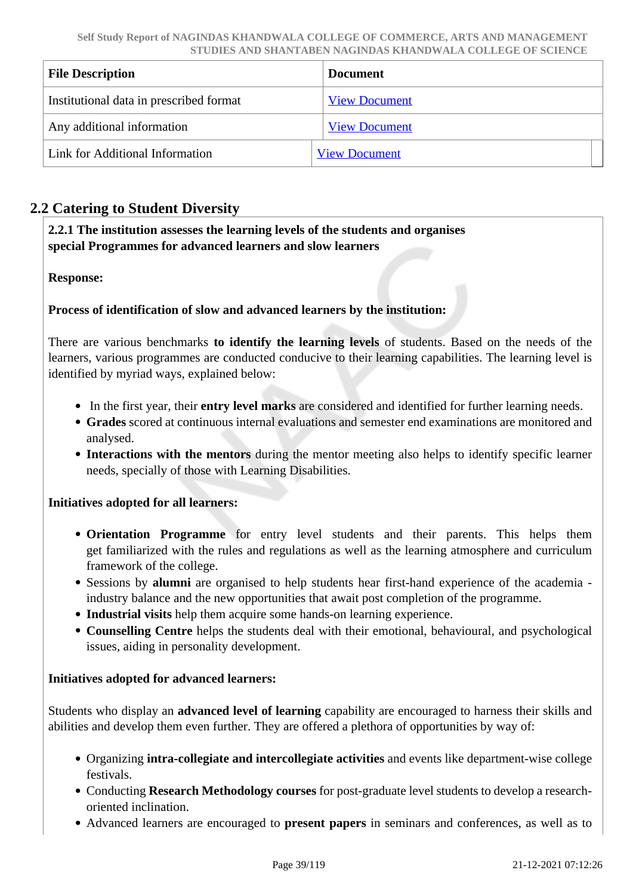| File Description | Document |
| --- | --- |
| Institutional data in prescribed format | View Document |
| Any additional information | View Document |
| Link for Additional Information | View Document |

## 2.2 Catering to Student Diversity

**2.2.1 The institution assesses the learning levels of the students and organises special Programmes for advanced learners and slow learners**

**Response:**

**Process of identification of slow and advanced learners by the institution:**

There are various benchmarks **to identify the learning levels** of students. Based on the needs of the learners, various programmes are conducted conducive to their learning capabilities. The learning level is identified by myriad ways, explained below:

- In the first year, their **entry level marks** are considered and identified for further learning needs.
- **Grades** scored at continuous internal evaluations and semester end examinations are monitored and analysed.
- **Interactions with the mentors** during the mentor meeting also helps to identify specific learner needs, specially of those with Learning Disabilities.

**Initiatives adopted for all learners:**

- **Orientation Programme** for entry level students and their parents. This helps them get familiarized with the rules and regulations as well as the learning atmosphere and curriculum framework of the college.
- Sessions by **alumni** are organised to help students hear first-hand experience of the academia - industry balance and the new opportunities that await post completion of the programme.
- **Industrial visits** help them acquire some hands-on learning experience.
- **Counselling Centre** helps the students deal with their emotional, behavioural, and psychological issues, aiding in personality development.

**Initiatives adopted for advanced learners:**

Students who display an **advanced level of learning** capability are encouraged to harness their skills and abilities and develop them even further. They are offered a plethora of opportunities by way of:

- Organizing **intra-collegiate and intercollegiate activities** and events like department-wise college festivals.
- Conducting **Research Methodology courses** for post-graduate level students to develop a research-oriented inclination.
- Advanced learners are encouraged to **present papers** in seminars and conferences, as well as to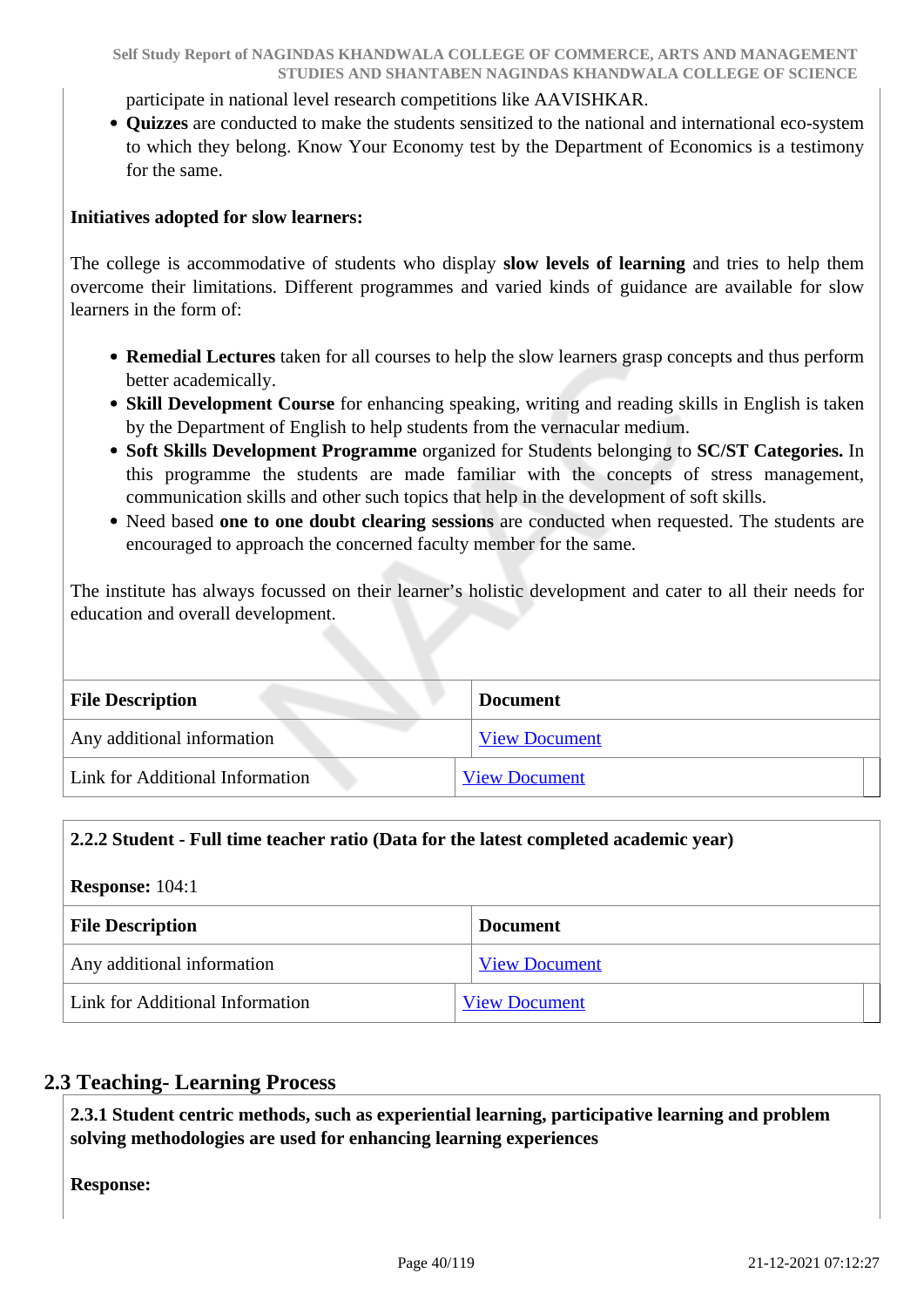participate in national level research competitions like AAVISHKAR.
- **Quizzes** are conducted to make the students sensitized to the national and international eco-system to which they belong. Know Your Economy test by the Department of Economics is a testimony for the same.

**Initiatives adopted for slow learners:**

The college is accommodative of students who display **slow levels of learning** and tries to help them overcome their limitations. Different programmes and varied kinds of guidance are available for slow learners in the form of:

- **Remedial Lectures** taken for all courses to help the slow learners grasp concepts and thus perform better academically.
- **Skill Development Course** for enhancing speaking, writing and reading skills in English is taken by the Department of English to help students from the vernacular medium.
- **Soft Skills Development Programme** organized for Students belonging to **SC/ST Categories.** In this programme the students are made familiar with the concepts of stress management, communication skills and other such topics that help in the development of soft skills.
- Need based **one to one doubt clearing sessions** are conducted when requested. The students are encouraged to approach the concerned faculty member for the same.

The institute has always focussed on their learner's holistic development and cater to all their needs for education and overall development.

| File Description | Document |
|---|---|
| Any additional information | View Document |
| Link for Additional Information | View Document |

**2.2.2 Student - Full time teacher ratio (Data for the latest completed academic year)**

**Response:** 104:1

| File Description | Document |
|---|---|
| Any additional information | View Document |
| Link for Additional Information | View Document |

## 2.3 Teaching- Learning Process

**2.3.1 Student centric methods, such as experiential learning, participative learning and problem solving methodologies are used for enhancing learning experiences**

**Response:**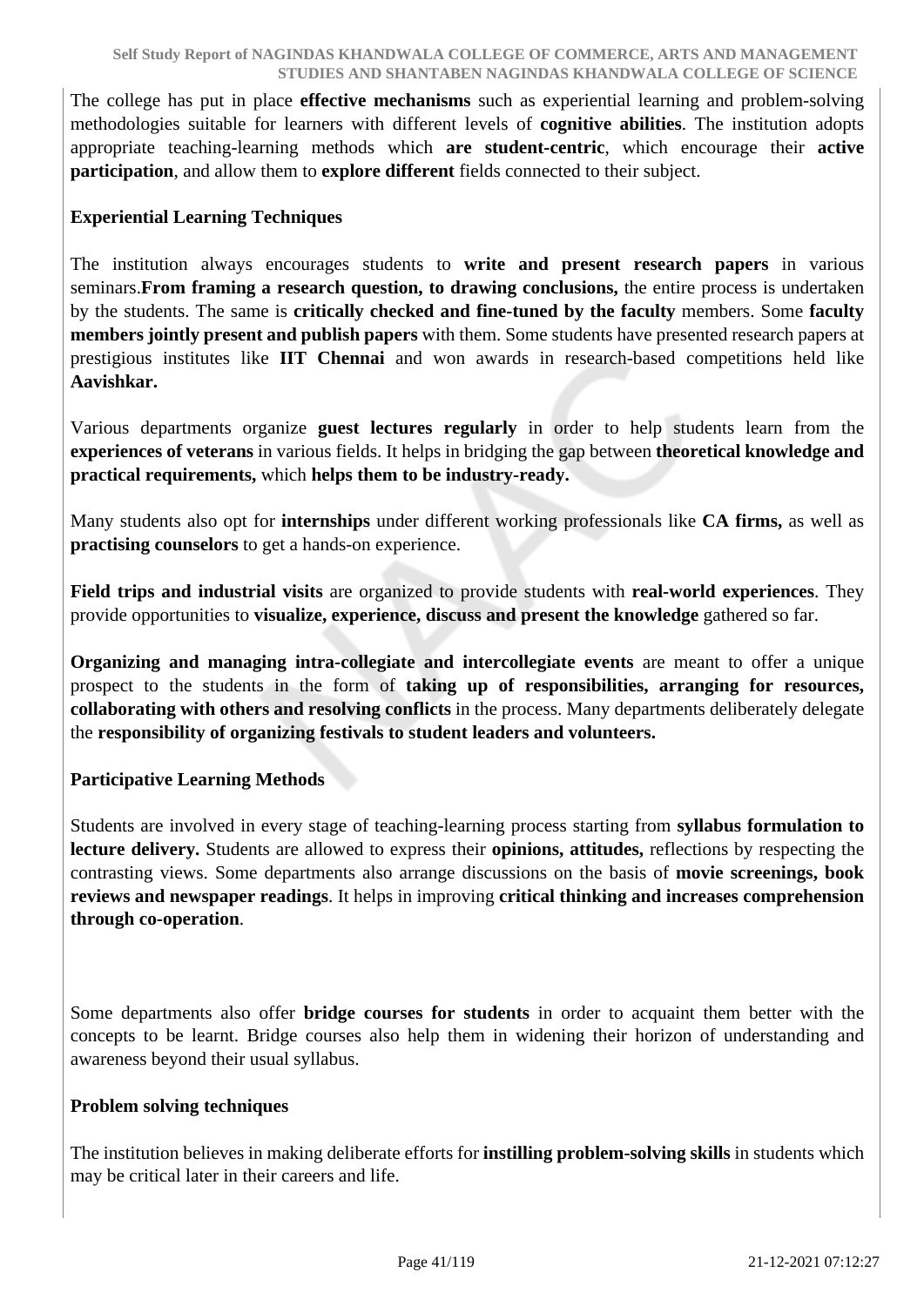The college has put in place **effective mechanisms** such as experiential learning and problem-solving methodologies suitable for learners with different levels of **cognitive abilities**. The institution adopts appropriate teaching-learning methods which **are student-centric**, which encourage their **active participation**, and allow them to **explore different** fields connected to their subject.

**Experiential Learning Techniques**

The institution always encourages students to **write and present research papers** in various seminars.**From framing a research question, to drawing conclusions,** the entire process is undertaken by the students. The same is **critically checked and fine-tuned by the faculty** members. Some **faculty members jointly present and publish papers** with them. Some students have presented research papers at prestigious institutes like **IIT Chennai** and won awards in research-based competitions held like **Aavishkar.**

Various departments organize **guest lectures regularly** in order to help students learn from the **experiences of veterans** in various fields. It helps in bridging the gap between **theoretical knowledge and practical requirements,** which **helps them to be industry-ready.**

Many students also opt for **internships** under different working professionals like **CA firms,** as well as **practising counselors** to get a hands-on experience.

**Field trips and industrial visits** are organized to provide students with **real-world experiences**. They provide opportunities to **visualize, experience, discuss and present the knowledge** gathered so far.

**Organizing and managing intra-collegiate and intercollegiate events** are meant to offer a unique prospect to the students in the form of **taking up of responsibilities, arranging for resources, collaborating with others and resolving conflicts** in the process. Many departments deliberately delegate the **responsibility of organizing festivals to student leaders and volunteers.**

**Participative Learning Methods**

Students are involved in every stage of teaching-learning process starting from **syllabus formulation to lecture delivery.** Students are allowed to express their **opinions, attitudes,** reflections by respecting the contrasting views. Some departments also arrange discussions on the basis of **movie screenings, book reviews and newspaper readings**. It helps in improving **critical thinking and increases comprehension through co-operation**.

Some departments also offer **bridge courses for students** in order to acquaint them better with the concepts to be learnt. Bridge courses also help them in widening their horizon of understanding and awareness beyond their usual syllabus.

**Problem solving techniques**

The institution believes in making deliberate efforts for **instilling problem-solving skills** in students which may be critical later in their careers and life.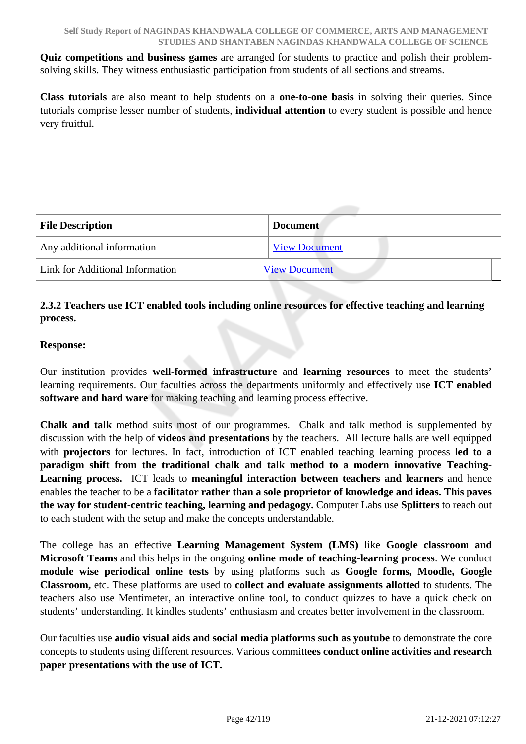**Quiz competitions and business games** are arranged for students to practice and polish their problem-solving skills. They witness enthusiastic participation from students of all sections and streams.

**Class tutorials** are also meant to help students on a **one-to-one basis** in solving their queries. Since tutorials comprise lesser number of students, **individual attention** to every student is possible and hence very fruitful.

| File Description | Document |
| --- | --- |
| Any additional information | View Document |
| Link for Additional Information | View Document |

**2.3.2 Teachers use ICT enabled tools including online resources for effective teaching and learning process.**

**Response:**

Our institution provides **well-formed infrastructure** and **learning resources** to meet the students' learning requirements. Our faculties across the departments uniformly and effectively use **ICT enabled software and hard ware** for making teaching and learning process effective.

**Chalk and talk** method suits most of our programmes. Chalk and talk method is supplemented by discussion with the help of **videos and presentations** by the teachers. All lecture halls are well equipped with **projectors** for lectures. In fact, introduction of ICT enabled teaching learning process **led to a paradigm shift from the traditional chalk and talk method to a modern innovative Teaching-Learning process.** ICT leads to **meaningful interaction between teachers and learners** and hence enables the teacher to be a **facilitator rather than a sole proprietor of knowledge and ideas. This paves the way for student-centric teaching, learning and pedagogy.** Computer Labs use **Splitters** to reach out to each student with the setup and make the concepts understandable.

The college has an effective **Learning Management System (LMS)** like **Google classroom and Microsoft Teams** and this helps in the ongoing **online mode of teaching-learning process**. We conduct **module wise periodical online tests** by using platforms such as **Google forms, Moodle, Google Classroom,** etc. These platforms are used to **collect and evaluate assignments allotted** to students. The teachers also use Mentimeter, an interactive online tool, to conduct quizzes to have a quick check on students' understanding. It kindles students' enthusiasm and creates better involvement in the classroom.

Our faculties use **audio visual aids and social media platforms such as youtube** to demonstrate the core concepts to students using different resources. Various committ**ees conduct online activities and research paper presentations with the use of ICT.**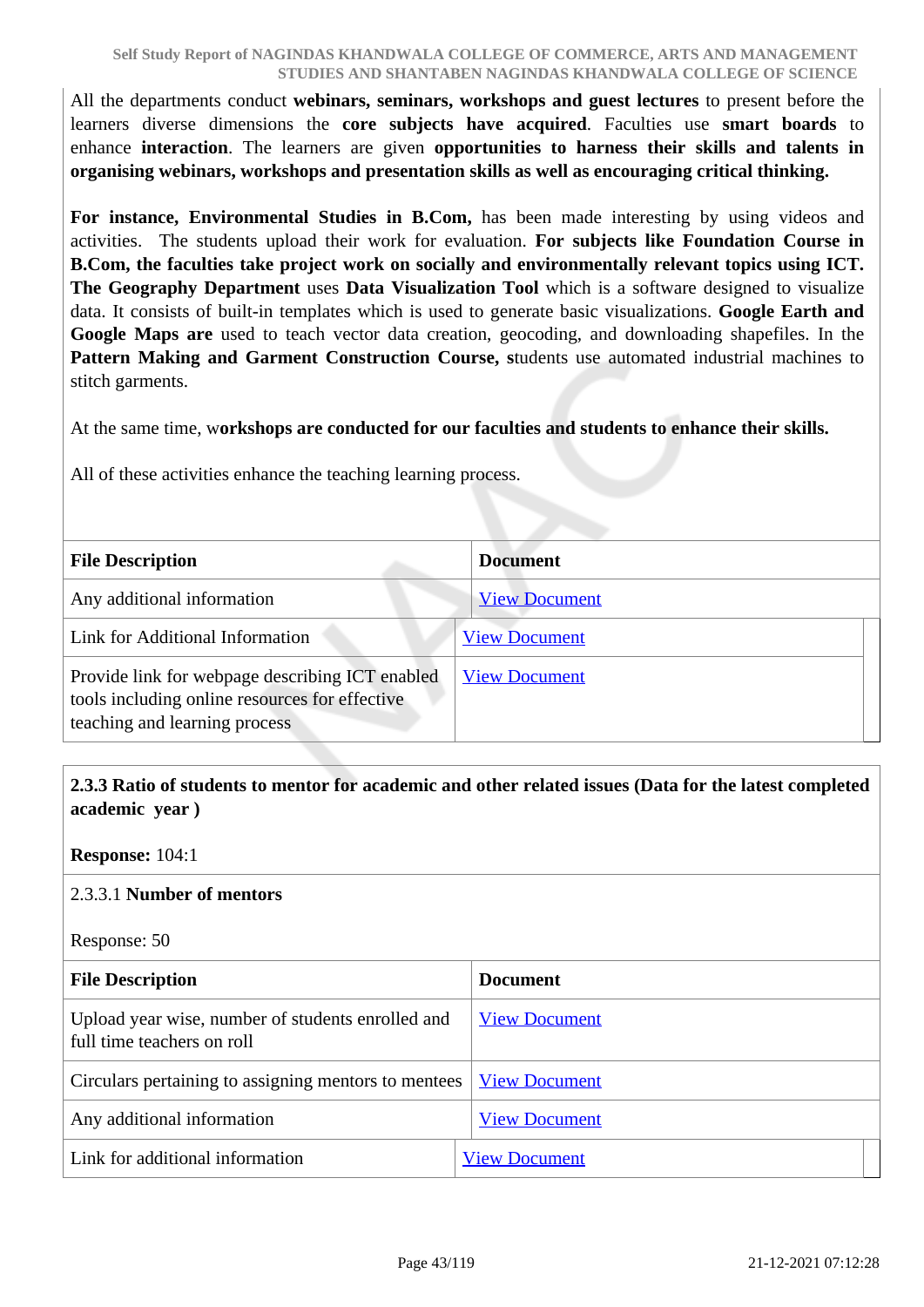All the departments conduct **webinars, seminars, workshops and guest lectures** to present before the learners diverse dimensions the **core subjects have acquired**. Faculties use **smart boards** to enhance **interaction**. The learners are given **opportunities to harness their skills and talents in organising webinars, workshops and presentation skills as well as encouraging critical thinking.**

**For instance, Environmental Studies in B.Com,** has been made interesting by using videos and activities. The students upload their work for evaluation. **For subjects like Foundation Course in B.Com, the faculties take project work on socially and environmentally relevant topics using ICT. The Geography Department** uses **Data Visualization Tool** which is a software designed to visualize data. It consists of built-in templates which is used to generate basic visualizations. **Google Earth and Google Maps are** used to teach vector data creation, geocoding, and downloading shapefiles. In the **Pattern Making and Garment Construction Course,** students use automated industrial machines to stitch garments.

At the same time, w**orkshops are conducted for our faculties and students to enhance their skills.**

All of these activities enhance the teaching learning process.

| File Description | Document |
|---|---|
| Any additional information | View Document |
| Link for Additional Information | View Document |
| Provide link for webpage describing ICT enabled tools including online resources for effective teaching and learning process | View Document |

**2.3.3 Ratio of students to mentor for academic and other related issues (Data for the latest completed academic year )**

**Response:** 104:1

2.3.3.1 **Number of mentors**

Response: 50

| File Description | Document |
|---|---|
| Upload year wise, number of students enrolled and full time teachers on roll | View Document |
| Circulars pertaining to assigning mentors to mentees | View Document |
| Any additional information | View Document |
| Link for additional information | View Document |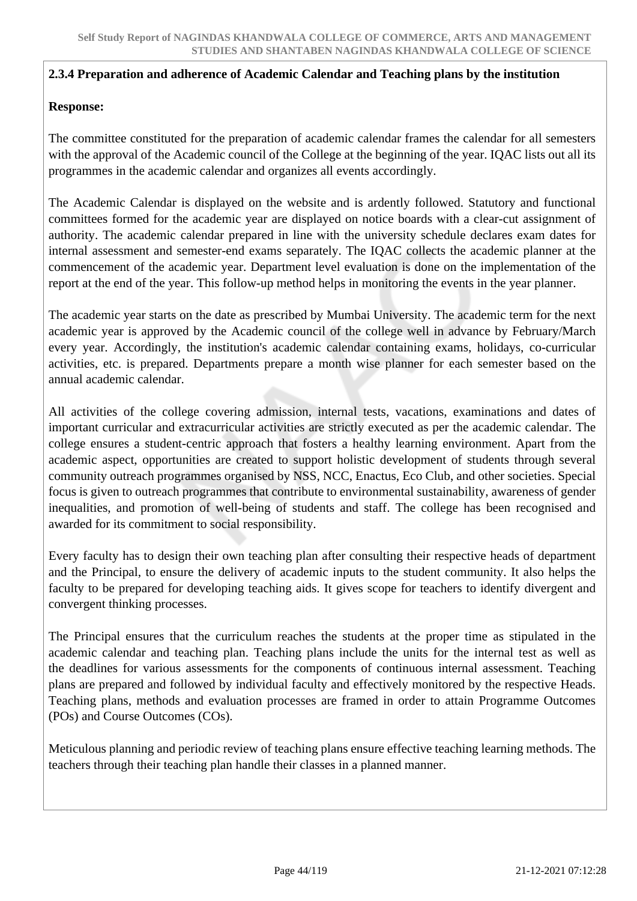**2.3.4 Preparation and adherence of Academic Calendar and Teaching plans by the institution**

**Response:**

The committee constituted for the preparation of academic calendar frames the calendar for all semesters with the approval of the Academic council of the College at the beginning of the year. IQAC lists out all its programmes in the academic calendar and organizes all events accordingly.

The Academic Calendar is displayed on the website and is ardently followed. Statutory and functional committees formed for the academic year are displayed on notice boards with a clear-cut assignment of authority. The academic calendar prepared in line with the university schedule declares exam dates for internal assessment and semester-end exams separately. The IQAC collects the academic planner at the commencement of the academic year. Department level evaluation is done on the implementation of the report at the end of the year. This follow-up method helps in monitoring the events in the year planner.

The academic year starts on the date as prescribed by Mumbai University. The academic term for the next academic year is approved by the Academic council of the college well in advance by February/March every year. Accordingly, the institution's academic calendar containing exams, holidays, co-curricular activities, etc. is prepared. Departments prepare a month wise planner for each semester based on the annual academic calendar.

All activities of the college covering admission, internal tests, vacations, examinations and dates of important curricular and extracurricular activities are strictly executed as per the academic calendar. The college ensures a student-centric approach that fosters a healthy learning environment. Apart from the academic aspect, opportunities are created to support holistic development of students through several community outreach programmes organised by NSS, NCC, Enactus, Eco Club, and other societies. Special focus is given to outreach programmes that contribute to environmental sustainability, awareness of gender inequalities, and promotion of well-being of students and staff. The college has been recognised and awarded for its commitment to social responsibility.

Every faculty has to design their own teaching plan after consulting their respective heads of department and the Principal, to ensure the delivery of academic inputs to the student community. It also helps the faculty to be prepared for developing teaching aids. It gives scope for teachers to identify divergent and convergent thinking processes.

The Principal ensures that the curriculum reaches the students at the proper time as stipulated in the academic calendar and teaching plan. Teaching plans include the units for the internal test as well as the deadlines for various assessments for the components of continuous internal assessment. Teaching plans are prepared and followed by individual faculty and effectively monitored by the respective Heads. Teaching plans, methods and evaluation processes are framed in order to attain Programme Outcomes (POs) and Course Outcomes (COs).

Meticulous planning and periodic review of teaching plans ensure effective teaching learning methods. The teachers through their teaching plan handle their classes in a planned manner.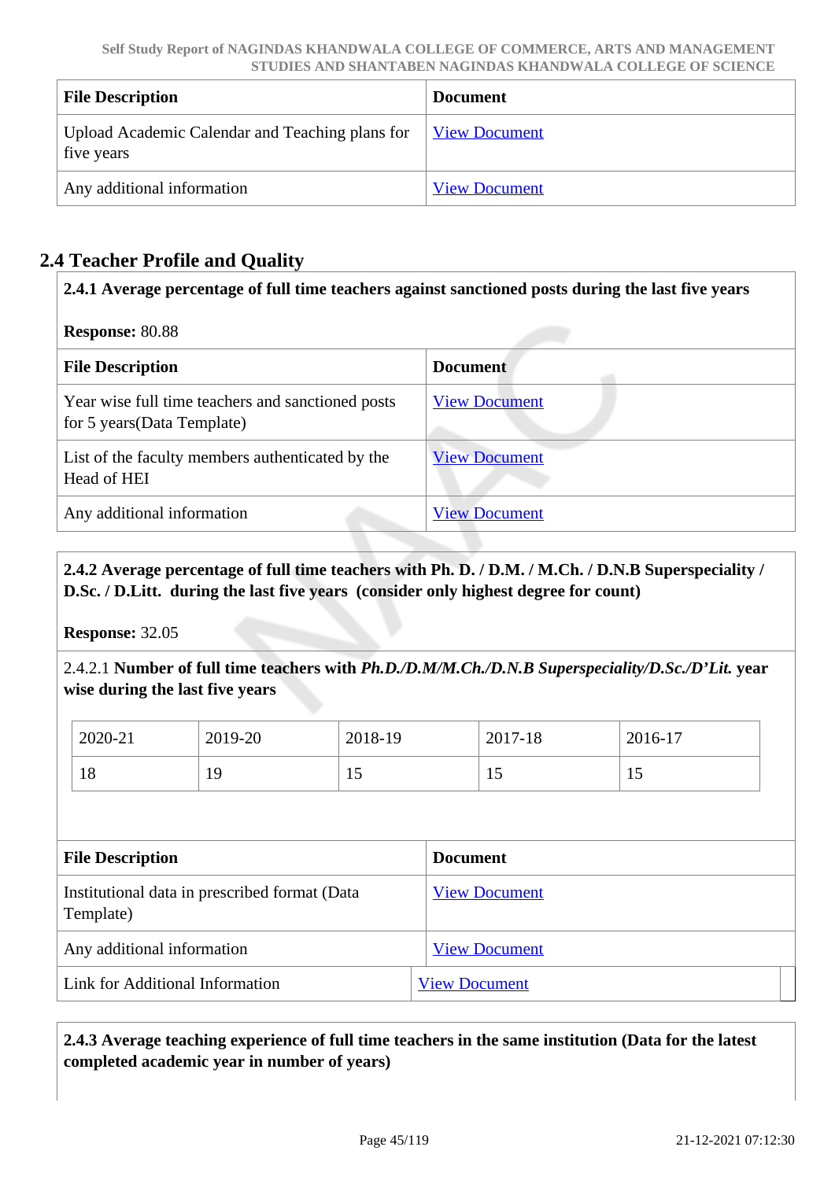| File Description | Document |
|---|---|
| Upload Academic Calendar and Teaching plans for five years | View Document |
| Any additional information | View Document |

## 2.4 Teacher Profile and Quality

**2.4.1 Average percentage of full time teachers against sanctioned posts during the last five years**

**Response:** 80.88

| File Description | Document |
|---|---|
| Year wise full time teachers and sanctioned posts for 5 years(Data Template) | View Document |
| List of the faculty members authenticated by the Head of HEI | View Document |
| Any additional information | View Document |

**2.4.2 Average percentage of full time teachers with Ph. D. / D.M. / M.Ch. / D.N.B Superspeciality / D.Sc. / D.Litt. during the last five years (consider only highest degree for count)**

**Response:** 32.05

2.4.2.1 **Number of full time teachers with *Ph.D./D.M/M.Ch./D.N.B Superspeciality/D.Sc./D'Lit.* year wise during the last five years**

| 2020-21 | 2019-20 | 2018-19 | 2017-18 | 2016-17 |
|---|---|---|---|---|
| 18 | 19 | 15 | 15 | 15 |

| File Description | Document |
|---|---|
| Institutional data in prescribed format (Data Template) | View Document |
| Any additional information | View Document |
| Link for Additional Information | View Document |

**2.4.3 Average teaching experience of full time teachers in the same institution (Data for the latest completed academic year in number of years)**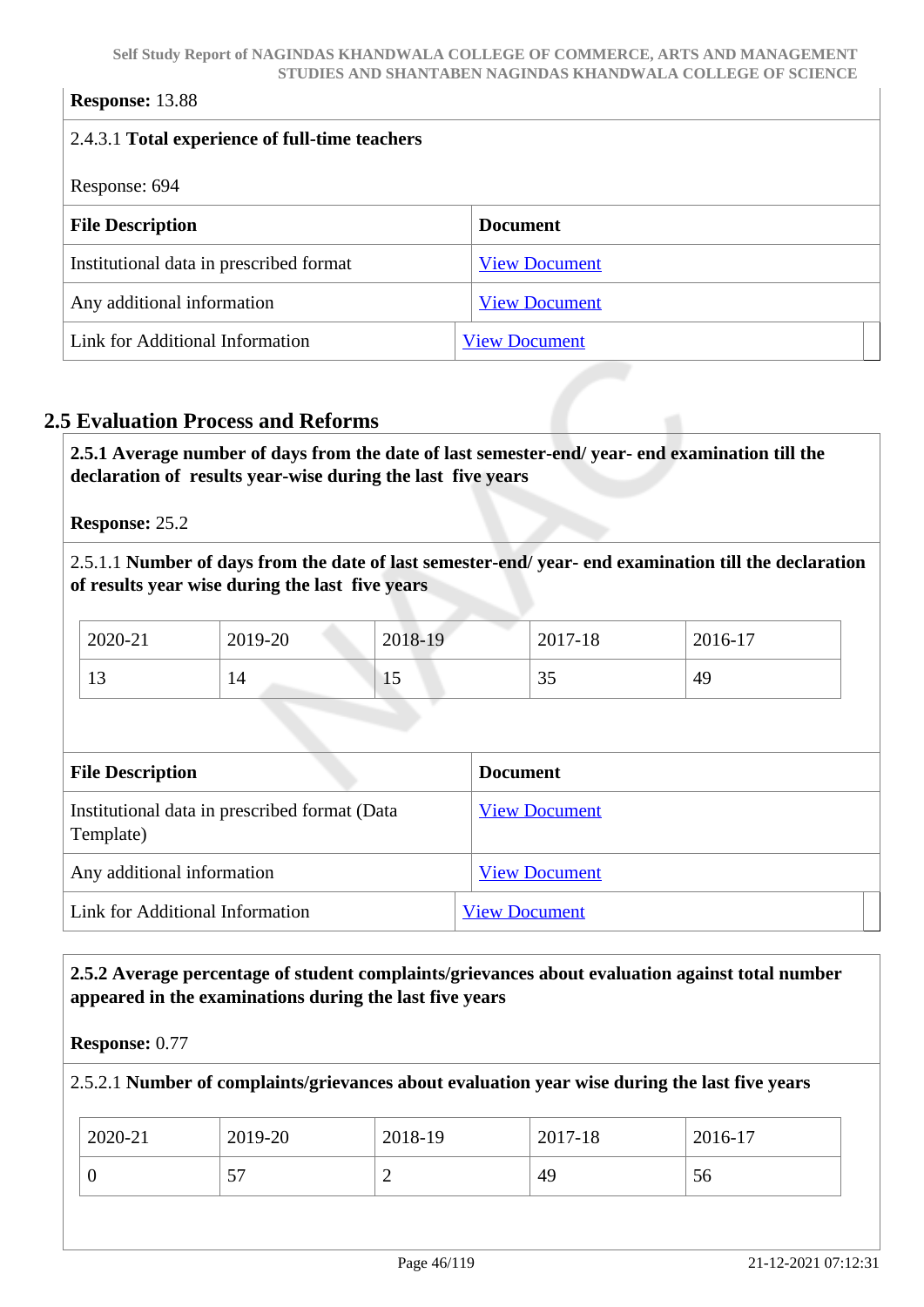**Response:** 13.88

2.4.3.1 **Total experience of full-time teachers**

Response: 694

| File Description | Document |
|---|---|
| Institutional data in prescribed format | View Document |
| Any additional information | View Document |
| Link for Additional Information | View Document |

## 2.5 Evaluation Process and Reforms

**2.5.1 Average number of days from the date of last semester-end/ year- end examination till the declaration of results year-wise during the last five years**

**Response:** 25.2

2.5.1.1 **Number of days from the date of last semester-end/ year- end examination till the declaration of results year wise during the last five years**

| 2020-21 | 2019-20 | 2018-19 | 2017-18 | 2016-17 |
|---|---|---|---|---|
| 13 | 14 | 15 | 35 | 49 |

| File Description | Document |
|---|---|
| Institutional data in prescribed format (Data Template) | View Document |
| Any additional information | View Document |
| Link for Additional Information | View Document |

**2.5.2 Average percentage of student complaints/grievances about evaluation against total number appeared in the examinations during the last five years**

**Response:** 0.77

2.5.2.1 **Number of complaints/grievances about evaluation year wise during the last five years**

| 2020-21 | 2019-20 | 2018-19 | 2017-18 | 2016-17 |
|---|---|---|---|---|
| 0 | 57 | 2 | 49 | 56 |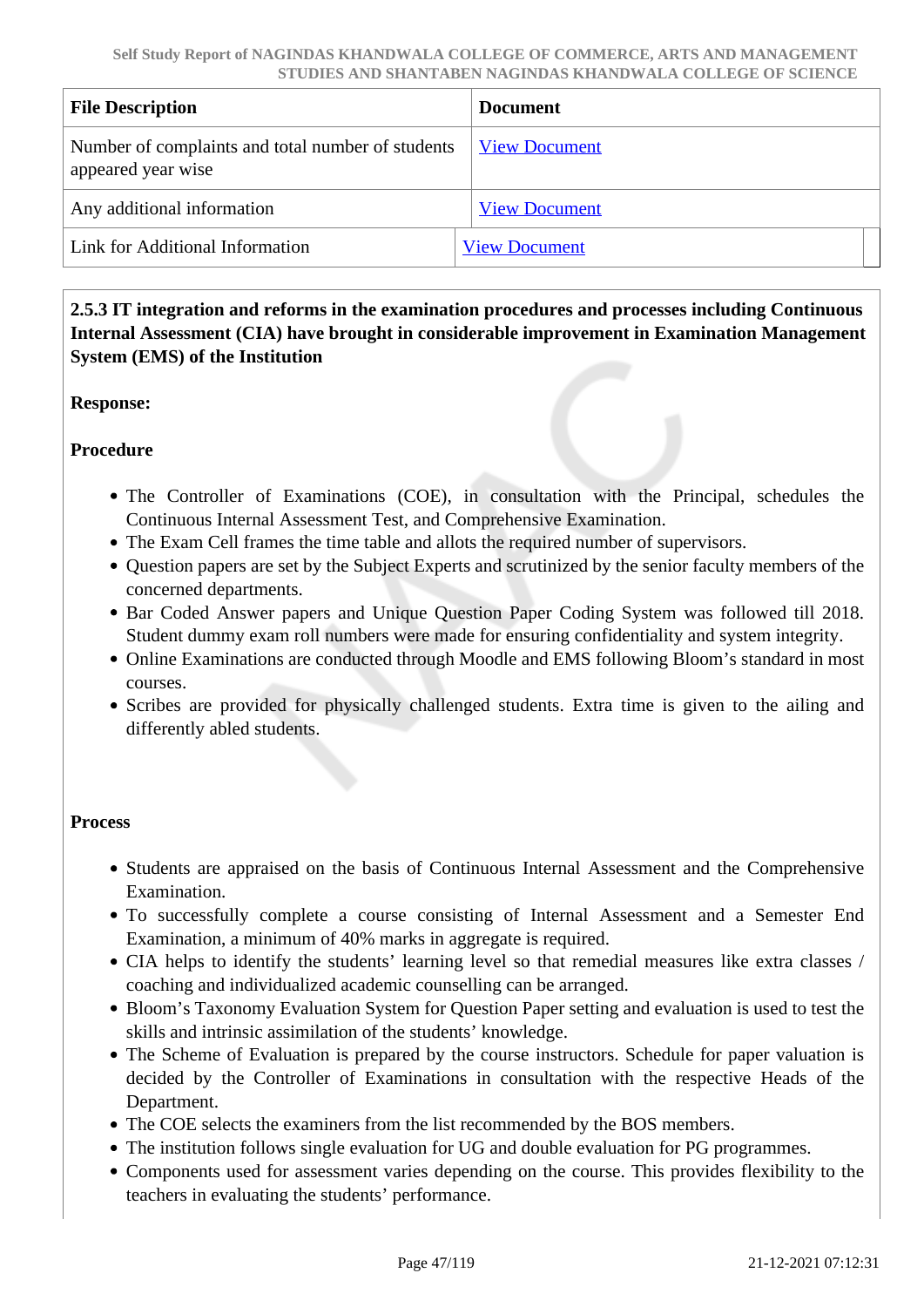| File Description | Document |
| --- | --- |
| Number of complaints and total number of students appeared year wise | View Document |
| Any additional information | View Document |
| Link for Additional Information | View Document |

**2.5.3 IT integration and reforms in the examination procedures and processes including Continuous Internal Assessment (CIA) have brought in considerable improvement in Examination Management System (EMS) of the Institution**

**Response:**

**Procedure**

- The Controller of Examinations (COE), in consultation with the Principal, schedules the Continuous Internal Assessment Test, and Comprehensive Examination.
- The Exam Cell frames the time table and allots the required number of supervisors.
- Question papers are set by the Subject Experts and scrutinized by the senior faculty members of the concerned departments.
- Bar Coded Answer papers and Unique Question Paper Coding System was followed till 2018. Student dummy exam roll numbers were made for ensuring confidentiality and system integrity.
- Online Examinations are conducted through Moodle and EMS following Bloom's standard in most courses.
- Scribes are provided for physically challenged students. Extra time is given to the ailing and differently abled students.

**Process**

- Students are appraised on the basis of Continuous Internal Assessment and the Comprehensive Examination.
- To successfully complete a course consisting of Internal Assessment and a Semester End Examination, a minimum of 40% marks in aggregate is required.
- CIA helps to identify the students' learning level so that remedial measures like extra classes / coaching and individualized academic counselling can be arranged.
- Bloom's Taxonomy Evaluation System for Question Paper setting and evaluation is used to test the skills and intrinsic assimilation of the students' knowledge.
- The Scheme of Evaluation is prepared by the course instructors. Schedule for paper valuation is decided by the Controller of Examinations in consultation with the respective Heads of the Department.
- The COE selects the examiners from the list recommended by the BOS members.
- The institution follows single evaluation for UG and double evaluation for PG programmes.
- Components used for assessment varies depending on the course. This provides flexibility to the teachers in evaluating the students' performance.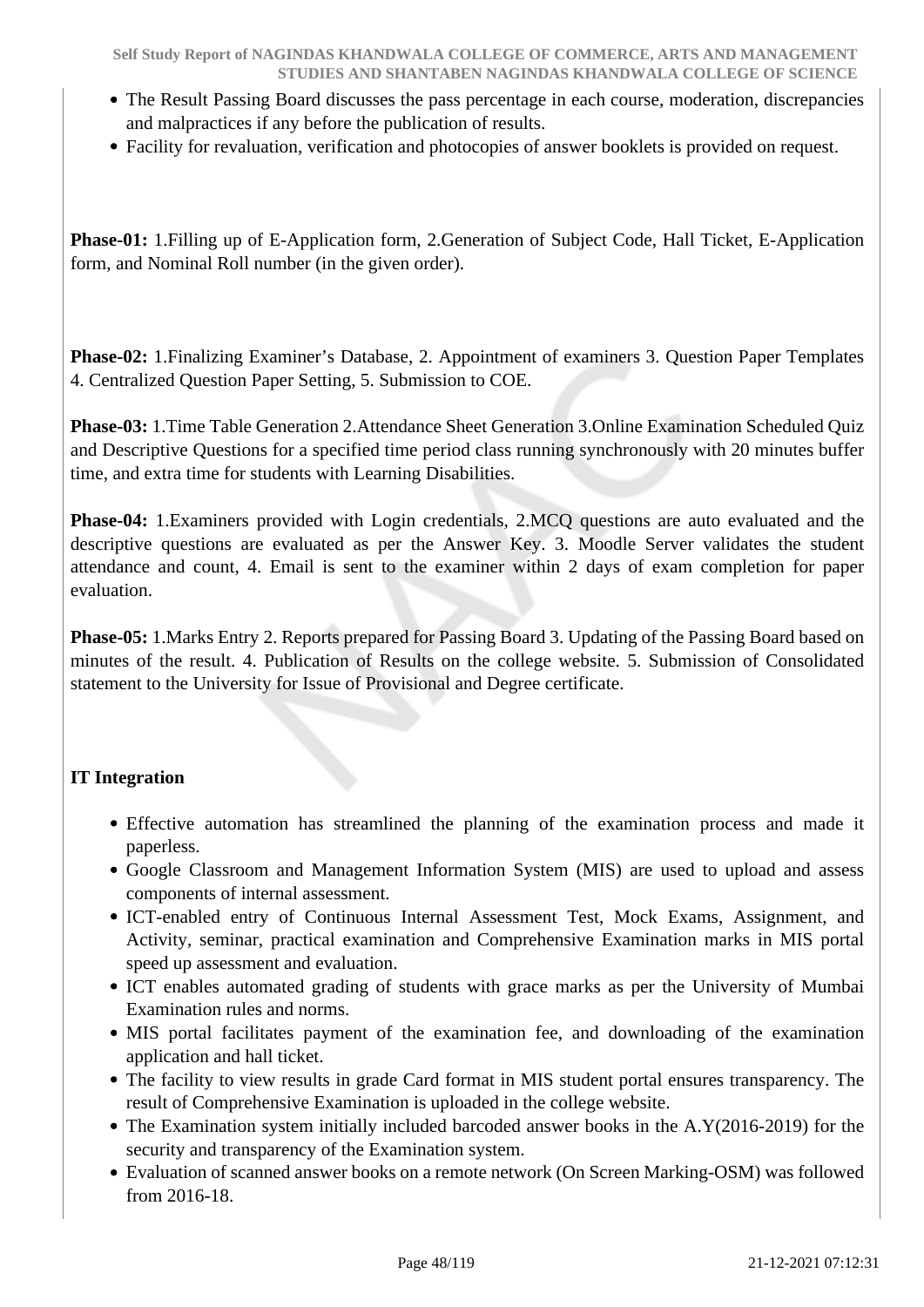- The Result Passing Board discusses the pass percentage in each course, moderation, discrepancies and malpractices if any before the publication of results.
- Facility for revaluation, verification and photocopies of answer booklets is provided on request.

**Phase-01:** 1.Filling up of E-Application form, 2.Generation of Subject Code, Hall Ticket, E-Application form, and Nominal Roll number (in the given order).

**Phase-02:** 1.Finalizing Examiner's Database, 2. Appointment of examiners 3. Question Paper Templates 4. Centralized Question Paper Setting, 5. Submission to COE.

**Phase-03:** 1.Time Table Generation 2.Attendance Sheet Generation 3.Online Examination Scheduled Quiz and Descriptive Questions for a specified time period class running synchronously with 20 minutes buffer time, and extra time for students with Learning Disabilities.

**Phase-04:** 1.Examiners provided with Login credentials, 2.MCQ questions are auto evaluated and the descriptive questions are evaluated as per the Answer Key. 3. Moodle Server validates the student attendance and count, 4. Email is sent to the examiner within 2 days of exam completion for paper evaluation.

**Phase-05:** 1.Marks Entry 2. Reports prepared for Passing Board 3. Updating of the Passing Board based on minutes of the result. 4. Publication of Results on the college website. 5. Submission of Consolidated statement to the University for Issue of Provisional and Degree certificate.

**IT Integration**

- Effective automation has streamlined the planning of the examination process and made it paperless.
- Google Classroom and Management Information System (MIS) are used to upload and assess components of internal assessment.
- ICT-enabled entry of Continuous Internal Assessment Test, Mock Exams, Assignment, and Activity, seminar, practical examination and Comprehensive Examination marks in MIS portal speed up assessment and evaluation.
- ICT enables automated grading of students with grace marks as per the University of Mumbai Examination rules and norms.
- MIS portal facilitates payment of the examination fee, and downloading of the examination application and hall ticket.
- The facility to view results in grade Card format in MIS student portal ensures transparency. The result of Comprehensive Examination is uploaded in the college website.
- The Examination system initially included barcoded answer books in the A.Y(2016-2019) for the security and transparency of the Examination system.
- Evaluation of scanned answer books on a remote network (On Screen Marking-OSM) was followed from 2016-18.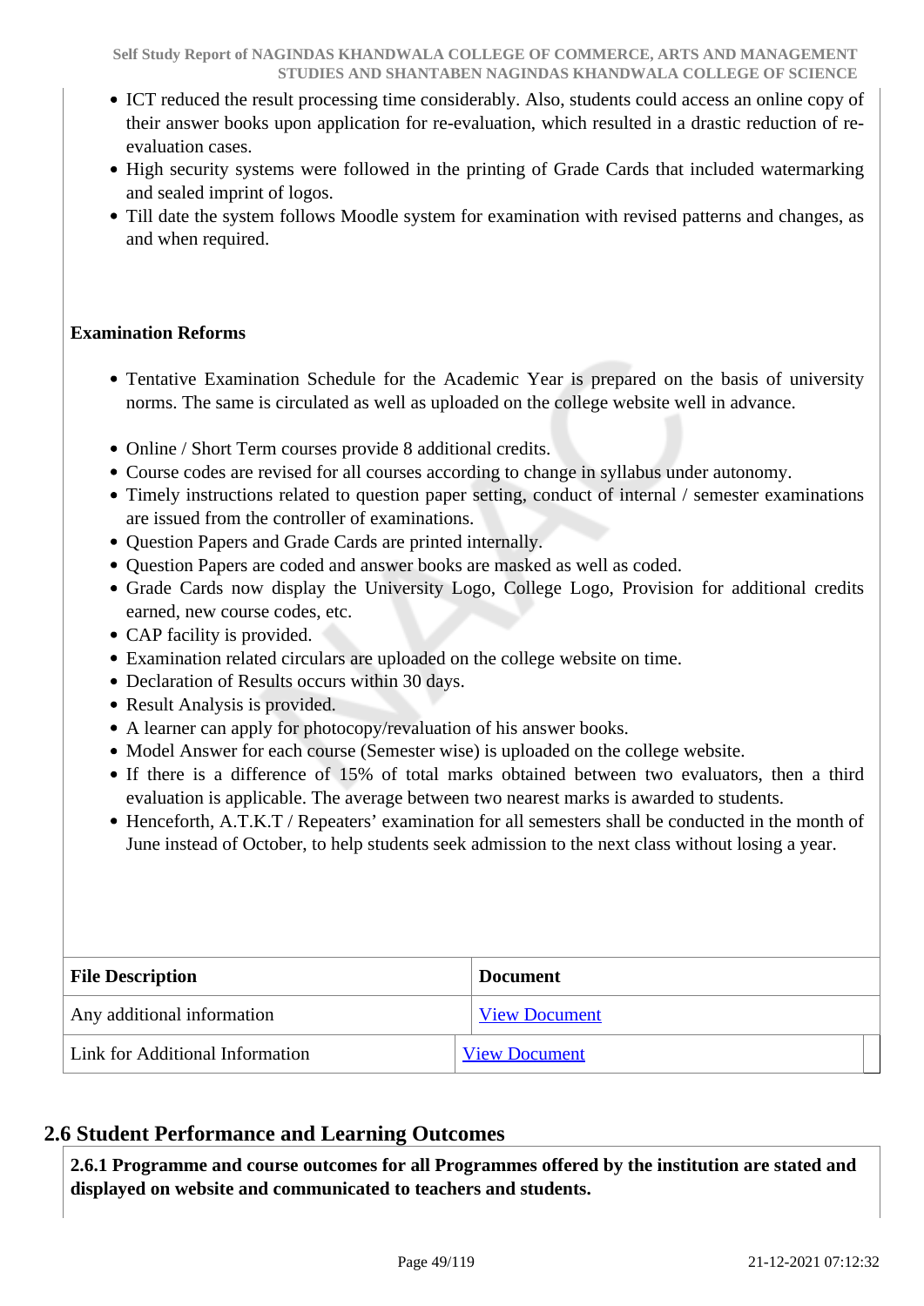- ICT reduced the result processing time considerably. Also, students could access an online copy of their answer books upon application for re-evaluation, which resulted in a drastic reduction of re-evaluation cases.
- High security systems were followed in the printing of Grade Cards that included watermarking and sealed imprint of logos.
- Till date the system follows Moodle system for examination with revised patterns and changes, as and when required.

**Examination Reforms**

- Tentative Examination Schedule for the Academic Year is prepared on the basis of university norms. The same is circulated as well as uploaded on the college website well in advance.

- Online / Short Term courses provide 8 additional credits.
- Course codes are revised for all courses according to change in syllabus under autonomy.
- Timely instructions related to question paper setting, conduct of internal / semester examinations are issued from the controller of examinations.
- Question Papers and Grade Cards are printed internally.
- Question Papers are coded and answer books are masked as well as coded.
- Grade Cards now display the University Logo, College Logo, Provision for additional credits earned, new course codes, etc.
- CAP facility is provided.
- Examination related circulars are uploaded on the college website on time.
- Declaration of Results occurs within 30 days.
- Result Analysis is provided.
- A learner can apply for photocopy/revaluation of his answer books.
- Model Answer for each course (Semester wise) is uploaded on the college website.
- If there is a difference of 15% of total marks obtained between two evaluators, then a third evaluation is applicable. The average between two nearest marks is awarded to students.
- Henceforth, A.T.K.T / Repeaters' examination for all semesters shall be conducted in the month of June instead of October, to help students seek admission to the next class without losing a year.

| File Description | Document |
|---|---|
| Any additional information | View Document |
| Link for Additional Information | View Document |

## 2.6 Student Performance and Learning Outcomes

**2.6.1 Programme and course outcomes for all Programmes offered by the institution are stated and displayed on website and communicated to teachers and students.**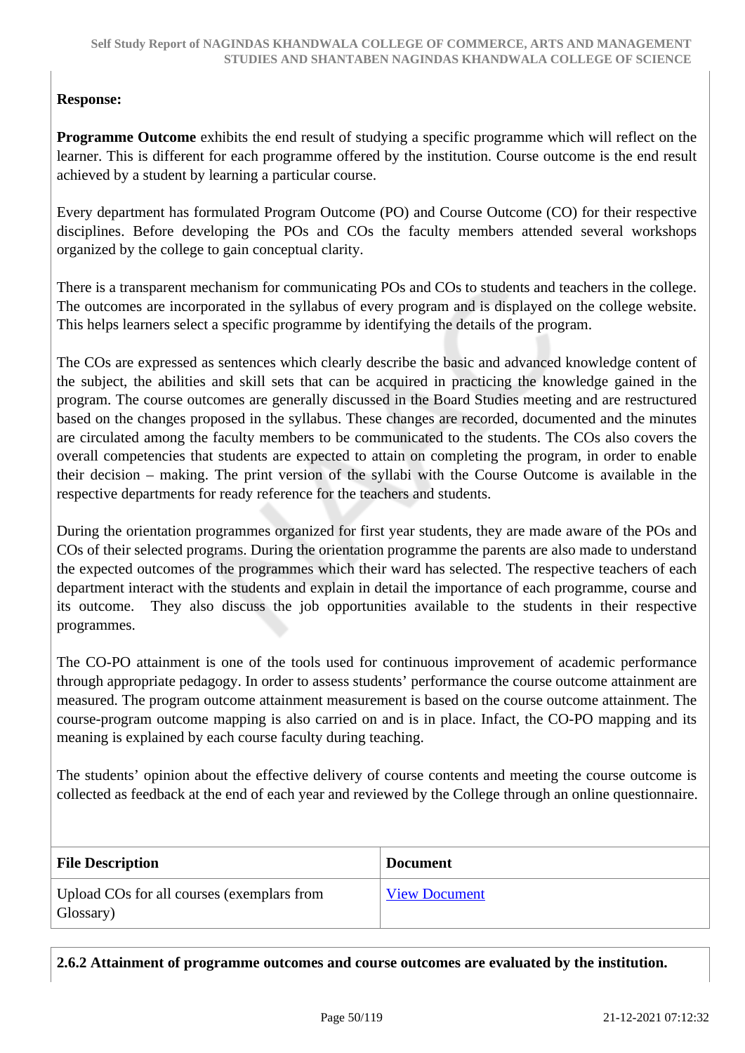**Response:**

**Programme Outcome** exhibits the end result of studying a specific programme which will reflect on the learner. This is different for each programme offered by the institution. Course outcome is the end result achieved by a student by learning a particular course.

Every department has formulated Program Outcome (PO) and Course Outcome (CO) for their respective disciplines. Before developing the POs and COs the faculty members attended several workshops organized by the college to gain conceptual clarity.

There is a transparent mechanism for communicating POs and COs to students and teachers in the college. The outcomes are incorporated in the syllabus of every program and is displayed on the college website. This helps learners select a specific programme by identifying the details of the program.

The COs are expressed as sentences which clearly describe the basic and advanced knowledge content of the subject, the abilities and skill sets that can be acquired in practicing the knowledge gained in the program. The course outcomes are generally discussed in the Board Studies meeting and are restructured based on the changes proposed in the syllabus. These changes are recorded, documented and the minutes are circulated among the faculty members to be communicated to the students. The COs also covers the overall competencies that students are expected to attain on completing the program, in order to enable their decision – making. The print version of the syllabi with the Course Outcome is available in the respective departments for ready reference for the teachers and students.

During the orientation programmes organized for first year students, they are made aware of the POs and COs of their selected programs. During the orientation programme the parents are also made to understand the expected outcomes of the programmes which their ward has selected. The respective teachers of each department interact with the students and explain in detail the importance of each programme, course and its outcome. They also discuss the job opportunities available to the students in their respective programmes.

The CO-PO attainment is one of the tools used for continuous improvement of academic performance through appropriate pedagogy. In order to assess students' performance the course outcome attainment are measured. The program outcome attainment measurement is based on the course outcome attainment. The course-program outcome mapping is also carried on and is in place. Infact, the CO-PO mapping and its meaning is explained by each course faculty during teaching.

The students' opinion about the effective delivery of course contents and meeting the course outcome is collected as feedback at the end of each year and reviewed by the College through an online questionnaire.

| File Description | Document |
|---|---|
| Upload COs for all courses (exemplars from Glossary) | View Document |

**2.6.2 Attainment of programme outcomes and course outcomes are evaluated by the institution.**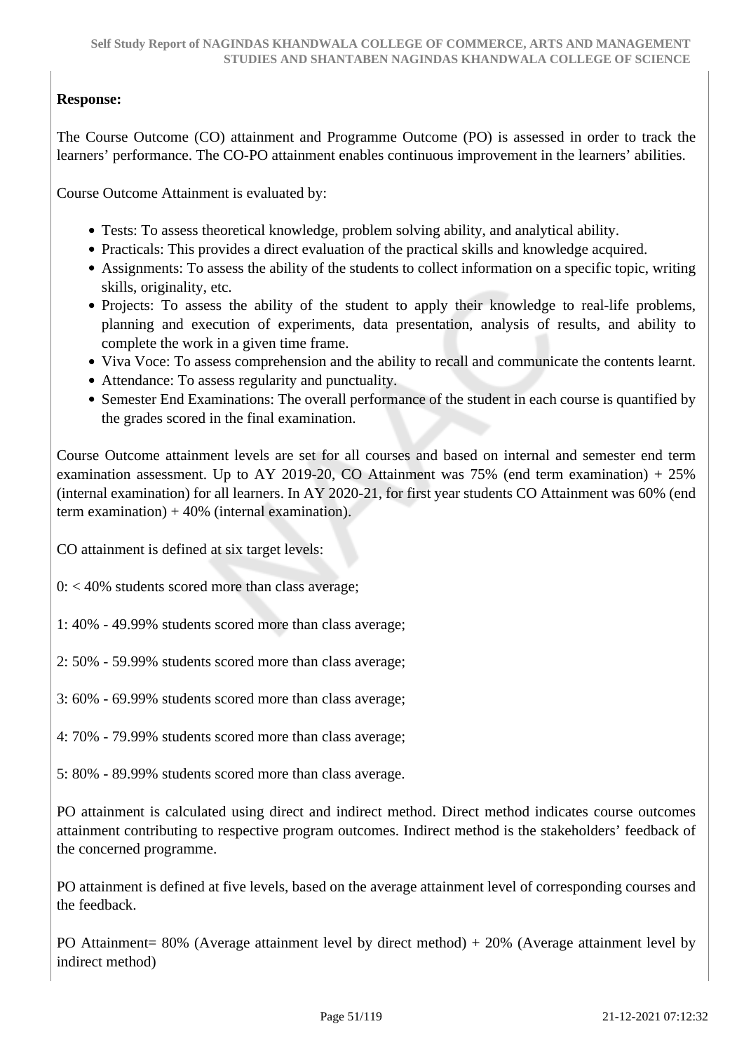**Response:**

The Course Outcome (CO) attainment and Programme Outcome (PO) is assessed in order to track the learners' performance. The CO-PO attainment enables continuous improvement in the learners' abilities.

Course Outcome Attainment is evaluated by:

- Tests: To assess theoretical knowledge, problem solving ability, and analytical ability.
- Practicals: This provides a direct evaluation of the practical skills and knowledge acquired.
- Assignments: To assess the ability of the students to collect information on a specific topic, writing skills, originality, etc.
- Projects: To assess the ability of the student to apply their knowledge to real-life problems, planning and execution of experiments, data presentation, analysis of results, and ability to complete the work in a given time frame.
- Viva Voce: To assess comprehension and the ability to recall and communicate the contents learnt.
- Attendance: To assess regularity and punctuality.
- Semester End Examinations: The overall performance of the student in each course is quantified by the grades scored in the final examination.

Course Outcome attainment levels are set for all courses and based on internal and semester end term examination assessment. Up to AY 2019-20, CO Attainment was 75% (end term examination) + 25% (internal examination) for all learners. In AY 2020-21, for first year students CO Attainment was 60% (end term examination) + 40% (internal examination).

CO attainment is defined at six target levels:

0: < 40% students scored more than class average;

1: 40% - 49.99% students scored more than class average;

2: 50% - 59.99% students scored more than class average;

3: 60% - 69.99% students scored more than class average;

4: 70% - 79.99% students scored more than class average;

5: 80% - 89.99% students scored more than class average.

PO attainment is calculated using direct and indirect method. Direct method indicates course outcomes attainment contributing to respective program outcomes. Indirect method is the stakeholders' feedback of the concerned programme.

PO attainment is defined at five levels, based on the average attainment level of corresponding courses and the feedback.

PO Attainment= 80% (Average attainment level by direct method) + 20% (Average attainment level by indirect method)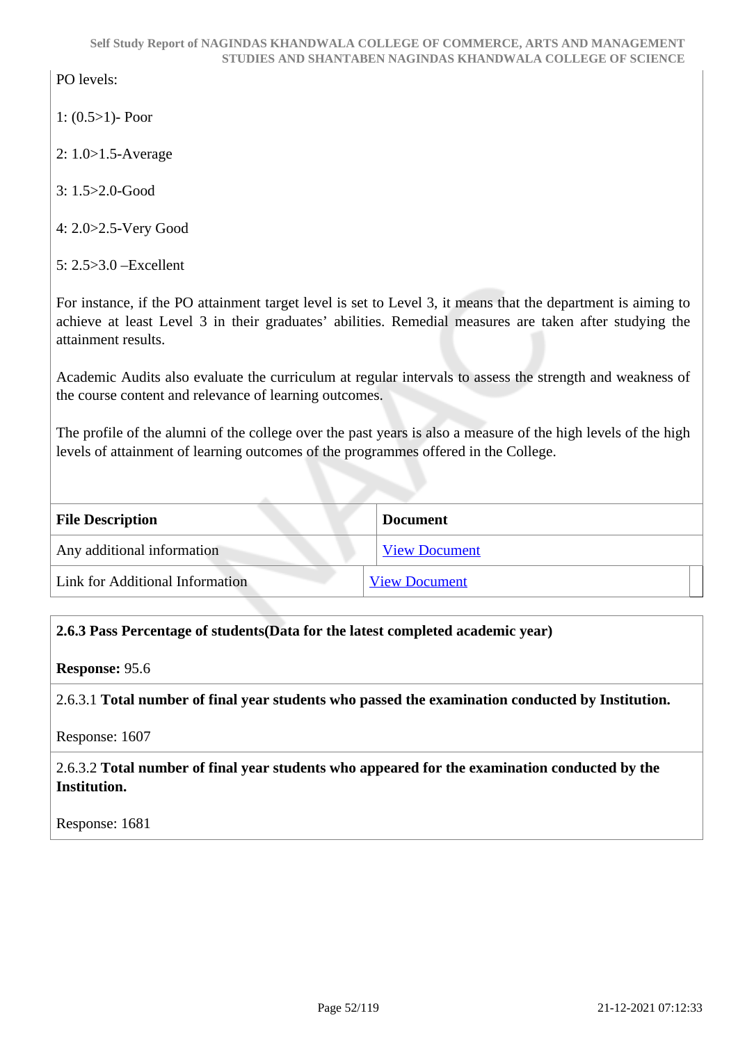PO levels:

1: (0.5>1)- Poor

2: 1.0>1.5-Average

3: 1.5>2.0-Good

4: 2.0>2.5-Very Good

5: 2.5>3.0 –Excellent

For instance, if the PO attainment target level is set to Level 3, it means that the department is aiming to achieve at least Level 3 in their graduates' abilities. Remedial measures are taken after studying the attainment results.

Academic Audits also evaluate the curriculum at regular intervals to assess the strength and weakness of the course content and relevance of learning outcomes.

The profile of the alumni of the college over the past years is also a measure of the high levels of the high levels of attainment of learning outcomes of the programmes offered in the College.

| File Description | Document |
|---|---|
| Any additional information | View Document |
| Link for Additional Information | View Document |

**2.6.3 Pass Percentage of students(Data for the latest completed academic year)**

**Response:** 95.6

2.6.3.1 **Total number of final year students who passed the examination conducted by Institution.**

Response: 1607

2.6.3.2 **Total number of final year students who appeared for the examination conducted by the Institution.**

Response: 1681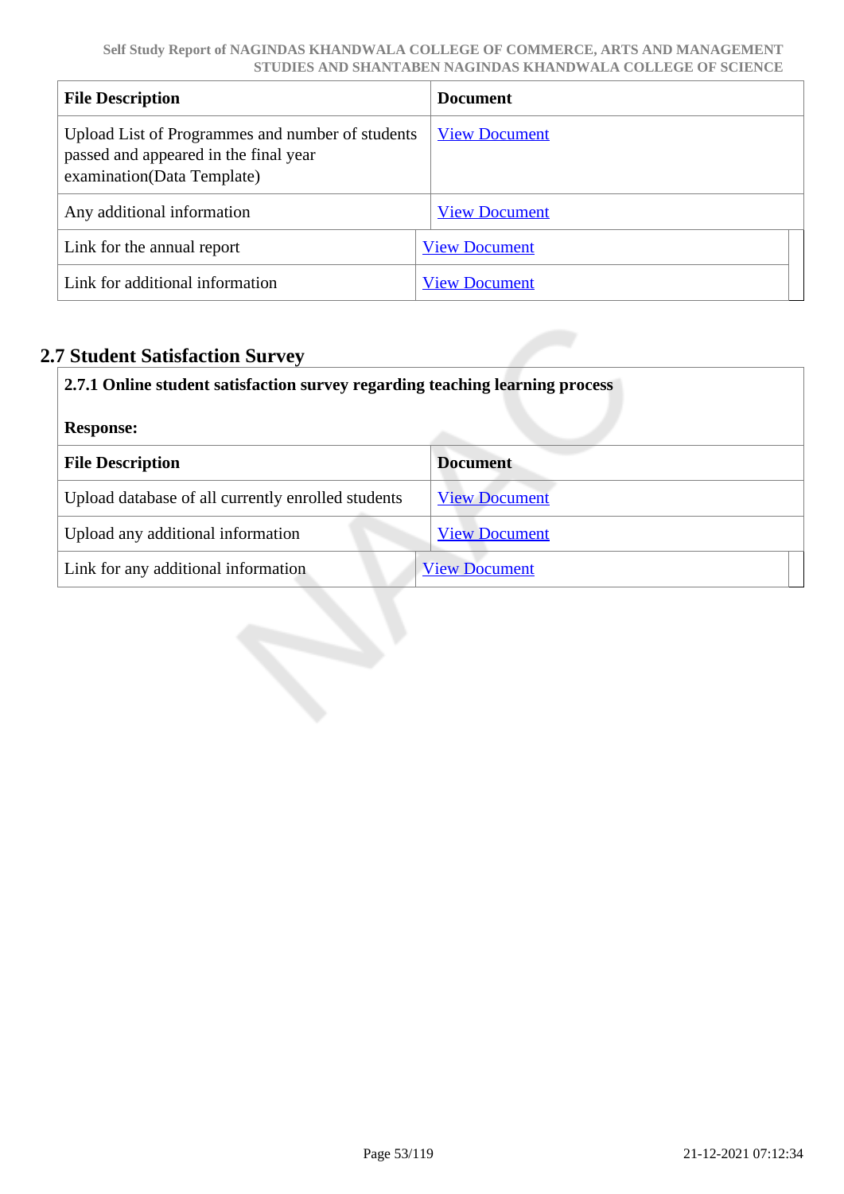| File Description | Document |
| --- | --- |
| Upload List of Programmes and number of students passed and appeared in the final year examination(Data Template) | View Document |
| Any additional information | View Document |
| Link for the annual report | View Document |
| Link for additional information | View Document |

## 2.7 Student Satisfaction Survey

**2.7.1 Online student satisfaction survey regarding teaching learning process**

**Response:**

| File Description | Document |
| --- | --- |
| Upload database of all currently enrolled students | View Document |
| Upload any additional information | View Document |
| Link for any additional information | View Document |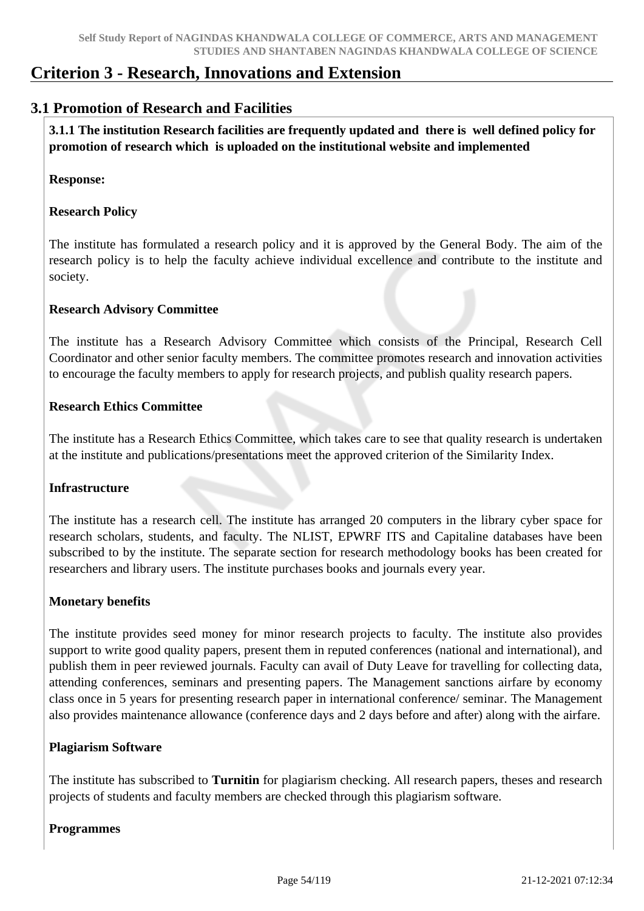# Criterion 3 - Research, Innovations and Extension

## 3.1 Promotion of Research and Facilities

**3.1.1 The institution Research facilities are frequently updated and there is well defined policy for promotion of research which is uploaded on the institutional website and implemented**

**Response:**

**Research Policy**

The institute has formulated a research policy and it is approved by the General Body. The aim of the research policy is to help the faculty achieve individual excellence and contribute to the institute and society.

**Research Advisory Committee**

The institute has a Research Advisory Committee which consists of the Principal, Research Cell Coordinator and other senior faculty members. The committee promotes research and innovation activities to encourage the faculty members to apply for research projects, and publish quality research papers.

**Research Ethics Committee**

The institute has a Research Ethics Committee, which takes care to see that quality research is undertaken at the institute and publications/presentations meet the approved criterion of the Similarity Index.

**Infrastructure**

The institute has a research cell. The institute has arranged 20 computers in the library cyber space for research scholars, students, and faculty. The NLIST, EPWRF ITS and Capitaline databases have been subscribed to by the institute. The separate section for research methodology books has been created for researchers and library users. The institute purchases books and journals every year.

**Monetary benefits**

The institute provides seed money for minor research projects to faculty. The institute also provides support to write good quality papers, present them in reputed conferences (national and international), and publish them in peer reviewed journals. Faculty can avail of Duty Leave for travelling for collecting data, attending conferences, seminars and presenting papers. The Management sanctions airfare by economy class once in 5 years for presenting research paper in international conference/ seminar. The Management also provides maintenance allowance (conference days and 2 days before and after) along with the airfare.

**Plagiarism Software**

The institute has subscribed to **Turnitin** for plagiarism checking. All research papers, theses and research projects of students and faculty members are checked through this plagiarism software.

**Programmes**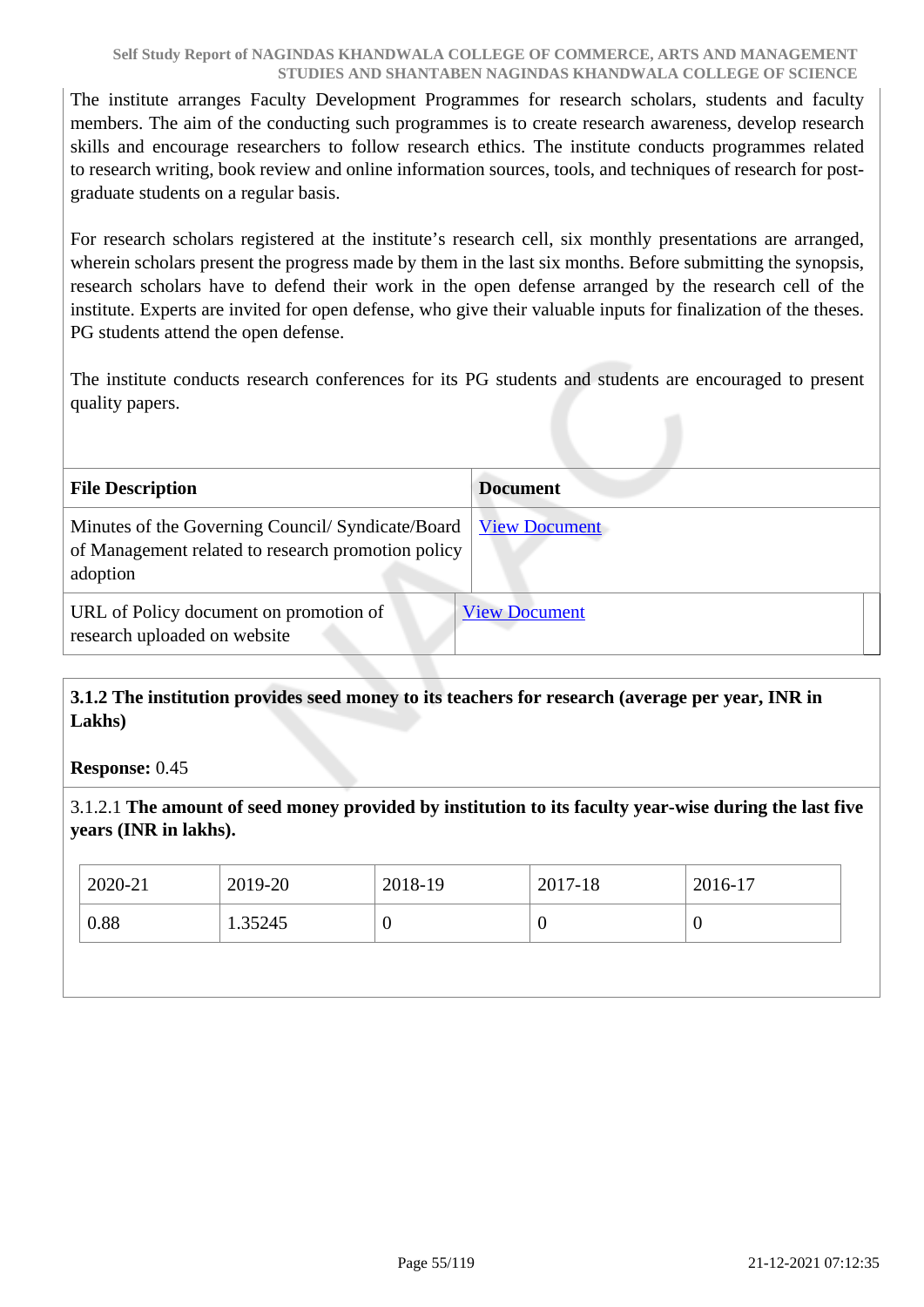The institute arranges Faculty Development Programmes for research scholars, students and faculty members. The aim of the conducting such programmes is to create research awareness, develop research skills and encourage researchers to follow research ethics. The institute conducts programmes related to research writing, book review and online information sources, tools, and techniques of research for post-graduate students on a regular basis.

For research scholars registered at the institute's research cell, six monthly presentations are arranged, wherein scholars present the progress made by them in the last six months. Before submitting the synopsis, research scholars have to defend their work in the open defense arranged by the research cell of the institute. Experts are invited for open defense, who give their valuable inputs for finalization of the theses. PG students attend the open defense.

The institute conducts research conferences for its PG students and students are encouraged to present quality papers.

| File Description | Document |
|---|---|
| Minutes of the Governing Council/ Syndicate/Board of Management related to research promotion policy adoption | View Document |
| URL of Policy document on promotion of research uploaded on website | View Document |

**3.1.2 The institution provides seed money to its teachers for research (average per year, INR in Lakhs)**

**Response:** 0.45

3.1.2.1 **The amount of seed money provided by institution to its faculty year-wise during the last five years (INR in lakhs).**

| 2020-21 | 2019-20 | 2018-19 | 2017-18 | 2016-17 |
|---|---|---|---|---|
| 0.88 | 1.35245 | 0 | 0 | 0 |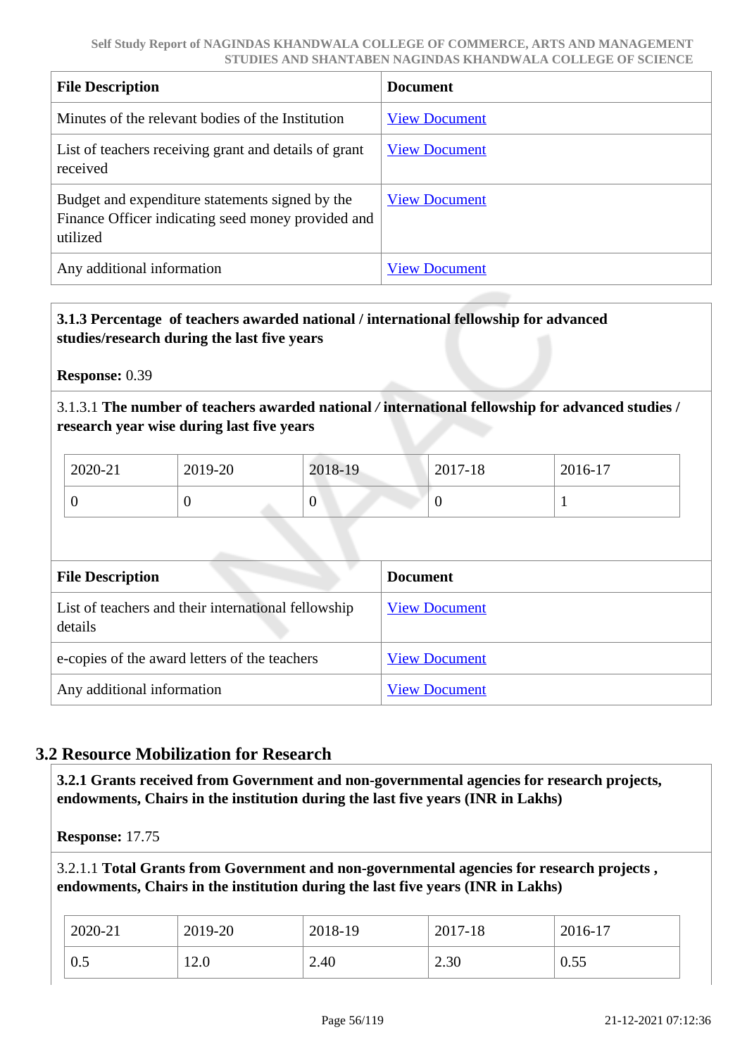| File Description | Document |
| --- | --- |
| Minutes of the relevant bodies of the Institution | View Document |
| List of teachers receiving grant and details of grant received | View Document |
| Budget and expenditure statements signed by the Finance Officer indicating seed money provided and utilized | View Document |
| Any additional information | View Document |

**3.1.3 Percentage of teachers awarded national / international fellowship for advanced studies/research during the last five years**

**Response:** 0.39

3.1.3.1 **The number of teachers awarded national / international fellowship for advanced studies / research year wise during last five years**

| 2020-21 | 2019-20 | 2018-19 | 2017-18 | 2016-17 |
| --- | --- | --- | --- | --- |
| 0 | 0 | 0 | 0 | 1 |

| File Description | Document |
| --- | --- |
| List of teachers and their international fellowship details | View Document |
| e-copies of the award letters of the teachers | View Document |
| Any additional information | View Document |

## 3.2 Resource Mobilization for Research

**3.2.1 Grants received from Government and non-governmental agencies for research projects, endowments, Chairs in the institution during the last five years (INR in Lakhs)**

**Response:** 17.75

3.2.1.1 **Total Grants from Government and non-governmental agencies for research projects , endowments, Chairs in the institution during the last five years (INR in Lakhs)**

| 2020-21 | 2019-20 | 2018-19 | 2017-18 | 2016-17 |
| --- | --- | --- | --- | --- |
| 0.5 | 12.0 | 2.40 | 2.30 | 0.55 |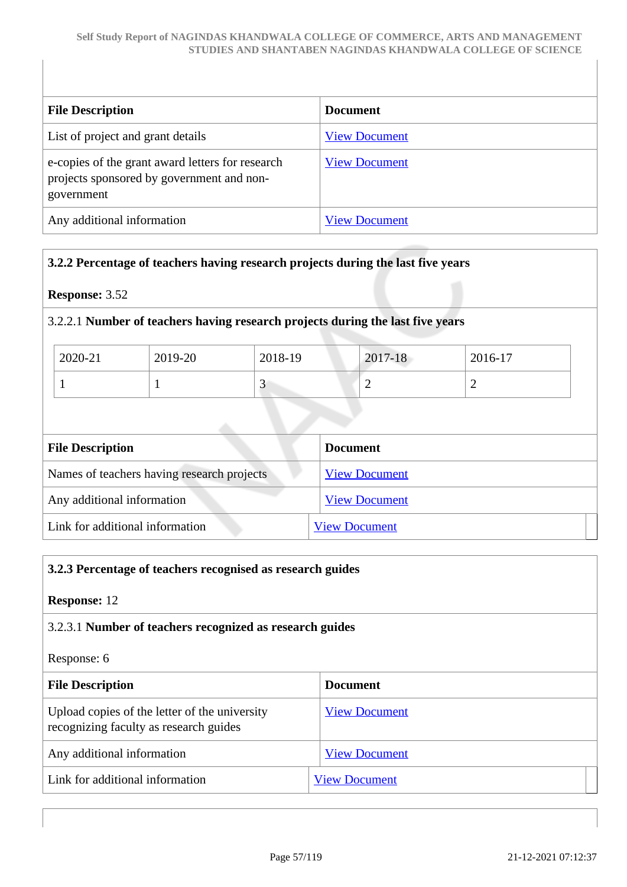| File Description | Document |
|---|---|
| List of project and grant details | View Document |
| e-copies of the grant award letters for research projects sponsored by government and non-government | View Document |
| Any additional information | View Document |

**3.2.2 Percentage of teachers having research projects during the last five years**

**Response:** 3.52

3.2.2.1 **Number of teachers having research projects during the last five years**

| 2020-21 | 2019-20 | 2018-19 | 2017-18 | 2016-17 |
|---|---|---|---|---|
| 1 | 1 | 3 | 2 | 2 |

| File Description | Document |
|---|---|
| Names of teachers having research projects | View Document |
| Any additional information | View Document |
| Link for additional information | View Document |

**3.2.3 Percentage of teachers recognised as research guides**

**Response:** 12

3.2.3.1 **Number of teachers recognized as research guides**

Response: 6

| File Description | Document |
|---|---|
| Upload copies of the letter of the university recognizing faculty as research guides | View Document |
| Any additional information | View Document |
| Link for additional information | View Document |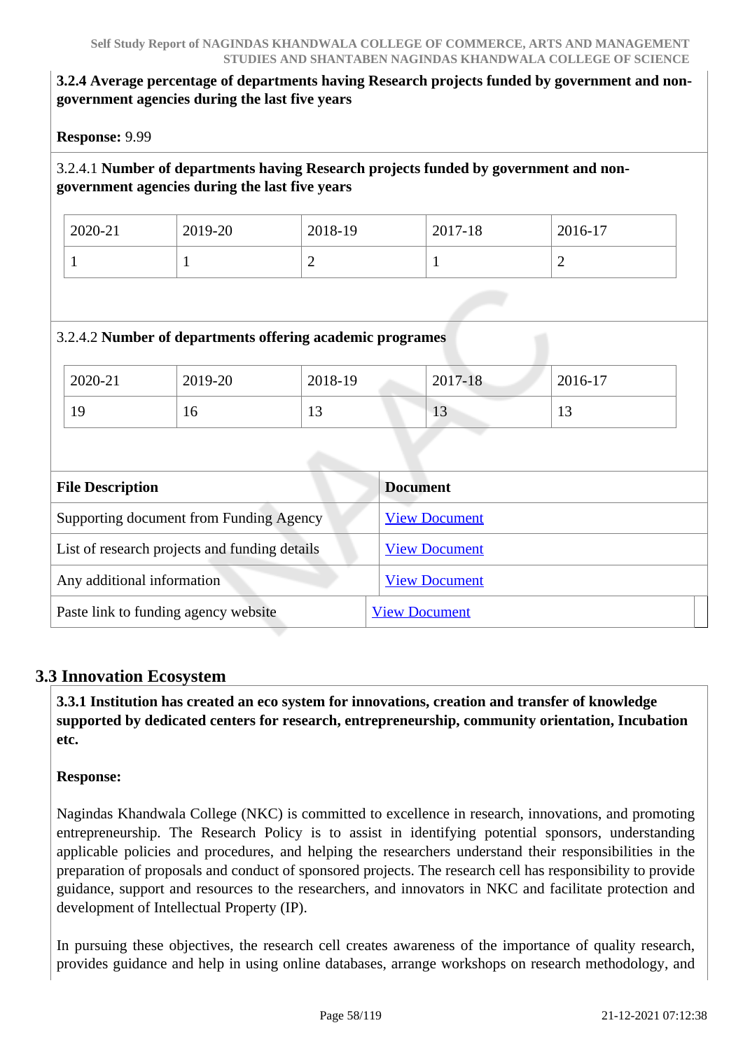**3.2.4 Average percentage of departments having Research projects funded by government and non-government agencies during the last five years**

**Response:** 9.99

3.2.4.1 **Number of departments having Research projects funded by government and non-government agencies during the last five years**

| 2020-21 | 2019-20 | 2018-19 | 2017-18 | 2016-17 |
|---|---|---|---|---|
| 1 | 1 | 2 | 1 | 2 |

3.2.4.2 **Number of departments offering academic programes**

| 2020-21 | 2019-20 | 2018-19 | 2017-18 | 2016-17 |
|---|---|---|---|---|
| 19 | 16 | 13 | 13 | 13 |

| File Description | Document |
|---|---|
| Supporting document from Funding Agency | View Document |
| List of research projects and funding details | View Document |
| Any additional information | View Document |
| Paste link to funding agency website | View Document |

## 3.3 Innovation Ecosystem

**3.3.1 Institution has created an eco system for innovations, creation and transfer of knowledge supported by dedicated centers for research, entrepreneurship, community orientation, Incubation etc.**

**Response:**

Nagindas Khandwala College (NKC) is committed to excellence in research, innovations, and promoting entrepreneurship. The Research Policy is to assist in identifying potential sponsors, understanding applicable policies and procedures, and helping the researchers understand their responsibilities in the preparation of proposals and conduct of sponsored projects. The research cell has responsibility to provide guidance, support and resources to the researchers, and innovators in NKC and facilitate protection and development of Intellectual Property (IP).

In pursuing these objectives, the research cell creates awareness of the importance of quality research, provides guidance and help in using online databases, arrange workshops on research methodology, and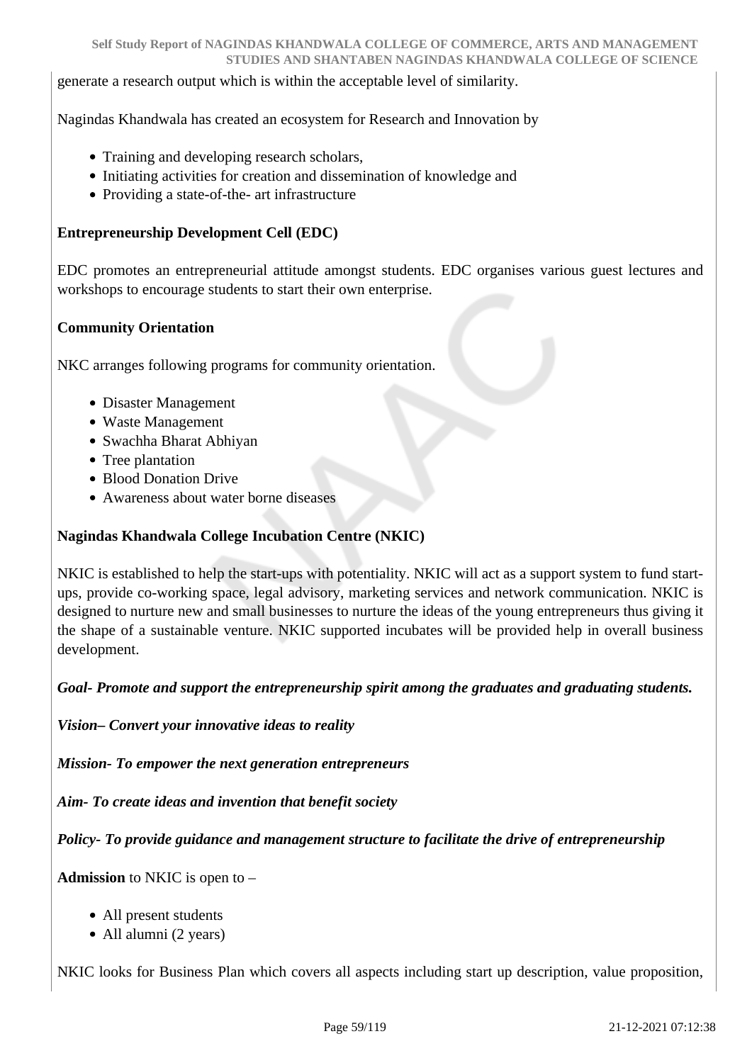generate a research output which is within the acceptable level of similarity.

Nagindas Khandwala has created an ecosystem for Research and Innovation by

- Training and developing research scholars,
- Initiating activities for creation and dissemination of knowledge and
- Providing a state-of-the- art infrastructure

**Entrepreneurship Development Cell (EDC)**

EDC promotes an entrepreneurial attitude amongst students. EDC organises various guest lectures and workshops to encourage students to start their own enterprise.

**Community Orientation**

NKC arranges following programs for community orientation.

- Disaster Management
- Waste Management
- Swachha Bharat Abhiyan
- Tree plantation
- Blood Donation Drive
- Awareness about water borne diseases

**Nagindas Khandwala College Incubation Centre (NKIC)**

NKIC is established to help the start-ups with potentiality. NKIC will act as a support system to fund start-ups, provide co-working space, legal advisory, marketing services and network communication. NKIC is designed to nurture new and small businesses to nurture the ideas of the young entrepreneurs thus giving it the shape of a sustainable venture. NKIC supported incubates will be provided help in overall business development.

***Goal- Promote and support the entrepreneurship spirit among the graduates and graduating students.***

***Vision– Convert your innovative ideas to reality***

***Mission- To empower the next generation entrepreneurs***

***Aim- To create ideas and invention that benefit society***

***Policy- To provide guidance and management structure to facilitate the drive of entrepreneurship***

**Admission** to NKIC is open to –

- All present students
- All alumni (2 years)

NKIC looks for Business Plan which covers all aspects including start up description, value proposition,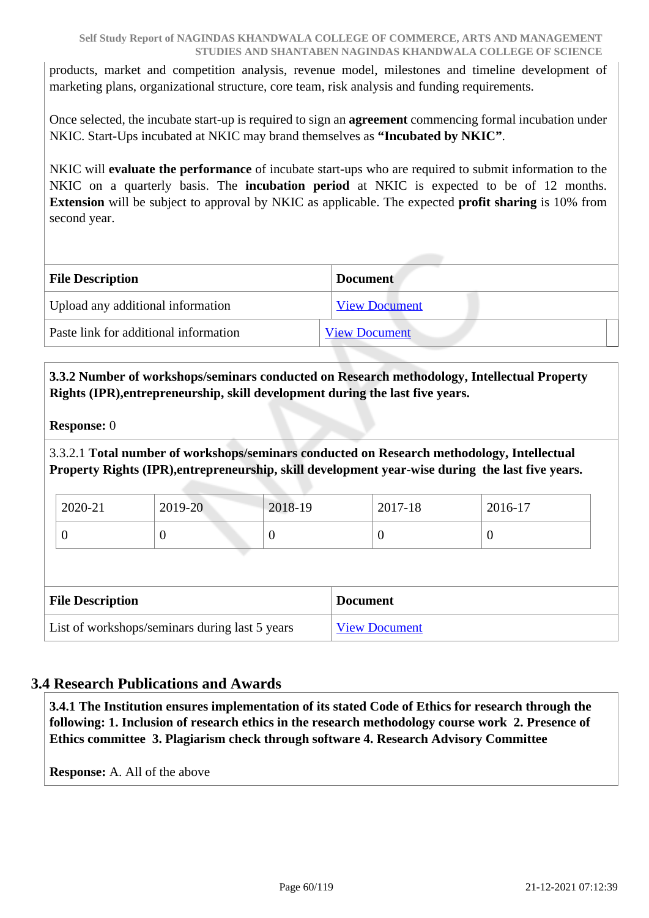products, market and competition analysis, revenue model, milestones and timeline development of marketing plans, organizational structure, core team, risk analysis and funding requirements.

Once selected, the incubate start-up is required to sign an **agreement** commencing formal incubation under NKIC. Start-Ups incubated at NKIC may brand themselves as **“Incubated by NKIC”**.

NKIC will **evaluate the performance** of incubate start-ups who are required to submit information to the NKIC on a quarterly basis. The **incubation period** at NKIC is expected to be of 12 months. **Extension** will be subject to approval by NKIC as applicable. The expected **profit sharing** is 10% from second year.

| File Description | Document |
| --- | --- |
| Upload any additional information | View Document |
| Paste link for additional information | View Document |

**3.3.2 Number of workshops/seminars conducted on Research methodology, Intellectual Property Rights (IPR),entrepreneurship, skill development during the last five years.**

**Response:** 0

3.3.2.1 **Total number of workshops/seminars conducted on Research methodology, Intellectual Property Rights (IPR),entrepreneurship, skill development year-wise during the last five years.**

| 2020-21 | 2019-20 | 2018-19 | 2017-18 | 2016-17 |
| --- | --- | --- | --- | --- |
| 0 | 0 | 0 | 0 | 0 |

| File Description | Document |
| --- | --- |
| List of workshops/seminars during last 5 years | View Document |

## 3.4 Research Publications and Awards

**3.4.1 The Institution ensures implementation of its stated Code of Ethics for research through the following: 1. Inclusion of research ethics in the research methodology course work 2. Presence of Ethics committee 3. Plagiarism check through software 4. Research Advisory Committee**

**Response:** A. All of the above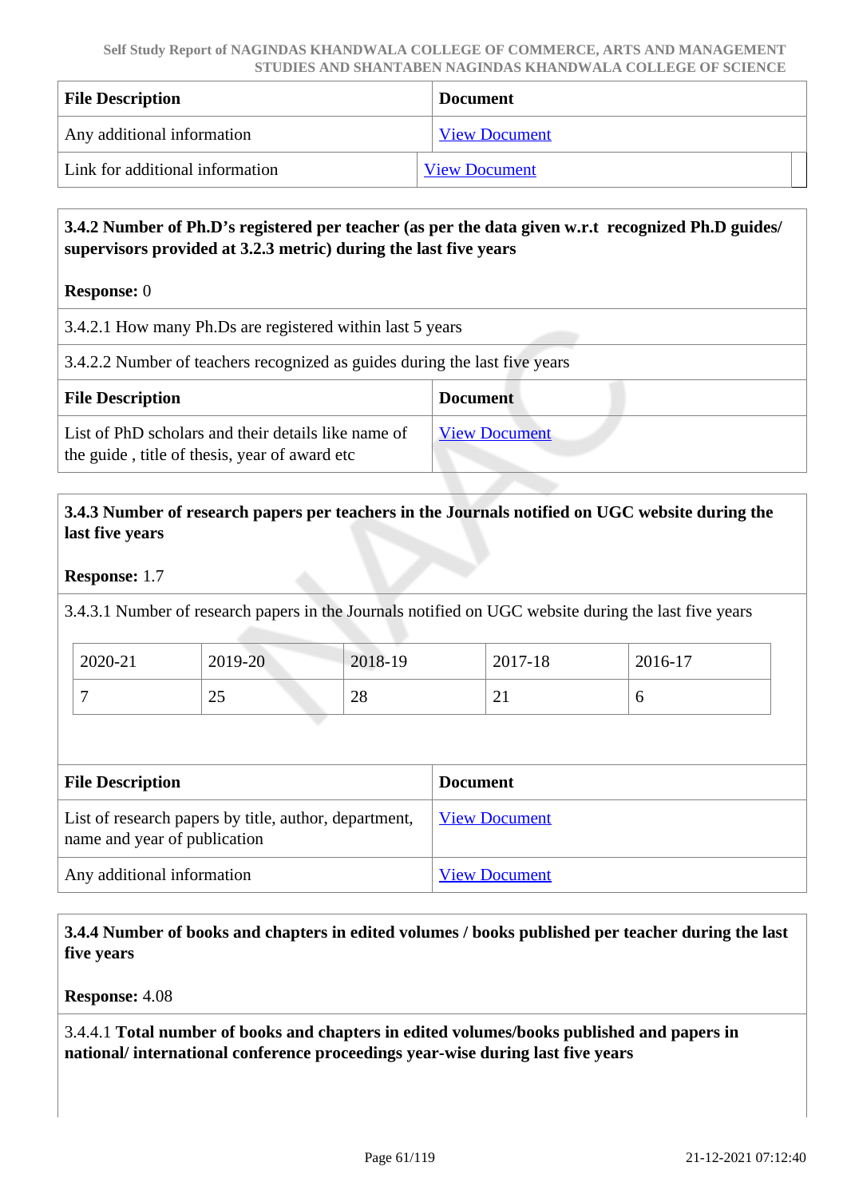| File Description | Document |
|---|---|
| Any additional information | View Document |
| Link for additional information | View Document |

**3.4.2 Number of Ph.D's registered per teacher (as per the data given w.r.t recognized Ph.D guides/ supervisors provided at 3.2.3 metric) during the last five years**

**Response:** 0

3.4.2.1 How many Ph.Ds are registered within last 5 years

3.4.2.2 Number of teachers recognized as guides during the last five years

| File Description | Document |
|---|---|
| List of PhD scholars and their details like name of the guide , title of thesis, year of award etc | View Document |

**3.4.3 Number of research papers per teachers in the Journals notified on UGC website during the last five years**

**Response:** 1.7

3.4.3.1 Number of research papers in the Journals notified on UGC website during the last five years

| 2020-21 | 2019-20 | 2018-19 | 2017-18 | 2016-17 |
|---|---|---|---|---|
| 7 | 25 | 28 | 21 | 6 |

| File Description | Document |
|---|---|
| List of research papers by title, author, department, name and year of publication | View Document |
| Any additional information | View Document |

**3.4.4 Number of books and chapters in edited volumes / books published per teacher during the last five years**

**Response:** 4.08

3.4.4.1 **Total number of books and chapters in edited volumes/books published and papers in national/ international conference proceedings year-wise during last five years**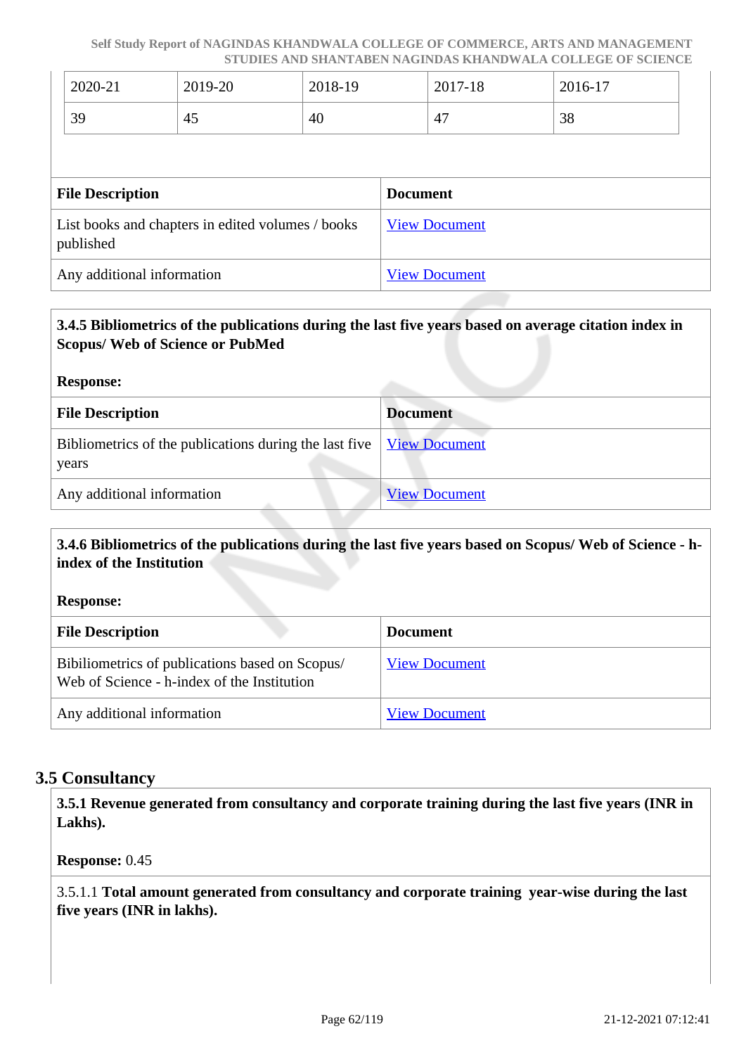| 2020-21 | 2019-20 | 2018-19 | 2017-18 | 2016-17 |
|---|---|---|---|---|
| 39 | 45 | 40 | 47 | 38 |

| File Description | Document |
|---|---|
| List books and chapters in edited volumes / books published | View Document |
| Any additional information | View Document |

**3.4.5 Bibliometrics of the publications during the last five years based on average citation index in Scopus/ Web of Science or PubMed**

**Response:**

| File Description | Document |
|---|---|
| Bibliometrics of the publications during the last five years | View Document |
| Any additional information | View Document |

**3.4.6 Bibliometrics of the publications during the last five years based on Scopus/ Web of Science - h-index of the Institution**

**Response:**

| File Description | Document |
|---|---|
| Bibiliometrics of publications based on Scopus/ Web of Science - h-index of the Institution | View Document |
| Any additional information | View Document |

## 3.5 Consultancy

**3.5.1 Revenue generated from consultancy and corporate training during the last five years (INR in Lakhs).**

**Response:** 0.45

3.5.1.1 **Total amount generated from consultancy and corporate training year-wise during the last five years (INR in lakhs).**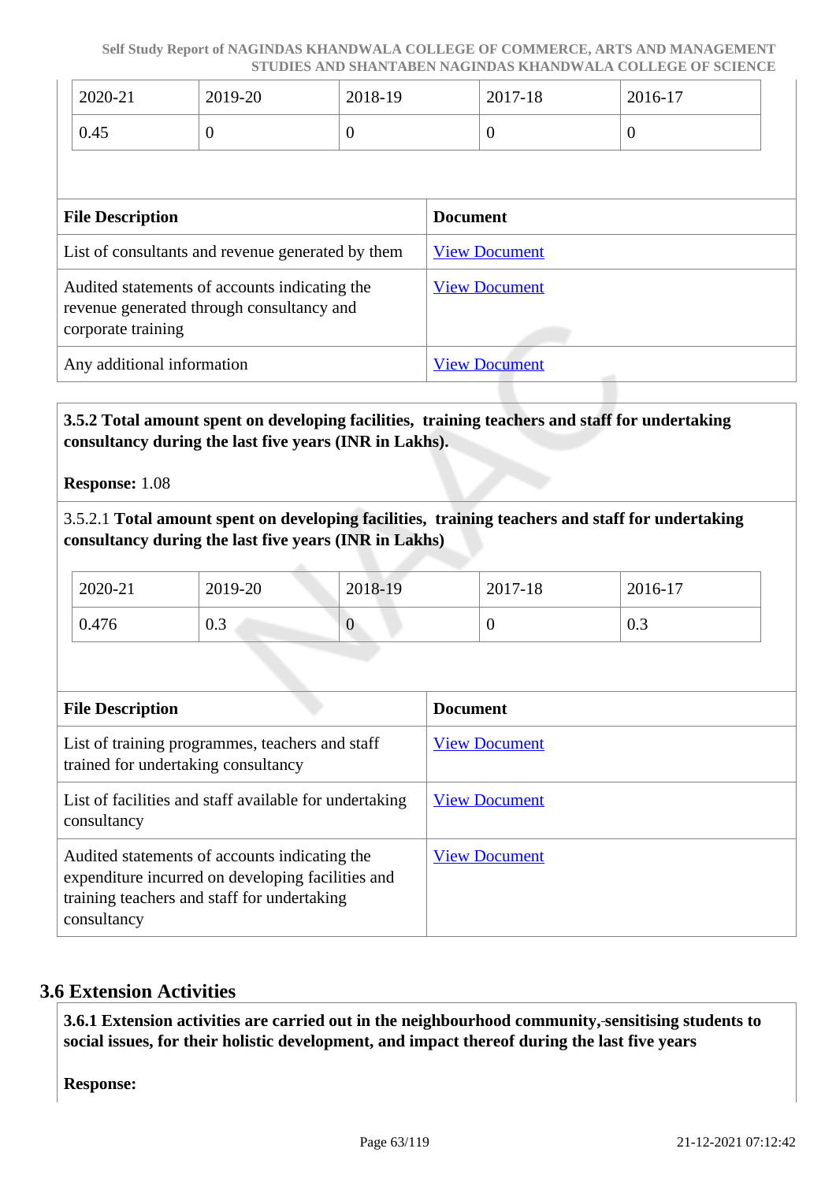| 2020-21 | 2019-20 | 2018-19 | 2017-18 | 2016-17 |
|---|---|---|---|---|
| 0.45 | 0 | 0 | 0 | 0 |

| File Description | Document |
|---|---|
| List of consultants and revenue generated by them | View Document |
| Audited statements of accounts indicating the revenue generated through consultancy and corporate training | View Document |
| Any additional information | View Document |

**3.5.2 Total amount spent on developing facilities, training teachers and staff for undertaking consultancy during the last five years (INR in Lakhs).**

**Response:** 1.08

3.5.2.1 **Total amount spent on developing facilities, training teachers and staff for undertaking consultancy during the last five years (INR in Lakhs)**

| 2020-21 | 2019-20 | 2018-19 | 2017-18 | 2016-17 |
|---|---|---|---|---|
| 0.476 | 0.3 | 0 | 0 | 0.3 |

| File Description | Document |
|---|---|
| List of training programmes, teachers and staff trained for undertaking consultancy | View Document |
| List of facilities and staff available for undertaking consultancy | View Document |
| Audited statements of accounts indicating the expenditure incurred on developing facilities and training teachers and staff for undertaking consultancy | View Document |

## 3.6 Extension Activities

**3.6.1 Extension activities are carried out in the neighbourhood community, sensitising students to social issues, for their holistic development, and impact thereof during the last five years**

**Response:**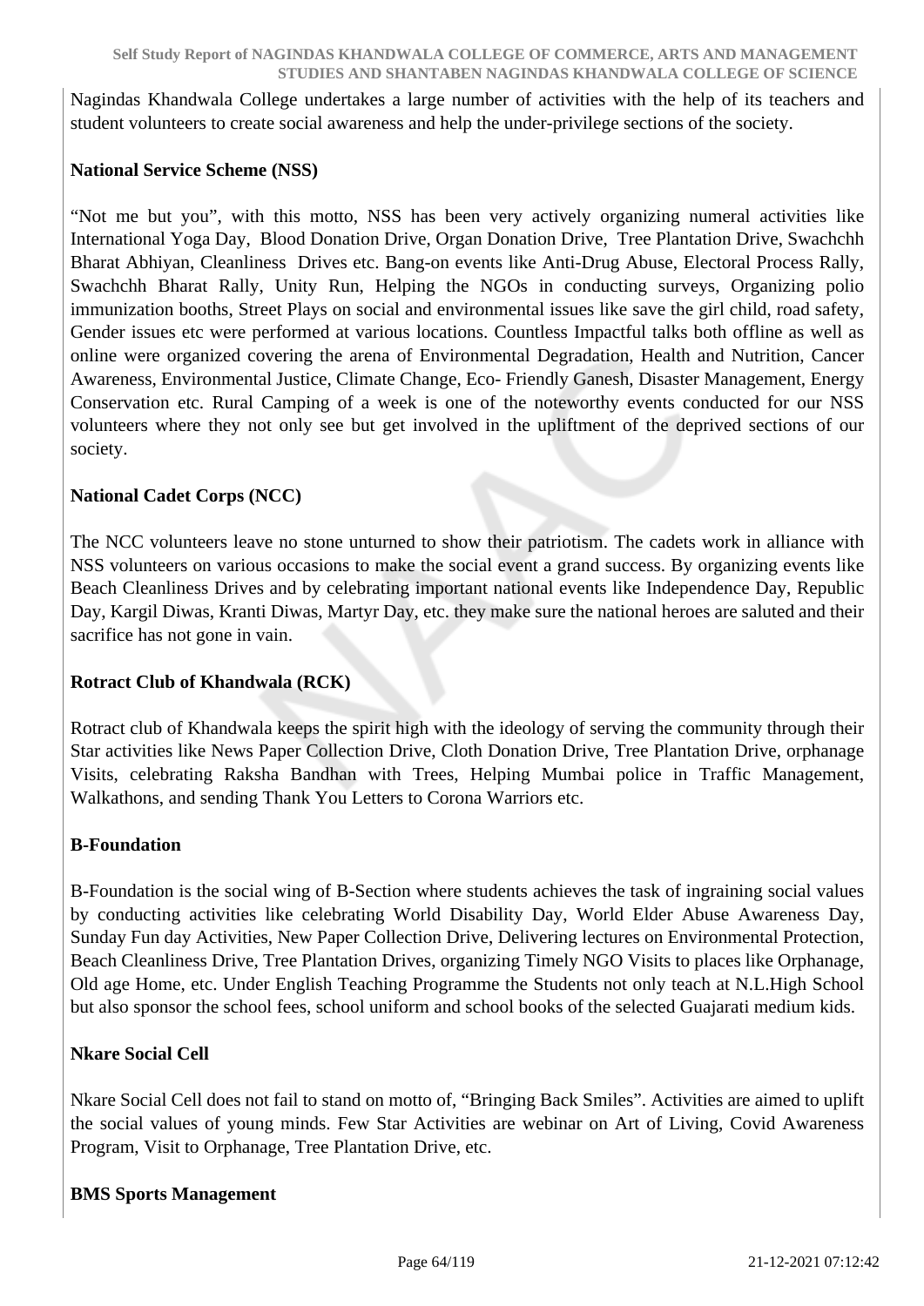Nagindas Khandwala College undertakes a large number of activities with the help of its teachers and student volunteers to create social awareness and help the under-privilege sections of the society.

**National Service Scheme (NSS)**

"Not me but you", with this motto, NSS has been very actively organizing numeral activities like International Yoga Day, Blood Donation Drive, Organ Donation Drive, Tree Plantation Drive, Swachchh Bharat Abhiyan, Cleanliness Drives etc. Bang-on events like Anti-Drug Abuse, Electoral Process Rally, Swachchh Bharat Rally, Unity Run, Helping the NGOs in conducting surveys, Organizing polio immunization booths, Street Plays on social and environmental issues like save the girl child, road safety, Gender issues etc were performed at various locations. Countless Impactful talks both offline as well as online were organized covering the arena of Environmental Degradation, Health and Nutrition, Cancer Awareness, Environmental Justice, Climate Change, Eco- Friendly Ganesh, Disaster Management, Energy Conservation etc. Rural Camping of a week is one of the noteworthy events conducted for our NSS volunteers where they not only see but get involved in the upliftment of the deprived sections of our society.

**National Cadet Corps (NCC)**

The NCC volunteers leave no stone unturned to show their patriotism. The cadets work in alliance with NSS volunteers on various occasions to make the social event a grand success. By organizing events like Beach Cleanliness Drives and by celebrating important national events like Independence Day, Republic Day, Kargil Diwas, Kranti Diwas, Martyr Day, etc. they make sure the national heroes are saluted and their sacrifice has not gone in vain.

**Rotract Club of Khandwala (RCK)**

Rotract club of Khandwala keeps the spirit high with the ideology of serving the community through their Star activities like News Paper Collection Drive, Cloth Donation Drive, Tree Plantation Drive, orphanage Visits, celebrating Raksha Bandhan with Trees, Helping Mumbai police in Traffic Management, Walkathons, and sending Thank You Letters to Corona Warriors etc.

**B-Foundation**

B-Foundation is the social wing of B-Section where students achieves the task of ingraining social values by conducting activities like celebrating World Disability Day, World Elder Abuse Awareness Day, Sunday Fun day Activities, New Paper Collection Drive, Delivering lectures on Environmental Protection, Beach Cleanliness Drive, Tree Plantation Drives, organizing Timely NGO Visits to places like Orphanage, Old age Home, etc. Under English Teaching Programme the Students not only teach at N.L.High School but also sponsor the school fees, school uniform and school books of the selected Guajarati medium kids.

**Nkare Social Cell**

Nkare Social Cell does not fail to stand on motto of, "Bringing Back Smiles". Activities are aimed to uplift the social values of young minds. Few Star Activities are webinar on Art of Living, Covid Awareness Program, Visit to Orphanage, Tree Plantation Drive, etc.

**BMS Sports Management**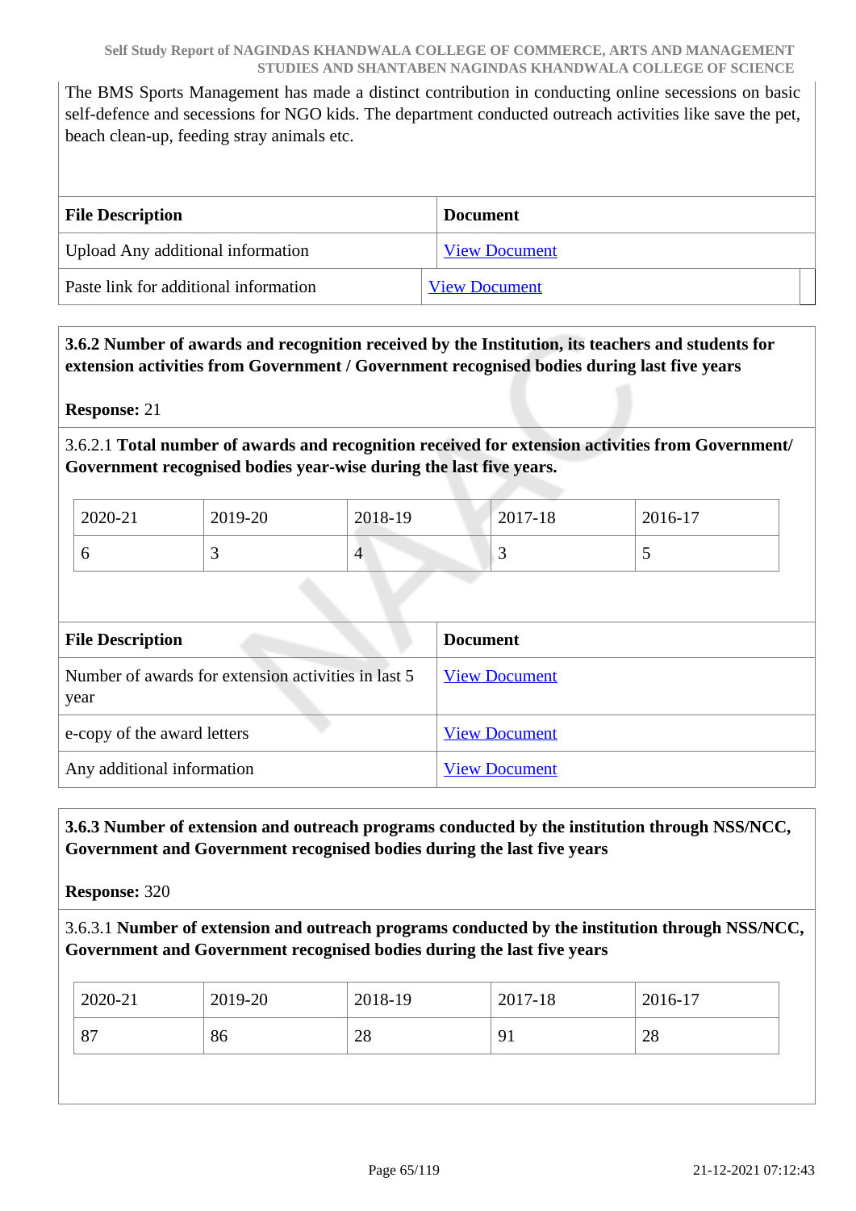The BMS Sports Management has made a distinct contribution in conducting online secessions on basic self-defence and secessions for NGO kids. The department conducted outreach activities like save the pet, beach clean-up, feeding stray animals etc.

| File Description | Document |
|---|---|
| Upload Any additional information | View Document |
| Paste link for additional information | View Document |

**3.6.2 Number of awards and recognition received by the Institution, its teachers and students for extension activities from Government / Government recognised bodies during last five years**

**Response:** 21

3.6.2.1 **Total number of awards and recognition received for extension activities from Government/ Government recognised bodies year-wise during the last five years.**

| 2020-21 | 2019-20 | 2018-19 | 2017-18 | 2016-17 |
|---|---|---|---|---|
| 6 | 3 | 4 | 3 | 5 |

| File Description | Document |
|---|---|
| Number of awards for extension activities in last 5 year | View Document |
| e-copy of the award letters | View Document |
| Any additional information | View Document |

**3.6.3 Number of extension and outreach programs conducted by the institution through NSS/NCC, Government and Government recognised bodies during the last five years**

**Response:** 320

3.6.3.1 **Number of extension and outreach programs conducted by the institution through NSS/NCC, Government and Government recognised bodies during the last five years**

| 2020-21 | 2019-20 | 2018-19 | 2017-18 | 2016-17 |
|---|---|---|---|---|
| 87 | 86 | 28 | 91 | 28 |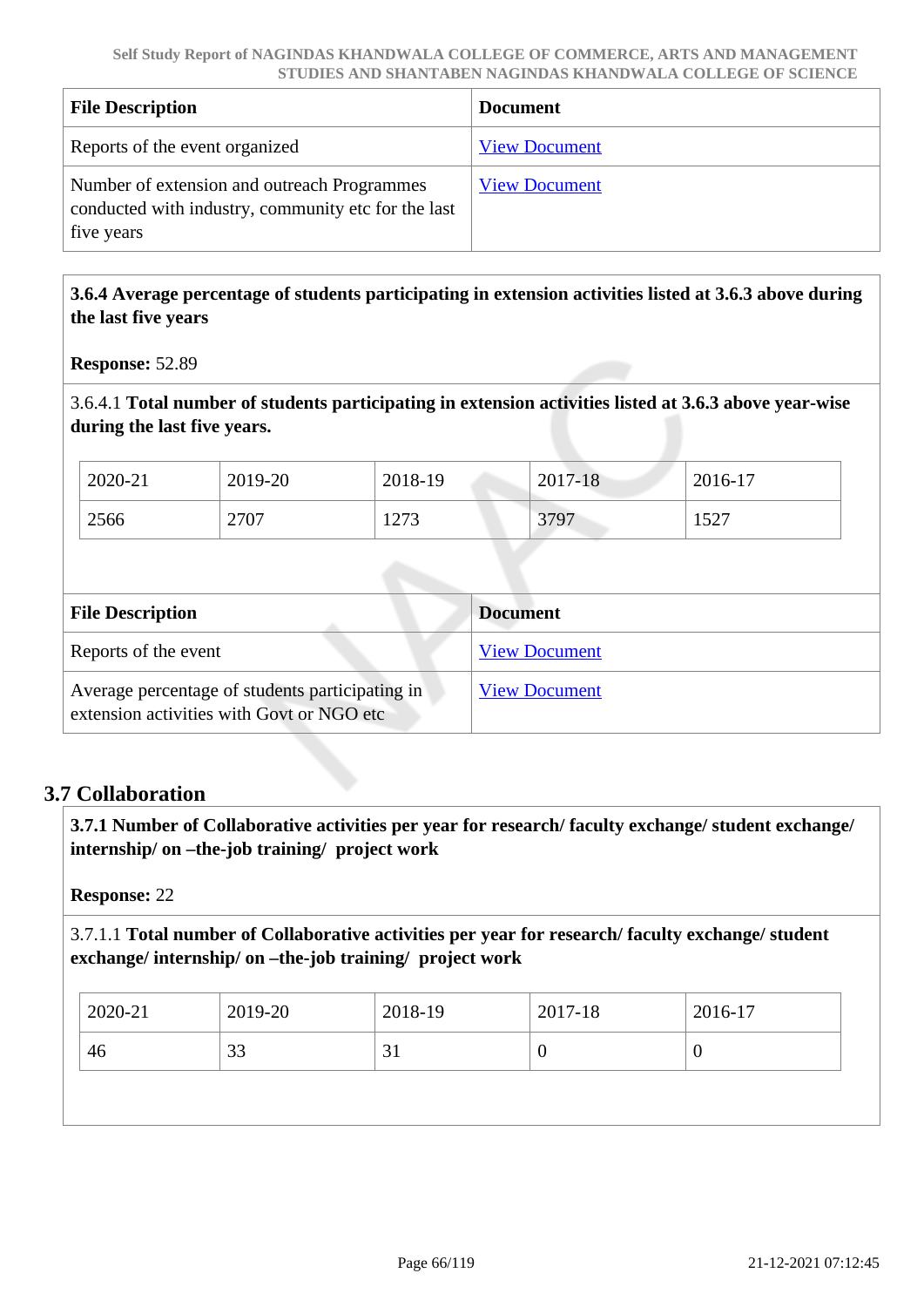| File Description | Document |
|---|---|
| Reports of the event organized | View Document |
| Number of extension and outreach Programmes conducted with industry, community etc for the last five years | View Document |

**3.6.4 Average percentage of students participating in extension activities listed at 3.6.3 above during the last five years**

**Response:** 52.89

3.6.4.1 **Total number of students participating in extension activities listed at 3.6.3 above year-wise during the last five years.**

| 2020-21 | 2019-20 | 2018-19 | 2017-18 | 2016-17 |
|---|---|---|---|---|
| 2566 | 2707 | 1273 | 3797 | 1527 |

| File Description | Document |
|---|---|
| Reports of the event | View Document |
| Average percentage of students participating in extension activities with Govt or NGO etc | View Document |

## 3.7 Collaboration

**3.7.1 Number of Collaborative activities per year for research/ faculty exchange/ student exchange/ internship/ on –the-job training/ project work**

**Response:** 22

3.7.1.1 **Total number of Collaborative activities per year for research/ faculty exchange/ student exchange/ internship/ on –the-job training/ project work**

| 2020-21 | 2019-20 | 2018-19 | 2017-18 | 2016-17 |
|---|---|---|---|---|
| 46 | 33 | 31 | 0 | 0 |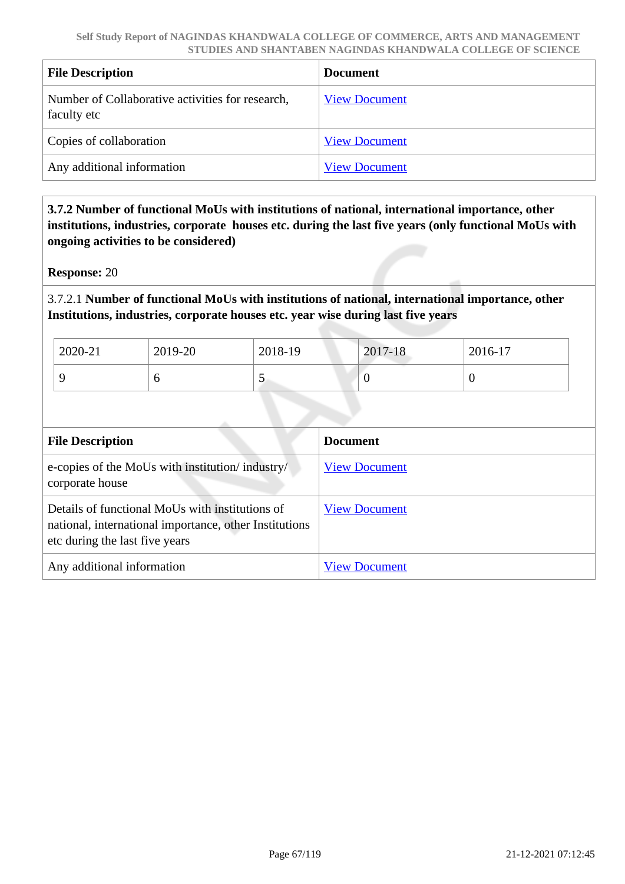| File Description | Document |
|---|---|
| Number of Collaborative activities for research, faculty etc | View Document |
| Copies of collaboration | View Document |
| Any additional information | View Document |

**3.7.2 Number of functional MoUs with institutions of national, international importance, other institutions, industries, corporate houses etc. during the last five years (only functional MoUs with ongoing activities to be considered)**

**Response:** 20

3.7.2.1 **Number of functional MoUs with institutions of national, international importance, other Institutions, industries, corporate houses etc. year wise during last five years**

| 2020-21 | 2019-20 | 2018-19 | 2017-18 | 2016-17 |
|---|---|---|---|---|
| 9 | 6 | 5 | 0 | 0 |

| File Description | Document |
|---|---|
| e-copies of the MoUs with institution/ industry/ corporate house | View Document |
| Details of functional MoUs with institutions of national, international importance, other Institutions etc during the last five years | View Document |
| Any additional information | View Document |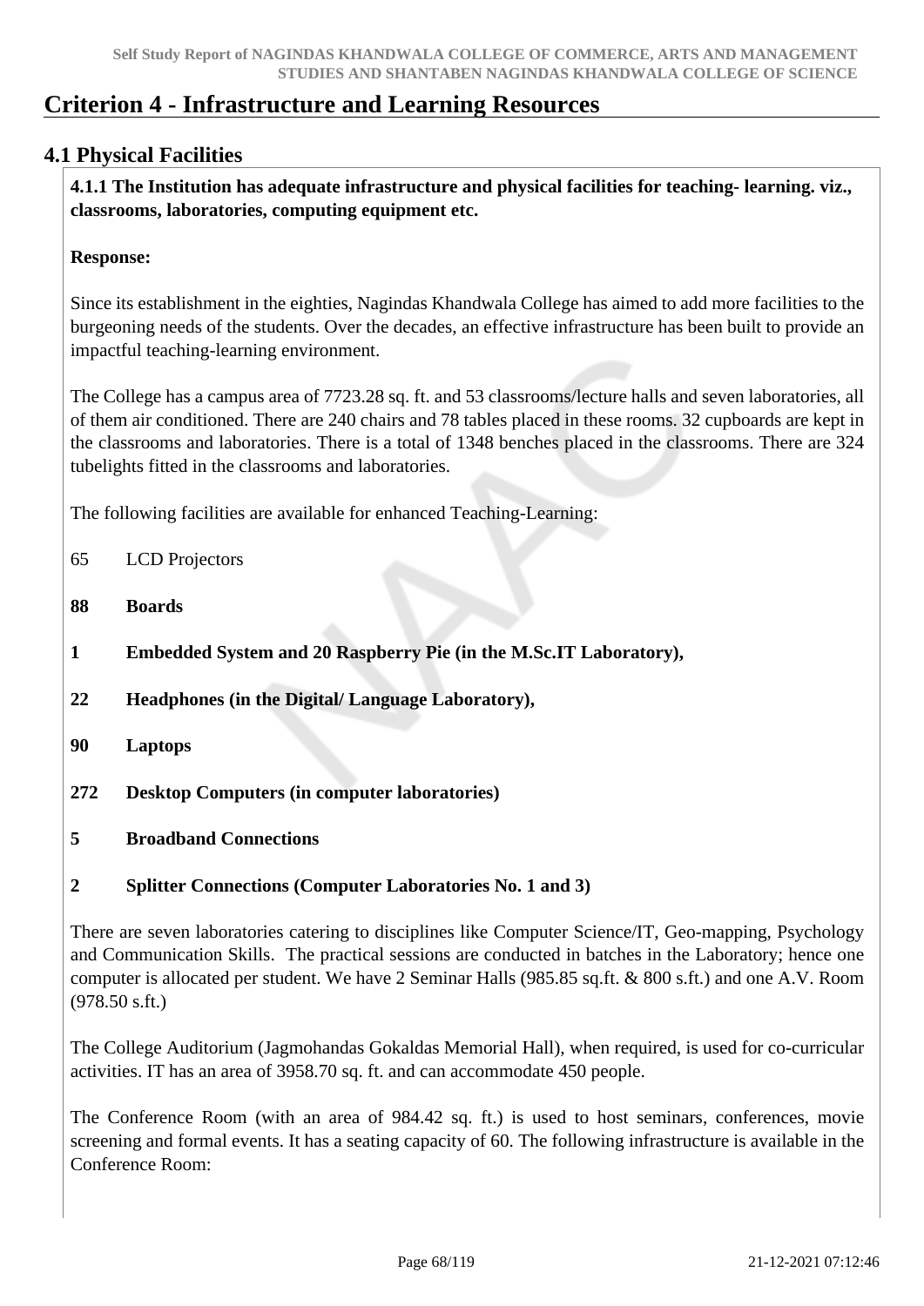# Criterion 4 - Infrastructure and Learning Resources

## 4.1 Physical Facilities

**4.1.1 The Institution has adequate infrastructure and physical facilities for teaching- learning. viz., classrooms, laboratories, computing equipment etc.**

**Response:**

Since its establishment in the eighties, Nagindas Khandwala College has aimed to add more facilities to the burgeoning needs of the students. Over the decades, an effective infrastructure has been built to provide an impactful teaching-learning environment.

The College has a campus area of 7723.28 sq. ft. and 53 classrooms/lecture halls and seven laboratories, all of them air conditioned. There are 240 chairs and 78 tables placed in these rooms. 32 cupboards are kept in the classrooms and laboratories. There is a total of 1348 benches placed in the classrooms. There are 324 tubelights fitted in the classrooms and laboratories.

The following facilities are available for enhanced Teaching-Learning:

65 LCD Projectors

**88 Boards**

**1 Embedded System and 20 Raspberry Pie (in the M.Sc.IT Laboratory),**

**22 Headphones (in the Digital/ Language Laboratory),**

**90 Laptops**

**272 Desktop Computers (in computer laboratories)**

**5 Broadband Connections**

**2 Splitter Connections (Computer Laboratories No. 1 and 3)**

There are seven laboratories catering to disciplines like Computer Science/IT, Geo-mapping, Psychology and Communication Skills. The practical sessions are conducted in batches in the Laboratory; hence one computer is allocated per student. We have 2 Seminar Halls (985.85 sq.ft. & 800 s.ft.) and one A.V. Room (978.50 s.ft.)

The College Auditorium (Jagmohandas Gokaldas Memorial Hall), when required, is used for co-curricular activities. IT has an area of 3958.70 sq. ft. and can accommodate 450 people.

The Conference Room (with an area of 984.42 sq. ft.) is used to host seminars, conferences, movie screening and formal events. It has a seating capacity of 60. The following infrastructure is available in the Conference Room: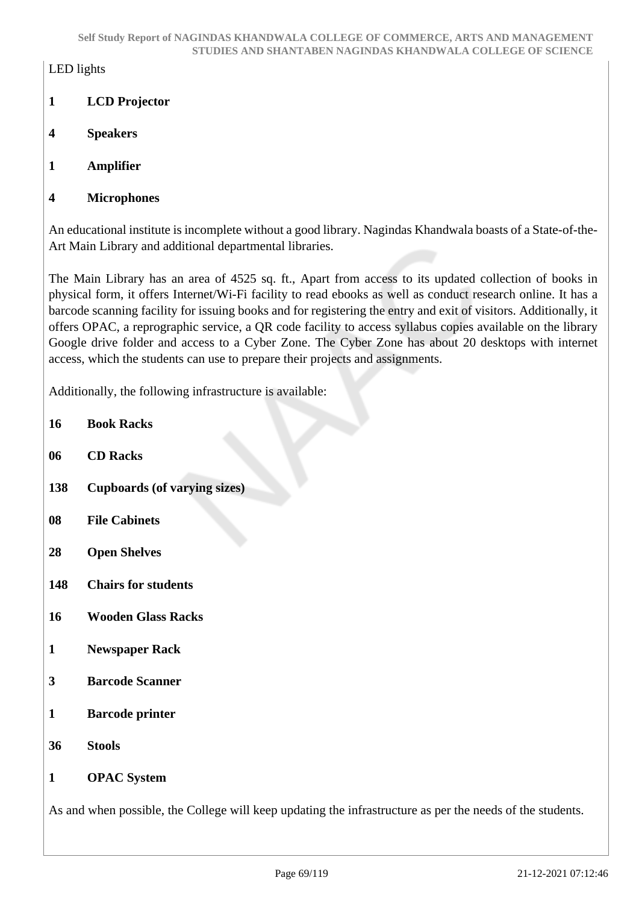LED lights

**1 LCD Projector**

**4 Speakers**

**1 Amplifier**

**4 Microphones**

An educational institute is incomplete without a good library. Nagindas Khandwala boasts of a State-of-the-Art Main Library and additional departmental libraries.

The Main Library has an area of 4525 sq. ft., Apart from access to its updated collection of books in physical form, it offers Internet/Wi-Fi facility to read ebooks as well as conduct research online. It has a barcode scanning facility for issuing books and for registering the entry and exit of visitors. Additionally, it offers OPAC, a reprographic service, a QR code facility to access syllabus copies available on the library Google drive folder and access to a Cyber Zone. The Cyber Zone has about 20 desktops with internet access, which the students can use to prepare their projects and assignments.

Additionally, the following infrastructure is available:

**16 Book Racks**

**06 CD Racks**

**138 Cupboards (of varying sizes)**

**08 File Cabinets**

**28 Open Shelves**

**148 Chairs for students**

**16 Wooden Glass Racks**

**1 Newspaper Rack**

**3 Barcode Scanner**

**1 Barcode printer**

**36 Stools**

**1 OPAC System**

As and when possible, the College will keep updating the infrastructure as per the needs of the students.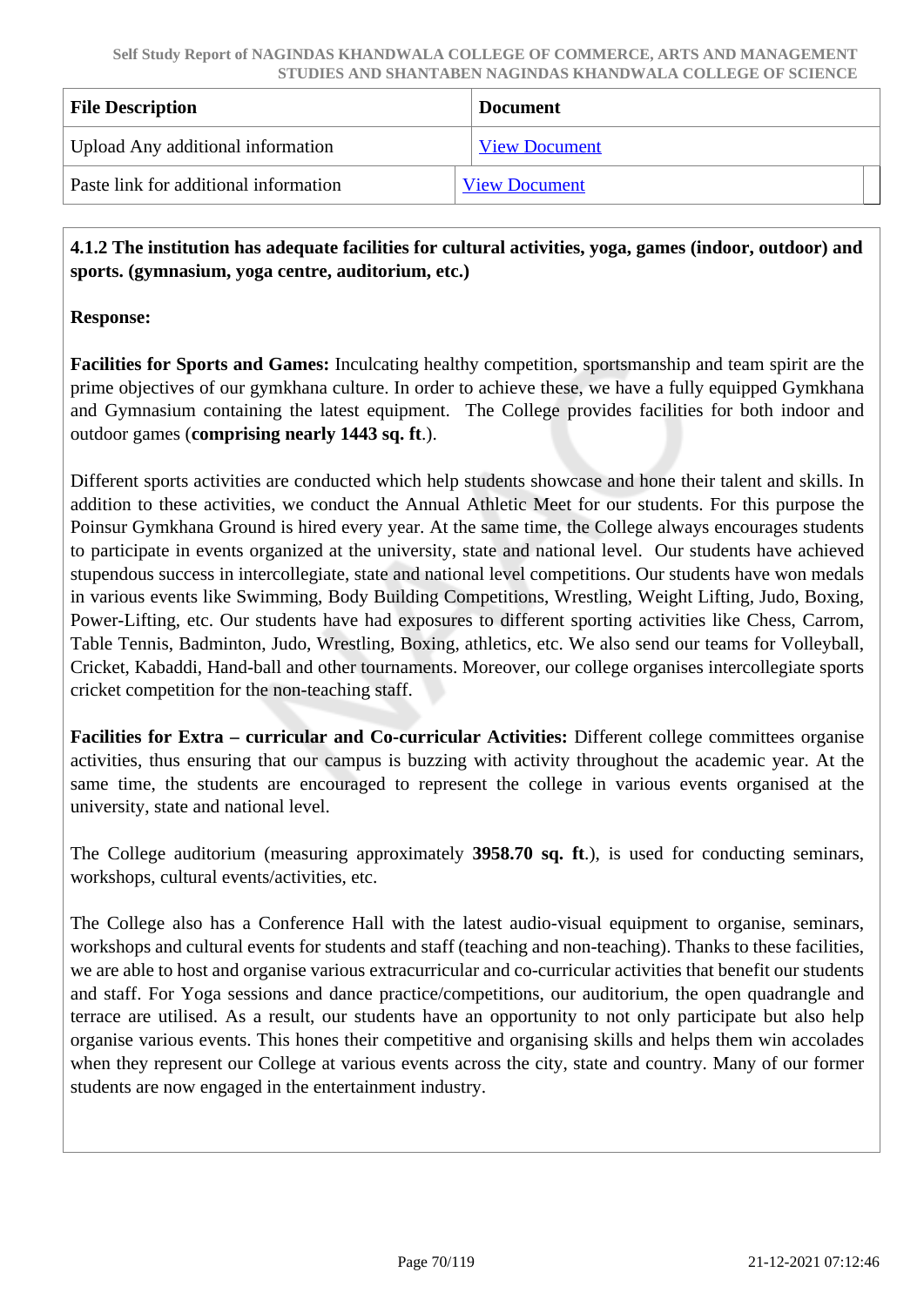| File Description | Document |
| --- | --- |
| Upload Any additional information | View Document |
| Paste link for additional information | View Document |

**4.1.2 The institution has adequate facilities for cultural activities, yoga, games (indoor, outdoor) and sports. (gymnasium, yoga centre, auditorium, etc.)**

**Response:**

**Facilities for Sports and Games:** Inculcating healthy competition, sportsmanship and team spirit are the prime objectives of our gymkhana culture. In order to achieve these, we have a fully equipped Gymkhana and Gymnasium containing the latest equipment. The College provides facilities for both indoor and outdoor games (**comprising nearly 1443 sq. ft**.).

Different sports activities are conducted which help students showcase and hone their talent and skills. In addition to these activities, we conduct the Annual Athletic Meet for our students. For this purpose the Poinsur Gymkhana Ground is hired every year. At the same time, the College always encourages students to participate in events organized at the university, state and national level. Our students have achieved stupendous success in intercollegiate, state and national level competitions. Our students have won medals in various events like Swimming, Body Building Competitions, Wrestling, Weight Lifting, Judo, Boxing, Power-Lifting, etc. Our students have had exposures to different sporting activities like Chess, Carrom, Table Tennis, Badminton, Judo, Wrestling, Boxing, athletics, etc. We also send our teams for Volleyball, Cricket, Kabaddi, Hand-ball and other tournaments. Moreover, our college organises intercollegiate sports cricket competition for the non-teaching staff.

**Facilities for Extra – curricular and Co-curricular Activities:** Different college committees organise activities, thus ensuring that our campus is buzzing with activity throughout the academic year. At the same time, the students are encouraged to represent the college in various events organised at the university, state and national level.

The College auditorium (measuring approximately **3958.70 sq. ft**.), is used for conducting seminars, workshops, cultural events/activities, etc.

The College also has a Conference Hall with the latest audio-visual equipment to organise, seminars, workshops and cultural events for students and staff (teaching and non-teaching). Thanks to these facilities, we are able to host and organise various extracurricular and co-curricular activities that benefit our students and staff. For Yoga sessions and dance practice/competitions, our auditorium, the open quadrangle and terrace are utilised. As a result, our students have an opportunity to not only participate but also help organise various events. This hones their competitive and organising skills and helps them win accolades when they represent our College at various events across the city, state and country. Many of our former students are now engaged in the entertainment industry.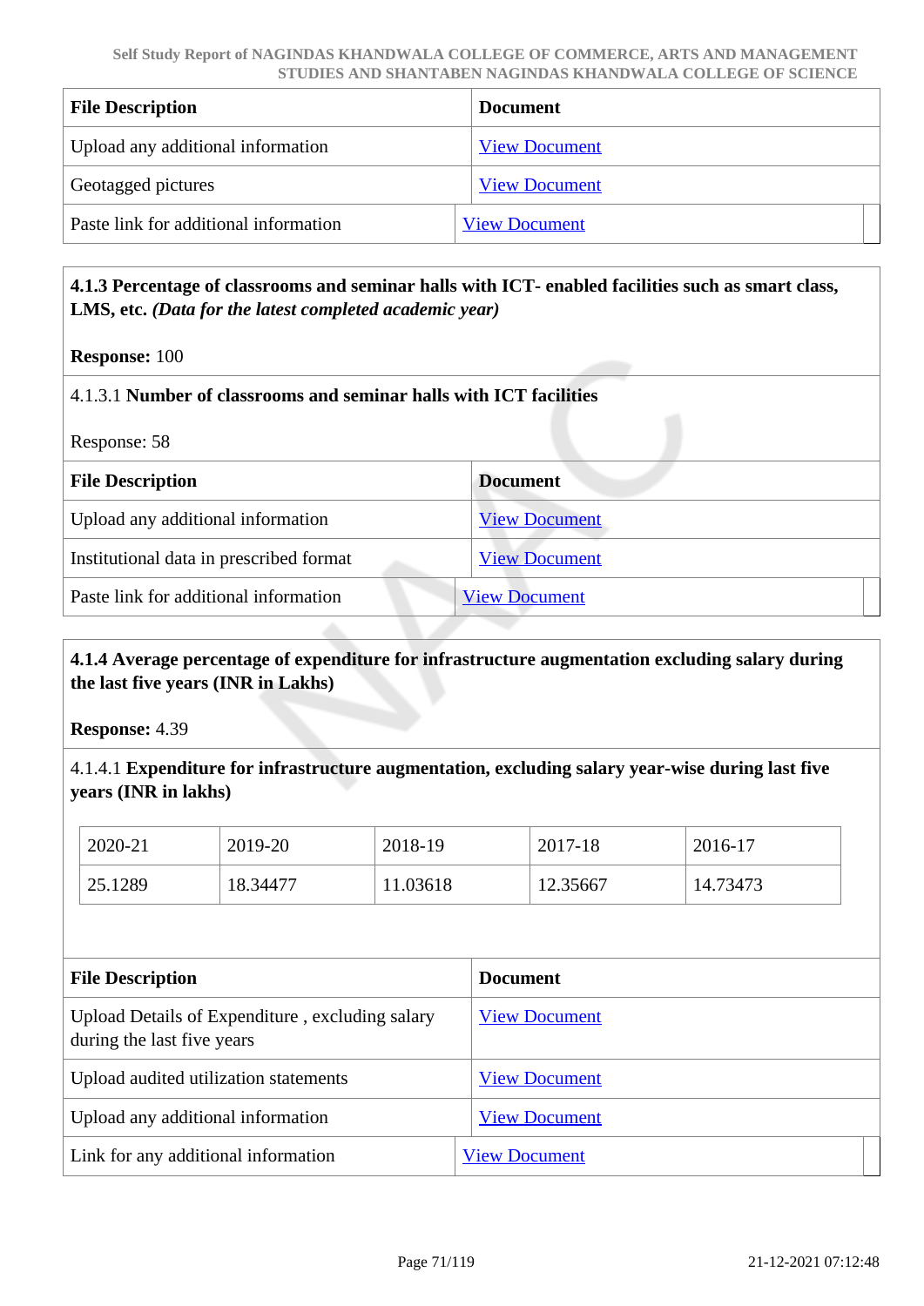| File Description | Document |
| --- | --- |
| Upload any additional information | View Document |
| Geotagged pictures | View Document |
| Paste link for additional information | View Document |

**4.1.3 Percentage of classrooms and seminar halls with ICT- enabled facilities such as smart class, LMS, etc.** ***(Data for the latest completed academic year)***

**Response:** 100

4.1.3.1 **Number of classrooms and seminar halls with ICT facilities**

Response: 58

| File Description | Document |
| --- | --- |
| Upload any additional information | View Document |
| Institutional data in prescribed format | View Document |
| Paste link for additional information | View Document |

**4.1.4 Average percentage of expenditure for infrastructure augmentation excluding salary during the last five years (INR in Lakhs)**

**Response:** 4.39

4.1.4.1 **Expenditure for infrastructure augmentation, excluding salary year-wise during last five years (INR in lakhs)**

| 2020-21 | 2019-20 | 2018-19 | 2017-18 | 2016-17 |
| --- | --- | --- | --- | --- |
| 25.1289 | 18.34477 | 11.03618 | 12.35667 | 14.73473 |

| File Description | Document |
| --- | --- |
| Upload Details of Expenditure , excluding salary during the last five years | View Document |
| Upload audited utilization statements | View Document |
| Upload any additional information | View Document |
| Link for any additional information | View Document |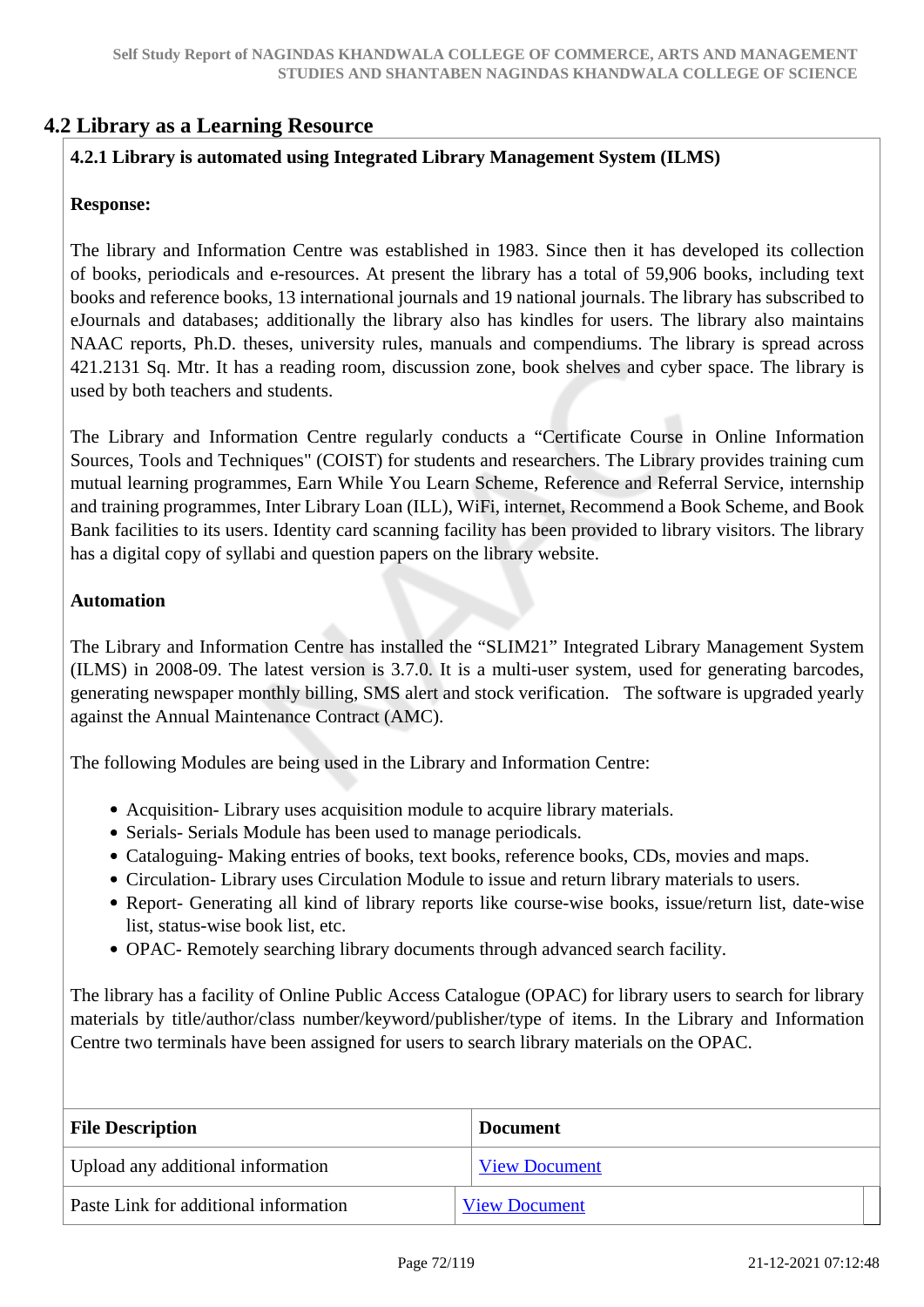## 4.2 Library as a Learning Resource

**4.2.1 Library is automated using Integrated Library Management System (ILMS)**

**Response:**

The library and Information Centre was established in 1983. Since then it has developed its collection of books, periodicals and e-resources. At present the library has a total of 59,906 books, including text books and reference books, 13 international journals and 19 national journals. The library has subscribed to eJournals and databases; additionally the library also has kindles for users. The library also maintains NAAC reports, Ph.D. theses, university rules, manuals and compendiums. The library is spread across 421.2131 Sq. Mtr. It has a reading room, discussion zone, book shelves and cyber space. The library is used by both teachers and students.

The Library and Information Centre regularly conducts a "Certificate Course in Online Information Sources, Tools and Techniques" (COIST) for students and researchers. The Library provides training cum mutual learning programmes, Earn While You Learn Scheme, Reference and Referral Service, internship and training programmes, Inter Library Loan (ILL), WiFi, internet, Recommend a Book Scheme, and Book Bank facilities to its users. Identity card scanning facility has been provided to library visitors. The library has a digital copy of syllabi and question papers on the library website.

**Automation**

The Library and Information Centre has installed the "SLIM21" Integrated Library Management System (ILMS) in 2008-09. The latest version is 3.7.0. It is a multi-user system, used for generating barcodes, generating newspaper monthly billing, SMS alert and stock verification. The software is upgraded yearly against the Annual Maintenance Contract (AMC).

The following Modules are being used in the Library and Information Centre:

- Acquisition- Library uses acquisition module to acquire library materials.
- Serials- Serials Module has been used to manage periodicals.
- Cataloguing- Making entries of books, text books, reference books, CDs, movies and maps.
- Circulation- Library uses Circulation Module to issue and return library materials to users.
- Report- Generating all kind of library reports like course-wise books, issue/return list, date-wise list, status-wise book list, etc.
- OPAC- Remotely searching library documents through advanced search facility.

The library has a facility of Online Public Access Catalogue (OPAC) for library users to search for library materials by title/author/class number/keyword/publisher/type of items. In the Library and Information Centre two terminals have been assigned for users to search library materials on the OPAC.

| File Description | Document |
|---|---|
| Upload any additional information | View Document |
| Paste Link for additional information | View Document |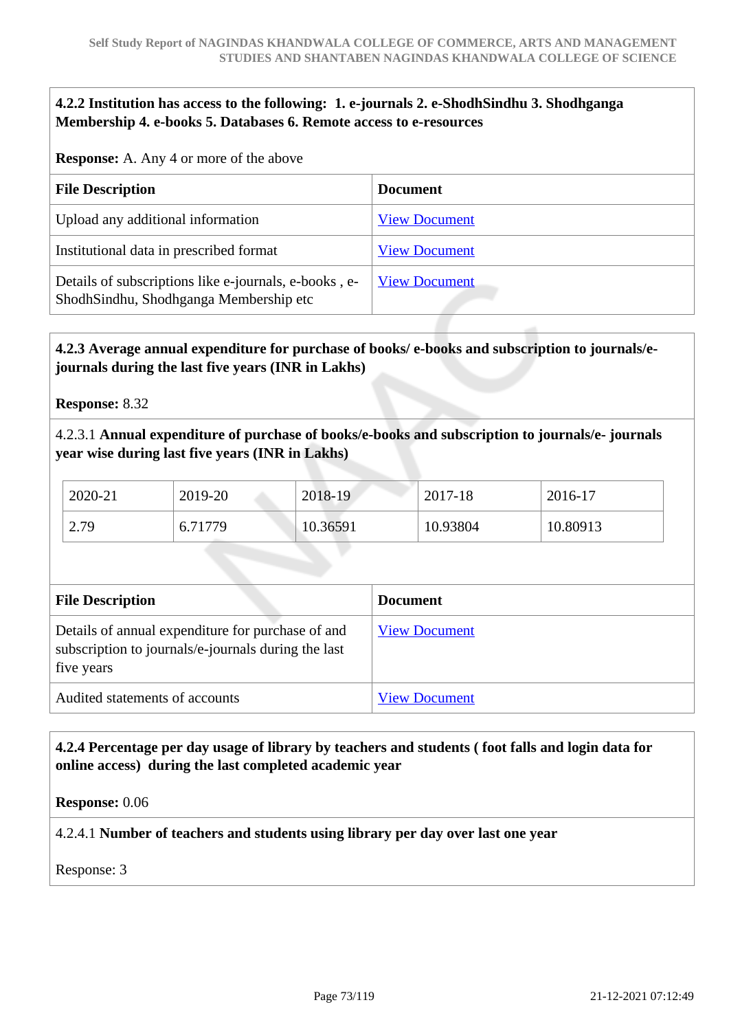**4.2.2 Institution has access to the following: 1. e-journals 2. e-ShodhSindhu 3. Shodhganga Membership 4. e-books 5. Databases 6. Remote access to e-resources**

**Response:** A. Any 4 or more of the above

| File Description | Document |
|---|---|
| Upload any additional information | View Document |
| Institutional data in prescribed format | View Document |
| Details of subscriptions like e-journals, e-books , e-ShodhSindhu, Shodhganga Membership etc | View Document |

**4.2.3 Average annual expenditure for purchase of books/ e-books and subscription to journals/e-journals during the last five years (INR in Lakhs)**

**Response:** 8.32

4.2.3.1 **Annual expenditure of purchase of books/e-books and subscription to journals/e- journals year wise during last five years (INR in Lakhs)**

| 2020-21 | 2019-20 | 2018-19 | 2017-18 | 2016-17 |
|---|---|---|---|---|
| 2.79 | 6.71779 | 10.36591 | 10.93804 | 10.80913 |

| File Description | Document |
|---|---|
| Details of annual expenditure for purchase of and subscription to journals/e-journals during the last five years | View Document |
| Audited statements of accounts | View Document |

**4.2.4 Percentage per day usage of library by teachers and students ( foot falls and login data for online access) during the last completed academic year**

**Response:** 0.06

4.2.4.1 **Number of teachers and students using library per day over last one year**

Response: 3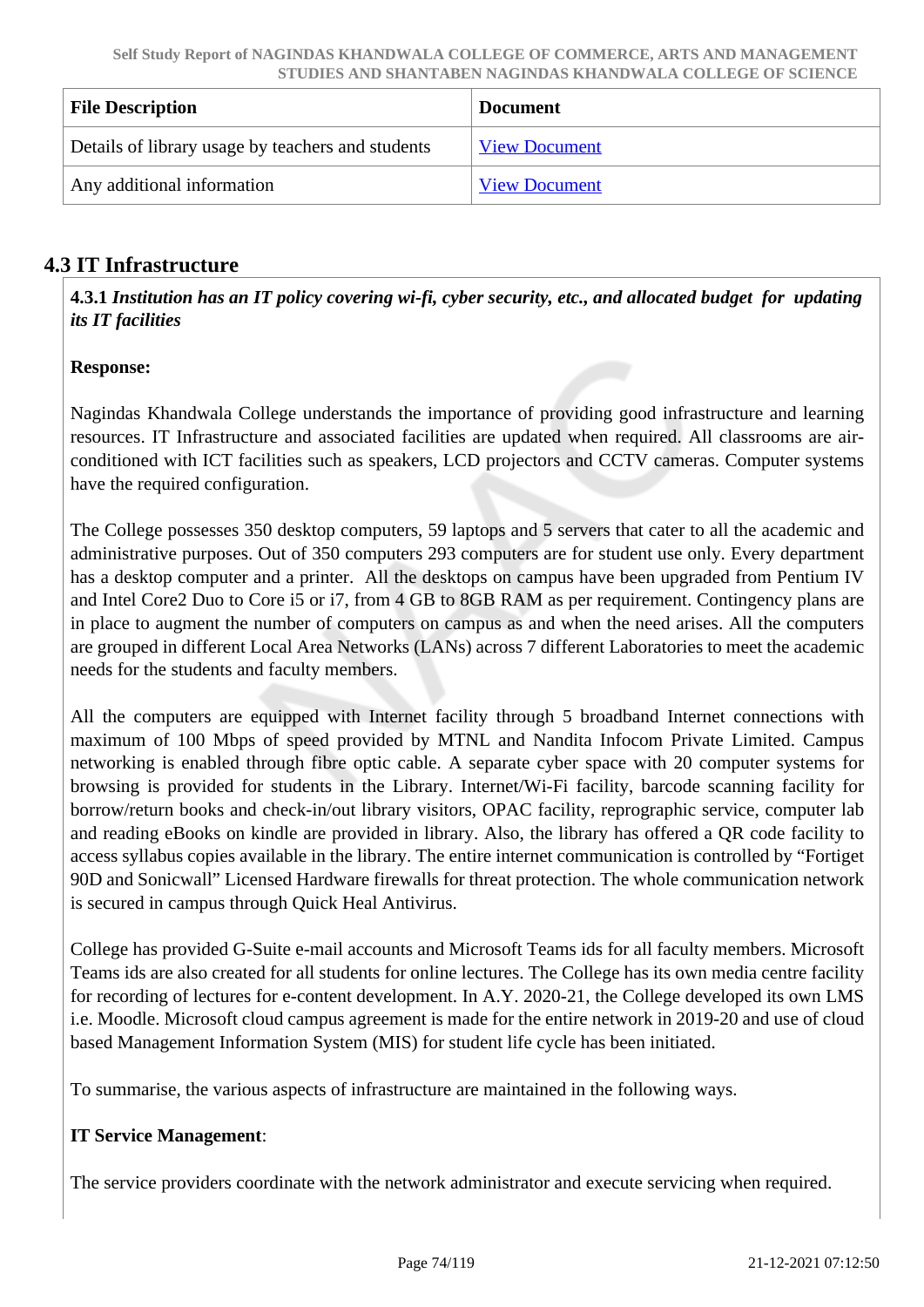| File Description | Document |
|---|---|
| Details of library usage by teachers and students | View Document |
| Any additional information | View Document |

## 4.3 IT Infrastructure

**4.3.1** ***Institution has an IT policy covering wi-fi, cyber security, etc., and allocated budget for updating its IT facilities***

**Response:**

Nagindas Khandwala College understands the importance of providing good infrastructure and learning resources. IT Infrastructure and associated facilities are updated when required. All classrooms are air-conditioned with ICT facilities such as speakers, LCD projectors and CCTV cameras. Computer systems have the required configuration.

The College possesses 350 desktop computers, 59 laptops and 5 servers that cater to all the academic and administrative purposes. Out of 350 computers 293 computers are for student use only. Every department has a desktop computer and a printer. All the desktops on campus have been upgraded from Pentium IV and Intel Core2 Duo to Core i5 or i7, from 4 GB to 8GB RAM as per requirement. Contingency plans are in place to augment the number of computers on campus as and when the need arises. All the computers are grouped in different Local Area Networks (LANs) across 7 different Laboratories to meet the academic needs for the students and faculty members.

All the computers are equipped with Internet facility through 5 broadband Internet connections with maximum of 100 Mbps of speed provided by MTNL and Nandita Infocom Private Limited. Campus networking is enabled through fibre optic cable. A separate cyber space with 20 computer systems for browsing is provided for students in the Library. Internet/Wi-Fi facility, barcode scanning facility for borrow/return books and check-in/out library visitors, OPAC facility, reprographic service, computer lab and reading eBooks on kindle are provided in library. Also, the library has offered a QR code facility to access syllabus copies available in the library. The entire internet communication is controlled by “Fortiget 90D and Sonicwall” Licensed Hardware firewalls for threat protection. The whole communication network is secured in campus through Quick Heal Antivirus.

College has provided G-Suite e-mail accounts and Microsoft Teams ids for all faculty members. Microsoft Teams ids are also created for all students for online lectures. The College has its own media centre facility for recording of lectures for e-content development. In A.Y. 2020-21, the College developed its own LMS i.e. Moodle. Microsoft cloud campus agreement is made for the entire network in 2019-20 and use of cloud based Management Information System (MIS) for student life cycle has been initiated.

To summarise, the various aspects of infrastructure are maintained in the following ways.

**IT Service Management**:

The service providers coordinate with the network administrator and execute servicing when required.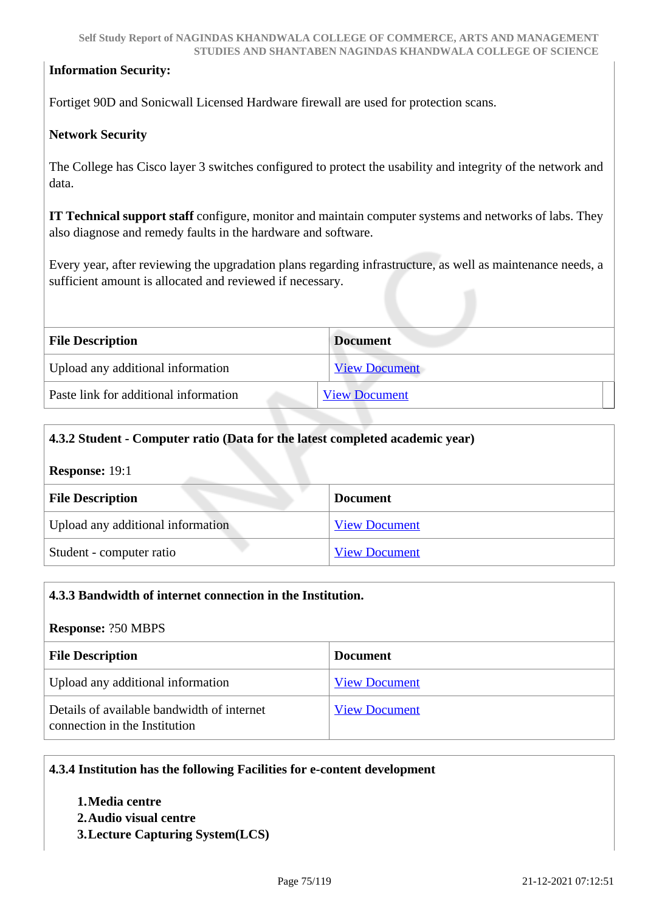**Information Security:**

Fortiget 90D and Sonicwall Licensed Hardware firewall are used for protection scans.

**Network Security**

The College has Cisco layer 3 switches configured to protect the usability and integrity of the network and data.

**IT Technical support staff** configure, monitor and maintain computer systems and networks of labs. They also diagnose and remedy faults in the hardware and software.

Every year, after reviewing the upgradation plans regarding infrastructure, as well as maintenance needs, a sufficient amount is allocated and reviewed if necessary.

| File Description | Document |
|---|---|
| Upload any additional information | View Document |
| Paste link for additional information | View Document |

**4.3.2 Student - Computer ratio (Data for the latest completed academic year)**

**Response:** 19:1

| File Description | Document |
|---|---|
| Upload any additional information | View Document |
| Student - computer ratio | View Document |

**4.3.3 Bandwidth of internet connection in the Institution.**

**Response:** ?50 MBPS

| File Description | Document |
|---|---|
| Upload any additional information | View Document |
| Details of available bandwidth of internet connection in the Institution | View Document |

**4.3.4 Institution has the following Facilities for e-content development**

1. **Media centre**
2. **Audio visual centre**
3. **Lecture Capturing System(LCS)**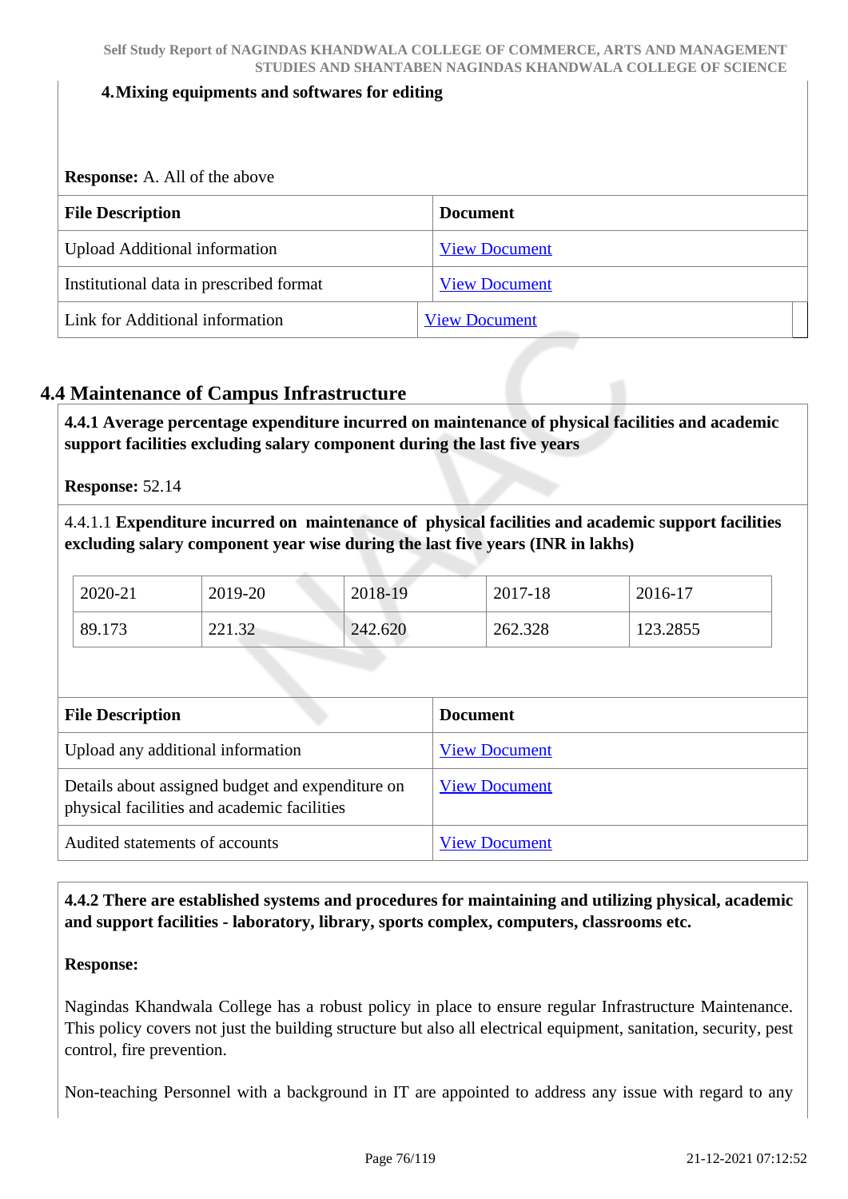4. **Mixing equipments and softwares for editing**

**Response:** A. All of the above

| File Description | Document |
|---|---|
| Upload Additional information | View Document |
| Institutional data in prescribed format | View Document |
| Link for Additional information | View Document |

## 4.4 Maintenance of Campus Infrastructure

**4.4.1 Average percentage expenditure incurred on maintenance of physical facilities and academic support facilities excluding salary component during the last five years**

**Response:** 52.14

4.4.1.1 **Expenditure incurred on maintenance of physical facilities and academic support facilities excluding salary component year wise during the last five years (INR in lakhs)**

| 2020-21 | 2019-20 | 2018-19 | 2017-18 | 2016-17 |
|---|---|---|---|---|
| 89.173 | 221.32 | 242.620 | 262.328 | 123.2855 |

| File Description | Document |
|---|---|
| Upload any additional information | View Document |
| Details about assigned budget and expenditure on physical facilities and academic facilities | View Document |
| Audited statements of accounts | View Document |

**4.4.2 There are established systems and procedures for maintaining and utilizing physical, academic and support facilities - laboratory, library, sports complex, computers, classrooms etc.**

**Response:**

Nagindas Khandwala College has a robust policy in place to ensure regular Infrastructure Maintenance. This policy covers not just the building structure but also all electrical equipment, sanitation, security, pest control, fire prevention.

Non-teaching Personnel with a background in IT are appointed to address any issue with regard to any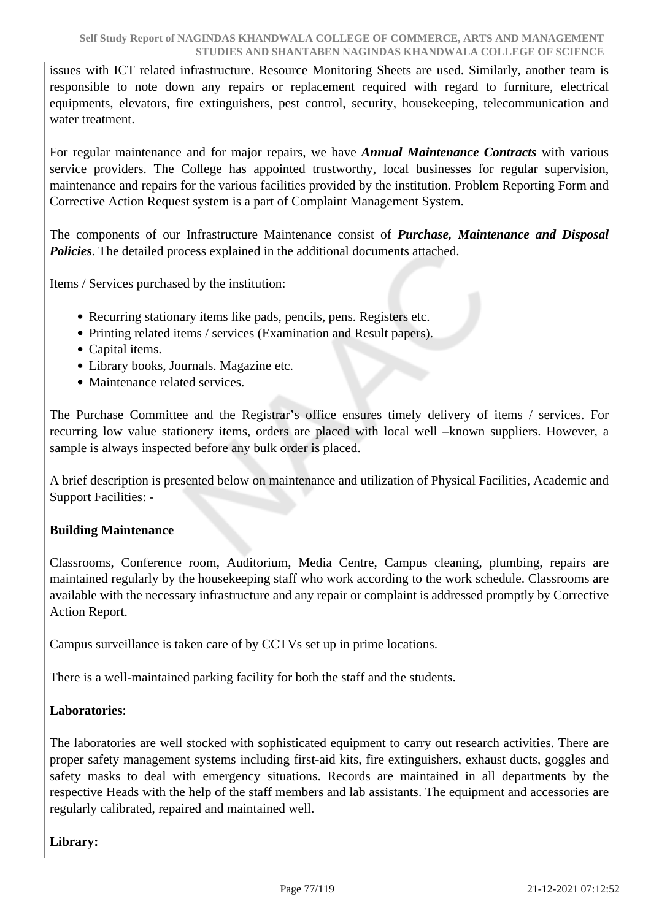issues with ICT related infrastructure. Resource Monitoring Sheets are used. Similarly, another team is responsible to note down any repairs or replacement required with regard to furniture, electrical equipments, elevators, fire extinguishers, pest control, security, housekeeping, telecommunication and water treatment.

For regular maintenance and for major repairs, we have ***Annual Maintenance Contracts*** with various service providers. The College has appointed trustworthy, local businesses for regular supervision, maintenance and repairs for the various facilities provided by the institution. Problem Reporting Form and Corrective Action Request system is a part of Complaint Management System.

The components of our Infrastructure Maintenance consist of ***Purchase, Maintenance and Disposal Policies***. The detailed process explained in the additional documents attached.

Items / Services purchased by the institution:

- Recurring stationary items like pads, pencils, pens. Registers etc.
- Printing related items / services (Examination and Result papers).
- Capital items.
- Library books, Journals. Magazine etc.
- Maintenance related services.

The Purchase Committee and the Registrar's office ensures timely delivery of items / services. For recurring low value stationery items, orders are placed with local well –known suppliers. However, a sample is always inspected before any bulk order is placed.

A brief description is presented below on maintenance and utilization of Physical Facilities, Academic and Support Facilities: -

**Building Maintenance**

Classrooms, Conference room, Auditorium, Media Centre, Campus cleaning, plumbing, repairs are maintained regularly by the housekeeping staff who work according to the work schedule. Classrooms are available with the necessary infrastructure and any repair or complaint is addressed promptly by Corrective Action Report.

Campus surveillance is taken care of by CCTVs set up in prime locations.

There is a well-maintained parking facility for both the staff and the students.

**Laboratories**:

The laboratories are well stocked with sophisticated equipment to carry out research activities. There are proper safety management systems including first-aid kits, fire extinguishers, exhaust ducts, goggles and safety masks to deal with emergency situations. Records are maintained in all departments by the respective Heads with the help of the staff members and lab assistants. The equipment and accessories are regularly calibrated, repaired and maintained well.

**Library:**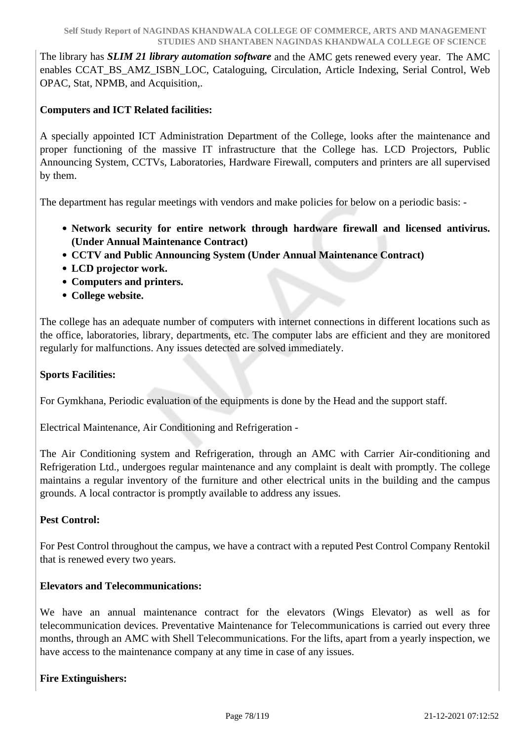The library has ***SLIM 21 library automation software*** and the AMC gets renewed every year. The AMC enables CCAT_BS_AMZ_ISBN_LOC, Cataloguing, Circulation, Article Indexing, Serial Control, Web OPAC, Stat, NPMB, and Acquisition,.

**Computers and ICT Related facilities:**

A specially appointed ICT Administration Department of the College, looks after the maintenance and proper functioning of the massive IT infrastructure that the College has. LCD Projectors, Public Announcing System, CCTVs, Laboratories, Hardware Firewall, computers and printers are all supervised by them.

The department has regular meetings with vendors and make policies for below on a periodic basis: -

- **Network security for entire network through hardware firewall and licensed antivirus. (Under Annual Maintenance Contract)**
- **CCTV and Public Announcing System (Under Annual Maintenance Contract)**
- **LCD projector work.**
- **Computers and printers.**
- **College website.**

The college has an adequate number of computers with internet connections in different locations such as the office, laboratories, library, departments, etc. The computer labs are efficient and they are monitored regularly for malfunctions. Any issues detected are solved immediately.

**Sports Facilities:**

For Gymkhana, Periodic evaluation of the equipments is done by the Head and the support staff.

Electrical Maintenance, Air Conditioning and Refrigeration -

The Air Conditioning system and Refrigeration, through an AMC with Carrier Air-conditioning and Refrigeration Ltd., undergoes regular maintenance and any complaint is dealt with promptly. The college maintains a regular inventory of the furniture and other electrical units in the building and the campus grounds. A local contractor is promptly available to address any issues.

**Pest Control:**

For Pest Control throughout the campus, we have a contract with a reputed Pest Control Company Rentokil that is renewed every two years.

**Elevators and Telecommunications:**

We have an annual maintenance contract for the elevators (Wings Elevator) as well as for telecommunication devices. Preventative Maintenance for Telecommunications is carried out every three months, through an AMC with Shell Telecommunications. For the lifts, apart from a yearly inspection, we have access to the maintenance company at any time in case of any issues.

**Fire Extinguishers:**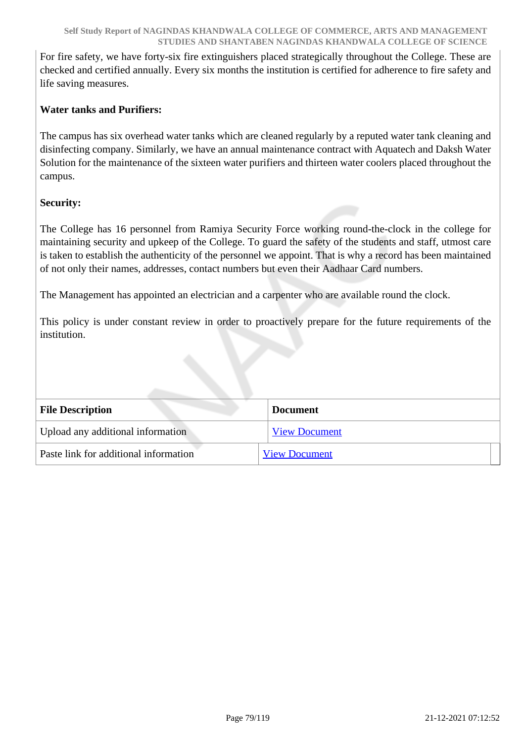For fire safety, we have forty-six fire extinguishers placed strategically throughout the College. These are checked and certified annually. Every six months the institution is certified for adherence to fire safety and life saving measures.

**Water tanks and Purifiers:**

The campus has six overhead water tanks which are cleaned regularly by a reputed water tank cleaning and disinfecting company. Similarly, we have an annual maintenance contract with Aquatech and Daksh Water Solution for the maintenance of the sixteen water purifiers and thirteen water coolers placed throughout the campus.

**Security:**

The College has 16 personnel from Ramiya Security Force working round-the-clock in the college for maintaining security and upkeep of the College. To guard the safety of the students and staff, utmost care is taken to establish the authenticity of the personnel we appoint. That is why a record has been maintained of not only their names, addresses, contact numbers but even their Aadhaar Card numbers.

The Management has appointed an electrician and a carpenter who are available round the clock.

This policy is under constant review in order to proactively prepare for the future requirements of the institution.

| File Description | Document |
|---|---|
| Upload any additional information | View Document |
| Paste link for additional information | View Document |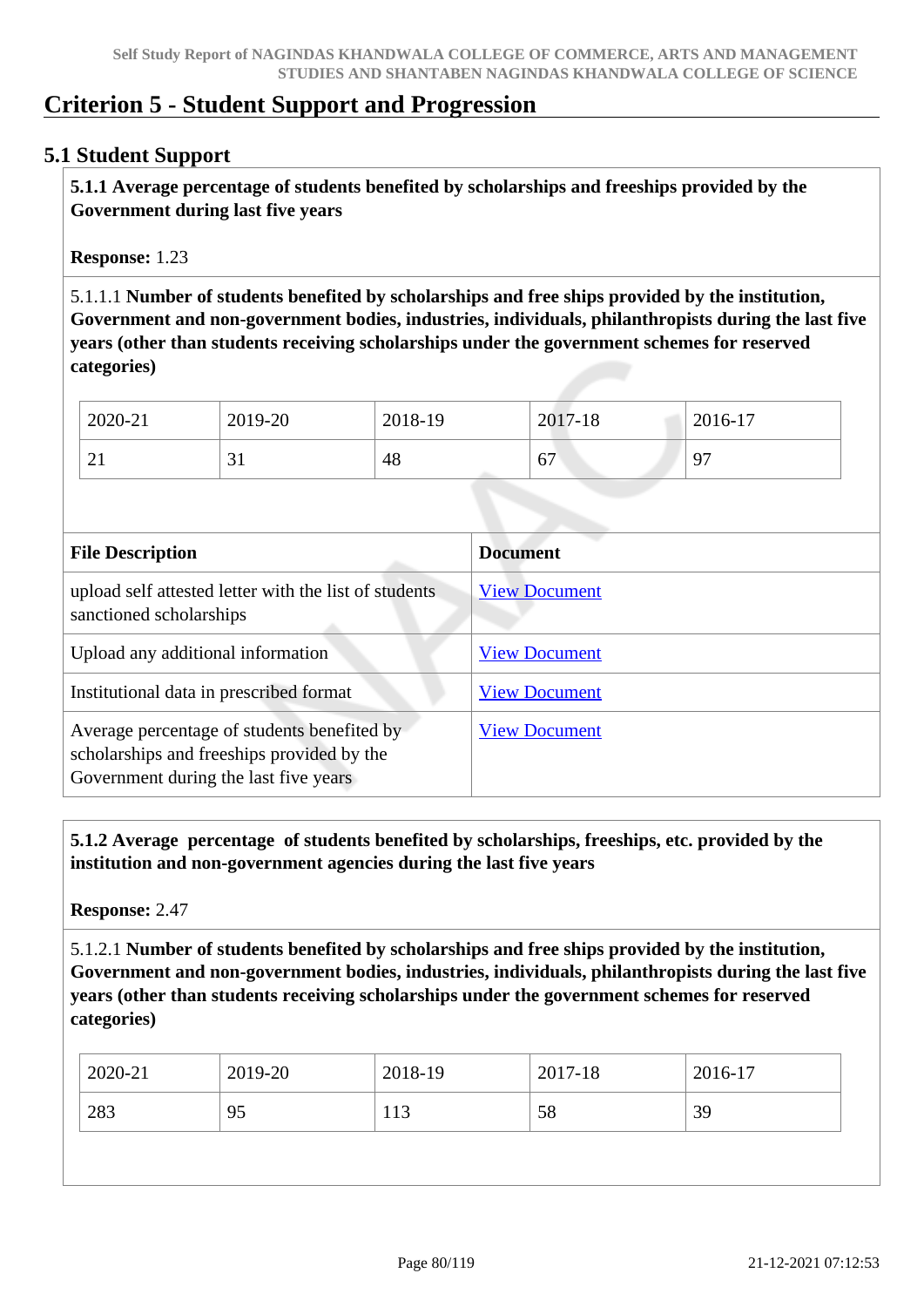# Criterion 5 - Student Support and Progression

## 5.1 Student Support

**5.1.1 Average percentage of students benefited by scholarships and freeships provided by the Government during last five years**

**Response:** 1.23

5.1.1.1 **Number of students benefited by scholarships and free ships provided by the institution, Government and non-government bodies, industries, individuals, philanthropists during the last five years (other than students receiving scholarships under the government schemes for reserved categories)**

| 2020-21 | 2019-20 | 2018-19 | 2017-18 | 2016-17 |
|---|---|---|---|---|
| 21 | 31 | 48 | 67 | 97 |

| File Description | Document |
|---|---|
| upload self attested letter with the list of students sanctioned scholarships | View Document |
| Upload any additional information | View Document |
| Institutional data in prescribed format | View Document |
| Average percentage of students benefited by scholarships and freeships provided by the Government during the last five years | View Document |

**5.1.2 Average percentage of students benefited by scholarships, freeships, etc. provided by the institution and non-government agencies during the last five years**

**Response:** 2.47

5.1.2.1 **Number of students benefited by scholarships and free ships provided by the institution, Government and non-government bodies, industries, individuals, philanthropists during the last five years (other than students receiving scholarships under the government schemes for reserved categories)**

| 2020-21 | 2019-20 | 2018-19 | 2017-18 | 2016-17 |
|---|---|---|---|---|
| 283 | 95 | 113 | 58 | 39 |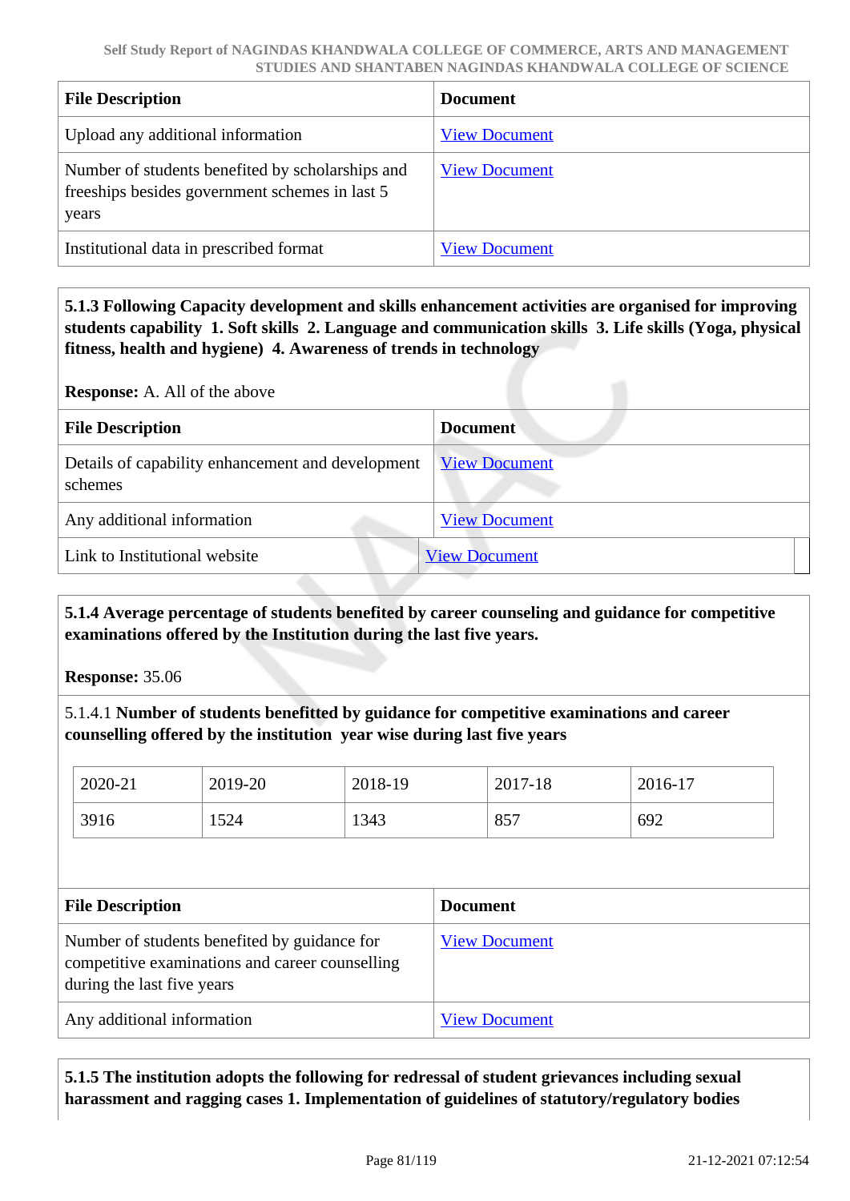| File Description | Document |
|---|---|
| Upload any additional information | View Document |
| Number of students benefited by scholarships and freeships besides government schemes in last 5 years | View Document |
| Institutional data in prescribed format | View Document |

**5.1.3 Following Capacity development and skills enhancement activities are organised for improving students capability 1. Soft skills 2. Language and communication skills 3. Life skills (Yoga, physical fitness, health and hygiene) 4. Awareness of trends in technology**

**Response:** A. All of the above

| File Description | Document |
|---|---|
| Details of capability enhancement and development schemes | View Document |
| Any additional information | View Document |
| Link to Institutional website | View Document |

**5.1.4 Average percentage of students benefited by career counseling and guidance for competitive examinations offered by the Institution during the last five years.**

**Response:** 35.06

5.1.4.1 **Number of students benefitted by guidance for competitive examinations and career counselling offered by the institution year wise during last five years**

| 2020-21 | 2019-20 | 2018-19 | 2017-18 | 2016-17 |
|---|---|---|---|---|
| 3916 | 1524 | 1343 | 857 | 692 |

| File Description | Document |
|---|---|
| Number of students benefited by guidance for competitive examinations and career counselling during the last five years | View Document |
| Any additional information | View Document |

**5.1.5 The institution adopts the following for redressal of student grievances including sexual harassment and ragging cases 1. Implementation of guidelines of statutory/regulatory bodies**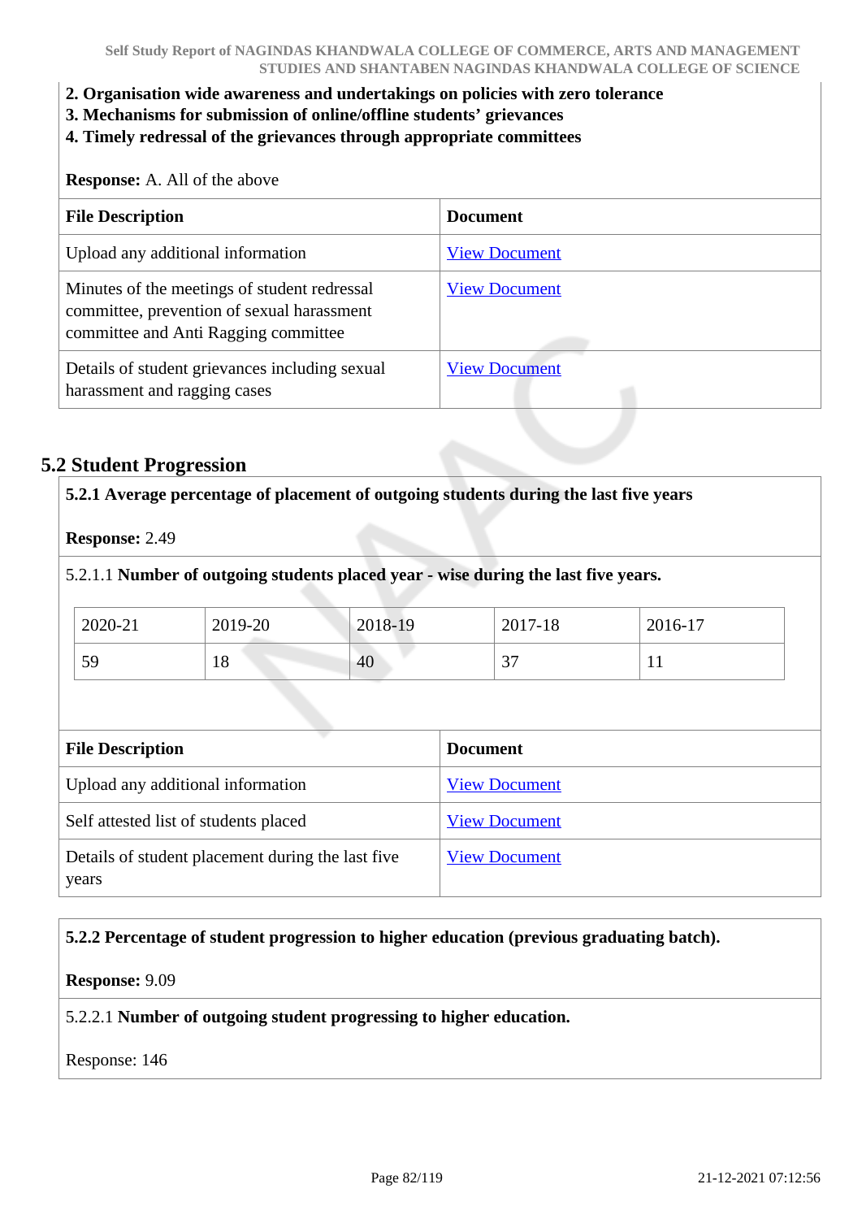**2. Organisation wide awareness and undertakings on policies with zero tolerance**
**3. Mechanisms for submission of online/offline students' grievances**
**4. Timely redressal of the grievances through appropriate committees**

**Response:** A. All of the above

| File Description | Document |
|---|---|
| Upload any additional information | View Document |
| Minutes of the meetings of student redressal committee, prevention of sexual harassment committee and Anti Ragging committee | View Document |
| Details of student grievances including sexual harassment and ragging cases | View Document |

## 5.2 Student Progression

**5.2.1 Average percentage of placement of outgoing students during the last five years**

**Response:** 2.49

5.2.1.1 **Number of outgoing students placed year - wise during the last five years.**

| 2020-21 | 2019-20 | 2018-19 | 2017-18 | 2016-17 |
|---|---|---|---|---|
| 59 | 18 | 40 | 37 | 11 |

| File Description | Document |
|---|---|
| Upload any additional information | View Document |
| Self attested list of students placed | View Document |
| Details of student placement during the last five years | View Document |

**5.2.2 Percentage of student progression to higher education (previous graduating batch).**

**Response:** 9.09

5.2.2.1 **Number of outgoing student progressing to higher education.**

Response: 146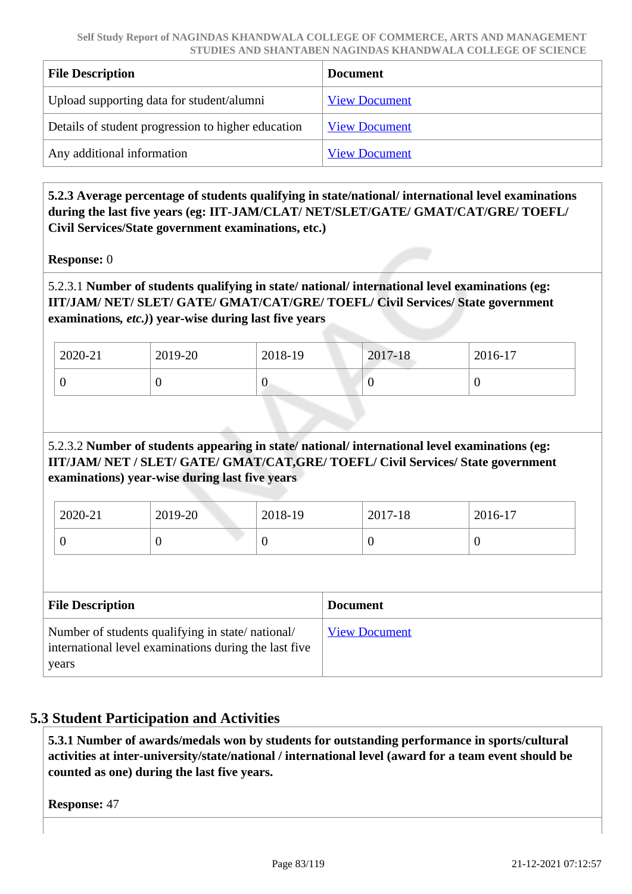| File Description | Document |
|---|---|
| Upload supporting data for student/alumni | View Document |
| Details of student progression to higher education | View Document |
| Any additional information | View Document |

**5.2.3 Average percentage of students qualifying in state/national/ international level examinations during the last five years (eg: IIT-JAM/CLAT/ NET/SLET/GATE/ GMAT/CAT/GRE/ TOEFL/ Civil Services/State government examinations, etc.)**

**Response:** 0

5.2.3.1 **Number of students qualifying in state/ national/ international level examinations (eg: IIT/JAM/ NET/ SLET/ GATE/ GMAT/CAT/GRE/ TOEFL/ Civil Services/ State government examinations,** ***etc.)*****) year-wise during last five years**

| 2020-21 | 2019-20 | 2018-19 | 2017-18 | 2016-17 |
|---|---|---|---|---|
| 0 | 0 | 0 | 0 | 0 |

5.2.3.2 **Number of students appearing in state/ national/ international level examinations (eg: IIT/JAM/ NET / SLET/ GATE/ GMAT/CAT,GRE/ TOEFL/ Civil Services/ State government examinations) year-wise during last five years**

| 2020-21 | 2019-20 | 2018-19 | 2017-18 | 2016-17 |
|---|---|---|---|---|
| 0 | 0 | 0 | 0 | 0 |

| File Description | Document |
|---|---|
| Number of students qualifying in state/ national/ international level examinations during the last five years | View Document |

## 5.3 Student Participation and Activities

**5.3.1 Number of awards/medals won by students for outstanding performance in sports/cultural activities at inter-university/state/national / international level (award for a team event should be counted as one) during the last five years.**

**Response:** 47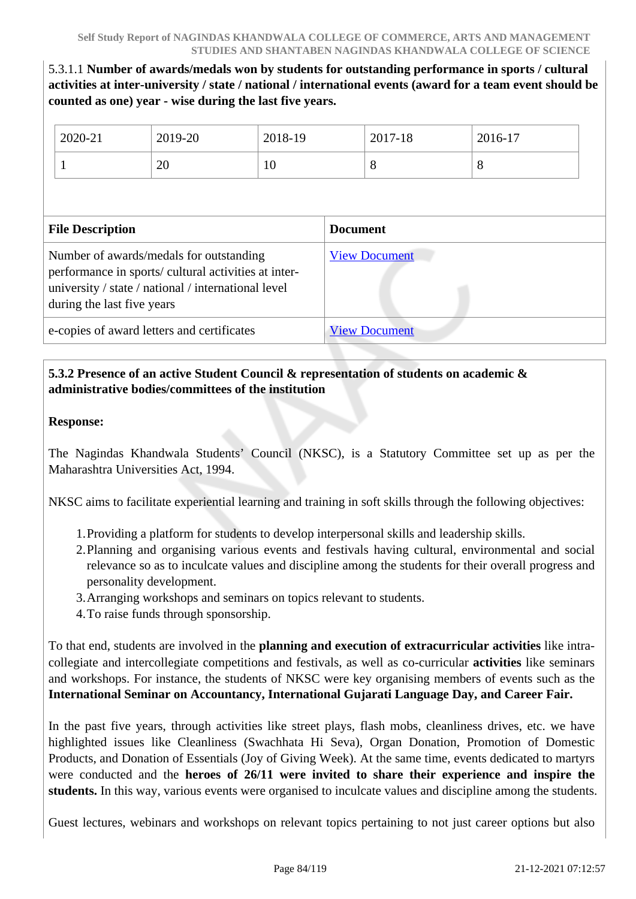5.3.1.1 **Number of awards/medals won by students for outstanding performance in sports / cultural activities at inter-university / state / national / international events (award for a team event should be counted as one) year - wise during the last five years.**

| 2020-21 | 2019-20 | 2018-19 | 2017-18 | 2016-17 |
|---|---|---|---|---|
| 1 | 20 | 10 | 8 | 8 |

| File Description | Document |
|---|---|
| Number of awards/medals for outstanding performance in sports/ cultural activities at inter-university / state / national / international level during the last five years | View Document |
| e-copies of award letters and certificates | View Document |

**5.3.2 Presence of an active Student Council & representation of students on academic & administrative bodies/committees of the institution**

**Response:**

The Nagindas Khandwala Students' Council (NKSC), is a Statutory Committee set up as per the Maharashtra Universities Act, 1994.

NKSC aims to facilitate experiential learning and training in soft skills through the following objectives:

1. Providing a platform for students to develop interpersonal skills and leadership skills.
2. Planning and organising various events and festivals having cultural, environmental and social relevance so as to inculcate values and discipline among the students for their overall progress and personality development.
3. Arranging workshops and seminars on topics relevant to students.
4. To raise funds through sponsorship.

To that end, students are involved in the **planning and execution of extracurricular activities** like intra-collegiate and intercollegiate competitions and festivals, as well as co-curricular **activities** like seminars and workshops. For instance, the students of NKSC were key organising members of events such as the **International Seminar on Accountancy, International Gujarati Language Day, and Career Fair.**

In the past five years, through activities like street plays, flash mobs, cleanliness drives, etc. we have highlighted issues like Cleanliness (Swachhata Hi Seva), Organ Donation, Promotion of Domestic Products, and Donation of Essentials (Joy of Giving Week). At the same time, events dedicated to martyrs were conducted and the **heroes of 26/11 were invited to share their experience and inspire the students.** In this way, various events were organised to inculcate values and discipline among the students.

Guest lectures, webinars and workshops on relevant topics pertaining to not just career options but also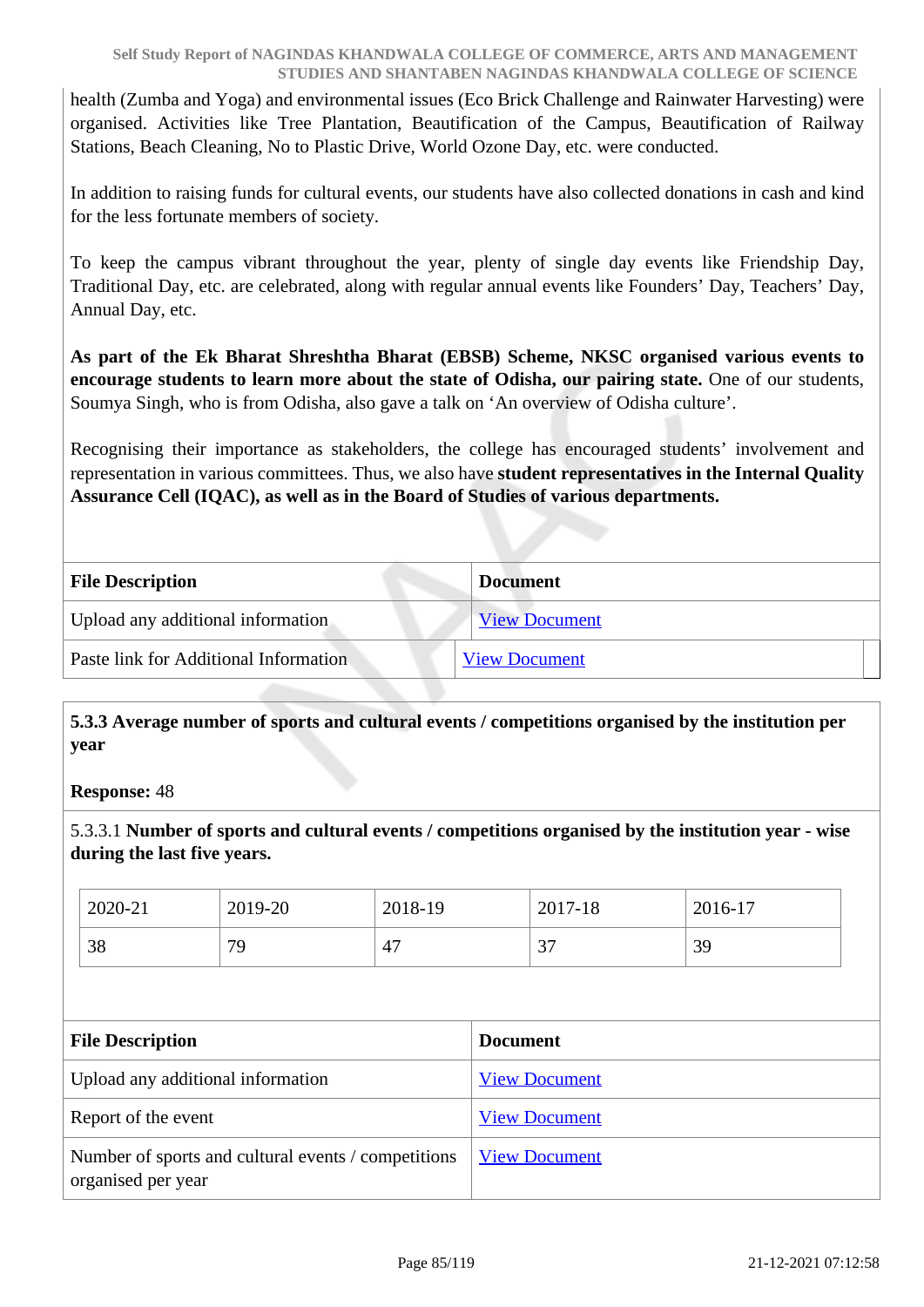health (Zumba and Yoga) and environmental issues (Eco Brick Challenge and Rainwater Harvesting) were organised. Activities like Tree Plantation, Beautification of the Campus, Beautification of Railway Stations, Beach Cleaning, No to Plastic Drive, World Ozone Day, etc. were conducted.

In addition to raising funds for cultural events, our students have also collected donations in cash and kind for the less fortunate members of society.

To keep the campus vibrant throughout the year, plenty of single day events like Friendship Day, Traditional Day, etc. are celebrated, along with regular annual events like Founders' Day, Teachers' Day, Annual Day, etc.

**As part of the Ek Bharat Shreshtha Bharat (EBSB) Scheme, NKSC organised various events to encourage students to learn more about the state of Odisha, our pairing state.** One of our students, Soumya Singh, who is from Odisha, also gave a talk on 'An overview of Odisha culture'.

Recognising their importance as stakeholders, the college has encouraged students' involvement and representation in various committees. Thus, we also have **student representatives in the Internal Quality Assurance Cell (IQAC), as well as in the Board of Studies of various departments.**

| File Description | Document |
|---|---|
| Upload any additional information | View Document |
| Paste link for Additional Information | View Document |

**5.3.3 Average number of sports and cultural events / competitions organised by the institution per year**

**Response:** 48

5.3.3.1 **Number of sports and cultural events / competitions organised by the institution year - wise during the last five years.**

| 2020-21 | 2019-20 | 2018-19 | 2017-18 | 2016-17 |
|---|---|---|---|---|
| 38 | 79 | 47 | 37 | 39 |

| File Description | Document |
|---|---|
| Upload any additional information | View Document |
| Report of the event | View Document |
| Number of sports and cultural events / competitions organised per year | View Document |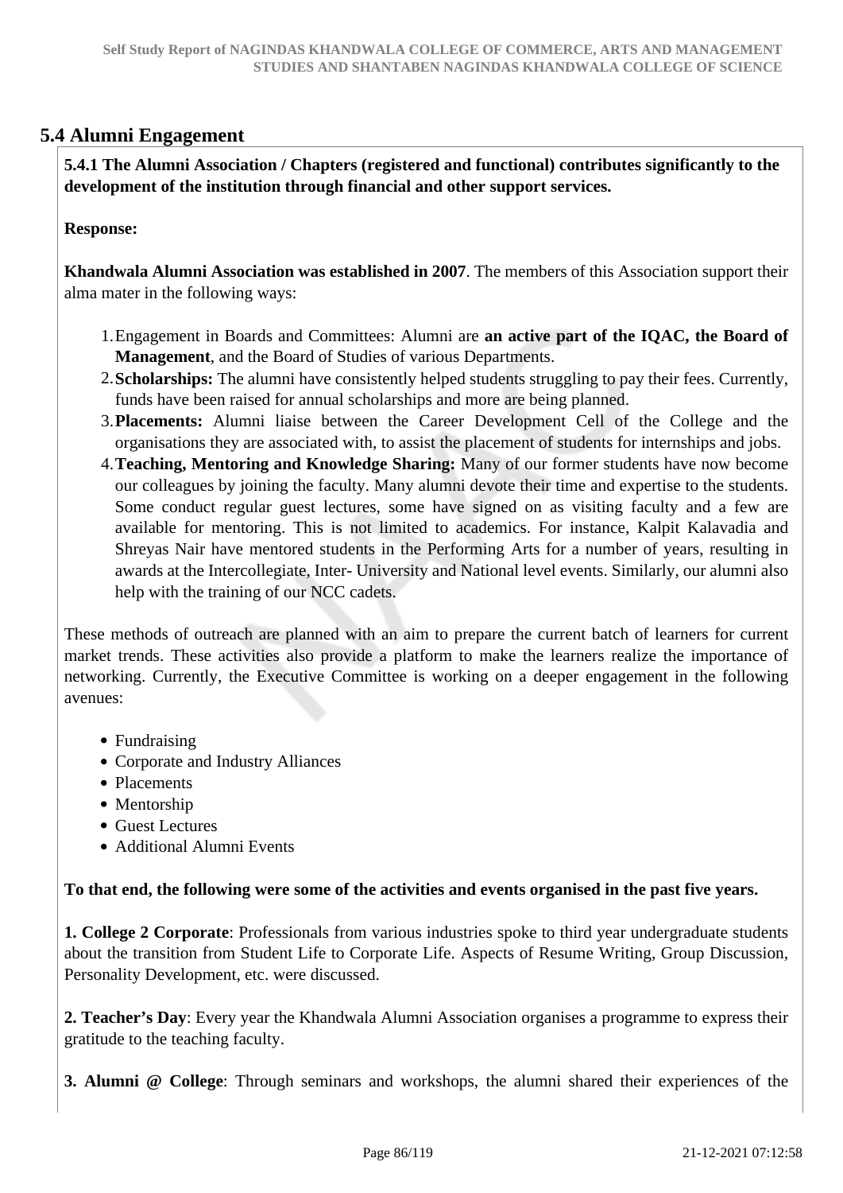## 5.4 Alumni Engagement

**5.4.1 The Alumni Association / Chapters (registered and functional) contributes significantly to the development of the institution through financial and other support services.**

**Response:**

**Khandwala Alumni Association was established in 2007**. The members of this Association support their alma mater in the following ways:

1. Engagement in Boards and Committees: Alumni are **an active part of the IQAC, the Board of Management**, and the Board of Studies of various Departments.
2. **Scholarships:** The alumni have consistently helped students struggling to pay their fees. Currently, funds have been raised for annual scholarships and more are being planned.
3. **Placements:** Alumni liaise between the Career Development Cell of the College and the organisations they are associated with, to assist the placement of students for internships and jobs.
4. **Teaching, Mentoring and Knowledge Sharing:** Many of our former students have now become our colleagues by joining the faculty. Many alumni devote their time and expertise to the students. Some conduct regular guest lectures, some have signed on as visiting faculty and a few are available for mentoring. This is not limited to academics. For instance, Kalpit Kalavadia and Shreyas Nair have mentored students in the Performing Arts for a number of years, resulting in awards at the Intercollegiate, Inter- University and National level events. Similarly, our alumni also help with the training of our NCC cadets.

These methods of outreach are planned with an aim to prepare the current batch of learners for current market trends. These activities also provide a platform to make the learners realize the importance of networking. Currently, the Executive Committee is working on a deeper engagement in the following avenues:

- Fundraising
- Corporate and Industry Alliances
- Placements
- Mentorship
- Guest Lectures
- Additional Alumni Events

**To that end, the following were some of the activities and events organised in the past five years.**

**1. College 2 Corporate**: Professionals from various industries spoke to third year undergraduate students about the transition from Student Life to Corporate Life. Aspects of Resume Writing, Group Discussion, Personality Development, etc. were discussed.

**2. Teacher's Day**: Every year the Khandwala Alumni Association organises a programme to express their gratitude to the teaching faculty.

**3. Alumni @ College**: Through seminars and workshops, the alumni shared their experiences of the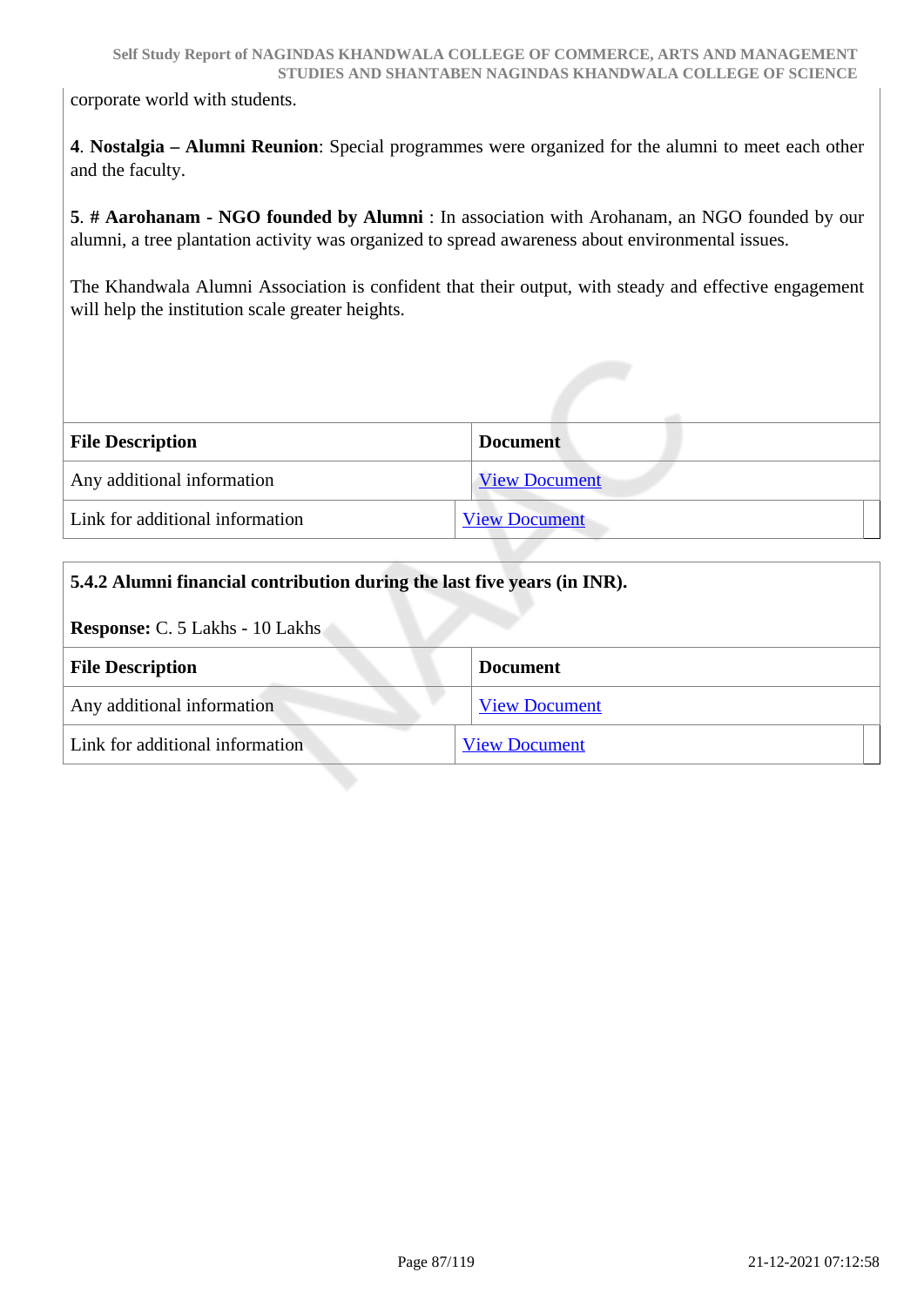corporate world with students.

**4**. **Nostalgia – Alumni Reunion**: Special programmes were organized for the alumni to meet each other and the faculty.

**5**. **# Aarohanam - NGO founded by Alumni** : In association with Arohanam, an NGO founded by our alumni, a tree plantation activity was organized to spread awareness about environmental issues.

The Khandwala Alumni Association is confident that their output, with steady and effective engagement will help the institution scale greater heights.

| File Description | Document |
|---|---|
| Any additional information | View Document |
| Link for additional information | View Document |

**5.4.2 Alumni financial contribution during the last five years (in INR).**

**Response:** C. 5 Lakhs - 10 Lakhs

| File Description | Document |
|---|---|
| Any additional information | View Document |
| Link for additional information | View Document |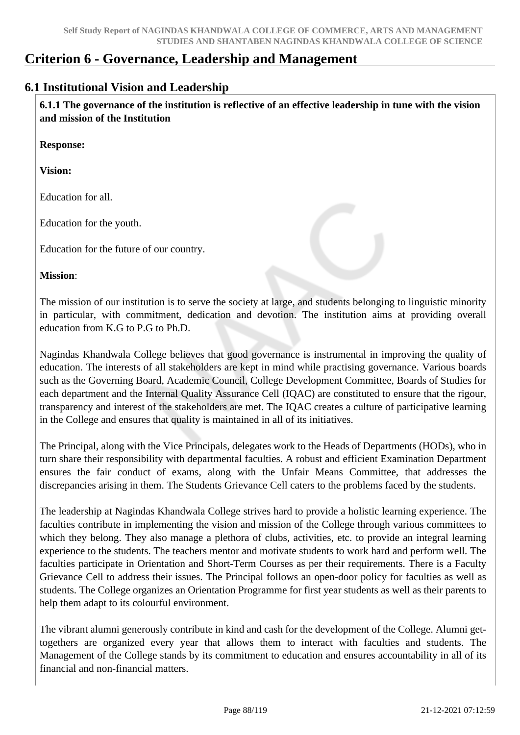# Criterion 6 - Governance, Leadership and Management

## 6.1 Institutional Vision and Leadership

**6.1.1 The governance of the institution is reflective of an effective leadership in tune with the vision and mission of the Institution**

**Response:**

**Vision:**

Education for all.

Education for the youth.

Education for the future of our country.

**Mission**:

The mission of our institution is to serve the society at large, and students belonging to linguistic minority in particular, with commitment, dedication and devotion. The institution aims at providing overall education from K.G to P.G to Ph.D.

Nagindas Khandwala College believes that good governance is instrumental in improving the quality of education. The interests of all stakeholders are kept in mind while practising governance. Various boards such as the Governing Board, Academic Council, College Development Committee, Boards of Studies for each department and the Internal Quality Assurance Cell (IQAC) are constituted to ensure that the rigour, transparency and interest of the stakeholders are met. The IQAC creates a culture of participative learning in the College and ensures that quality is maintained in all of its initiatives.

The Principal, along with the Vice Principals, delegates work to the Heads of Departments (HODs), who in turn share their responsibility with departmental faculties. A robust and efficient Examination Department ensures the fair conduct of exams, along with the Unfair Means Committee, that addresses the discrepancies arising in them. The Students Grievance Cell caters to the problems faced by the students.

The leadership at Nagindas Khandwala College strives hard to provide a holistic learning experience. The faculties contribute in implementing the vision and mission of the College through various committees to which they belong. They also manage a plethora of clubs, activities, etc. to provide an integral learning experience to the students. The teachers mentor and motivate students to work hard and perform well. The faculties participate in Orientation and Short-Term Courses as per their requirements. There is a Faculty Grievance Cell to address their issues. The Principal follows an open-door policy for faculties as well as students. The College organizes an Orientation Programme for first year students as well as their parents to help them adapt to its colourful environment.

The vibrant alumni generously contribute in kind and cash for the development of the College. Alumni get-togethers are organized every year that allows them to interact with faculties and students. The Management of the College stands by its commitment to education and ensures accountability in all of its financial and non-financial matters.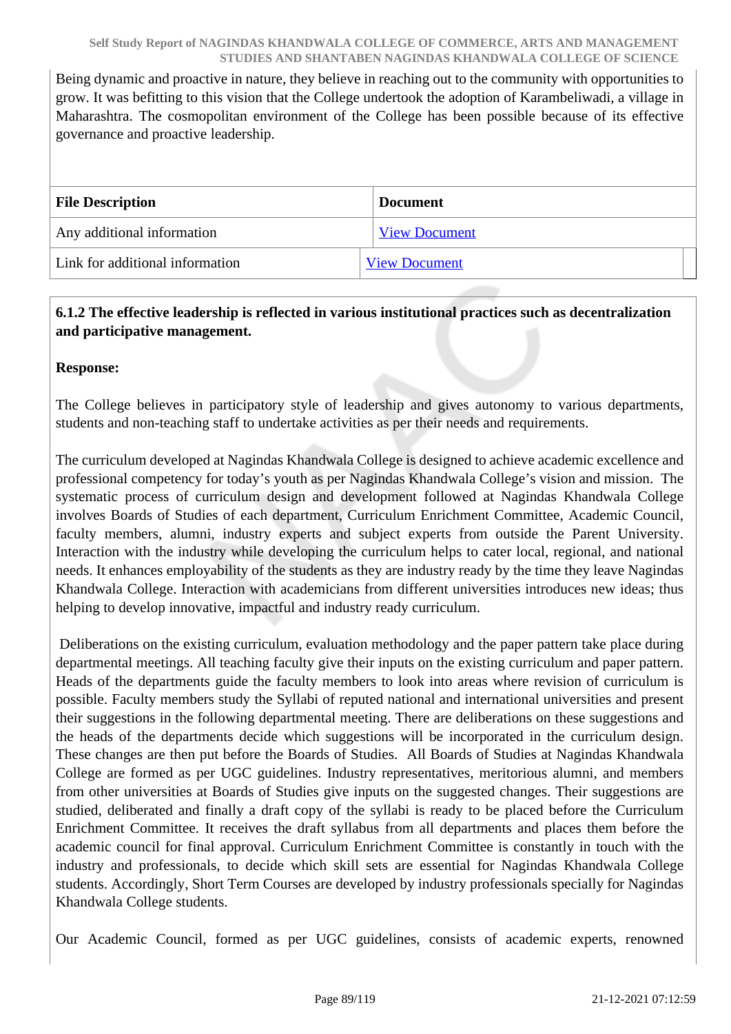Being dynamic and proactive in nature, they believe in reaching out to the community with opportunities to grow. It was befitting to this vision that the College undertook the adoption of Karambeliwadi, a village in Maharashtra. The cosmopolitan environment of the College has been possible because of its effective governance and proactive leadership.

| File Description | Document |
|---|---|
| Any additional information | View Document |
| Link for additional information | View Document |

**6.1.2 The effective leadership is reflected in various institutional practices such as decentralization and participative management.**

**Response:**

The College believes in participatory style of leadership and gives autonomy to various departments, students and non-teaching staff to undertake activities as per their needs and requirements.

The curriculum developed at Nagindas Khandwala College is designed to achieve academic excellence and professional competency for today's youth as per Nagindas Khandwala College's vision and mission. The systematic process of curriculum design and development followed at Nagindas Khandwala College involves Boards of Studies of each department, Curriculum Enrichment Committee, Academic Council, faculty members, alumni, industry experts and subject experts from outside the Parent University. Interaction with the industry while developing the curriculum helps to cater local, regional, and national needs. It enhances employability of the students as they are industry ready by the time they leave Nagindas Khandwala College. Interaction with academicians from different universities introduces new ideas; thus helping to develop innovative, impactful and industry ready curriculum.

Deliberations on the existing curriculum, evaluation methodology and the paper pattern take place during departmental meetings. All teaching faculty give their inputs on the existing curriculum and paper pattern. Heads of the departments guide the faculty members to look into areas where revision of curriculum is possible. Faculty members study the Syllabi of reputed national and international universities and present their suggestions in the following departmental meeting. There are deliberations on these suggestions and the heads of the departments decide which suggestions will be incorporated in the curriculum design. These changes are then put before the Boards of Studies. All Boards of Studies at Nagindas Khandwala College are formed as per UGC guidelines. Industry representatives, meritorious alumni, and members from other universities at Boards of Studies give inputs on the suggested changes. Their suggestions are studied, deliberated and finally a draft copy of the syllabi is ready to be placed before the Curriculum Enrichment Committee. It receives the draft syllabus from all departments and places them before the academic council for final approval. Curriculum Enrichment Committee is constantly in touch with the industry and professionals, to decide which skill sets are essential for Nagindas Khandwala College students. Accordingly, Short Term Courses are developed by industry professionals specially for Nagindas Khandwala College students.

Our Academic Council, formed as per UGC guidelines, consists of academic experts, renowned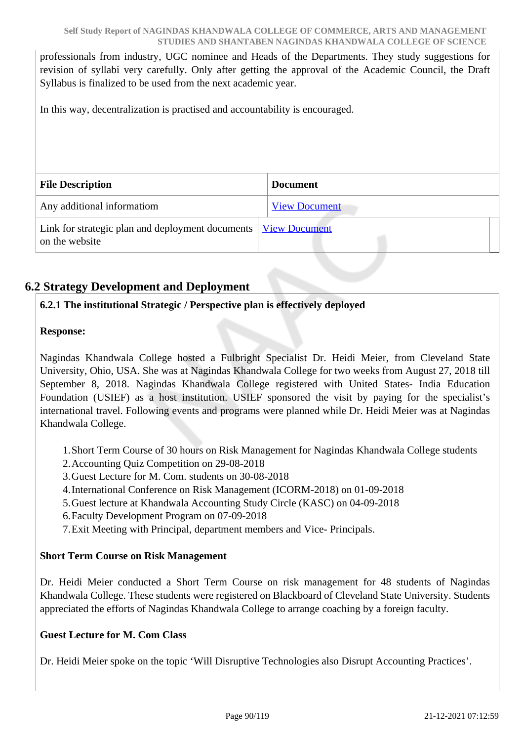professionals from industry, UGC nominee and Heads of the Departments. They study suggestions for revision of syllabi very carefully. Only after getting the approval of the Academic Council, the Draft Syllabus is finalized to be used from the next academic year.

In this way, decentralization is practised and accountability is encouraged.

| File Description | Document |
| --- | --- |
| Any additional informatiom | View Document |
| Link for strategic plan and deployment documents on the website | View Document |

## 6.2 Strategy Development and Deployment

**6.2.1 The institutional Strategic / Perspective plan is effectively deployed**

**Response:**

Nagindas Khandwala College hosted a Fulbright Specialist Dr. Heidi Meier, from Cleveland State University, Ohio, USA. She was at Nagindas Khandwala College for two weeks from August 27, 2018 till September 8, 2018. Nagindas Khandwala College registered with United States- India Education Foundation (USIEF) as a host institution. USIEF sponsored the visit by paying for the specialist's international travel. Following events and programs were planned while Dr. Heidi Meier was at Nagindas Khandwala College.

1. Short Term Course of 30 hours on Risk Management for Nagindas Khandwala College students
2. Accounting Quiz Competition on 29-08-2018
3. Guest Lecture for M. Com. students on 30-08-2018
4. International Conference on Risk Management (ICORM-2018) on 01-09-2018
5. Guest lecture at Khandwala Accounting Study Circle (KASC) on 04-09-2018
6. Faculty Development Program on 07-09-2018
7. Exit Meeting with Principal, department members and Vice- Principals.

**Short Term Course on Risk Management**

Dr. Heidi Meier conducted a Short Term Course on risk management for 48 students of Nagindas Khandwala College. These students were registered on Blackboard of Cleveland State University. Students appreciated the efforts of Nagindas Khandwala College to arrange coaching by a foreign faculty.

**Guest Lecture for M. Com Class**

Dr. Heidi Meier spoke on the topic 'Will Disruptive Technologies also Disrupt Accounting Practices'.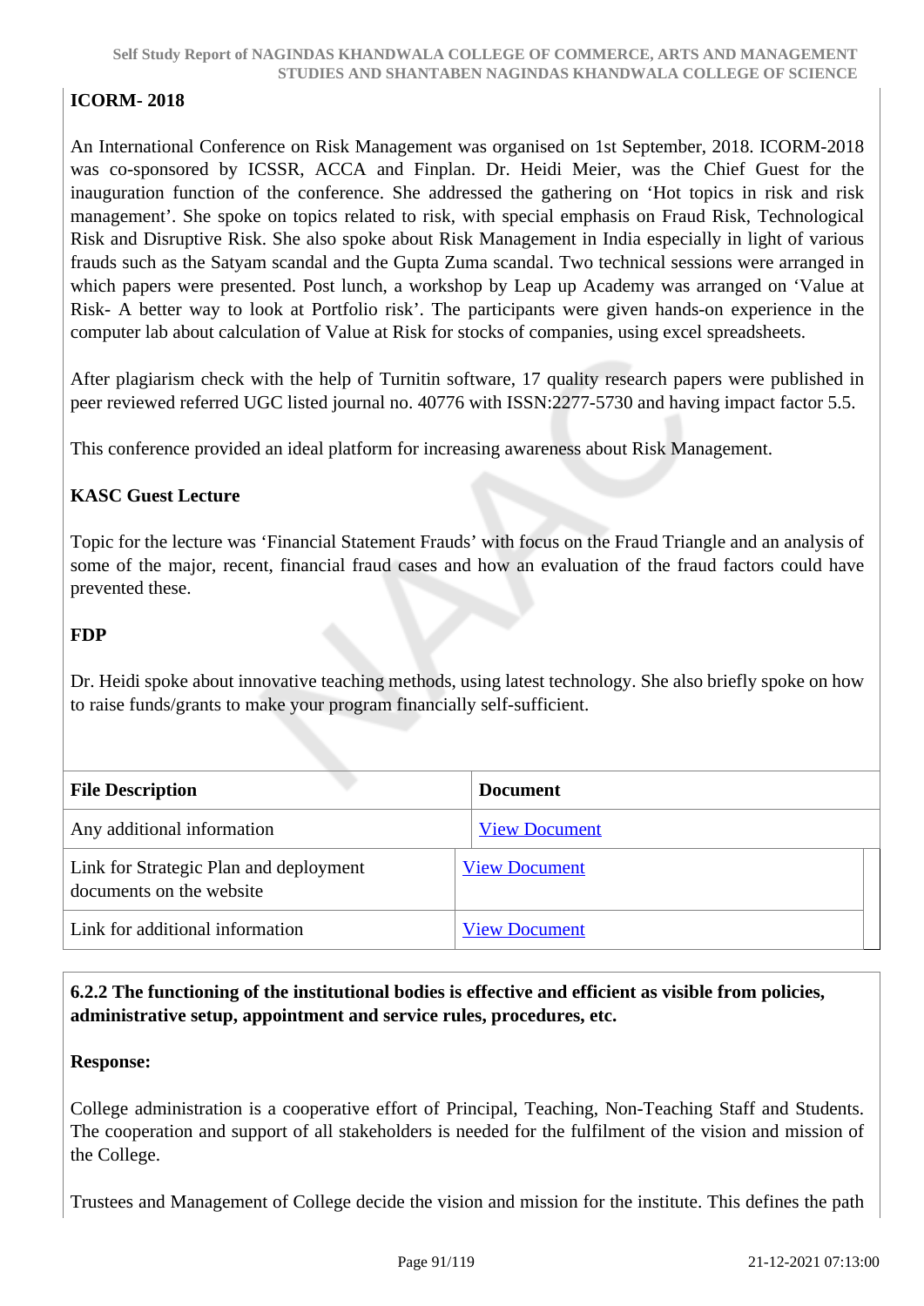**ICORM- 2018**

An International Conference on Risk Management was organised on 1st September, 2018. ICORM-2018 was co-sponsored by ICSSR, ACCA and Finplan. Dr. Heidi Meier, was the Chief Guest for the inauguration function of the conference. She addressed the gathering on 'Hot topics in risk and risk management'. She spoke on topics related to risk, with special emphasis on Fraud Risk, Technological Risk and Disruptive Risk. She also spoke about Risk Management in India especially in light of various frauds such as the Satyam scandal and the Gupta Zuma scandal. Two technical sessions were arranged in which papers were presented. Post lunch, a workshop by Leap up Academy was arranged on 'Value at Risk- A better way to look at Portfolio risk'. The participants were given hands-on experience in the computer lab about calculation of Value at Risk for stocks of companies, using excel spreadsheets.

After plagiarism check with the help of Turnitin software, 17 quality research papers were published in peer reviewed referred UGC listed journal no. 40776 with ISSN:2277-5730 and having impact factor 5.5.

This conference provided an ideal platform for increasing awareness about Risk Management.

**KASC Guest Lecture**

Topic for the lecture was 'Financial Statement Frauds' with focus on the Fraud Triangle and an analysis of some of the major, recent, financial fraud cases and how an evaluation of the fraud factors could have prevented these.

**FDP**

Dr. Heidi spoke about innovative teaching methods, using latest technology. She also briefly spoke on how to raise funds/grants to make your program financially self-sufficient.

| File Description | Document |
|---|---|
| Any additional information | View Document |
| Link for Strategic Plan and deployment documents on the website | View Document |
| Link for additional information | View Document |

**6.2.2 The functioning of the institutional bodies is effective and efficient as visible from policies, administrative setup, appointment and service rules, procedures, etc.**

**Response:**

College administration is a cooperative effort of Principal, Teaching, Non-Teaching Staff and Students. The cooperation and support of all stakeholders is needed for the fulfilment of the vision and mission of the College.

Trustees and Management of College decide the vision and mission for the institute. This defines the path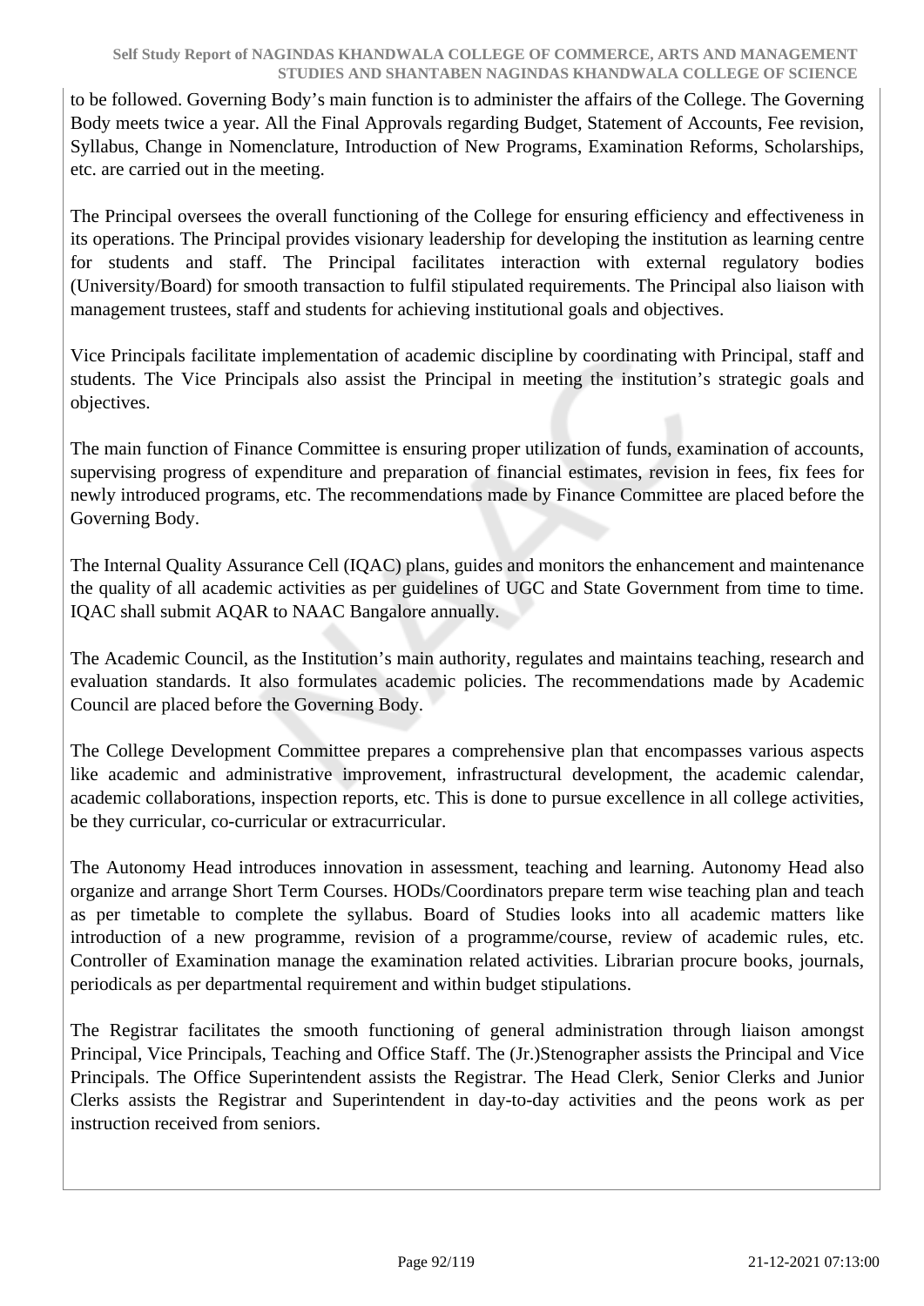to be followed. Governing Body's main function is to administer the affairs of the College. The Governing Body meets twice a year. All the Final Approvals regarding Budget, Statement of Accounts, Fee revision, Syllabus, Change in Nomenclature, Introduction of New Programs, Examination Reforms, Scholarships, etc. are carried out in the meeting.

The Principal oversees the overall functioning of the College for ensuring efficiency and effectiveness in its operations. The Principal provides visionary leadership for developing the institution as learning centre for students and staff. The Principal facilitates interaction with external regulatory bodies (University/Board) for smooth transaction to fulfil stipulated requirements. The Principal also liaison with management trustees, staff and students for achieving institutional goals and objectives.

Vice Principals facilitate implementation of academic discipline by coordinating with Principal, staff and students. The Vice Principals also assist the Principal in meeting the institution's strategic goals and objectives.

The main function of Finance Committee is ensuring proper utilization of funds, examination of accounts, supervising progress of expenditure and preparation of financial estimates, revision in fees, fix fees for newly introduced programs, etc. The recommendations made by Finance Committee are placed before the Governing Body.

The Internal Quality Assurance Cell (IQAC) plans, guides and monitors the enhancement and maintenance the quality of all academic activities as per guidelines of UGC and State Government from time to time. IQAC shall submit AQAR to NAAC Bangalore annually.

The Academic Council, as the Institution's main authority, regulates and maintains teaching, research and evaluation standards. It also formulates academic policies. The recommendations made by Academic Council are placed before the Governing Body.

The College Development Committee prepares a comprehensive plan that encompasses various aspects like academic and administrative improvement, infrastructural development, the academic calendar, academic collaborations, inspection reports, etc. This is done to pursue excellence in all college activities, be they curricular, co-curricular or extracurricular.

The Autonomy Head introduces innovation in assessment, teaching and learning. Autonomy Head also organize and arrange Short Term Courses. HODs/Coordinators prepare term wise teaching plan and teach as per timetable to complete the syllabus. Board of Studies looks into all academic matters like introduction of a new programme, revision of a programme/course, review of academic rules, etc. Controller of Examination manage the examination related activities. Librarian procure books, journals, periodicals as per departmental requirement and within budget stipulations.

The Registrar facilitates the smooth functioning of general administration through liaison amongst Principal, Vice Principals, Teaching and Office Staff. The (Jr.)Stenographer assists the Principal and Vice Principals. The Office Superintendent assists the Registrar. The Head Clerk, Senior Clerks and Junior Clerks assists the Registrar and Superintendent in day-to-day activities and the peons work as per instruction received from seniors.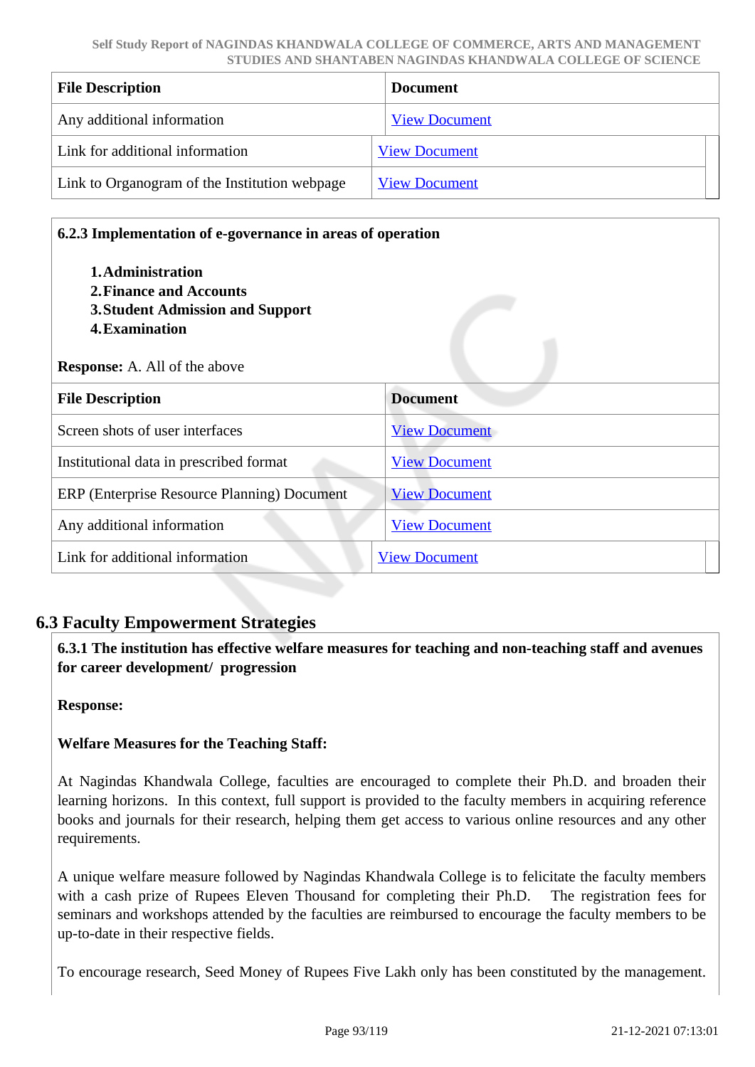| File Description | Document |
|---|---|
| Any additional information | View Document |
| Link for additional information | View Document |
| Link to Organogram of the Institution webpage | View Document |

**6.2.3 Implementation of e-governance in areas of operation**

1. **Administration**
2. **Finance and Accounts**
3. **Student Admission and Support**
4. **Examination**

**Response:** A. All of the above

| File Description | Document |
|---|---|
| Screen shots of user interfaces | View Document |
| Institutional data in prescribed format | View Document |
| ERP (Enterprise Resource Planning) Document | View Document |
| Any additional information | View Document |
| Link for additional information | View Document |

## 6.3 Faculty Empowerment Strategies

**6.3.1 The institution has effective welfare measures for teaching and non-teaching staff and avenues for career development/ progression**

**Response:**

**Welfare Measures for the Teaching Staff:**

At Nagindas Khandwala College, faculties are encouraged to complete their Ph.D. and broaden their learning horizons. In this context, full support is provided to the faculty members in acquiring reference books and journals for their research, helping them get access to various online resources and any other requirements.

A unique welfare measure followed by Nagindas Khandwala College is to felicitate the faculty members with a cash prize of Rupees Eleven Thousand for completing their Ph.D. The registration fees for seminars and workshops attended by the faculties are reimbursed to encourage the faculty members to be up-to-date in their respective fields.

To encourage research, Seed Money of Rupees Five Lakh only has been constituted by the management.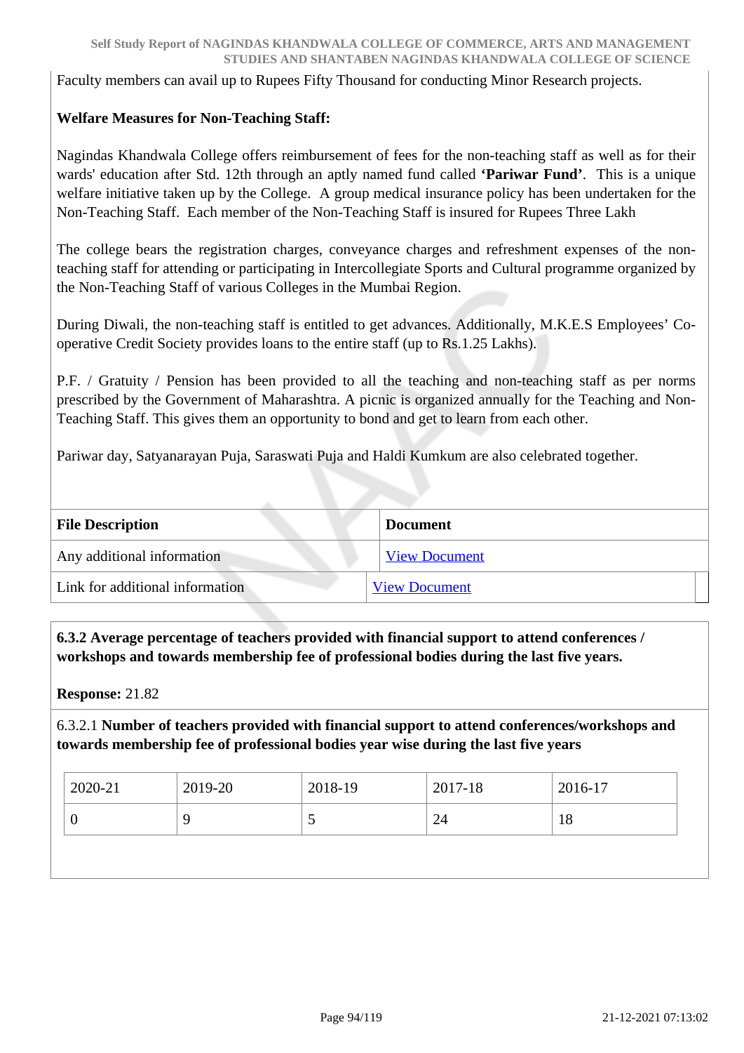Faculty members can avail up to Rupees Fifty Thousand for conducting Minor Research projects.

**Welfare Measures for Non-Teaching Staff:**

Nagindas Khandwala College offers reimbursement of fees for the non-teaching staff as well as for their wards' education after Std. 12th through an aptly named fund called **'Pariwar Fund'**. This is a unique welfare initiative taken up by the College. A group medical insurance policy has been undertaken for the Non-Teaching Staff. Each member of the Non-Teaching Staff is insured for Rupees Three Lakh

The college bears the registration charges, conveyance charges and refreshment expenses of the non-teaching staff for attending or participating in Intercollegiate Sports and Cultural programme organized by the Non-Teaching Staff of various Colleges in the Mumbai Region.

During Diwali, the non-teaching staff is entitled to get advances. Additionally, M.K.E.S Employees' Co-operative Credit Society provides loans to the entire staff (up to Rs.1.25 Lakhs).

P.F. / Gratuity / Pension has been provided to all the teaching and non-teaching staff as per norms prescribed by the Government of Maharashtra. A picnic is organized annually for the Teaching and Non-Teaching Staff. This gives them an opportunity to bond and get to learn from each other.

Pariwar day, Satyanarayan Puja, Saraswati Puja and Haldi Kumkum are also celebrated together.

| File Description | Document |
|---|---|
| Any additional information | View Document |
| Link for additional information | View Document |

**6.3.2 Average percentage of teachers provided with financial support to attend conferences / workshops and towards membership fee of professional bodies during the last five years.**

**Response:** 21.82

6.3.2.1 **Number of teachers provided with financial support to attend conferences/workshops and towards membership fee of professional bodies year wise during the last five years**

| 2020-21 | 2019-20 | 2018-19 | 2017-18 | 2016-17 |
|---|---|---|---|---|
| 0 | 9 | 5 | 24 | 18 |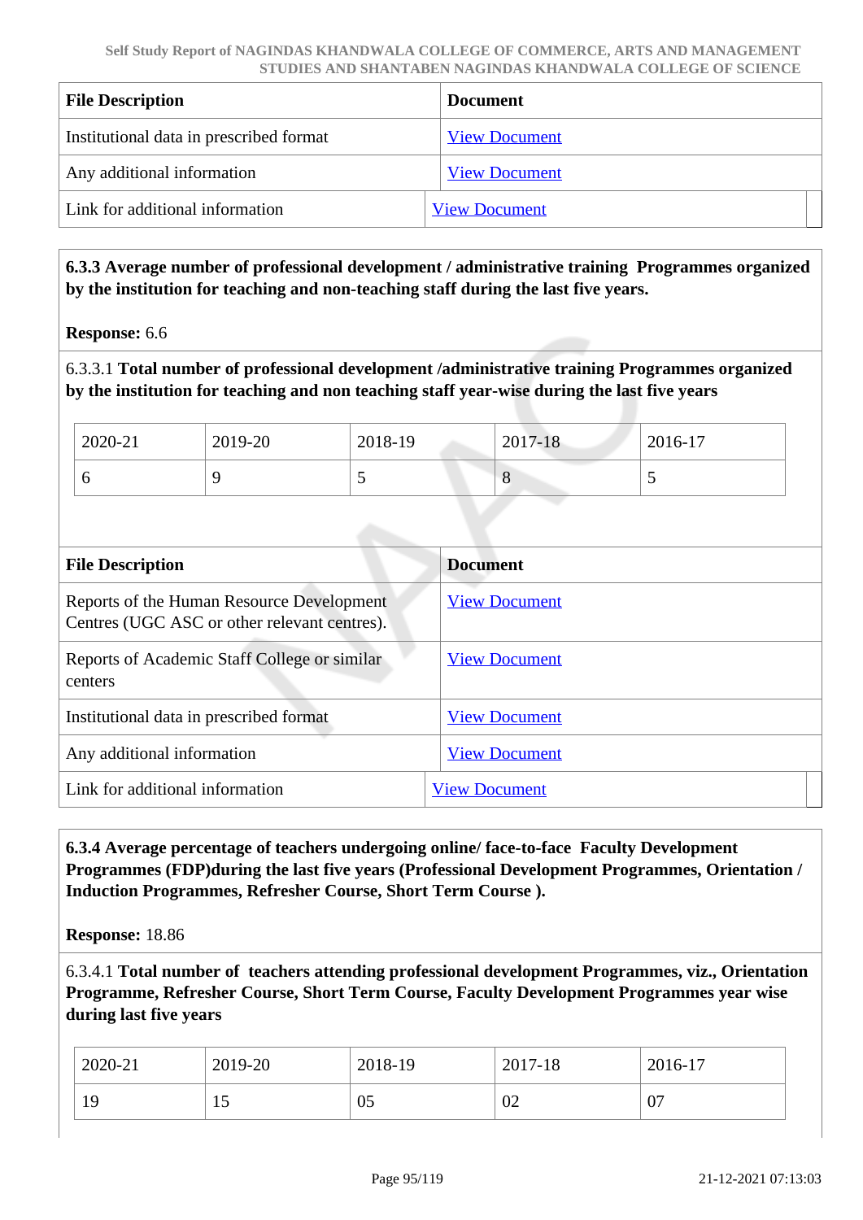| File Description | Document |
|---|---|
| Institutional data in prescribed format | View Document |
| Any additional information | View Document |
| Link for additional information | View Document |

**6.3.3 Average number of professional development / administrative training Programmes organized by the institution for teaching and non-teaching staff during the last five years.**

**Response:** 6.6

6.3.3.1 **Total number of professional development /administrative training Programmes organized by the institution for teaching and non teaching staff year-wise during the last five years**

| 2020-21 | 2019-20 | 2018-19 | 2017-18 | 2016-17 |
|---|---|---|---|---|
| 6 | 9 | 5 | 8 | 5 |

| File Description | Document |
|---|---|
| Reports of the Human Resource Development Centres (UGC ASC or other relevant centres). | View Document |
| Reports of Academic Staff College or similar centers | View Document |
| Institutional data in prescribed format | View Document |
| Any additional information | View Document |
| Link for additional information | View Document |

**6.3.4 Average percentage of teachers undergoing online/ face-to-face Faculty Development Programmes (FDP)during the last five years (Professional Development Programmes, Orientation / Induction Programmes, Refresher Course, Short Term Course ).**

**Response:** 18.86

6.3.4.1 **Total number of teachers attending professional development Programmes, viz., Orientation Programme, Refresher Course, Short Term Course, Faculty Development Programmes year wise during last five years**

| 2020-21 | 2019-20 | 2018-19 | 2017-18 | 2016-17 |
|---|---|---|---|---|
| 19 | 15 | 05 | 02 | 07 |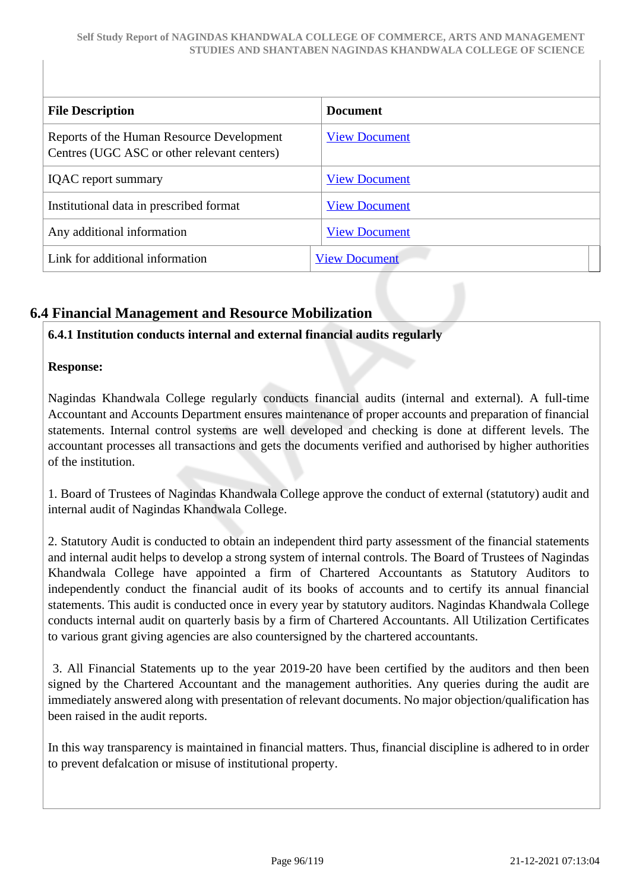| File Description | Document |
| --- | --- |
| Reports of the Human Resource Development Centres (UGC ASC or other relevant centers) | View Document |
| IQAC report summary | View Document |
| Institutional data in prescribed format | View Document |
| Any additional information | View Document |
| Link for additional information | View Document |

## 6.4 Financial Management and Resource Mobilization

**6.4.1 Institution conducts internal and external financial audits regularly**

**Response:**

Nagindas Khandwala College regularly conducts financial audits (internal and external). A full-time Accountant and Accounts Department ensures maintenance of proper accounts and preparation of financial statements. Internal control systems are well developed and checking is done at different levels. The accountant processes all transactions and gets the documents verified and authorised by higher authorities of the institution.

1. Board of Trustees of Nagindas Khandwala College approve the conduct of external (statutory) audit and internal audit of Nagindas Khandwala College.

2. Statutory Audit is conducted to obtain an independent third party assessment of the financial statements and internal audit helps to develop a strong system of internal controls. The Board of Trustees of Nagindas Khandwala College have appointed a firm of Chartered Accountants as Statutory Auditors to independently conduct the financial audit of its books of accounts and to certify its annual financial statements. This audit is conducted once in every year by statutory auditors. Nagindas Khandwala College conducts internal audit on quarterly basis by a firm of Chartered Accountants. All Utilization Certificates to various grant giving agencies are also countersigned by the chartered accountants.

3. All Financial Statements up to the year 2019-20 have been certified by the auditors and then been signed by the Chartered Accountant and the management authorities. Any queries during the audit are immediately answered along with presentation of relevant documents. No major objection/qualification has been raised in the audit reports.

In this way transparency is maintained in financial matters. Thus, financial discipline is adhered to in order to prevent defalcation or misuse of institutional property.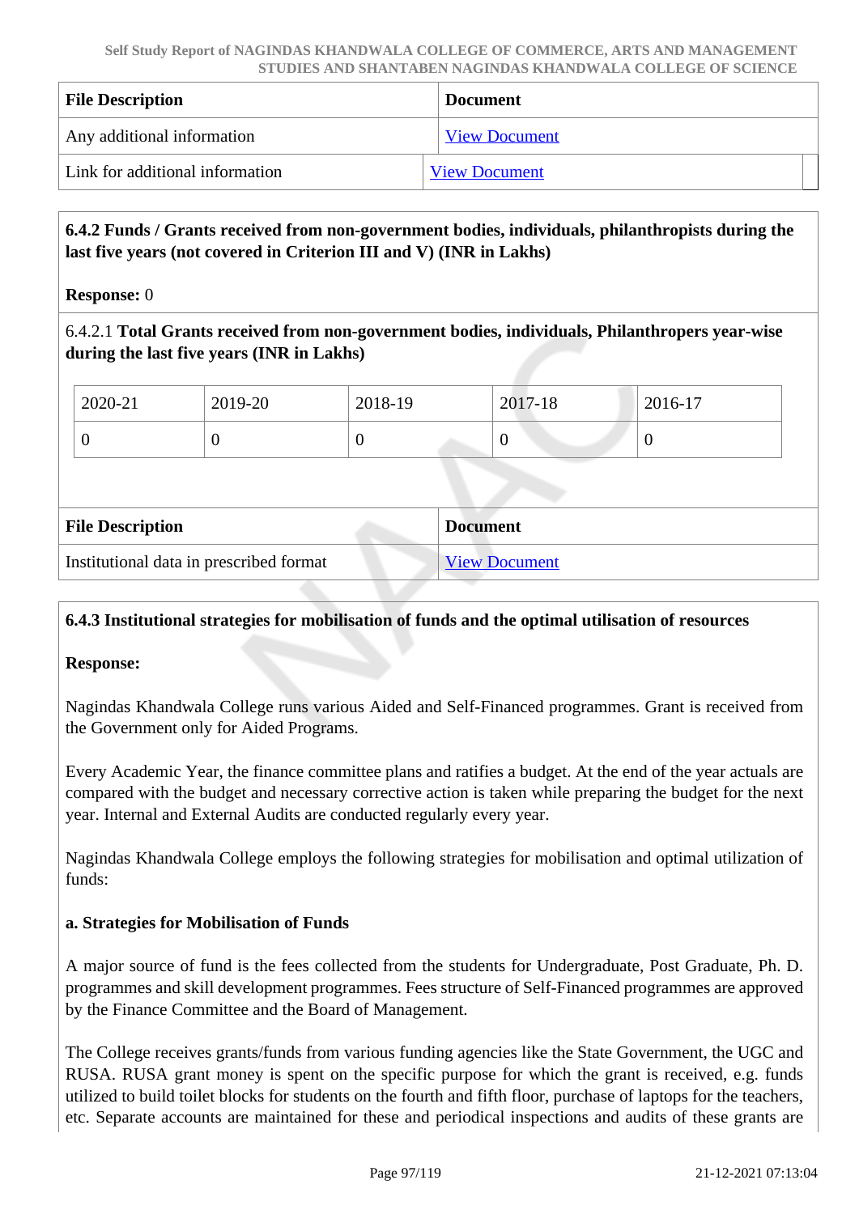| File Description | Document |
|---|---|
| Any additional information | View Document |
| Link for additional information | View Document |

**6.4.2 Funds / Grants received from non-government bodies, individuals, philanthropists during the last five years (not covered in Criterion III and V) (INR in Lakhs)**

**Response:** 0

6.4.2.1 **Total Grants received from non-government bodies, individuals, Philanthropers year-wise during the last five years (INR in Lakhs)**

| 2020-21 | 2019-20 | 2018-19 | 2017-18 | 2016-17 |
|---|---|---|---|---|
| 0 | 0 | 0 | 0 | 0 |

| File Description | Document |
|---|---|
| Institutional data in prescribed format | View Document |

**6.4.3 Institutional strategies for mobilisation of funds and the optimal utilisation of resources**

**Response:**

Nagindas Khandwala College runs various Aided and Self-Financed programmes. Grant is received from the Government only for Aided Programs.

Every Academic Year, the finance committee plans and ratifies a budget. At the end of the year actuals are compared with the budget and necessary corrective action is taken while preparing the budget for the next year. Internal and External Audits are conducted regularly every year.

Nagindas Khandwala College employs the following strategies for mobilisation and optimal utilization of funds:

**a. Strategies for Mobilisation of Funds**

A major source of fund is the fees collected from the students for Undergraduate, Post Graduate, Ph. D. programmes and skill development programmes. Fees structure of Self-Financed programmes are approved by the Finance Committee and the Board of Management.

The College receives grants/funds from various funding agencies like the State Government, the UGC and RUSA. RUSA grant money is spent on the specific purpose for which the grant is received, e.g. funds utilized to build toilet blocks for students on the fourth and fifth floor, purchase of laptops for the teachers, etc. Separate accounts are maintained for these and periodical inspections and audits of these grants are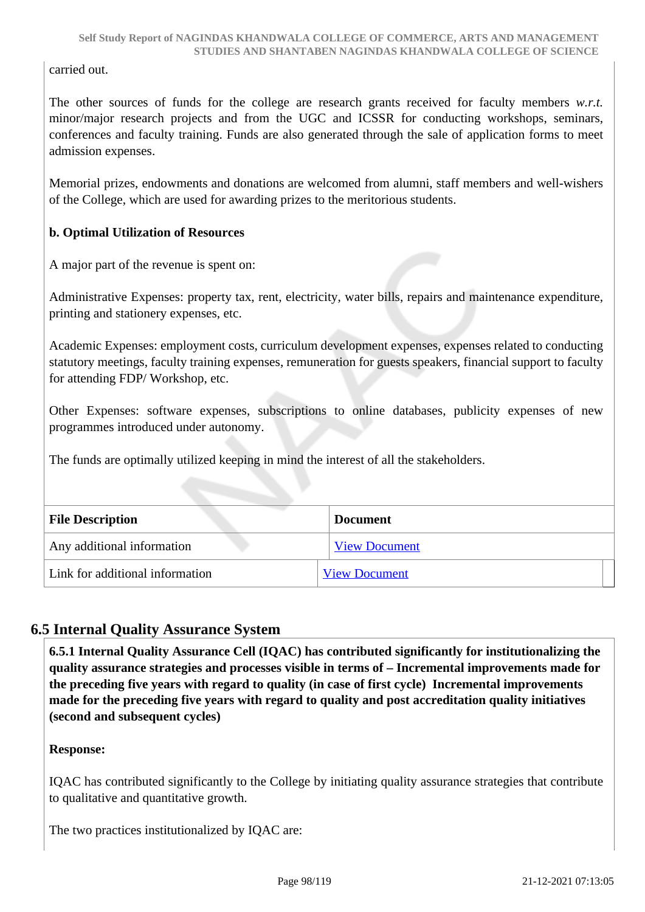carried out.

The other sources of funds for the college are research grants received for faculty members *w.r.t.* minor/major research projects and from the UGC and ICSSR for conducting workshops, seminars, conferences and faculty training. Funds are also generated through the sale of application forms to meet admission expenses.

Memorial prizes, endowments and donations are welcomed from alumni, staff members and well-wishers of the College, which are used for awarding prizes to the meritorious students.

**b. Optimal Utilization of Resources**

A major part of the revenue is spent on:

Administrative Expenses: property tax, rent, electricity, water bills, repairs and maintenance expenditure, printing and stationery expenses, etc.

Academic Expenses: employment costs, curriculum development expenses, expenses related to conducting statutory meetings, faculty training expenses, remuneration for guests speakers, financial support to faculty for attending FDP/ Workshop, etc.

Other Expenses: software expenses, subscriptions to online databases, publicity expenses of new programmes introduced under autonomy.

The funds are optimally utilized keeping in mind the interest of all the stakeholders.

| File Description | Document |
| --- | --- |
| Any additional information | View Document |
| Link for additional information | View Document |

## 6.5 Internal Quality Assurance System

**6.5.1 Internal Quality Assurance Cell (IQAC) has contributed significantly for institutionalizing the quality assurance strategies and processes visible in terms of – Incremental improvements made for the preceding five years with regard to quality (in case of first cycle) Incremental improvements made for the preceding five years with regard to quality and post accreditation quality initiatives (second and subsequent cycles)**

**Response:**

IQAC has contributed significantly to the College by initiating quality assurance strategies that contribute to qualitative and quantitative growth.

The two practices institutionalized by IQAC are: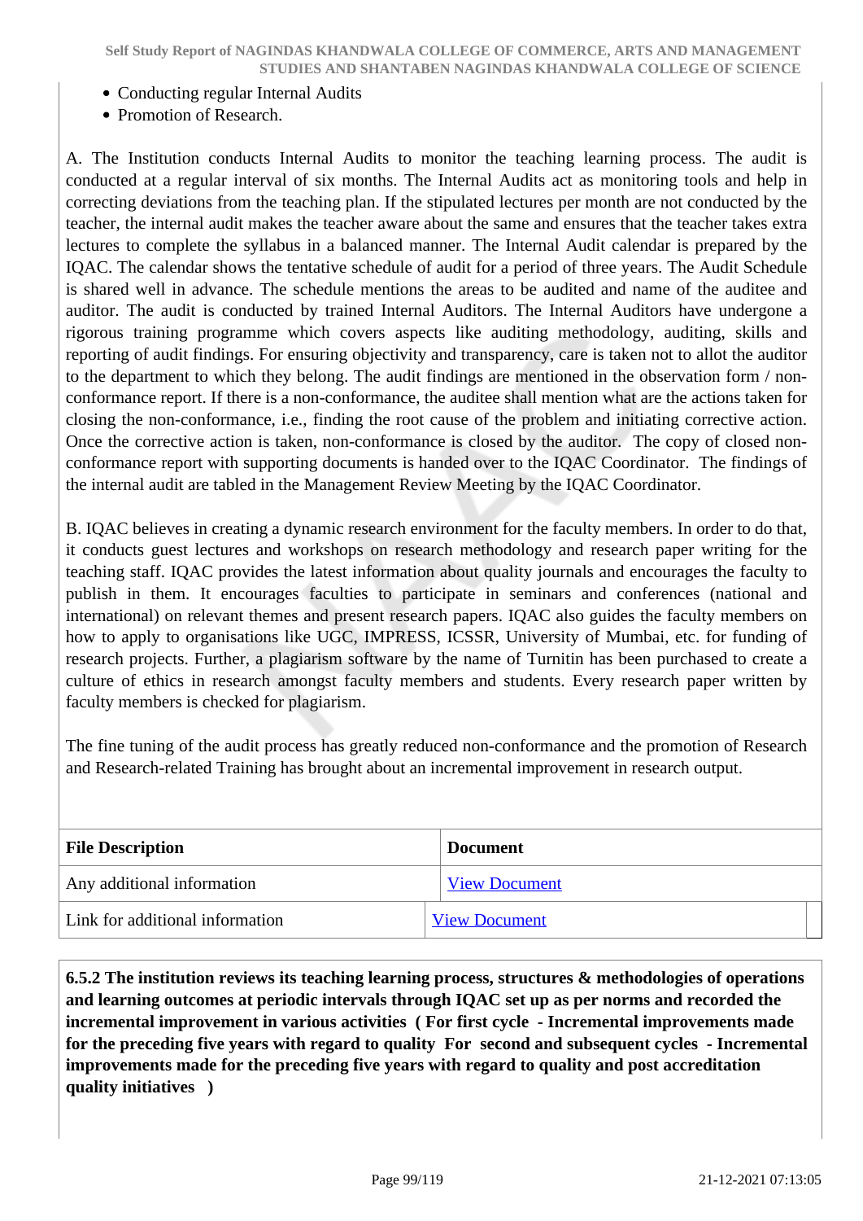- Conducting regular Internal Audits
- Promotion of Research.

A. The Institution conducts Internal Audits to monitor the teaching learning process. The audit is conducted at a regular interval of six months. The Internal Audits act as monitoring tools and help in correcting deviations from the teaching plan. If the stipulated lectures per month are not conducted by the teacher, the internal audit makes the teacher aware about the same and ensures that the teacher takes extra lectures to complete the syllabus in a balanced manner. The Internal Audit calendar is prepared by the IQAC. The calendar shows the tentative schedule of audit for a period of three years. The Audit Schedule is shared well in advance. The schedule mentions the areas to be audited and name of the auditee and auditor. The audit is conducted by trained Internal Auditors. The Internal Auditors have undergone a rigorous training programme which covers aspects like auditing methodology, auditing, skills and reporting of audit findings. For ensuring objectivity and transparency, care is taken not to allot the auditor to the department to which they belong. The audit findings are mentioned in the observation form / non-conformance report. If there is a non-conformance, the auditee shall mention what are the actions taken for closing the non-conformance, i.e., finding the root cause of the problem and initiating corrective action. Once the corrective action is taken, non-conformance is closed by the auditor. The copy of closed non-conformance report with supporting documents is handed over to the IQAC Coordinator. The findings of the internal audit are tabled in the Management Review Meeting by the IQAC Coordinator.

B. IQAC believes in creating a dynamic research environment for the faculty members. In order to do that, it conducts guest lectures and workshops on research methodology and research paper writing for the teaching staff. IQAC provides the latest information about quality journals and encourages the faculty to publish in them. It encourages faculties to participate in seminars and conferences (national and international) on relevant themes and present research papers. IQAC also guides the faculty members on how to apply to organisations like UGC, IMPRESS, ICSSR, University of Mumbai, etc. for funding of research projects. Further, a plagiarism software by the name of Turnitin has been purchased to create a culture of ethics in research amongst faculty members and students. Every research paper written by faculty members is checked for plagiarism.

The fine tuning of the audit process has greatly reduced non-conformance and the promotion of Research and Research-related Training has brought about an incremental improvement in research output.

| File Description | Document |
|---|---|
| Any additional information | View Document |
| Link for additional information | View Document |

**6.5.2 The institution reviews its teaching learning process, structures & methodologies of operations and learning outcomes at periodic intervals through IQAC set up as per norms and recorded the incremental improvement in various activities ( For first cycle - Incremental improvements made for the preceding five years with regard to quality For second and subsequent cycles - Incremental improvements made for the preceding five years with regard to quality and post accreditation quality initiatives )**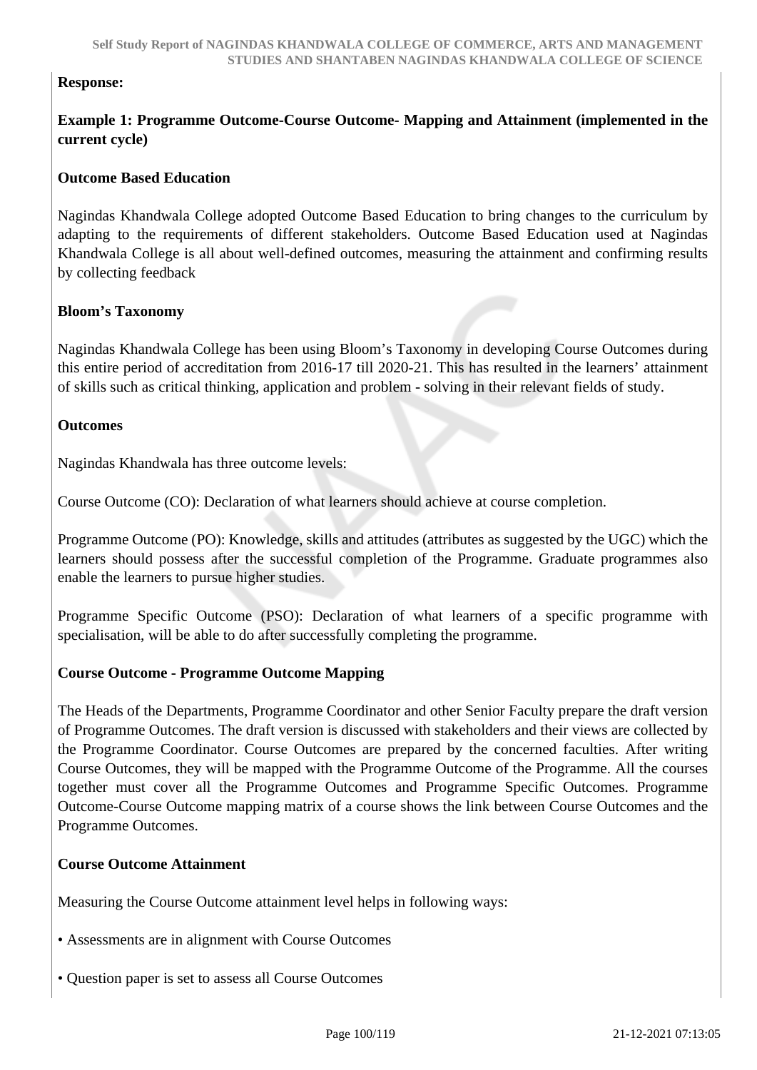**Response:**

**Example 1: Programme Outcome-Course Outcome- Mapping and Attainment (implemented in the current cycle)**

**Outcome Based Education**

Nagindas Khandwala College adopted Outcome Based Education to bring changes to the curriculum by adapting to the requirements of different stakeholders. Outcome Based Education used at Nagindas Khandwala College is all about well-defined outcomes, measuring the attainment and confirming results by collecting feedback

**Bloom's Taxonomy**

Nagindas Khandwala College has been using Bloom's Taxonomy in developing Course Outcomes during this entire period of accreditation from 2016-17 till 2020-21. This has resulted in the learners' attainment of skills such as critical thinking, application and problem - solving in their relevant fields of study.

**Outcomes**

Nagindas Khandwala has three outcome levels:

Course Outcome (CO): Declaration of what learners should achieve at course completion.

Programme Outcome (PO): Knowledge, skills and attitudes (attributes as suggested by the UGC) which the learners should possess after the successful completion of the Programme. Graduate programmes also enable the learners to pursue higher studies.

Programme Specific Outcome (PSO): Declaration of what learners of a specific programme with specialisation, will be able to do after successfully completing the programme.

**Course Outcome - Programme Outcome Mapping**

The Heads of the Departments, Programme Coordinator and other Senior Faculty prepare the draft version of Programme Outcomes. The draft version is discussed with stakeholders and their views are collected by the Programme Coordinator. Course Outcomes are prepared by the concerned faculties. After writing Course Outcomes, they will be mapped with the Programme Outcome of the Programme. All the courses together must cover all the Programme Outcomes and Programme Specific Outcomes. Programme Outcome-Course Outcome mapping matrix of a course shows the link between Course Outcomes and the Programme Outcomes.

**Course Outcome Attainment**

Measuring the Course Outcome attainment level helps in following ways:

• Assessments are in alignment with Course Outcomes

• Question paper is set to assess all Course Outcomes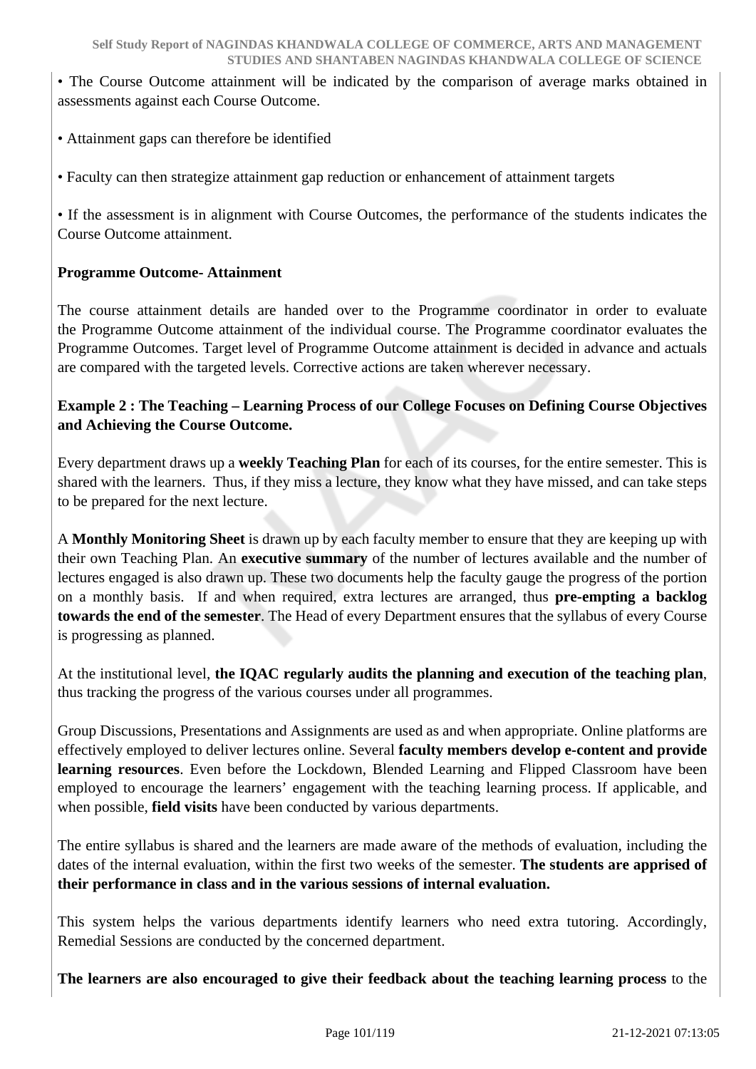• The Course Outcome attainment will be indicated by the comparison of average marks obtained in assessments against each Course Outcome.

• Attainment gaps can therefore be identified

• Faculty can then strategize attainment gap reduction or enhancement of attainment targets

• If the assessment is in alignment with Course Outcomes, the performance of the students indicates the Course Outcome attainment.

**Programme Outcome- Attainment**

The course attainment details are handed over to the Programme coordinator in order to evaluate the Programme Outcome attainment of the individual course. The Programme coordinator evaluates the Programme Outcomes. Target level of Programme Outcome attainment is decided in advance and actuals are compared with the targeted levels. Corrective actions are taken wherever necessary.

**Example 2 : The Teaching – Learning Process of our College Focuses on Defining Course Objectives and Achieving the Course Outcome.**

Every department draws up a **weekly Teaching Plan** for each of its courses, for the entire semester. This is shared with the learners. Thus, if they miss a lecture, they know what they have missed, and can take steps to be prepared for the next lecture.

A **Monthly Monitoring Sheet** is drawn up by each faculty member to ensure that they are keeping up with their own Teaching Plan. An **executive summary** of the number of lectures available and the number of lectures engaged is also drawn up. These two documents help the faculty gauge the progress of the portion on a monthly basis. If and when required, extra lectures are arranged, thus **pre-empting a backlog towards the end of the semester**. The Head of every Department ensures that the syllabus of every Course is progressing as planned.

At the institutional level, **the IQAC regularly audits the planning and execution of the teaching plan**, thus tracking the progress of the various courses under all programmes.

Group Discussions, Presentations and Assignments are used as and when appropriate. Online platforms are effectively employed to deliver lectures online. Several **faculty members develop e-content and provide learning resources**. Even before the Lockdown, Blended Learning and Flipped Classroom have been employed to encourage the learners' engagement with the teaching learning process. If applicable, and when possible, **field visits** have been conducted by various departments.

The entire syllabus is shared and the learners are made aware of the methods of evaluation, including the dates of the internal evaluation, within the first two weeks of the semester. **The students are apprised of their performance in class and in the various sessions of internal evaluation.**

This system helps the various departments identify learners who need extra tutoring. Accordingly, Remedial Sessions are conducted by the concerned department.

**The learners are also encouraged to give their feedback about the teaching learning process** to the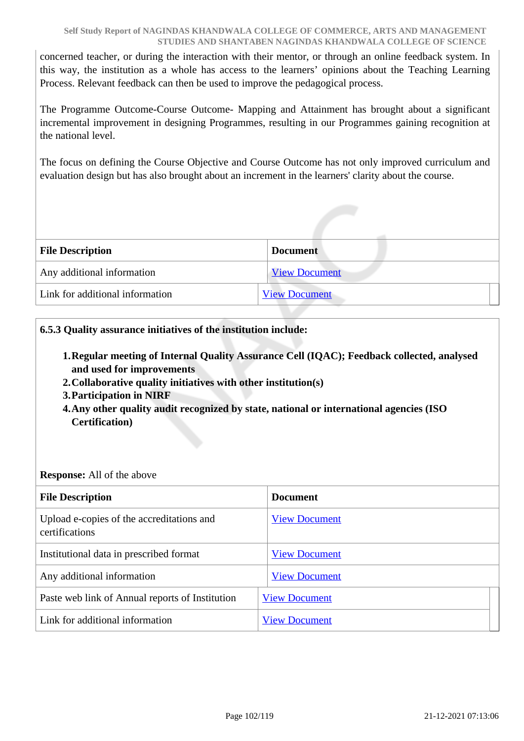concerned teacher, or during the interaction with their mentor, or through an online feedback system. In this way, the institution as a whole has access to the learners' opinions about the Teaching Learning Process. Relevant feedback can then be used to improve the pedagogical process.

The Programme Outcome-Course Outcome- Mapping and Attainment has brought about a significant incremental improvement in designing Programmes, resulting in our Programmes gaining recognition at the national level.

The focus on defining the Course Objective and Course Outcome has not only improved curriculum and evaluation design but has also brought about an increment in the learners' clarity about the course.

| File Description | Document |
|---|---|
| Any additional information | View Document |
| Link for additional information | View Document |

**6.5.3 Quality assurance initiatives of the institution include:**

1. **Regular meeting of Internal Quality Assurance Cell (IQAC); Feedback collected, analysed and used for improvements**
2. **Collaborative quality initiatives with other institution(s)**
3. **Participation in NIRF**
4. **Any other quality audit recognized by state, national or international agencies (ISO Certification)**

**Response:** All of the above

| File Description | Document |
|---|---|
| Upload e-copies of the accreditations and certifications | View Document |
| Institutional data in prescribed format | View Document |
| Any additional information | View Document |
| Paste web link of Annual reports of Institution | View Document |
| Link for additional information | View Document |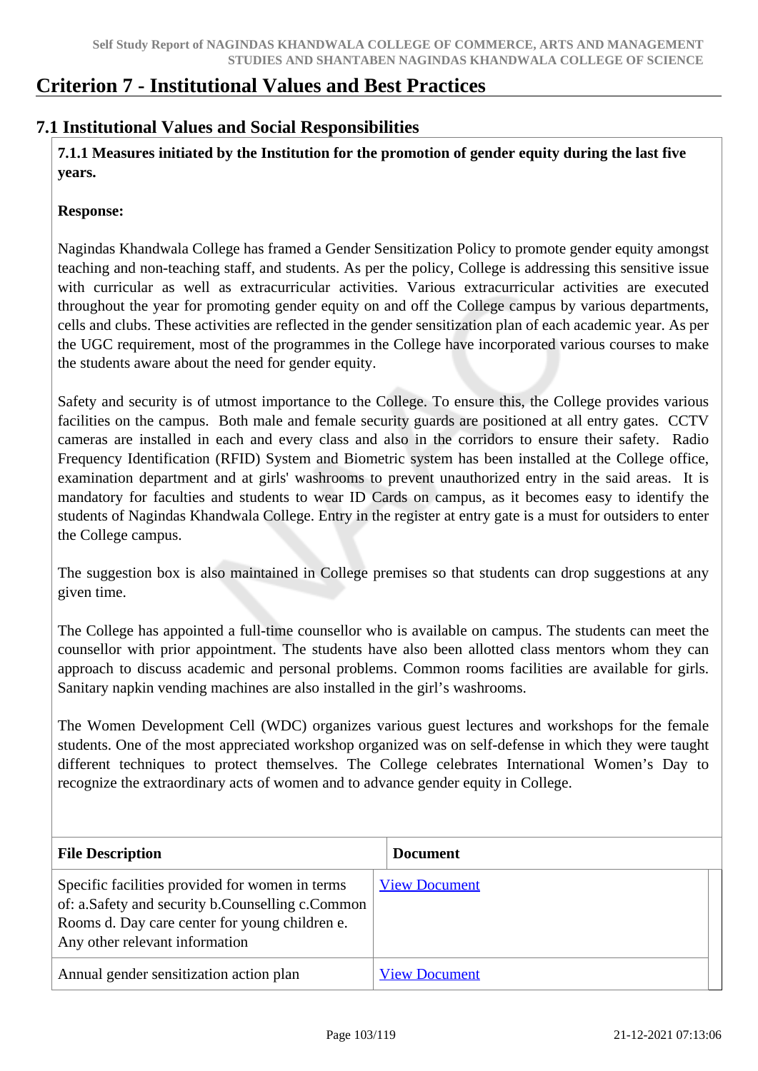# Criterion 7 - Institutional Values and Best Practices

## 7.1 Institutional Values and Social Responsibilities

**7.1.1 Measures initiated by the Institution for the promotion of gender equity during the last five years.**

**Response:**

Nagindas Khandwala College has framed a Gender Sensitization Policy to promote gender equity amongst teaching and non-teaching staff, and students. As per the policy, College is addressing this sensitive issue with curricular as well as extracurricular activities. Various extracurricular activities are executed throughout the year for promoting gender equity on and off the College campus by various departments, cells and clubs. These activities are reflected in the gender sensitization plan of each academic year. As per the UGC requirement, most of the programmes in the College have incorporated various courses to make the students aware about the need for gender equity.

Safety and security is of utmost importance to the College. To ensure this, the College provides various facilities on the campus. Both male and female security guards are positioned at all entry gates. CCTV cameras are installed in each and every class and also in the corridors to ensure their safety. Radio Frequency Identification (RFID) System and Biometric system has been installed at the College office, examination department and at girls' washrooms to prevent unauthorized entry in the said areas. It is mandatory for faculties and students to wear ID Cards on campus, as it becomes easy to identify the students of Nagindas Khandwala College. Entry in the register at entry gate is a must for outsiders to enter the College campus.

The suggestion box is also maintained in College premises so that students can drop suggestions at any given time.

The College has appointed a full-time counsellor who is available on campus. The students can meet the counsellor with prior appointment. The students have also been allotted class mentors whom they can approach to discuss academic and personal problems. Common rooms facilities are available for girls. Sanitary napkin vending machines are also installed in the girl's washrooms.

The Women Development Cell (WDC) organizes various guest lectures and workshops for the female students. One of the most appreciated workshop organized was on self-defense in which they were taught different techniques to protect themselves. The College celebrates International Women's Day to recognize the extraordinary acts of women and to advance gender equity in College.

| File Description | Document |
|---|---|
| Specific facilities provided for women in terms of: a.Safety and security b.Counselling c.Common Rooms d. Day care center for young children e. Any other relevant information | View Document |
| Annual gender sensitization action plan | View Document |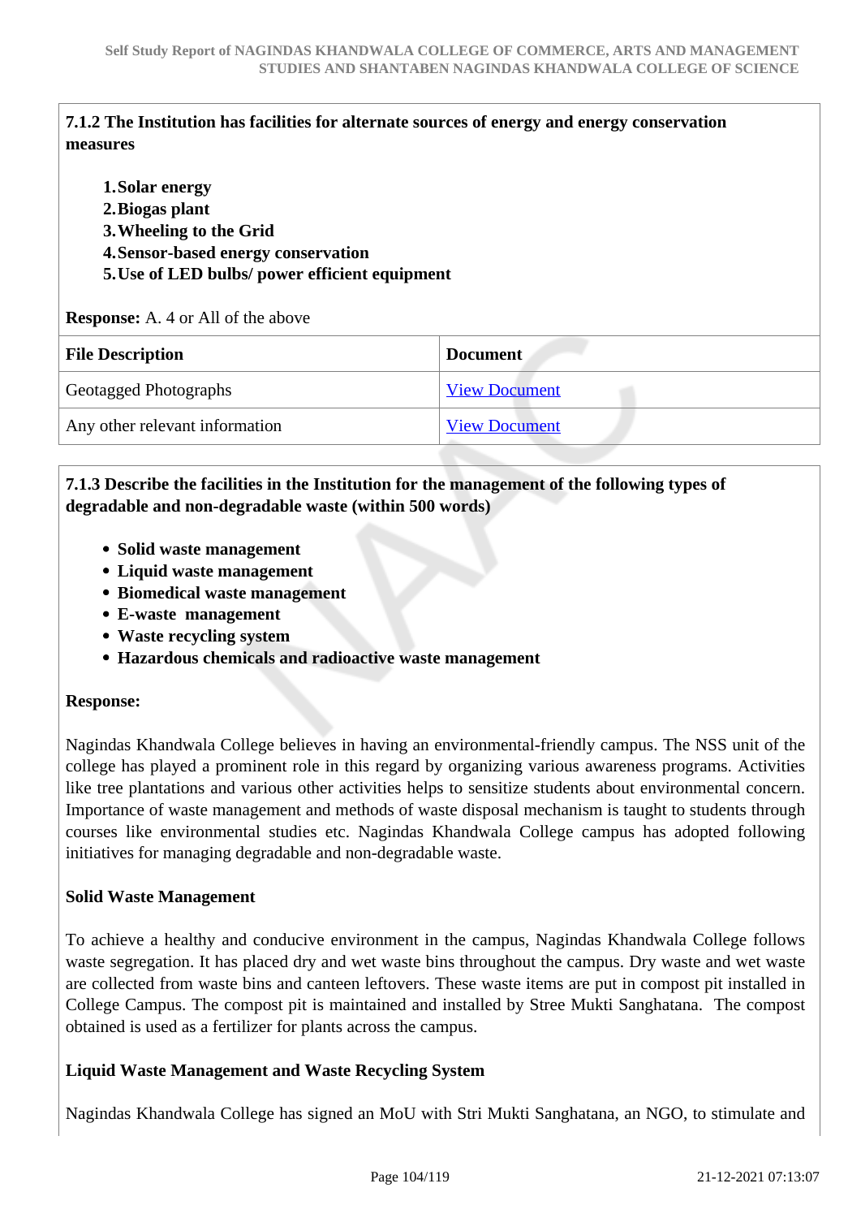**7.1.2 The Institution has facilities for alternate sources of energy and energy conservation measures**

1. **Solar energy**
2. **Biogas plant**
3. **Wheeling to the Grid**
4. **Sensor-based energy conservation**
5. **Use of LED bulbs/ power efficient equipment**

**Response:** A. 4 or All of the above

| File Description | Document |
|---|---|
| Geotagged Photographs | View Document |
| Any other relevant information | View Document |

**7.1.3 Describe the facilities in the Institution for the management of the following types of degradable and non-degradable waste (within 500 words)**

- **Solid waste management**
- **Liquid waste management**
- **Biomedical waste management**
- **E-waste management**
- **Waste recycling system**
- **Hazardous chemicals and radioactive waste management**

**Response:**

Nagindas Khandwala College believes in having an environmental-friendly campus. The NSS unit of the college has played a prominent role in this regard by organizing various awareness programs. Activities like tree plantations and various other activities helps to sensitize students about environmental concern. Importance of waste management and methods of waste disposal mechanism is taught to students through courses like environmental studies etc. Nagindas Khandwala College campus has adopted following initiatives for managing degradable and non-degradable waste.

**Solid Waste Management**

To achieve a healthy and conducive environment in the campus, Nagindas Khandwala College follows waste segregation. It has placed dry and wet waste bins throughout the campus. Dry waste and wet waste are collected from waste bins and canteen leftovers. These waste items are put in compost pit installed in College Campus. The compost pit is maintained and installed by Stree Mukti Sanghatana. The compost obtained is used as a fertilizer for plants across the campus.

**Liquid Waste Management and Waste Recycling System**

Nagindas Khandwala College has signed an MoU with Stri Mukti Sanghatana, an NGO, to stimulate and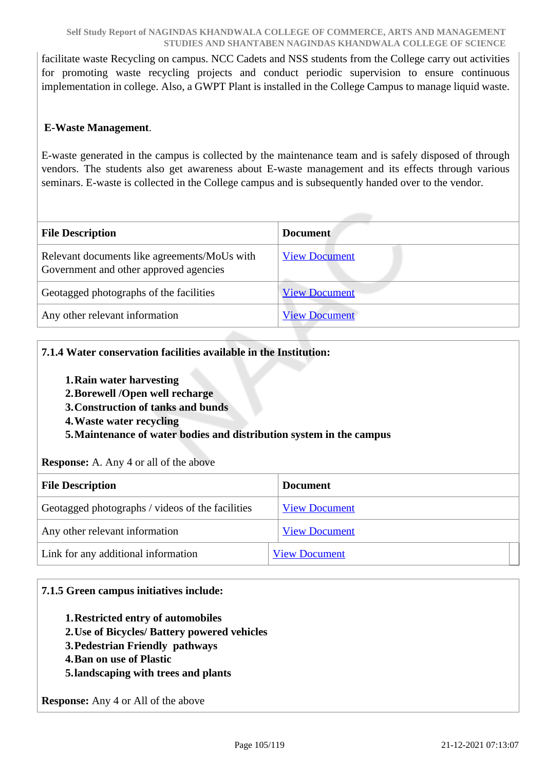facilitate waste Recycling on campus. NCC Cadets and NSS students from the College carry out activities for promoting waste recycling projects and conduct periodic supervision to ensure continuous implementation in college. Also, a GWPT Plant is installed in the College Campus to manage liquid waste.

**E-Waste Management**.

E-waste generated in the campus is collected by the maintenance team and is safely disposed of through vendors. The students also get awareness about E-waste management and its effects through various seminars. E-waste is collected in the College campus and is subsequently handed over to the vendor.

| File Description | Document |
|---|---|
| Relevant documents like agreements/MoUs with Government and other approved agencies | View Document |
| Geotagged photographs of the facilities | View Document |
| Any other relevant information | View Document |

**7.1.4 Water conservation facilities available in the Institution:**

1. **Rain water harvesting**
2. **Borewell /Open well recharge**
3. **Construction of tanks and bunds**
4. **Waste water recycling**
5. **Maintenance of water bodies and distribution system in the campus**

**Response:** A. Any 4 or all of the above

| File Description | Document |
|---|---|
| Geotagged photographs / videos of the facilities | View Document |
| Any other relevant information | View Document |
| Link for any additional information | View Document |

**7.1.5 Green campus initiatives include:**

1. **Restricted entry of automobiles**
2. **Use of Bicycles/ Battery powered vehicles**
3. **Pedestrian Friendly pathways**
4. **Ban on use of Plastic**
5. **landscaping with trees and plants**

**Response:** Any 4 or All of the above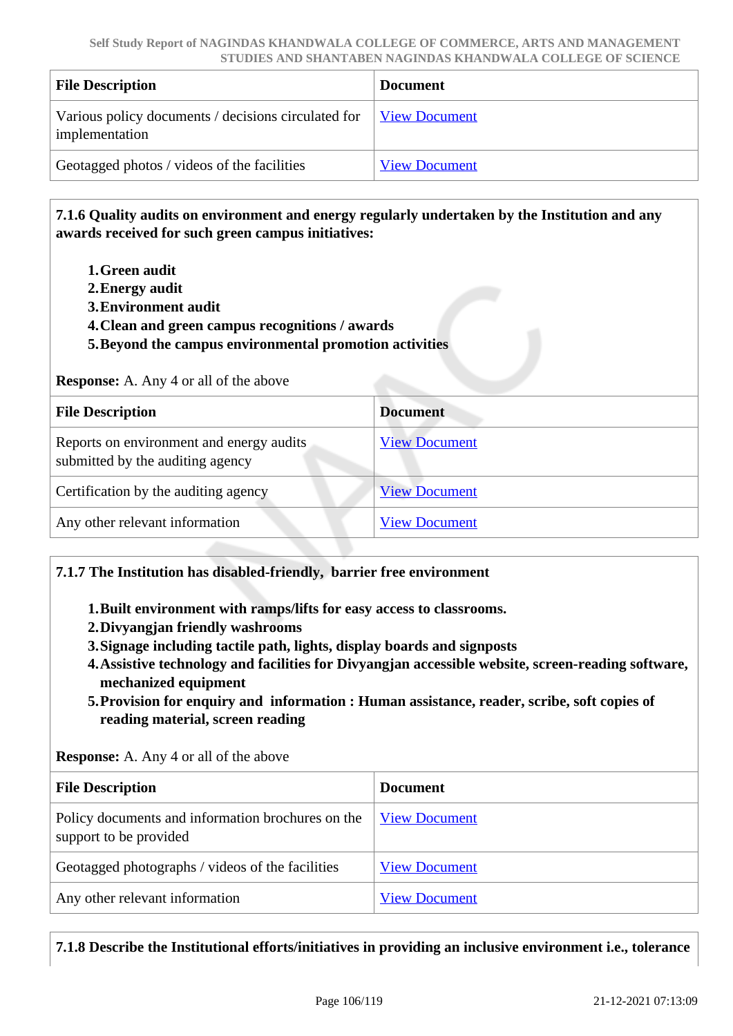| File Description | Document |
|---|---|
| Various policy documents / decisions circulated for implementation | View Document |
| Geotagged photos / videos of the facilities | View Document |

**7.1.6 Quality audits on environment and energy regularly undertaken by the Institution and any awards received for such green campus initiatives:**

1. **Green audit**
2. **Energy audit**
3. **Environment audit**
4. **Clean and green campus recognitions / awards**
5. **Beyond the campus environmental promotion activities**

**Response:** A. Any 4 or all of the above

| File Description | Document |
|---|---|
| Reports on environment and energy audits submitted by the auditing agency | View Document |
| Certification by the auditing agency | View Document |
| Any other relevant information | View Document |

**7.1.7 The Institution has disabled-friendly, barrier free environment**

1. **Built environment with ramps/lifts for easy access to classrooms.**
2. **Divyangjan friendly washrooms**
3. **Signage including tactile path, lights, display boards and signposts**
4. **Assistive technology and facilities for Divyangjan accessible website, screen-reading software, mechanized equipment**
5. **Provision for enquiry and information : Human assistance, reader, scribe, soft copies of reading material, screen reading**

**Response:** A. Any 4 or all of the above

| File Description | Document |
|---|---|
| Policy documents and information brochures on the support to be provided | View Document |
| Geotagged photographs / videos of the facilities | View Document |
| Any other relevant information | View Document |

**7.1.8 Describe the Institutional efforts/initiatives in providing an inclusive environment i.e., tolerance**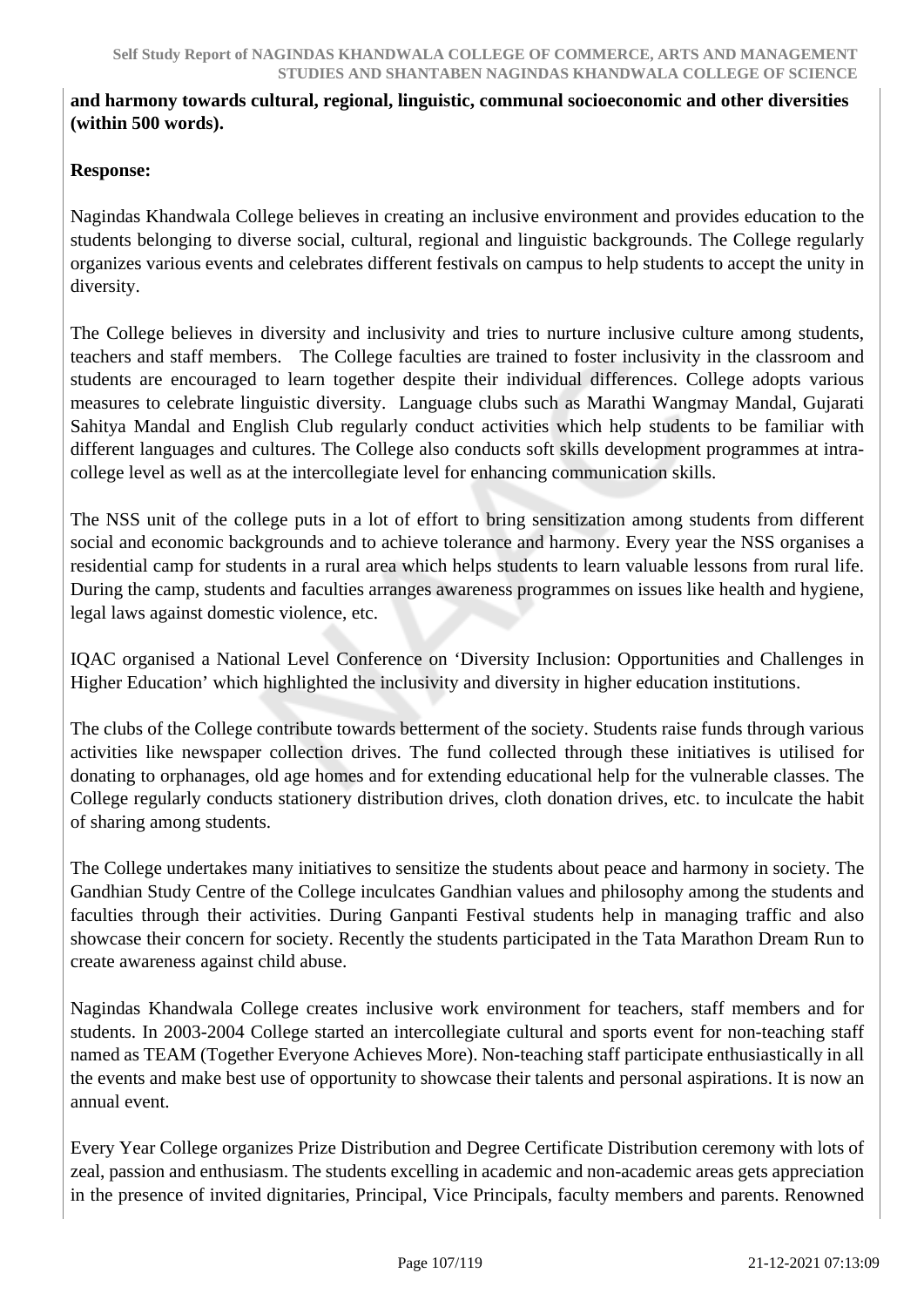**and harmony towards cultural, regional, linguistic, communal socioeconomic and other diversities (within 500 words).**

**Response:**

Nagindas Khandwala College believes in creating an inclusive environment and provides education to the students belonging to diverse social, cultural, regional and linguistic backgrounds. The College regularly organizes various events and celebrates different festivals on campus to help students to accept the unity in diversity.

The College believes in diversity and inclusivity and tries to nurture inclusive culture among students, teachers and staff members. The College faculties are trained to foster inclusivity in the classroom and students are encouraged to learn together despite their individual differences. College adopts various measures to celebrate linguistic diversity. Language clubs such as Marathi Wangmay Mandal, Gujarati Sahitya Mandal and English Club regularly conduct activities which help students to be familiar with different languages and cultures. The College also conducts soft skills development programmes at intra-college level as well as at the intercollegiate level for enhancing communication skills.

The NSS unit of the college puts in a lot of effort to bring sensitization among students from different social and economic backgrounds and to achieve tolerance and harmony. Every year the NSS organises a residential camp for students in a rural area which helps students to learn valuable lessons from rural life. During the camp, students and faculties arranges awareness programmes on issues like health and hygiene, legal laws against domestic violence, etc.

IQAC organised a National Level Conference on 'Diversity Inclusion: Opportunities and Challenges in Higher Education' which highlighted the inclusivity and diversity in higher education institutions.

The clubs of the College contribute towards betterment of the society. Students raise funds through various activities like newspaper collection drives. The fund collected through these initiatives is utilised for donating to orphanages, old age homes and for extending educational help for the vulnerable classes. The College regularly conducts stationery distribution drives, cloth donation drives, etc. to inculcate the habit of sharing among students.

The College undertakes many initiatives to sensitize the students about peace and harmony in society. The Gandhian Study Centre of the College inculcates Gandhian values and philosophy among the students and faculties through their activities. During Ganpanti Festival students help in managing traffic and also showcase their concern for society. Recently the students participated in the Tata Marathon Dream Run to create awareness against child abuse.

Nagindas Khandwala College creates inclusive work environment for teachers, staff members and for students. In 2003-2004 College started an intercollegiate cultural and sports event for non-teaching staff named as TEAM (Together Everyone Achieves More). Non-teaching staff participate enthusiastically in all the events and make best use of opportunity to showcase their talents and personal aspirations. It is now an annual event.

Every Year College organizes Prize Distribution and Degree Certificate Distribution ceremony with lots of zeal, passion and enthusiasm. The students excelling in academic and non-academic areas gets appreciation in the presence of invited dignitaries, Principal, Vice Principals, faculty members and parents. Renowned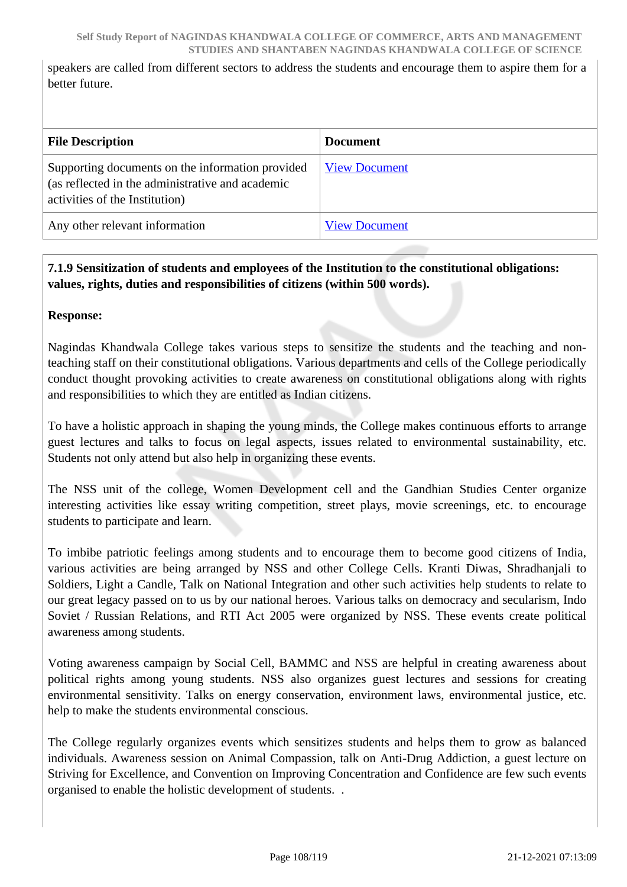speakers are called from different sectors to address the students and encourage them to aspire them for a better future.

| File Description | Document |
|---|---|
| Supporting documents on the information provided (as reflected in the administrative and academic activities of the Institution) | View Document |
| Any other relevant information | View Document |

**7.1.9 Sensitization of students and employees of the Institution to the constitutional obligations: values, rights, duties and responsibilities of citizens (within 500 words).**

**Response:**

Nagindas Khandwala College takes various steps to sensitize the students and the teaching and non-teaching staff on their constitutional obligations. Various departments and cells of the College periodically conduct thought provoking activities to create awareness on constitutional obligations along with rights and responsibilities to which they are entitled as Indian citizens.

To have a holistic approach in shaping the young minds, the College makes continuous efforts to arrange guest lectures and talks to focus on legal aspects, issues related to environmental sustainability, etc. Students not only attend but also help in organizing these events.

The NSS unit of the college, Women Development cell and the Gandhian Studies Center organize interesting activities like essay writing competition, street plays, movie screenings, etc. to encourage students to participate and learn.

To imbibe patriotic feelings among students and to encourage them to become good citizens of India, various activities are being arranged by NSS and other College Cells. Kranti Diwas, Shradhanjali to Soldiers, Light a Candle, Talk on National Integration and other such activities help students to relate to our great legacy passed on to us by our national heroes. Various talks on democracy and secularism, Indo Soviet / Russian Relations, and RTI Act 2005 were organized by NSS. These events create political awareness among students.

Voting awareness campaign by Social Cell, BAMMC and NSS are helpful in creating awareness about political rights among young students. NSS also organizes guest lectures and sessions for creating environmental sensitivity. Talks on energy conservation, environment laws, environmental justice, etc. help to make the students environmental conscious.

The College regularly organizes events which sensitizes students and helps them to grow as balanced individuals. Awareness session on Animal Compassion, talk on Anti-Drug Addiction, a guest lecture on Striving for Excellence, and Convention on Improving Concentration and Confidence are few such events organised to enable the holistic development of students. .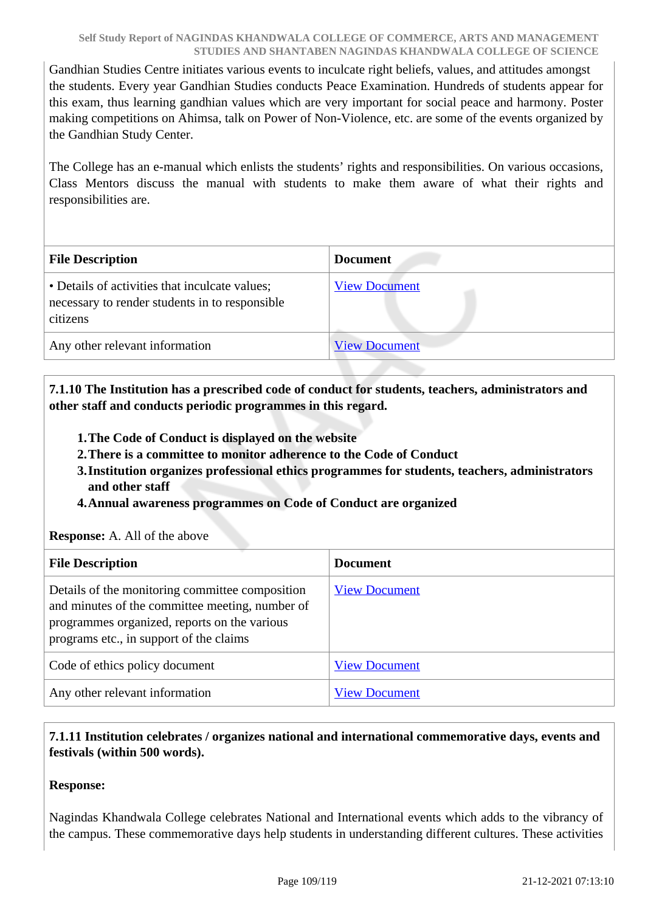Gandhian Studies Centre initiates various events to inculcate right beliefs, values, and attitudes amongst the students. Every year Gandhian Studies conducts Peace Examination. Hundreds of students appear for this exam, thus learning gandhian values which are very important for social peace and harmony. Poster making competitions on Ahimsa, talk on Power of Non-Violence, etc. are some of the events organized by the Gandhian Study Center.

The College has an e-manual which enlists the students' rights and responsibilities. On various occasions, Class Mentors discuss the manual with students to make them aware of what their rights and responsibilities are.

| File Description | Document |
|---|---|
| • Details of activities that inculcate values; necessary to render students in to responsible citizens | View Document |
| Any other relevant information | View Document |

**7.1.10 The Institution has a prescribed code of conduct for students, teachers, administrators and other staff and conducts periodic programmes in this regard.**

1. **The Code of Conduct is displayed on the website**
2. **There is a committee to monitor adherence to the Code of Conduct**
3. **Institution organizes professional ethics programmes for students, teachers, administrators and other staff**
4. **Annual awareness programmes on Code of Conduct are organized**

**Response:** A. All of the above

| File Description | Document |
|---|---|
| Details of the monitoring committee composition and minutes of the committee meeting, number of programmes organized, reports on the various programs etc., in support of the claims | View Document |
| Code of ethics policy document | View Document |
| Any other relevant information | View Document |

**7.1.11 Institution celebrates / organizes national and international commemorative days, events and festivals (within 500 words).**

**Response:**

Nagindas Khandwala College celebrates National and International events which adds to the vibrancy of the campus. These commemorative days help students in understanding different cultures. These activities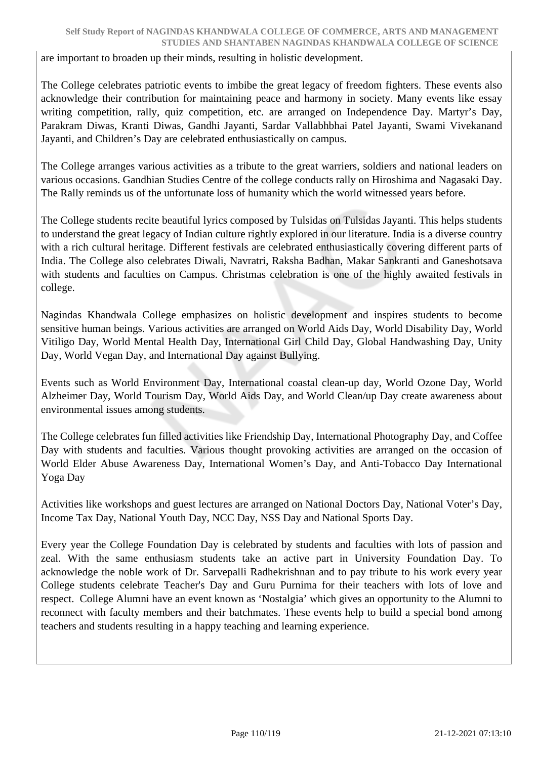are important to broaden up their minds, resulting in holistic development.

The College celebrates patriotic events to imbibe the great legacy of freedom fighters. These events also acknowledge their contribution for maintaining peace and harmony in society. Many events like essay writing competition, rally, quiz competition, etc. are arranged on Independence Day. Martyr’s Day, Parakram Diwas, Kranti Diwas, Gandhi Jayanti, Sardar Vallabhbhai Patel Jayanti, Swami Vivekanand Jayanti, and Children’s Day are celebrated enthusiastically on campus.

The College arranges various activities as a tribute to the great warriers, soldiers and national leaders on various occasions. Gandhian Studies Centre of the college conducts rally on Hiroshima and Nagasaki Day. The Rally reminds us of the unfortunate loss of humanity which the world witnessed years before.

The College students recite beautiful lyrics composed by Tulsidas on Tulsidas Jayanti. This helps students to understand the great legacy of Indian culture rightly explored in our literature. India is a diverse country with a rich cultural heritage. Different festivals are celebrated enthusiastically covering different parts of India. The College also celebrates Diwali, Navratri, Raksha Badhan, Makar Sankranti and Ganeshotsava with students and faculties on Campus. Christmas celebration is one of the highly awaited festivals in college.

Nagindas Khandwala College emphasizes on holistic development and inspires students to become sensitive human beings. Various activities are arranged on World Aids Day, World Disability Day, World Vitiligo Day, World Mental Health Day, International Girl Child Day, Global Handwashing Day, Unity Day, World Vegan Day, and International Day against Bullying.

Events such as World Environment Day, International coastal clean-up day, World Ozone Day, World Alzheimer Day, World Tourism Day, World Aids Day, and World Clean/up Day create awareness about environmental issues among students.

The College celebrates fun filled activities like Friendship Day, International Photography Day, and Coffee Day with students and faculties. Various thought provoking activities are arranged on the occasion of World Elder Abuse Awareness Day, International Women’s Day, and Anti-Tobacco Day International Yoga Day

Activities like workshops and guest lectures are arranged on National Doctors Day, National Voter’s Day, Income Tax Day, National Youth Day, NCC Day, NSS Day and National Sports Day.

Every year the College Foundation Day is celebrated by students and faculties with lots of passion and zeal. With the same enthusiasm students take an active part in University Foundation Day. To acknowledge the noble work of Dr. Sarvepalli Radhekrishnan and to pay tribute to his work every year College students celebrate Teacher's Day and Guru Purnima for their teachers with lots of love and respect. College Alumni have an event known as ‘Nostalgia’ which gives an opportunity to the Alumni to reconnect with faculty members and their batchmates. These events help to build a special bond among teachers and students resulting in a happy teaching and learning experience.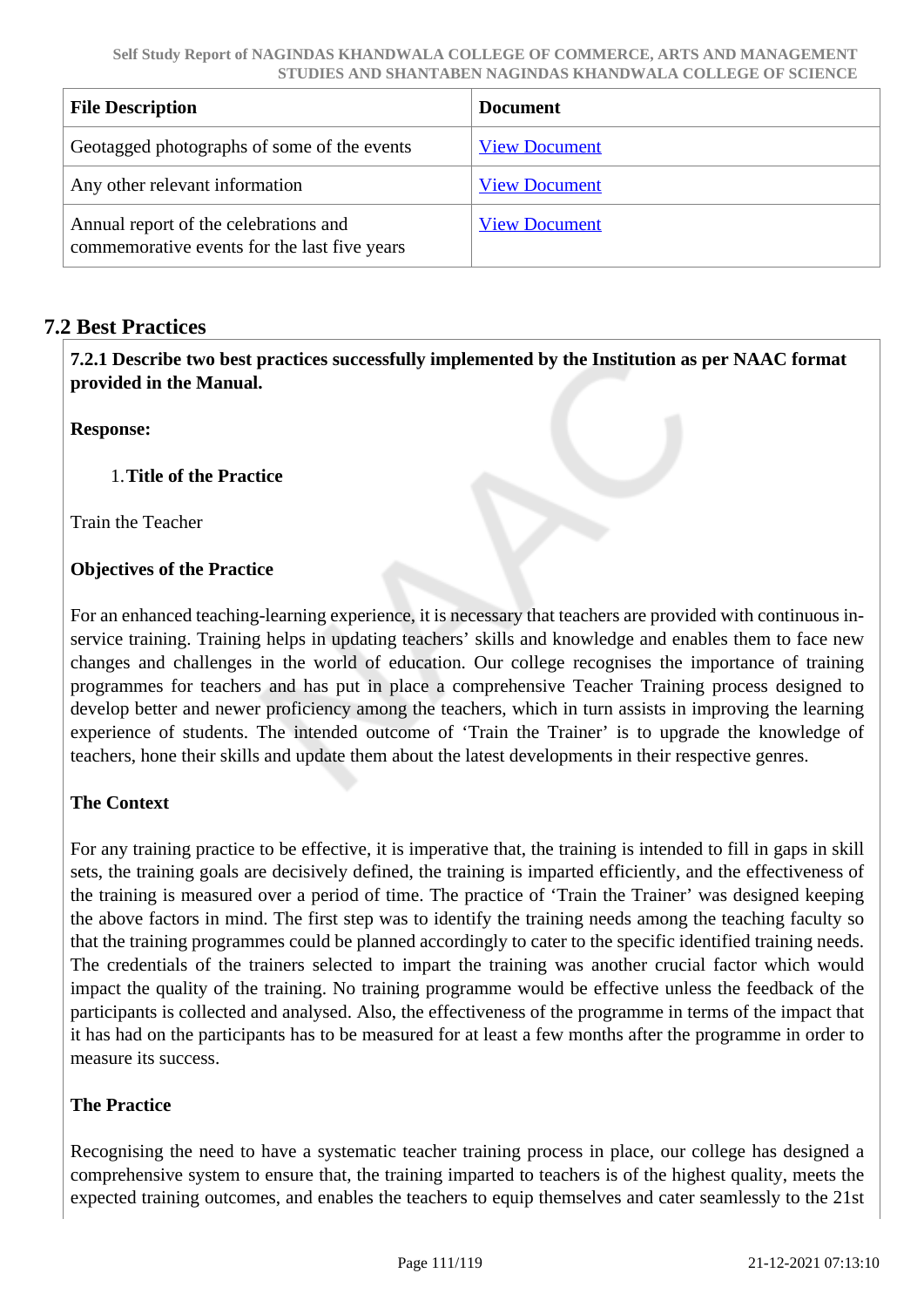| File Description | Document |
| --- | --- |
| Geotagged photographs of some of the events | View Document |
| Any other relevant information | View Document |
| Annual report of the celebrations and commemorative events for the last five years | View Document |

## 7.2 Best Practices

**7.2.1 Describe two best practices successfully implemented by the Institution as per NAAC format provided in the Manual.**

**Response:**

1. **Title of the Practice**

Train the Teacher

**Objectives of the Practice**

For an enhanced teaching-learning experience, it is necessary that teachers are provided with continuous in-service training. Training helps in updating teachers' skills and knowledge and enables them to face new changes and challenges in the world of education. Our college recognises the importance of training programmes for teachers and has put in place a comprehensive Teacher Training process designed to develop better and newer proficiency among the teachers, which in turn assists in improving the learning experience of students. The intended outcome of 'Train the Trainer' is to upgrade the knowledge of teachers, hone their skills and update them about the latest developments in their respective genres.

**The Context**

For any training practice to be effective, it is imperative that, the training is intended to fill in gaps in skill sets, the training goals are decisively defined, the training is imparted efficiently, and the effectiveness of the training is measured over a period of time. The practice of 'Train the Trainer' was designed keeping the above factors in mind. The first step was to identify the training needs among the teaching faculty so that the training programmes could be planned accordingly to cater to the specific identified training needs. The credentials of the trainers selected to impart the training was another crucial factor which would impact the quality of the training. No training programme would be effective unless the feedback of the participants is collected and analysed. Also, the effectiveness of the programme in terms of the impact that it has had on the participants has to be measured for at least a few months after the programme in order to measure its success.

**The Practice**

Recognising the need to have a systematic teacher training process in place, our college has designed a comprehensive system to ensure that, the training imparted to teachers is of the highest quality, meets the expected training outcomes, and enables the teachers to equip themselves and cater seamlessly to the 21st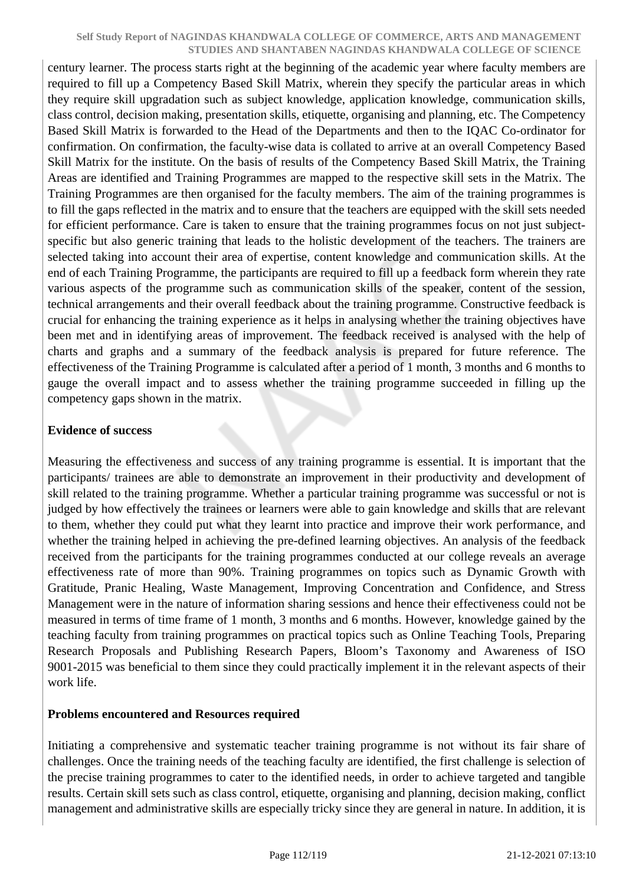century learner. The process starts right at the beginning of the academic year where faculty members are required to fill up a Competency Based Skill Matrix, wherein they specify the particular areas in which they require skill upgradation such as subject knowledge, application knowledge, communication skills, class control, decision making, presentation skills, etiquette, organising and planning, etc. The Competency Based Skill Matrix is forwarded to the Head of the Departments and then to the IQAC Co-ordinator for confirmation. On confirmation, the faculty-wise data is collated to arrive at an overall Competency Based Skill Matrix for the institute. On the basis of results of the Competency Based Skill Matrix, the Training Areas are identified and Training Programmes are mapped to the respective skill sets in the Matrix. The Training Programmes are then organised for the faculty members. The aim of the training programmes is to fill the gaps reflected in the matrix and to ensure that the teachers are equipped with the skill sets needed for efficient performance. Care is taken to ensure that the training programmes focus on not just subject-specific but also generic training that leads to the holistic development of the teachers. The trainers are selected taking into account their area of expertise, content knowledge and communication skills. At the end of each Training Programme, the participants are required to fill up a feedback form wherein they rate various aspects of the programme such as communication skills of the speaker, content of the session, technical arrangements and their overall feedback about the training programme. Constructive feedback is crucial for enhancing the training experience as it helps in analysing whether the training objectives have been met and in identifying areas of improvement. The feedback received is analysed with the help of charts and graphs and a summary of the feedback analysis is prepared for future reference. The effectiveness of the Training Programme is calculated after a period of 1 month, 3 months and 6 months to gauge the overall impact and to assess whether the training programme succeeded in filling up the competency gaps shown in the matrix.

**Evidence of success**

Measuring the effectiveness and success of any training programme is essential. It is important that the participants/ trainees are able to demonstrate an improvement in their productivity and development of skill related to the training programme. Whether a particular training programme was successful or not is judged by how effectively the trainees or learners were able to gain knowledge and skills that are relevant to them, whether they could put what they learnt into practice and improve their work performance, and whether the training helped in achieving the pre-defined learning objectives. An analysis of the feedback received from the participants for the training programmes conducted at our college reveals an average effectiveness rate of more than 90%. Training programmes on topics such as Dynamic Growth with Gratitude, Pranic Healing, Waste Management, Improving Concentration and Confidence, and Stress Management were in the nature of information sharing sessions and hence their effectiveness could not be measured in terms of time frame of 1 month, 3 months and 6 months. However, knowledge gained by the teaching faculty from training programmes on practical topics such as Online Teaching Tools, Preparing Research Proposals and Publishing Research Papers, Bloom's Taxonomy and Awareness of ISO 9001-2015 was beneficial to them since they could practically implement it in the relevant aspects of their work life.

**Problems encountered and Resources required**

Initiating a comprehensive and systematic teacher training programme is not without its fair share of challenges. Once the training needs of the teaching faculty are identified, the first challenge is selection of the precise training programmes to cater to the identified needs, in order to achieve targeted and tangible results. Certain skill sets such as class control, etiquette, organising and planning, decision making, conflict management and administrative skills are especially tricky since they are general in nature. In addition, it is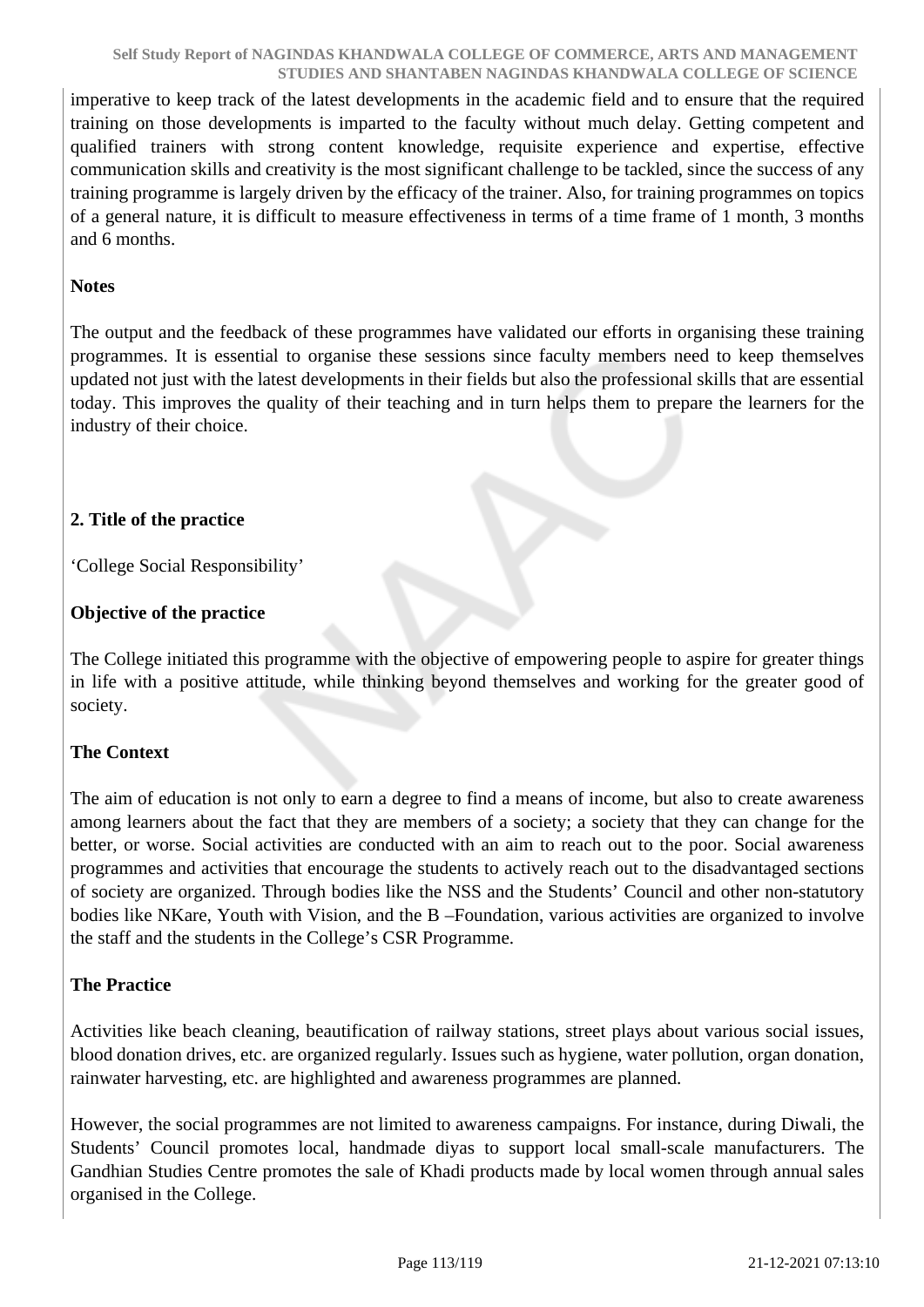imperative to keep track of the latest developments in the academic field and to ensure that the required training on those developments is imparted to the faculty without much delay. Getting competent and qualified trainers with strong content knowledge, requisite experience and expertise, effective communication skills and creativity is the most significant challenge to be tackled, since the success of any training programme is largely driven by the efficacy of the trainer. Also, for training programmes on topics of a general nature, it is difficult to measure effectiveness in terms of a time frame of 1 month, 3 months and 6 months.

**Notes**

The output and the feedback of these programmes have validated our efforts in organising these training programmes. It is essential to organise these sessions since faculty members need to keep themselves updated not just with the latest developments in their fields but also the professional skills that are essential today. This improves the quality of their teaching and in turn helps them to prepare the learners for the industry of their choice.

**2. Title of the practice**

'College Social Responsibility'

**Objective of the practice**

The College initiated this programme with the objective of empowering people to aspire for greater things in life with a positive attitude, while thinking beyond themselves and working for the greater good of society.

**The Context**

The aim of education is not only to earn a degree to find a means of income, but also to create awareness among learners about the fact that they are members of a society; a society that they can change for the better, or worse. Social activities are conducted with an aim to reach out to the poor. Social awareness programmes and activities that encourage the students to actively reach out to the disadvantaged sections of society are organized. Through bodies like the NSS and the Students' Council and other non-statutory bodies like NKare, Youth with Vision, and the B –Foundation, various activities are organized to involve the staff and the students in the College's CSR Programme.

**The Practice**

Activities like beach cleaning, beautification of railway stations, street plays about various social issues, blood donation drives, etc. are organized regularly. Issues such as hygiene, water pollution, organ donation, rainwater harvesting, etc. are highlighted and awareness programmes are planned.

However, the social programmes are not limited to awareness campaigns. For instance, during Diwali, the Students' Council promotes local, handmade diyas to support local small-scale manufacturers. The Gandhian Studies Centre promotes the sale of Khadi products made by local women through annual sales organised in the College.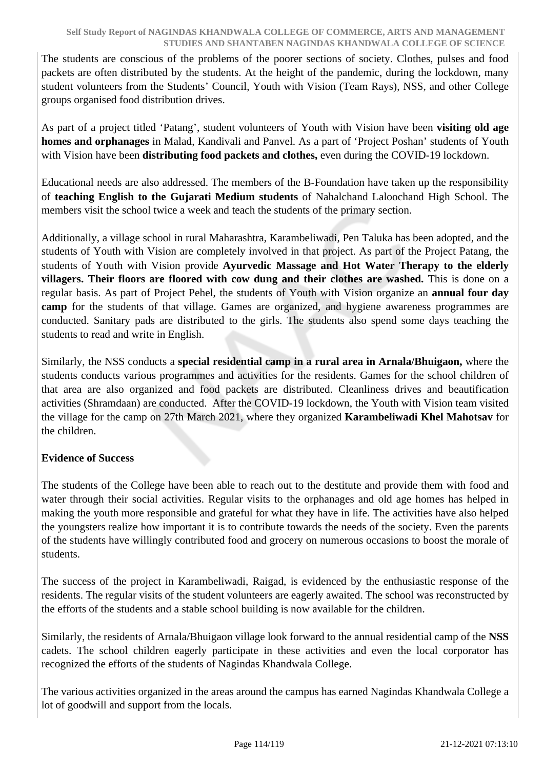The students are conscious of the problems of the poorer sections of society. Clothes, pulses and food packets are often distributed by the students. At the height of the pandemic, during the lockdown, many student volunteers from the Students' Council, Youth with Vision (Team Rays), NSS, and other College groups organised food distribution drives.

As part of a project titled 'Patang', student volunteers of Youth with Vision have been **visiting old age homes and orphanages** in Malad, Kandivali and Panvel. As a part of 'Project Poshan' students of Youth with Vision have been **distributing food packets and clothes,** even during the COVID-19 lockdown.

Educational needs are also addressed. The members of the B-Foundation have taken up the responsibility of **teaching English to the Gujarati Medium students** of Nahalchand Laloochand High School. The members visit the school twice a week and teach the students of the primary section.

Additionally, a village school in rural Maharashtra, Karambeliwadi, Pen Taluka has been adopted, and the students of Youth with Vision are completely involved in that project. As part of the Project Patang, the students of Youth with Vision provide **Ayurvedic Massage and Hot Water Therapy to the elderly villagers. Their floors are floored with cow dung and their clothes are washed.** This is done on a regular basis. As part of Project Pehel, the students of Youth with Vision organize an **annual four day camp** for the students of that village. Games are organized, and hygiene awareness programmes are conducted. Sanitary pads are distributed to the girls. The students also spend some days teaching the students to read and write in English.

Similarly, the NSS conducts a **special residential camp in a rural area in Arnala/Bhuigaon,** where the students conducts various programmes and activities for the residents. Games for the school children of that area are also organized and food packets are distributed. Cleanliness drives and beautification activities (Shramdaan) are conducted. After the COVID-19 lockdown, the Youth with Vision team visited the village for the camp on 27th March 2021, where they organized **Karambeliwadi Khel Mahotsav** for the children.

**Evidence of Success**

The students of the College have been able to reach out to the destitute and provide them with food and water through their social activities. Regular visits to the orphanages and old age homes has helped in making the youth more responsible and grateful for what they have in life. The activities have also helped the youngsters realize how important it is to contribute towards the needs of the society. Even the parents of the students have willingly contributed food and grocery on numerous occasions to boost the morale of students.

The success of the project in Karambeliwadi, Raigad, is evidenced by the enthusiastic response of the residents. The regular visits of the student volunteers are eagerly awaited. The school was reconstructed by the efforts of the students and a stable school building is now available for the children.

Similarly, the residents of Arnala/Bhuigaon village look forward to the annual residential camp of the **NSS** cadets. The school children eagerly participate in these activities and even the local corporator has recognized the efforts of the students of Nagindas Khandwala College.

The various activities organized in the areas around the campus has earned Nagindas Khandwala College a lot of goodwill and support from the locals.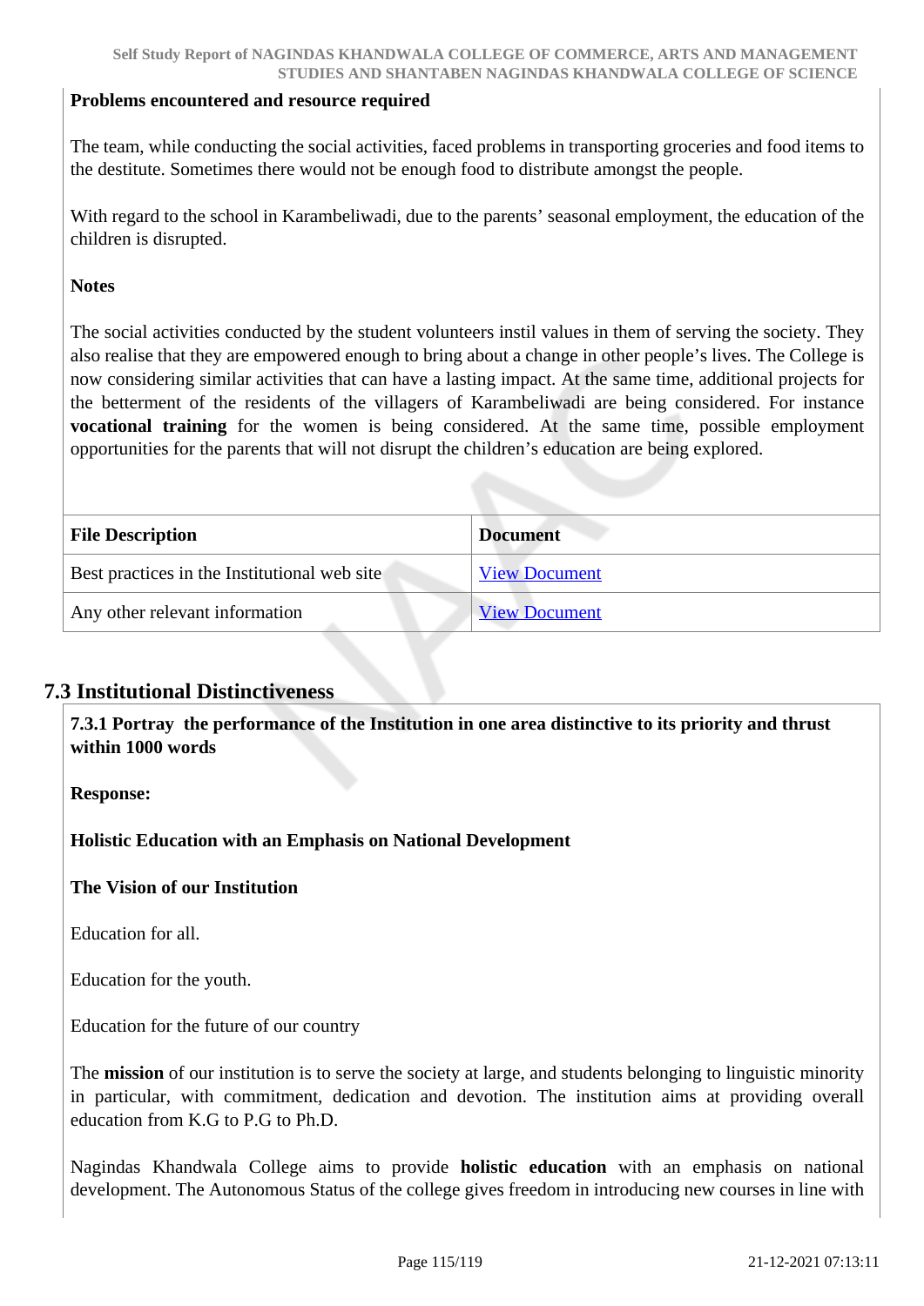**Problems encountered and resource required**

The team, while conducting the social activities, faced problems in transporting groceries and food items to the destitute. Sometimes there would not be enough food to distribute amongst the people.

With regard to the school in Karambeliwadi, due to the parents' seasonal employment, the education of the children is disrupted.

**Notes**

The social activities conducted by the student volunteers instil values in them of serving the society. They also realise that they are empowered enough to bring about a change in other people's lives. The College is now considering similar activities that can have a lasting impact. At the same time, additional projects for the betterment of the residents of the villagers of Karambeliwadi are being considered. For instance **vocational training** for the women is being considered. At the same time, possible employment opportunities for the parents that will not disrupt the children's education are being explored.

| File Description | Document |
| --- | --- |
| Best practices in the Institutional web site | View Document |
| Any other relevant information | View Document |

## 7.3 Institutional Distinctiveness

**7.3.1 Portray the performance of the Institution in one area distinctive to its priority and thrust within 1000 words**

**Response:**

**Holistic Education with an Emphasis on National Development**

**The Vision of our Institution**

Education for all.

Education for the youth.

Education for the future of our country

The **mission** of our institution is to serve the society at large, and students belonging to linguistic minority in particular, with commitment, dedication and devotion. The institution aims at providing overall education from K.G to P.G to Ph.D.

Nagindas Khandwala College aims to provide **holistic education** with an emphasis on national development. The Autonomous Status of the college gives freedom in introducing new courses in line with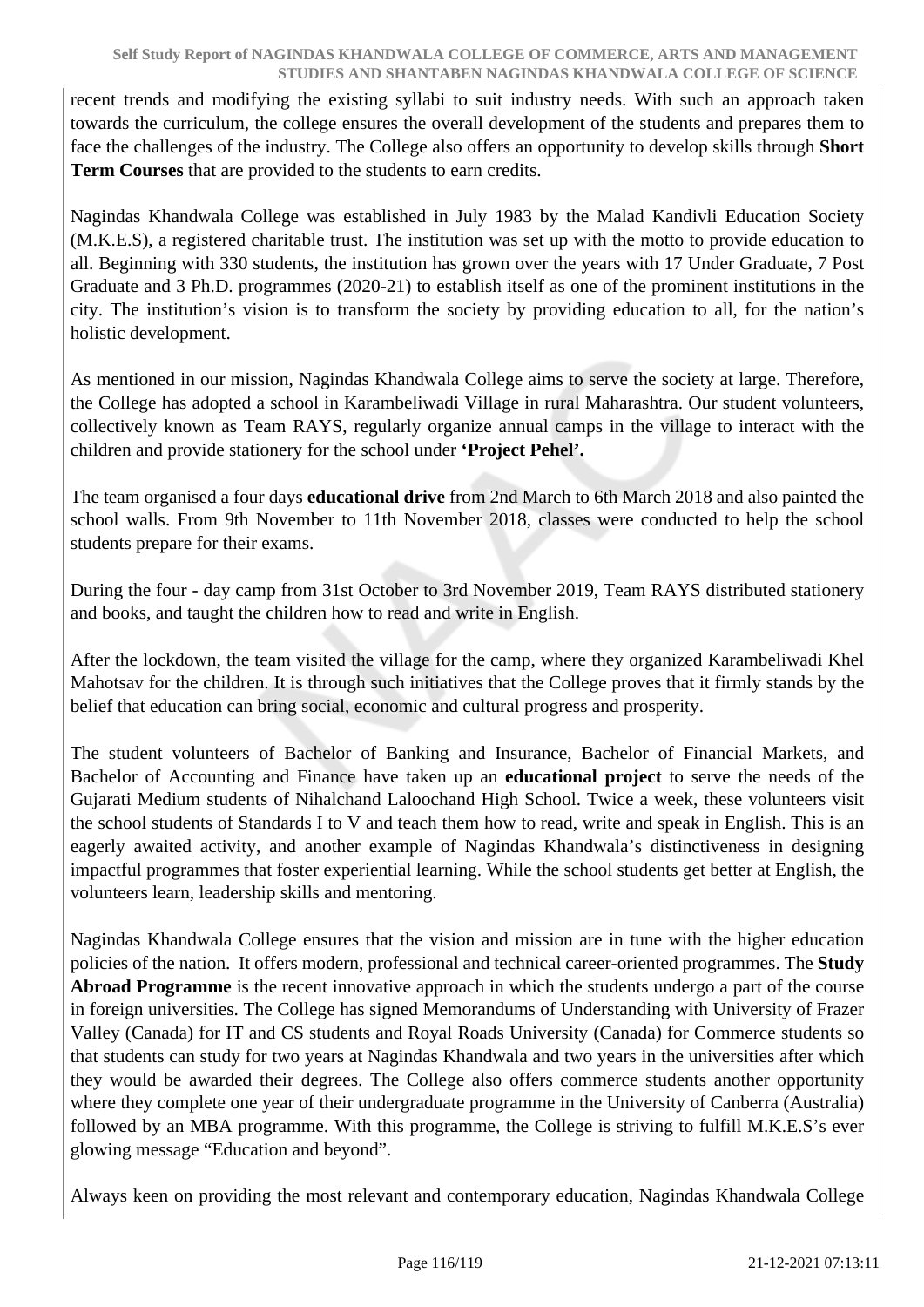recent trends and modifying the existing syllabi to suit industry needs. With such an approach taken towards the curriculum, the college ensures the overall development of the students and prepares them to face the challenges of the industry. The College also offers an opportunity to develop skills through **Short Term Courses** that are provided to the students to earn credits.

Nagindas Khandwala College was established in July 1983 by the Malad Kandivli Education Society (M.K.E.S), a registered charitable trust. The institution was set up with the motto to provide education to all. Beginning with 330 students, the institution has grown over the years with 17 Under Graduate, 7 Post Graduate and 3 Ph.D. programmes (2020-21) to establish itself as one of the prominent institutions in the city. The institution's vision is to transform the society by providing education to all, for the nation's holistic development.

As mentioned in our mission, Nagindas Khandwala College aims to serve the society at large. Therefore, the College has adopted a school in Karambeliwadi Village in rural Maharashtra. Our student volunteers, collectively known as Team RAYS, regularly organize annual camps in the village to interact with the children and provide stationery for the school under **'Project Pehel'.**

The team organised a four days **educational drive** from 2nd March to 6th March 2018 and also painted the school walls. From 9th November to 11th November 2018, classes were conducted to help the school students prepare for their exams.

During the four - day camp from 31st October to 3rd November 2019, Team RAYS distributed stationery and books, and taught the children how to read and write in English.

After the lockdown, the team visited the village for the camp, where they organized Karambeliwadi Khel Mahotsav for the children. It is through such initiatives that the College proves that it firmly stands by the belief that education can bring social, economic and cultural progress and prosperity.

The student volunteers of Bachelor of Banking and Insurance, Bachelor of Financial Markets, and Bachelor of Accounting and Finance have taken up an **educational project** to serve the needs of the Gujarati Medium students of Nihalchand Laloochand High School. Twice a week, these volunteers visit the school students of Standards I to V and teach them how to read, write and speak in English. This is an eagerly awaited activity, and another example of Nagindas Khandwala's distinctiveness in designing impactful programmes that foster experiential learning. While the school students get better at English, the volunteers learn, leadership skills and mentoring.

Nagindas Khandwala College ensures that the vision and mission are in tune with the higher education policies of the nation. It offers modern, professional and technical career-oriented programmes. The **Study Abroad Programme** is the recent innovative approach in which the students undergo a part of the course in foreign universities. The College has signed Memorandums of Understanding with University of Frazer Valley (Canada) for IT and CS students and Royal Roads University (Canada) for Commerce students so that students can study for two years at Nagindas Khandwala and two years in the universities after which they would be awarded their degrees. The College also offers commerce students another opportunity where they complete one year of their undergraduate programme in the University of Canberra (Australia) followed by an MBA programme. With this programme, the College is striving to fulfill M.K.E.S's ever glowing message "Education and beyond".

Always keen on providing the most relevant and contemporary education, Nagindas Khandwala College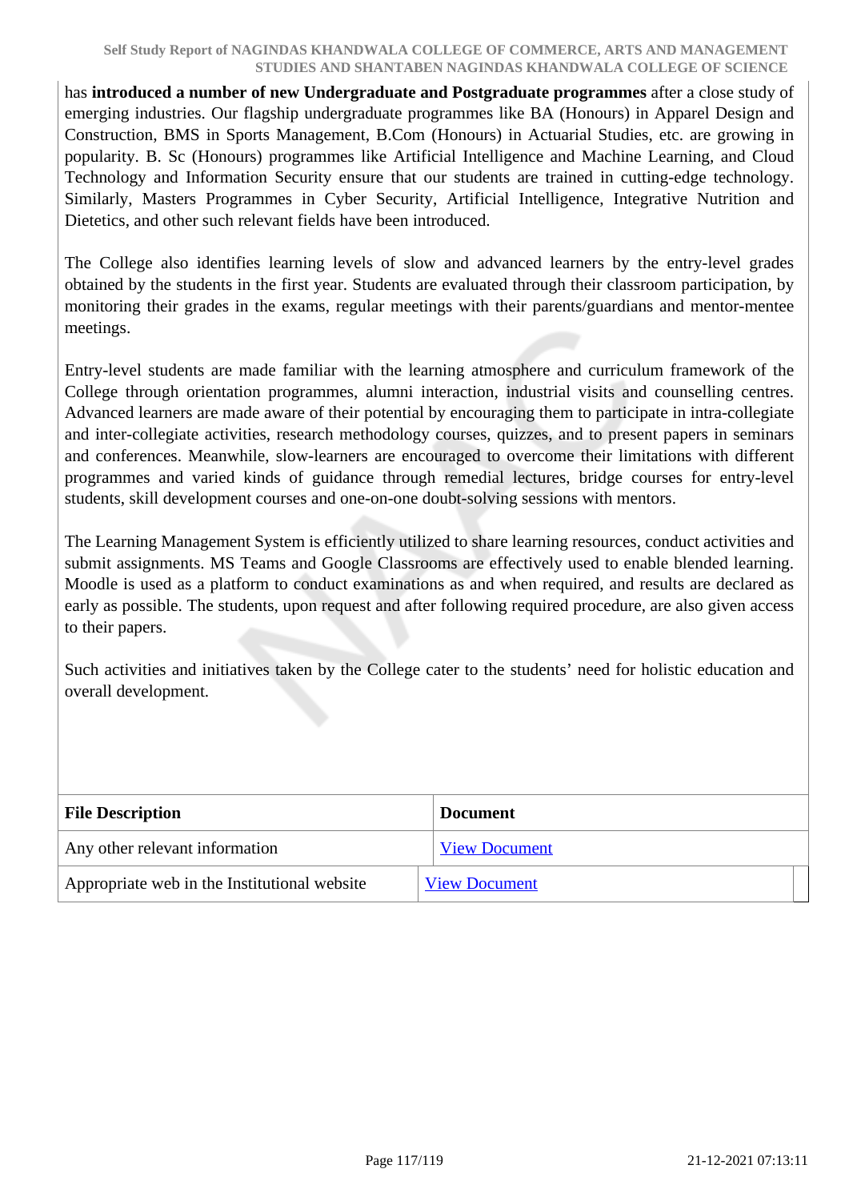has **introduced a number of new Undergraduate and Postgraduate programmes** after a close study of emerging industries. Our flagship undergraduate programmes like BA (Honours) in Apparel Design and Construction, BMS in Sports Management, B.Com (Honours) in Actuarial Studies, etc. are growing in popularity. B. Sc (Honours) programmes like Artificial Intelligence and Machine Learning, and Cloud Technology and Information Security ensure that our students are trained in cutting-edge technology. Similarly, Masters Programmes in Cyber Security, Artificial Intelligence, Integrative Nutrition and Dietetics, and other such relevant fields have been introduced.

The College also identifies learning levels of slow and advanced learners by the entry-level grades obtained by the students in the first year. Students are evaluated through their classroom participation, by monitoring their grades in the exams, regular meetings with their parents/guardians and mentor-mentee meetings.

Entry-level students are made familiar with the learning atmosphere and curriculum framework of the College through orientation programmes, alumni interaction, industrial visits and counselling centres. Advanced learners are made aware of their potential by encouraging them to participate in intra-collegiate and inter-collegiate activities, research methodology courses, quizzes, and to present papers in seminars and conferences. Meanwhile, slow-learners are encouraged to overcome their limitations with different programmes and varied kinds of guidance through remedial lectures, bridge courses for entry-level students, skill development courses and one-on-one doubt-solving sessions with mentors.

The Learning Management System is efficiently utilized to share learning resources, conduct activities and submit assignments. MS Teams and Google Classrooms are effectively used to enable blended learning. Moodle is used as a platform to conduct examinations as and when required, and results are declared as early as possible. The students, upon request and after following required procedure, are also given access to their papers.

Such activities and initiatives taken by the College cater to the students' need for holistic education and overall development.

| File Description | Document |
|---|---|
| Any other relevant information | View Document |
| Appropriate web in the Institutional website | View Document |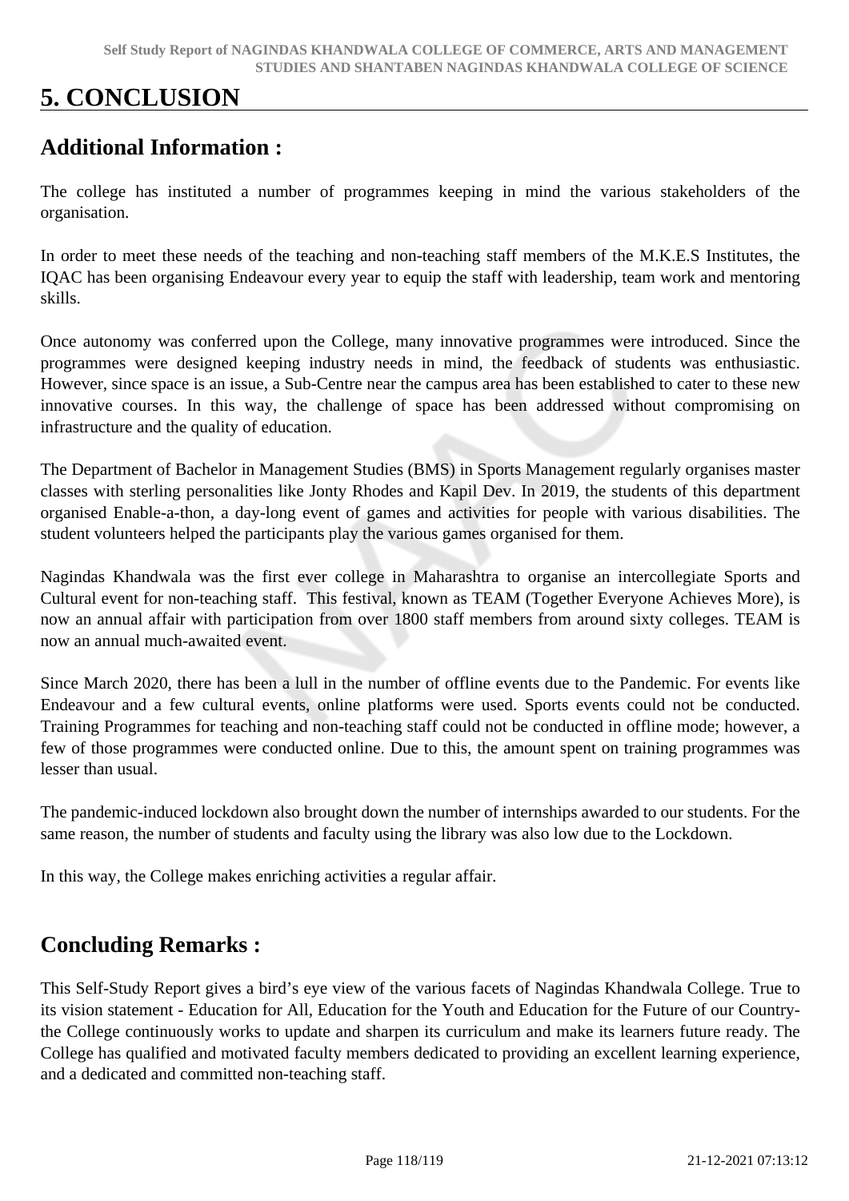# 5. CONCLUSION

## Additional Information :

The college has instituted a number of programmes keeping in mind the various stakeholders of the organisation.

In order to meet these needs of the teaching and non-teaching staff members of the M.K.E.S Institutes, the IQAC has been organising Endeavour every year to equip the staff with leadership, team work and mentoring skills.

Once autonomy was conferred upon the College, many innovative programmes were introduced. Since the programmes were designed keeping industry needs in mind, the feedback of students was enthusiastic. However, since space is an issue, a Sub-Centre near the campus area has been established to cater to these new innovative courses. In this way, the challenge of space has been addressed without compromising on infrastructure and the quality of education.

The Department of Bachelor in Management Studies (BMS) in Sports Management regularly organises master classes with sterling personalities like Jonty Rhodes and Kapil Dev. In 2019, the students of this department organised Enable-a-thon, a day-long event of games and activities for people with various disabilities. The student volunteers helped the participants play the various games organised for them.

Nagindas Khandwala was the first ever college in Maharashtra to organise an intercollegiate Sports and Cultural event for non-teaching staff. This festival, known as TEAM (Together Everyone Achieves More), is now an annual affair with participation from over 1800 staff members from around sixty colleges. TEAM is now an annual much-awaited event.

Since March 2020, there has been a lull in the number of offline events due to the Pandemic. For events like Endeavour and a few cultural events, online platforms were used. Sports events could not be conducted. Training Programmes for teaching and non-teaching staff could not be conducted in offline mode; however, a few of those programmes were conducted online. Due to this, the amount spent on training programmes was lesser than usual.

The pandemic-induced lockdown also brought down the number of internships awarded to our students. For the same reason, the number of students and faculty using the library was also low due to the Lockdown.

In this way, the College makes enriching activities a regular affair.

## Concluding Remarks :

This Self-Study Report gives a bird's eye view of the various facets of Nagindas Khandwala College. True to its vision statement - Education for All, Education for the Youth and Education for the Future of our Country- the College continuously works to update and sharpen its curriculum and make its learners future ready. The College has qualified and motivated faculty members dedicated to providing an excellent learning experience, and a dedicated and committed non-teaching staff.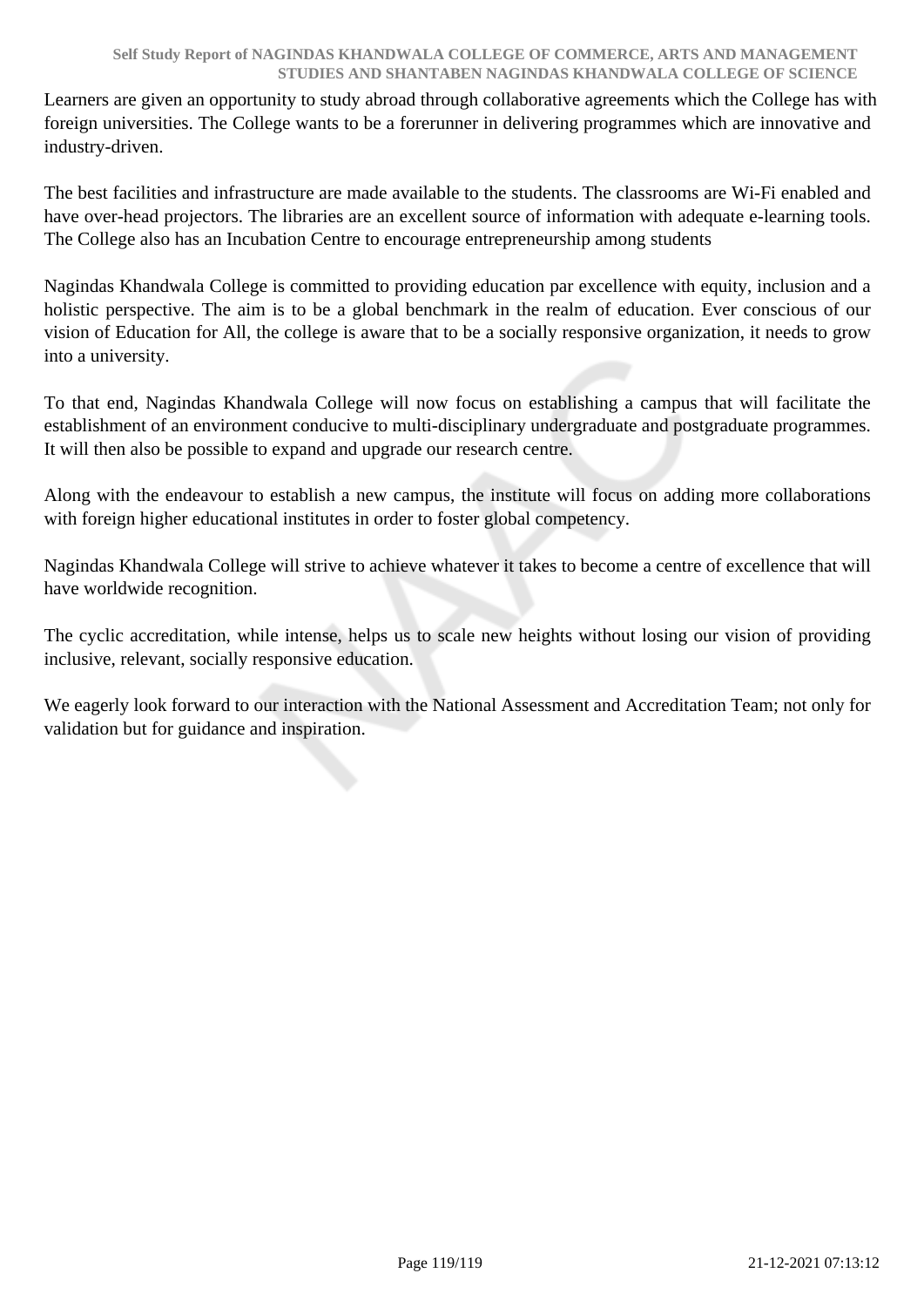Learners are given an opportunity to study abroad through collaborative agreements which the College has with foreign universities. The College wants to be a forerunner in delivering programmes which are innovative and industry-driven.

The best facilities and infrastructure are made available to the students. The classrooms are Wi-Fi enabled and have over-head projectors. The libraries are an excellent source of information with adequate e-learning tools. The College also has an Incubation Centre to encourage entrepreneurship among students

Nagindas Khandwala College is committed to providing education par excellence with equity, inclusion and a holistic perspective. The aim is to be a global benchmark in the realm of education. Ever conscious of our vision of Education for All, the college is aware that to be a socially responsive organization, it needs to grow into a university.

To that end, Nagindas Khandwala College will now focus on establishing a campus that will facilitate the establishment of an environment conducive to multi-disciplinary undergraduate and postgraduate programmes. It will then also be possible to expand and upgrade our research centre.

Along with the endeavour to establish a new campus, the institute will focus on adding more collaborations with foreign higher educational institutes in order to foster global competency.

Nagindas Khandwala College will strive to achieve whatever it takes to become a centre of excellence that will have worldwide recognition.

The cyclic accreditation, while intense, helps us to scale new heights without losing our vision of providing inclusive, relevant, socially responsive education.

We eagerly look forward to our interaction with the National Assessment and Accreditation Team; not only for validation but for guidance and inspiration.